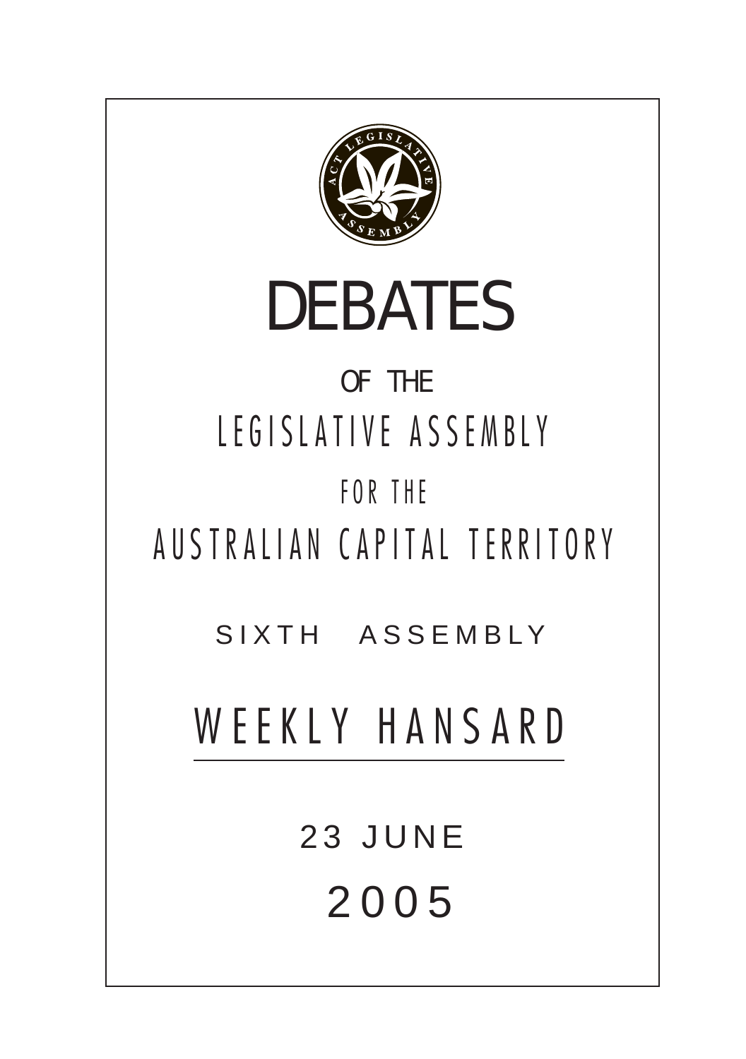# DEBATES

OF THE

LEGISLATIVE ASSEMBLY

FOR THE

AUSTRALIAN CAPITAL TERRITORY

SIXTH ASSEMBLY

## WEEKLY HANSARD

23 JUNE

2005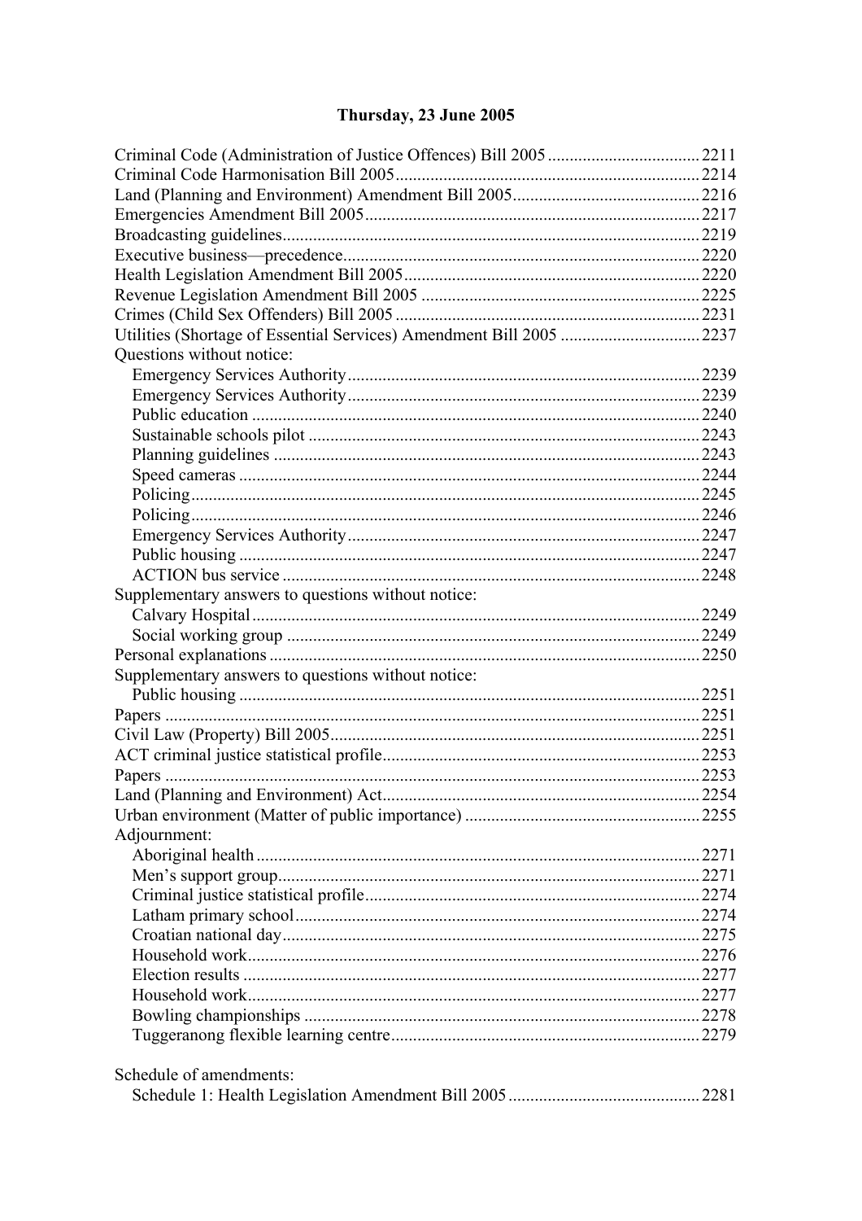## Thursday, 23 June 2005

Criminal Code (Administration of Justice Offences) Bill 2005 .................................. 2211
Criminal Code Harmonisation Bill 2005 ..................................................................... 2214
Land (Planning and Environment) Amendment Bill 2005 .......................................... 2216
Emergencies Amendment Bill 2005 ............................................................................ 2217
Broadcasting guidelines ............................................................................................... 2219
Executive business—precedence ................................................................................. 2220
Health Legislation Amendment Bill 2005 ................................................................... 2220
Revenue Legislation Amendment Bill 2005 ............................................................... 2225
Crimes (Child Sex Offenders) Bill 2005 ..................................................................... 2231
Utilities (Shortage of Essential Services) Amendment Bill 2005 ............................... 2237
Questions without notice:
- Emergency Services Authority ................................................................................ 2239
- Emergency Services Authority ................................................................................ 2239
- Public education ...................................................................................................... 2240
- Sustainable schools pilot ......................................................................................... 2243
- Planning guidelines ................................................................................................. 2243
- Speed cameras ......................................................................................................... 2244
- Policing .................................................................................................................... 2245
- Policing .................................................................................................................... 2246
- Emergency Services Authority ................................................................................ 2247
- Public housing ......................................................................................................... 2247
- ACTION bus service ............................................................................................... 2248

Supplementary answers to questions without notice:
- Calvary Hospital ...................................................................................................... 2249
- Social working group .............................................................................................. 2249

Personal explanations .................................................................................................. 2250
Supplementary answers to questions without notice:
- Public housing ......................................................................................................... 2251

Papers .......................................................................................................................... 2251
Civil Law (Property) Bill 2005 .................................................................................... 2251
ACT criminal justice statistical profile ........................................................................ 2253
Papers .......................................................................................................................... 2253
Land (Planning and Environment) Act ........................................................................ 2254
Urban environment (Matter of public importance) ..................................................... 2255
Adjournment:
- Aboriginal health .................................................................................................... 2271
- Men's support group ................................................................................................ 2271
- Criminal justice statistical profile ............................................................................ 2274
- Latham primary school ............................................................................................ 2274
- Croatian national day ............................................................................................... 2275
- Household work ....................................................................................................... 2276
- Election results ........................................................................................................ 2277
- Household work ....................................................................................................... 2277
- Bowling championships .......................................................................................... 2278
- Tuggeranong flexible learning centre ...................................................................... 2279

Schedule of amendments:
- Schedule 1: Health Legislation Amendment Bill 2005 ............................................ 2281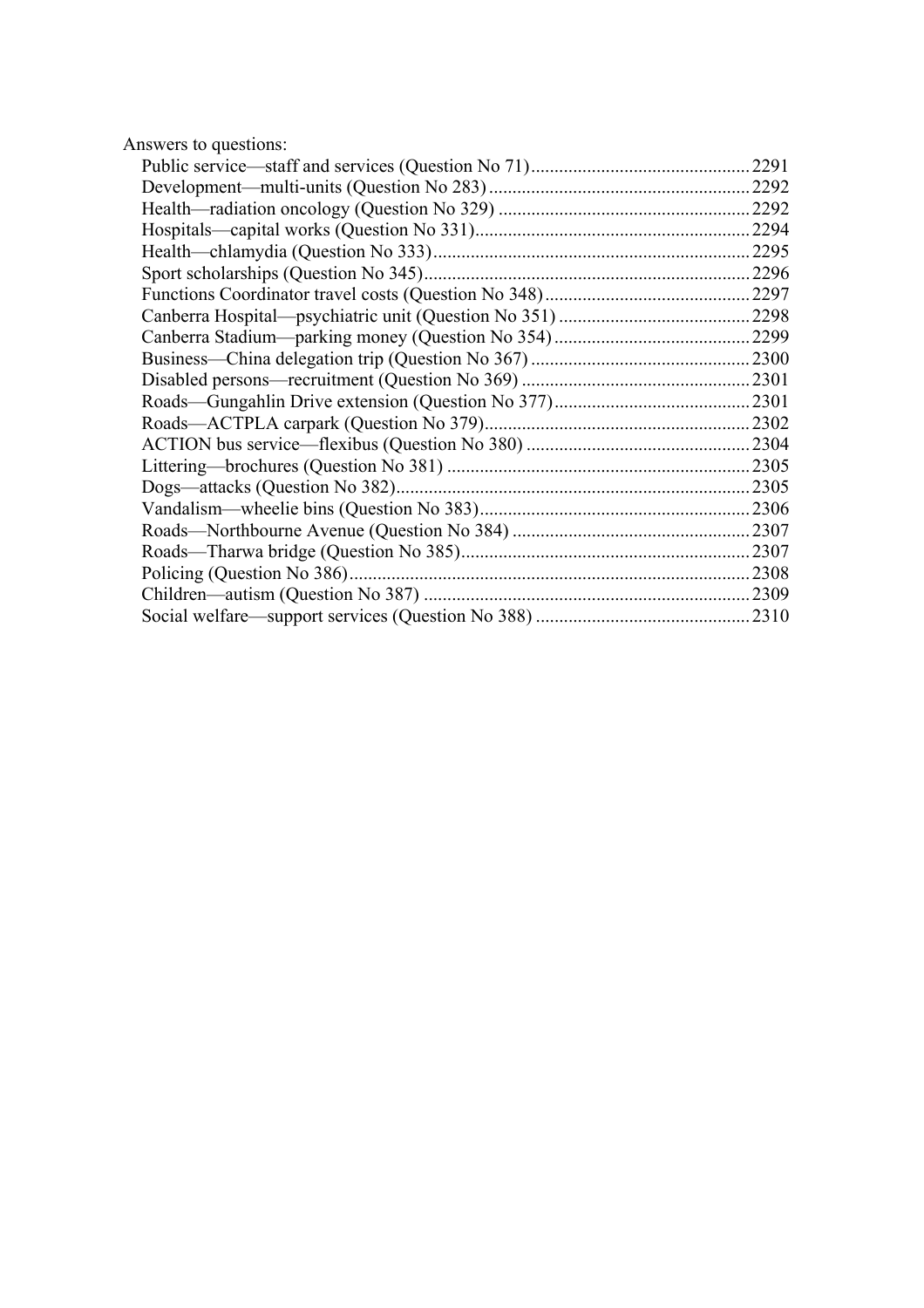Answers to questions:

- Public service—staff and services (Question No 71) ........................................ 2291
- Development—multi-units (Question No 283) ........................................ 2292
- Health—radiation oncology (Question No 329) ........................................ 2292
- Hospitals—capital works (Question No 331) ........................................ 2294
- Health—chlamydia (Question No 333) ........................................ 2295
- Sport scholarships (Question No 345) ........................................ 2296
- Functions Coordinator travel costs (Question No 348) ........................................ 2297
- Canberra Hospital—psychiatric unit (Question No 351) ........................................ 2298
- Canberra Stadium—parking money (Question No 354) ........................................ 2299
- Business—China delegation trip (Question No 367) ........................................ 2300
- Disabled persons—recruitment (Question No 369) ........................................ 2301
- Roads—Gungahlin Drive extension (Question No 377) ........................................ 2301
- Roads—ACTPLA carpark (Question No 379) ........................................ 2302
- ACTION bus service—flexibus (Question No 380) ........................................ 2304
- Littering—brochures (Question No 381) ........................................ 2305
- Dogs—attacks (Question No 382) ........................................ 2305
- Vandalism—wheelie bins (Question No 383) ........................................ 2306
- Roads—Northbourne Avenue (Question No 384) ........................................ 2307
- Roads—Tharwa bridge (Question No 385) ........................................ 2307
- Policing (Question No 386) ........................................ 2308
- Children—autism (Question No 387) ........................................ 2309
- Social welfare—support services (Question No 388) ........................................ 2310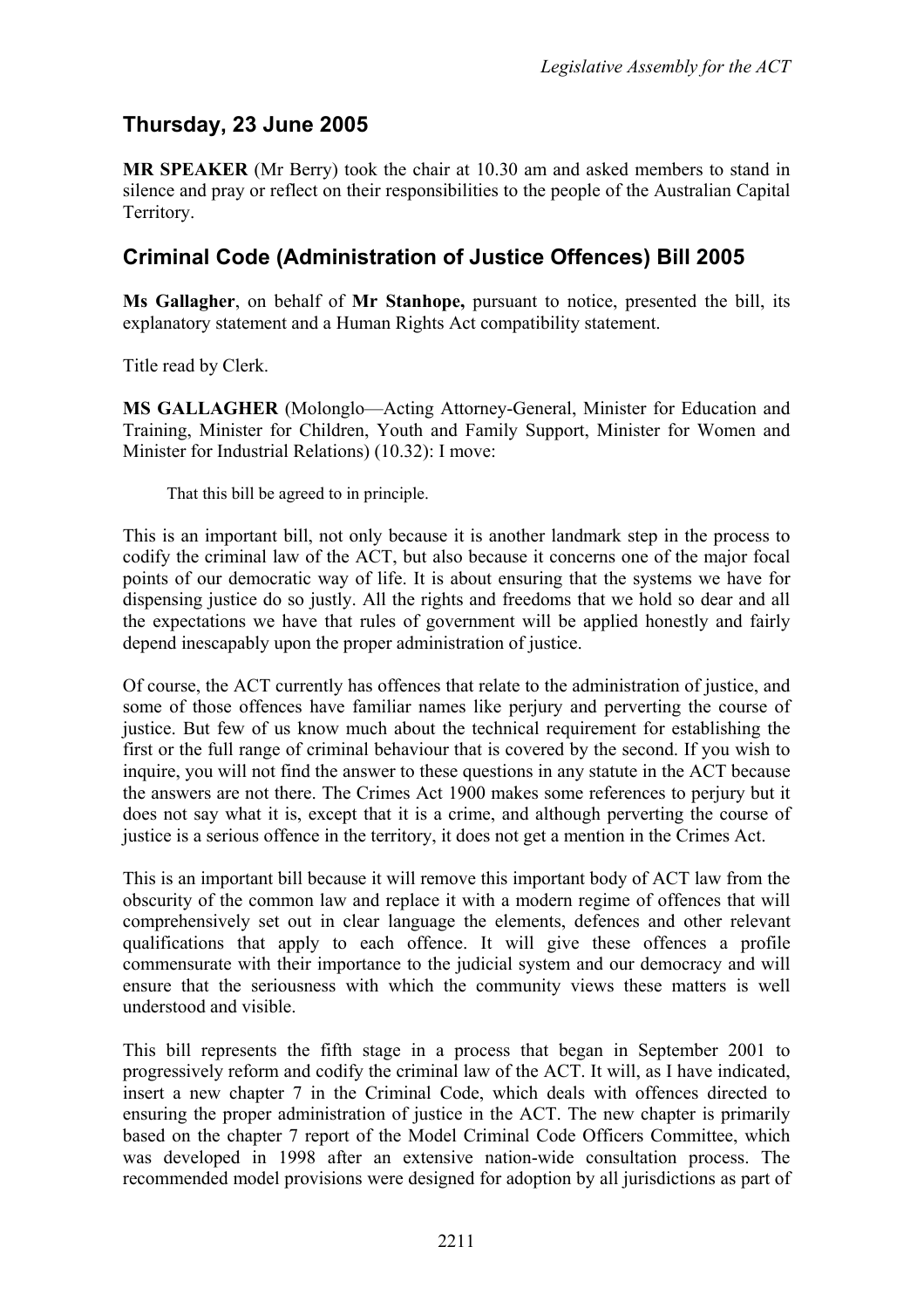## Thursday, 23 June 2005

**MR SPEAKER** (Mr Berry) took the chair at 10.30 am and asked members to stand in silence and pray or reflect on their responsibilities to the people of the Australian Capital Territory.

## Criminal Code (Administration of Justice Offences) Bill 2005

**Ms Gallagher**, on behalf of **Mr Stanhope,** pursuant to notice, presented the bill, its explanatory statement and a Human Rights Act compatibility statement.

Title read by Clerk.

**MS GALLAGHER** (Molonglo—Acting Attorney-General, Minister for Education and Training, Minister for Children, Youth and Family Support, Minister for Women and Minister for Industrial Relations) (10.32): I move:

> That this bill be agreed to in principle.

This is an important bill, not only because it is another landmark step in the process to codify the criminal law of the ACT, but also because it concerns one of the major focal points of our democratic way of life. It is about ensuring that the systems we have for dispensing justice do so justly. All the rights and freedoms that we hold so dear and all the expectations we have that rules of government will be applied honestly and fairly depend inescapably upon the proper administration of justice.

Of course, the ACT currently has offences that relate to the administration of justice, and some of those offences have familiar names like perjury and perverting the course of justice. But few of us know much about the technical requirement for establishing the first or the full range of criminal behaviour that is covered by the second. If you wish to inquire, you will not find the answer to these questions in any statute in the ACT because the answers are not there. The Crimes Act 1900 makes some references to perjury but it does not say what it is, except that it is a crime, and although perverting the course of justice is a serious offence in the territory, it does not get a mention in the Crimes Act.

This is an important bill because it will remove this important body of ACT law from the obscurity of the common law and replace it with a modern regime of offences that will comprehensively set out in clear language the elements, defences and other relevant qualifications that apply to each offence. It will give these offences a profile commensurate with their importance to the judicial system and our democracy and will ensure that the seriousness with which the community views these matters is well understood and visible.

This bill represents the fifth stage in a process that began in September 2001 to progressively reform and codify the criminal law of the ACT. It will, as I have indicated, insert a new chapter 7 in the Criminal Code, which deals with offences directed to ensuring the proper administration of justice in the ACT. The new chapter is primarily based on the chapter 7 report of the Model Criminal Code Officers Committee, which was developed in 1998 after an extensive nation-wide consultation process. The recommended model provisions were designed for adoption by all jurisdictions as part of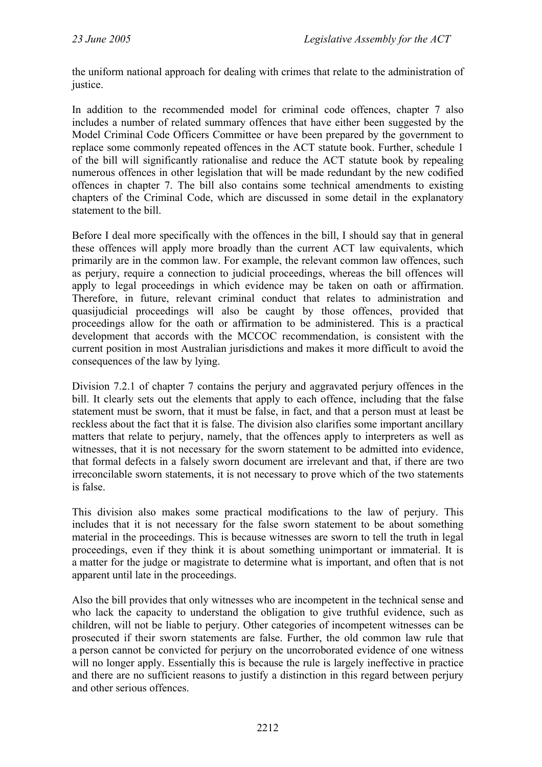the uniform national approach for dealing with crimes that relate to the administration of justice.

In addition to the recommended model for criminal code offences, chapter 7 also includes a number of related summary offences that have either been suggested by the Model Criminal Code Officers Committee or have been prepared by the government to replace some commonly repeated offences in the ACT statute book. Further, schedule 1 of the bill will significantly rationalise and reduce the ACT statute book by repealing numerous offences in other legislation that will be made redundant by the new codified offences in chapter 7. The bill also contains some technical amendments to existing chapters of the Criminal Code, which are discussed in some detail in the explanatory statement to the bill.

Before I deal more specifically with the offences in the bill, I should say that in general these offences will apply more broadly than the current ACT law equivalents, which primarily are in the common law. For example, the relevant common law offences, such as perjury, require a connection to judicial proceedings, whereas the bill offences will apply to legal proceedings in which evidence may be taken on oath or affirmation. Therefore, in future, relevant criminal conduct that relates to administration and quasijudicial proceedings will also be caught by those offences, provided that proceedings allow for the oath or affirmation to be administered. This is a practical development that accords with the MCCOC recommendation, is consistent with the current position in most Australian jurisdictions and makes it more difficult to avoid the consequences of the law by lying.

Division 7.2.1 of chapter 7 contains the perjury and aggravated perjury offences in the bill. It clearly sets out the elements that apply to each offence, including that the false statement must be sworn, that it must be false, in fact, and that a person must at least be reckless about the fact that it is false. The division also clarifies some important ancillary matters that relate to perjury, namely, that the offences apply to interpreters as well as witnesses, that it is not necessary for the sworn statement to be admitted into evidence, that formal defects in a falsely sworn document are irrelevant and that, if there are two irreconcilable sworn statements, it is not necessary to prove which of the two statements is false.

This division also makes some practical modifications to the law of perjury. This includes that it is not necessary for the false sworn statement to be about something material in the proceedings. This is because witnesses are sworn to tell the truth in legal proceedings, even if they think it is about something unimportant or immaterial. It is a matter for the judge or magistrate to determine what is important, and often that is not apparent until late in the proceedings.

Also the bill provides that only witnesses who are incompetent in the technical sense and who lack the capacity to understand the obligation to give truthful evidence, such as children, will not be liable to perjury. Other categories of incompetent witnesses can be prosecuted if their sworn statements are false. Further, the old common law rule that a person cannot be convicted for perjury on the uncorroborated evidence of one witness will no longer apply. Essentially this is because the rule is largely ineffective in practice and there are no sufficient reasons to justify a distinction in this regard between perjury and other serious offences.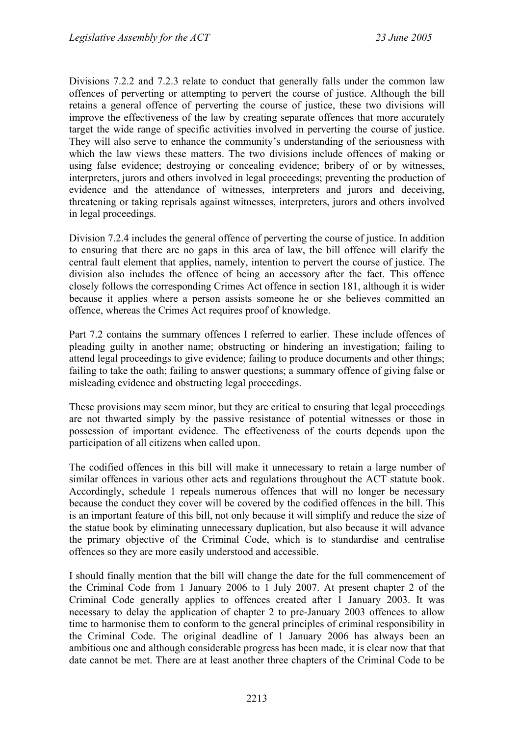Divisions 7.2.2 and 7.2.3 relate to conduct that generally falls under the common law offences of perverting or attempting to pervert the course of justice. Although the bill retains a general offence of perverting the course of justice, these two divisions will improve the effectiveness of the law by creating separate offences that more accurately target the wide range of specific activities involved in perverting the course of justice. They will also serve to enhance the community's understanding of the seriousness with which the law views these matters. The two divisions include offences of making or using false evidence; destroying or concealing evidence; bribery of or by witnesses, interpreters, jurors and others involved in legal proceedings; preventing the production of evidence and the attendance of witnesses, interpreters and jurors and deceiving, threatening or taking reprisals against witnesses, interpreters, jurors and others involved in legal proceedings.

Division 7.2.4 includes the general offence of perverting the course of justice. In addition to ensuring that there are no gaps in this area of law, the bill offence will clarify the central fault element that applies, namely, intention to pervert the course of justice. The division also includes the offence of being an accessory after the fact. This offence closely follows the corresponding Crimes Act offence in section 181, although it is wider because it applies where a person assists someone he or she believes committed an offence, whereas the Crimes Act requires proof of knowledge.

Part 7.2 contains the summary offences I referred to earlier. These include offences of pleading guilty in another name; obstructing or hindering an investigation; failing to attend legal proceedings to give evidence; failing to produce documents and other things; failing to take the oath; failing to answer questions; a summary offence of giving false or misleading evidence and obstructing legal proceedings.

These provisions may seem minor, but they are critical to ensuring that legal proceedings are not thwarted simply by the passive resistance of potential witnesses or those in possession of important evidence. The effectiveness of the courts depends upon the participation of all citizens when called upon.

The codified offences in this bill will make it unnecessary to retain a large number of similar offences in various other acts and regulations throughout the ACT statute book. Accordingly, schedule 1 repeals numerous offences that will no longer be necessary because the conduct they cover will be covered by the codified offences in the bill. This is an important feature of this bill, not only because it will simplify and reduce the size of the statue book by eliminating unnecessary duplication, but also because it will advance the primary objective of the Criminal Code, which is to standardise and centralise offences so they are more easily understood and accessible.

I should finally mention that the bill will change the date for the full commencement of the Criminal Code from 1 January 2006 to 1 July 2007. At present chapter 2 of the Criminal Code generally applies to offences created after 1 January 2003. It was necessary to delay the application of chapter 2 to pre-January 2003 offences to allow time to harmonise them to conform to the general principles of criminal responsibility in the Criminal Code. The original deadline of 1 January 2006 has always been an ambitious one and although considerable progress has been made, it is clear now that that date cannot be met. There are at least another three chapters of the Criminal Code to be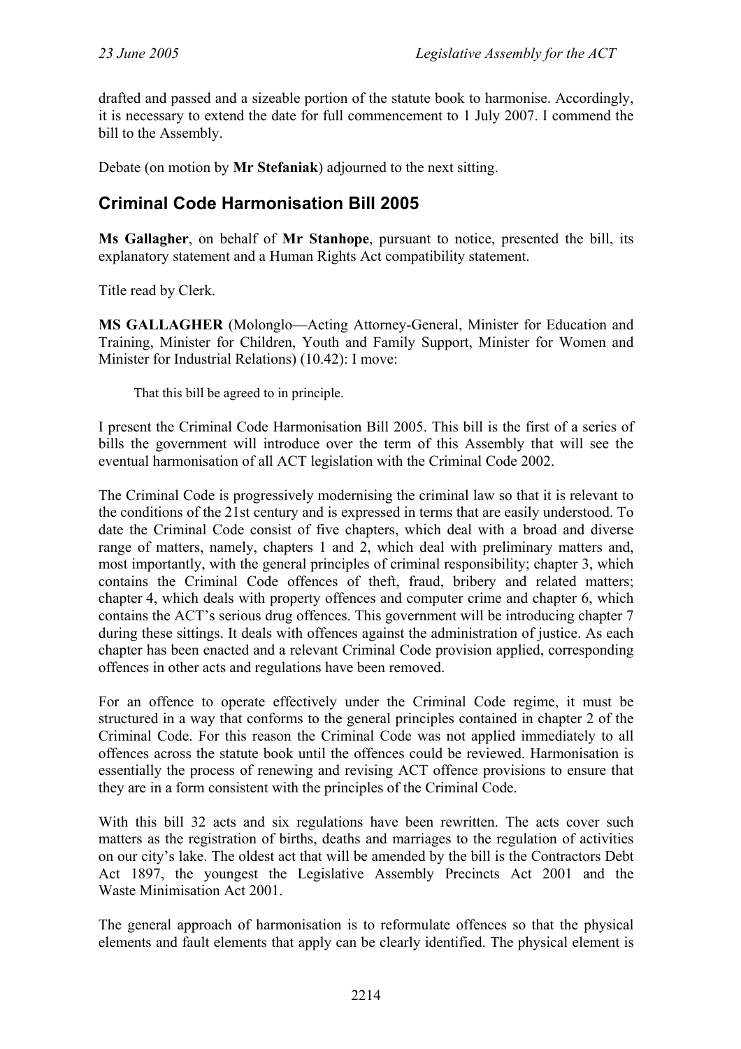drafted and passed and a sizeable portion of the statute book to harmonise. Accordingly, it is necessary to extend the date for full commencement to 1 July 2007. I commend the bill to the Assembly.

Debate (on motion by **Mr Stefaniak**) adjourned to the next sitting.

## Criminal Code Harmonisation Bill 2005

**Ms Gallagher**, on behalf of **Mr Stanhope**, pursuant to notice, presented the bill, its explanatory statement and a Human Rights Act compatibility statement.

Title read by Clerk.

**MS GALLAGHER** (Molonglo—Acting Attorney-General, Minister for Education and Training, Minister for Children, Youth and Family Support, Minister for Women and Minister for Industrial Relations) (10.42): I move:

> That this bill be agreed to in principle.

I present the Criminal Code Harmonisation Bill 2005. This bill is the first of a series of bills the government will introduce over the term of this Assembly that will see the eventual harmonisation of all ACT legislation with the Criminal Code 2002.

The Criminal Code is progressively modernising the criminal law so that it is relevant to the conditions of the 21st century and is expressed in terms that are easily understood. To date the Criminal Code consist of five chapters, which deal with a broad and diverse range of matters, namely, chapters 1 and 2, which deal with preliminary matters and, most importantly, with the general principles of criminal responsibility; chapter 3, which contains the Criminal Code offences of theft, fraud, bribery and related matters; chapter 4, which deals with property offences and computer crime and chapter 6, which contains the ACT's serious drug offences. This government will be introducing chapter 7 during these sittings. It deals with offences against the administration of justice. As each chapter has been enacted and a relevant Criminal Code provision applied, corresponding offences in other acts and regulations have been removed.

For an offence to operate effectively under the Criminal Code regime, it must be structured in a way that conforms to the general principles contained in chapter 2 of the Criminal Code. For this reason the Criminal Code was not applied immediately to all offences across the statute book until the offences could be reviewed. Harmonisation is essentially the process of renewing and revising ACT offence provisions to ensure that they are in a form consistent with the principles of the Criminal Code.

With this bill 32 acts and six regulations have been rewritten. The acts cover such matters as the registration of births, deaths and marriages to the regulation of activities on our city's lake. The oldest act that will be amended by the bill is the Contractors Debt Act 1897, the youngest the Legislative Assembly Precincts Act 2001 and the Waste Minimisation Act 2001.

The general approach of harmonisation is to reformulate offences so that the physical elements and fault elements that apply can be clearly identified. The physical element is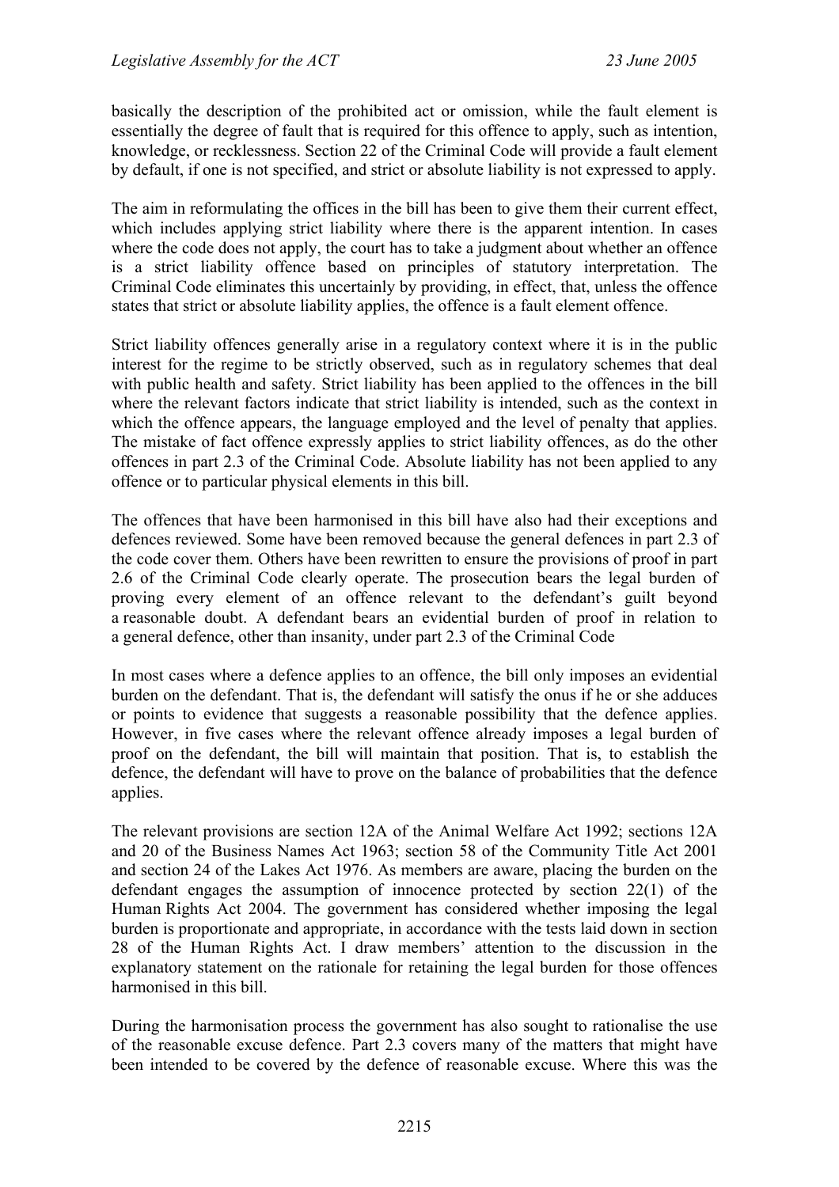basically the description of the prohibited act or omission, while the fault element is essentially the degree of fault that is required for this offence to apply, such as intention, knowledge, or recklessness. Section 22 of the Criminal Code will provide a fault element by default, if one is not specified, and strict or absolute liability is not expressed to apply.

The aim in reformulating the offices in the bill has been to give them their current effect, which includes applying strict liability where there is the apparent intention. In cases where the code does not apply, the court has to take a judgment about whether an offence is a strict liability offence based on principles of statutory interpretation. The Criminal Code eliminates this uncertainly by providing, in effect, that, unless the offence states that strict or absolute liability applies, the offence is a fault element offence.

Strict liability offences generally arise in a regulatory context where it is in the public interest for the regime to be strictly observed, such as in regulatory schemes that deal with public health and safety. Strict liability has been applied to the offences in the bill where the relevant factors indicate that strict liability is intended, such as the context in which the offence appears, the language employed and the level of penalty that applies. The mistake of fact offence expressly applies to strict liability offences, as do the other offences in part 2.3 of the Criminal Code. Absolute liability has not been applied to any offence or to particular physical elements in this bill.

The offences that have been harmonised in this bill have also had their exceptions and defences reviewed. Some have been removed because the general defences in part 2.3 of the code cover them. Others have been rewritten to ensure the provisions of proof in part 2.6 of the Criminal Code clearly operate. The prosecution bears the legal burden of proving every element of an offence relevant to the defendant's guilt beyond a reasonable doubt. A defendant bears an evidential burden of proof in relation to a general defence, other than insanity, under part 2.3 of the Criminal Code

In most cases where a defence applies to an offence, the bill only imposes an evidential burden on the defendant. That is, the defendant will satisfy the onus if he or she adduces or points to evidence that suggests a reasonable possibility that the defence applies. However, in five cases where the relevant offence already imposes a legal burden of proof on the defendant, the bill will maintain that position. That is, to establish the defence, the defendant will have to prove on the balance of probabilities that the defence applies.

The relevant provisions are section 12A of the Animal Welfare Act 1992; sections 12A and 20 of the Business Names Act 1963; section 58 of the Community Title Act 2001 and section 24 of the Lakes Act 1976. As members are aware, placing the burden on the defendant engages the assumption of innocence protected by section 22(1) of the Human Rights Act 2004. The government has considered whether imposing the legal burden is proportionate and appropriate, in accordance with the tests laid down in section 28 of the Human Rights Act. I draw members' attention to the discussion in the explanatory statement on the rationale for retaining the legal burden for those offences harmonised in this bill.

During the harmonisation process the government has also sought to rationalise the use of the reasonable excuse defence. Part 2.3 covers many of the matters that might have been intended to be covered by the defence of reasonable excuse. Where this was the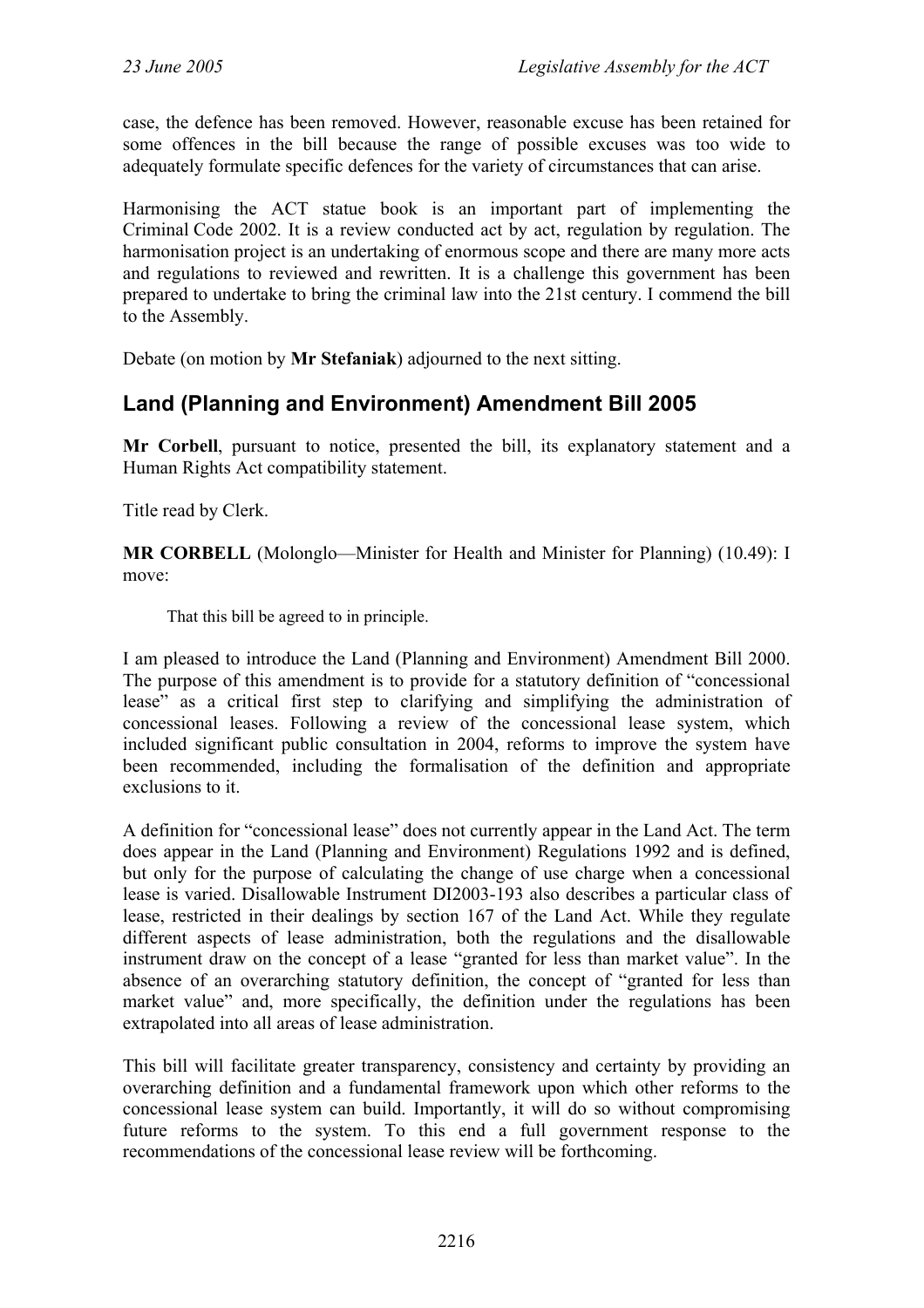case, the defence has been removed. However, reasonable excuse has been retained for some offences in the bill because the range of possible excuses was too wide to adequately formulate specific defences for the variety of circumstances that can arise.

Harmonising the ACT statue book is an important part of implementing the Criminal Code 2002. It is a review conducted act by act, regulation by regulation. The harmonisation project is an undertaking of enormous scope and there are many more acts and regulations to reviewed and rewritten. It is a challenge this government has been prepared to undertake to bring the criminal law into the 21st century. I commend the bill to the Assembly.

Debate (on motion by **Mr Stefaniak**) adjourned to the next sitting.

## Land (Planning and Environment) Amendment Bill 2005

**Mr Corbell**, pursuant to notice, presented the bill, its explanatory statement and a Human Rights Act compatibility statement.

Title read by Clerk.

**MR CORBELL** (Molonglo—Minister for Health and Minister for Planning) (10.49): I move:

> That this bill be agreed to in principle.

I am pleased to introduce the Land (Planning and Environment) Amendment Bill 2000. The purpose of this amendment is to provide for a statutory definition of "concessional lease" as a critical first step to clarifying and simplifying the administration of concessional leases. Following a review of the concessional lease system, which included significant public consultation in 2004, reforms to improve the system have been recommended, including the formalisation of the definition and appropriate exclusions to it.

A definition for "concessional lease" does not currently appear in the Land Act. The term does appear in the Land (Planning and Environment) Regulations 1992 and is defined, but only for the purpose of calculating the change of use charge when a concessional lease is varied. Disallowable Instrument DI2003-193 also describes a particular class of lease, restricted in their dealings by section 167 of the Land Act. While they regulate different aspects of lease administration, both the regulations and the disallowable instrument draw on the concept of a lease "granted for less than market value". In the absence of an overarching statutory definition, the concept of "granted for less than market value" and, more specifically, the definition under the regulations has been extrapolated into all areas of lease administration.

This bill will facilitate greater transparency, consistency and certainty by providing an overarching definition and a fundamental framework upon which other reforms to the concessional lease system can build. Importantly, it will do so without compromising future reforms to the system. To this end a full government response to the recommendations of the concessional lease review will be forthcoming.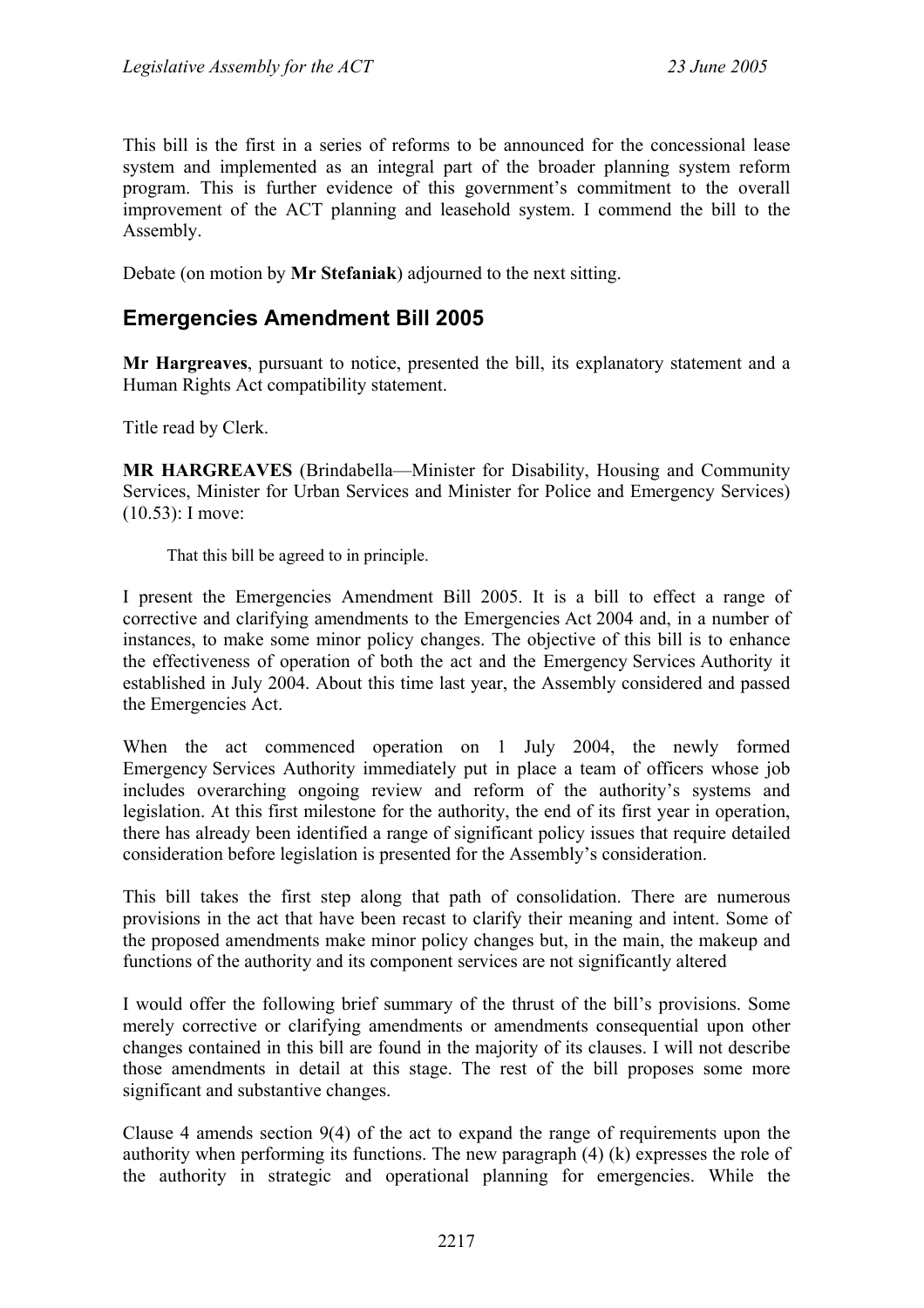This bill is the first in a series of reforms to be announced for the concessional lease system and implemented as an integral part of the broader planning system reform program. This is further evidence of this government's commitment to the overall improvement of the ACT planning and leasehold system. I commend the bill to the Assembly.

Debate (on motion by **Mr Stefaniak**) adjourned to the next sitting.

## Emergencies Amendment Bill 2005

**Mr Hargreaves**, pursuant to notice, presented the bill, its explanatory statement and a Human Rights Act compatibility statement.

Title read by Clerk.

**MR HARGREAVES** (Brindabella—Minister for Disability, Housing and Community Services, Minister for Urban Services and Minister for Police and Emergency Services) (10.53): I move:

> That this bill be agreed to in principle.

I present the Emergencies Amendment Bill 2005. It is a bill to effect a range of corrective and clarifying amendments to the Emergencies Act 2004 and, in a number of instances, to make some minor policy changes. The objective of this bill is to enhance the effectiveness of operation of both the act and the Emergency Services Authority it established in July 2004. About this time last year, the Assembly considered and passed the Emergencies Act.

When the act commenced operation on 1 July 2004, the newly formed Emergency Services Authority immediately put in place a team of officers whose job includes overarching ongoing review and reform of the authority's systems and legislation. At this first milestone for the authority, the end of its first year in operation, there has already been identified a range of significant policy issues that require detailed consideration before legislation is presented for the Assembly's consideration.

This bill takes the first step along that path of consolidation. There are numerous provisions in the act that have been recast to clarify their meaning and intent. Some of the proposed amendments make minor policy changes but, in the main, the makeup and functions of the authority and its component services are not significantly altered

I would offer the following brief summary of the thrust of the bill's provisions. Some merely corrective or clarifying amendments or amendments consequential upon other changes contained in this bill are found in the majority of its clauses. I will not describe those amendments in detail at this stage. The rest of the bill proposes some more significant and substantive changes.

Clause 4 amends section 9(4) of the act to expand the range of requirements upon the authority when performing its functions. The new paragraph (4) (k) expresses the role of the authority in strategic and operational planning for emergencies. While the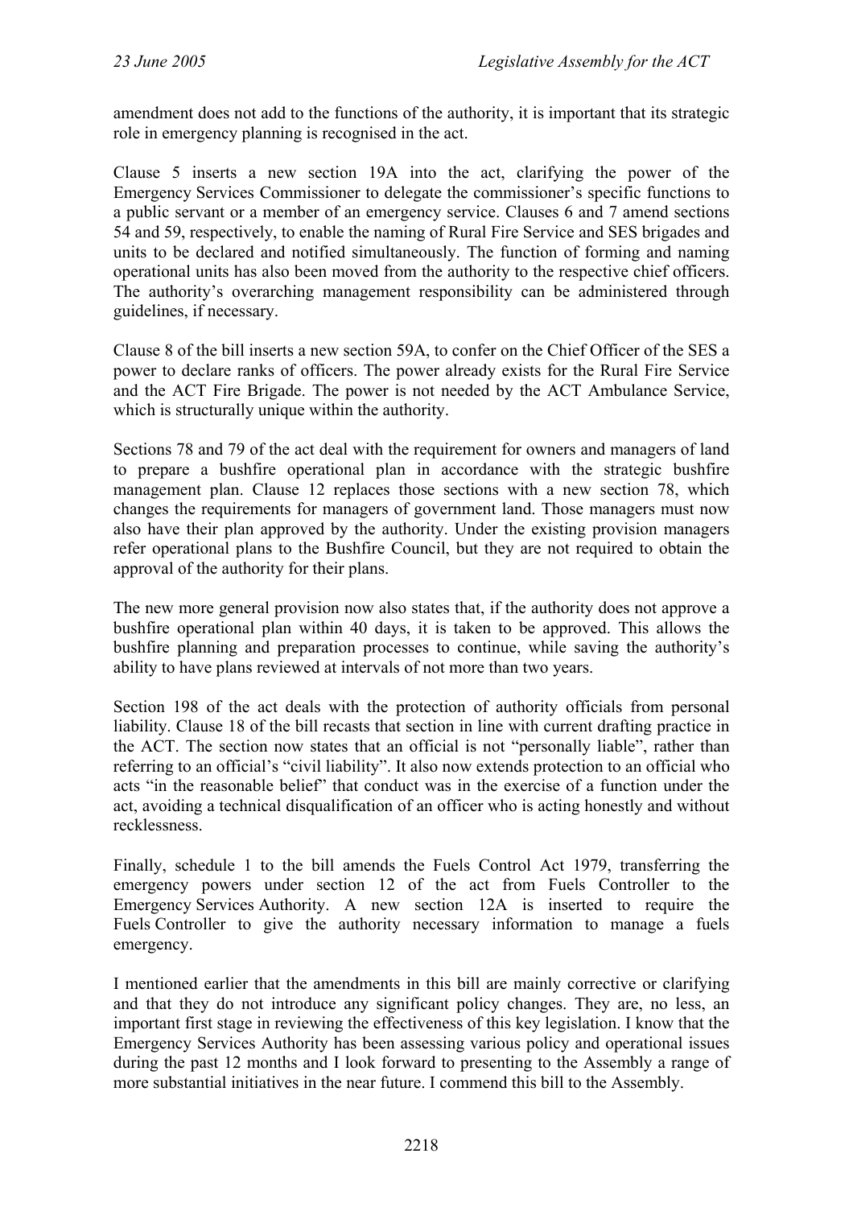amendment does not add to the functions of the authority, it is important that its strategic role in emergency planning is recognised in the act.

Clause 5 inserts a new section 19A into the act, clarifying the power of the Emergency Services Commissioner to delegate the commissioner's specific functions to a public servant or a member of an emergency service. Clauses 6 and 7 amend sections 54 and 59, respectively, to enable the naming of Rural Fire Service and SES brigades and units to be declared and notified simultaneously. The function of forming and naming operational units has also been moved from the authority to the respective chief officers. The authority's overarching management responsibility can be administered through guidelines, if necessary.

Clause 8 of the bill inserts a new section 59A, to confer on the Chief Officer of the SES a power to declare ranks of officers. The power already exists for the Rural Fire Service and the ACT Fire Brigade. The power is not needed by the ACT Ambulance Service, which is structurally unique within the authority.

Sections 78 and 79 of the act deal with the requirement for owners and managers of land to prepare a bushfire operational plan in accordance with the strategic bushfire management plan. Clause 12 replaces those sections with a new section 78, which changes the requirements for managers of government land. Those managers must now also have their plan approved by the authority. Under the existing provision managers refer operational plans to the Bushfire Council, but they are not required to obtain the approval of the authority for their plans.

The new more general provision now also states that, if the authority does not approve a bushfire operational plan within 40 days, it is taken to be approved. This allows the bushfire planning and preparation processes to continue, while saving the authority's ability to have plans reviewed at intervals of not more than two years.

Section 198 of the act deals with the protection of authority officials from personal liability. Clause 18 of the bill recasts that section in line with current drafting practice in the ACT. The section now states that an official is not "personally liable", rather than referring to an official's "civil liability". It also now extends protection to an official who acts "in the reasonable belief" that conduct was in the exercise of a function under the act, avoiding a technical disqualification of an officer who is acting honestly and without recklessness.

Finally, schedule 1 to the bill amends the Fuels Control Act 1979, transferring the emergency powers under section 12 of the act from Fuels Controller to the Emergency Services Authority. A new section 12A is inserted to require the Fuels Controller to give the authority necessary information to manage a fuels emergency.

I mentioned earlier that the amendments in this bill are mainly corrective or clarifying and that they do not introduce any significant policy changes. They are, no less, an important first stage in reviewing the effectiveness of this key legislation. I know that the Emergency Services Authority has been assessing various policy and operational issues during the past 12 months and I look forward to presenting to the Assembly a range of more substantial initiatives in the near future. I commend this bill to the Assembly.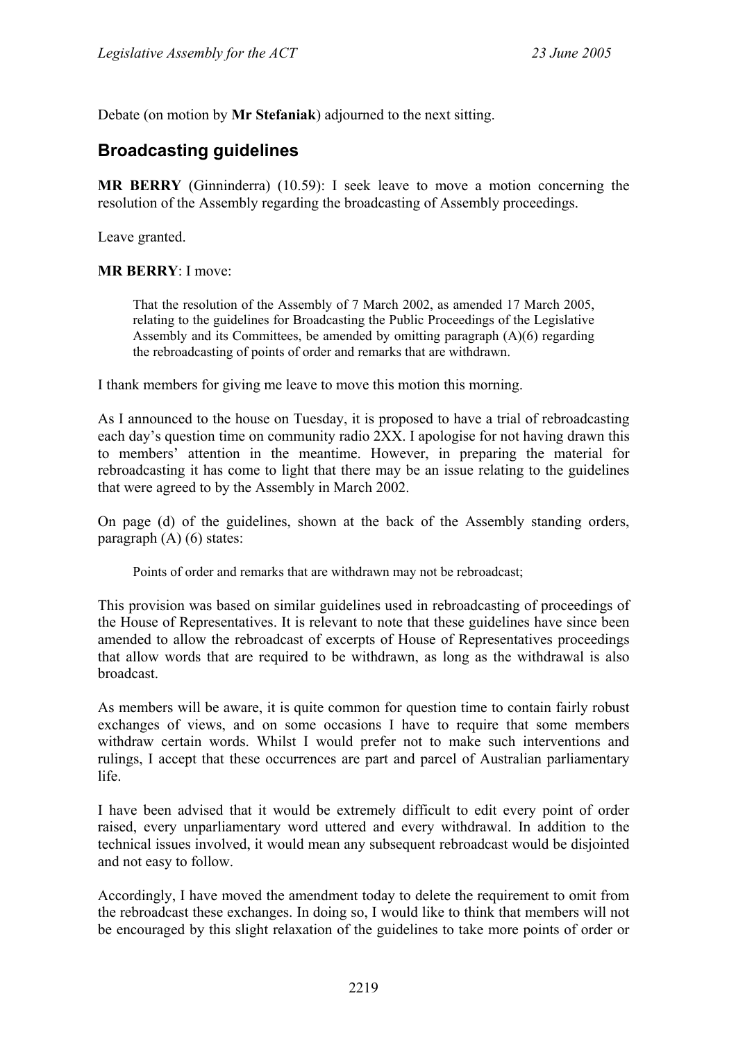Debate (on motion by **Mr Stefaniak**) adjourned to the next sitting.

## Broadcasting guidelines

**MR BERRY** (Ginninderra) (10.59): I seek leave to move a motion concerning the resolution of the Assembly regarding the broadcasting of Assembly proceedings.

Leave granted.

**MR BERRY**: I move:

> That the resolution of the Assembly of 7 March 2002, as amended 17 March 2005, relating to the guidelines for Broadcasting the Public Proceedings of the Legislative Assembly and its Committees, be amended by omitting paragraph (A)(6) regarding the rebroadcasting of points of order and remarks that are withdrawn.

I thank members for giving me leave to move this motion this morning.

As I announced to the house on Tuesday, it is proposed to have a trial of rebroadcasting each day's question time on community radio 2XX. I apologise for not having drawn this to members' attention in the meantime. However, in preparing the material for rebroadcasting it has come to light that there may be an issue relating to the guidelines that were agreed to by the Assembly in March 2002.

On page (d) of the guidelines, shown at the back of the Assembly standing orders, paragraph (A) (6) states:

> Points of order and remarks that are withdrawn may not be rebroadcast;

This provision was based on similar guidelines used in rebroadcasting of proceedings of the House of Representatives. It is relevant to note that these guidelines have since been amended to allow the rebroadcast of excerpts of House of Representatives proceedings that allow words that are required to be withdrawn, as long as the withdrawal is also broadcast.

As members will be aware, it is quite common for question time to contain fairly robust exchanges of views, and on some occasions I have to require that some members withdraw certain words. Whilst I would prefer not to make such interventions and rulings, I accept that these occurrences are part and parcel of Australian parliamentary life.

I have been advised that it would be extremely difficult to edit every point of order raised, every unparliamentary word uttered and every withdrawal. In addition to the technical issues involved, it would mean any subsequent rebroadcast would be disjointed and not easy to follow.

Accordingly, I have moved the amendment today to delete the requirement to omit from the rebroadcast these exchanges. In doing so, I would like to think that members will not be encouraged by this slight relaxation of the guidelines to take more points of order or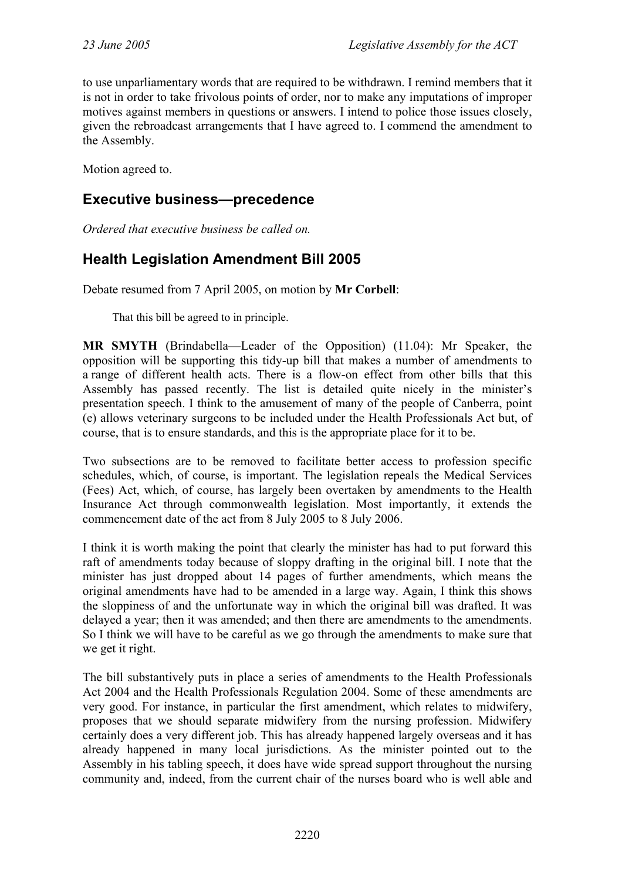to use unparliamentary words that are required to be withdrawn. I remind members that it is not in order to take frivolous points of order, nor to make any imputations of improper motives against members in questions or answers. I intend to police those issues closely, given the rebroadcast arrangements that I have agreed to. I commend the amendment to the Assembly.

Motion agreed to.

## Executive business—precedence

*Ordered that executive business be called on.*

## Health Legislation Amendment Bill 2005

Debate resumed from 7 April 2005, on motion by **Mr Corbell**:

> That this bill be agreed to in principle.

**MR SMYTH** (Brindabella—Leader of the Opposition) (11.04): Mr Speaker, the opposition will be supporting this tidy-up bill that makes a number of amendments to a range of different health acts. There is a flow-on effect from other bills that this Assembly has passed recently. The list is detailed quite nicely in the minister's presentation speech. I think to the amusement of many of the people of Canberra, point (e) allows veterinary surgeons to be included under the Health Professionals Act but, of course, that is to ensure standards, and this is the appropriate place for it to be.

Two subsections are to be removed to facilitate better access to profession specific schedules, which, of course, is important. The legislation repeals the Medical Services (Fees) Act, which, of course, has largely been overtaken by amendments to the Health Insurance Act through commonwealth legislation. Most importantly, it extends the commencement date of the act from 8 July 2005 to 8 July 2006.

I think it is worth making the point that clearly the minister has had to put forward this raft of amendments today because of sloppy drafting in the original bill. I note that the minister has just dropped about 14 pages of further amendments, which means the original amendments have had to be amended in a large way. Again, I think this shows the sloppiness of and the unfortunate way in which the original bill was drafted. It was delayed a year; then it was amended; and then there are amendments to the amendments. So I think we will have to be careful as we go through the amendments to make sure that we get it right.

The bill substantively puts in place a series of amendments to the Health Professionals Act 2004 and the Health Professionals Regulation 2004. Some of these amendments are very good. For instance, in particular the first amendment, which relates to midwifery, proposes that we should separate midwifery from the nursing profession. Midwifery certainly does a very different job. This has already happened largely overseas and it has already happened in many local jurisdictions. As the minister pointed out to the Assembly in his tabling speech, it does have wide spread support throughout the nursing community and, indeed, from the current chair of the nurses board who is well able and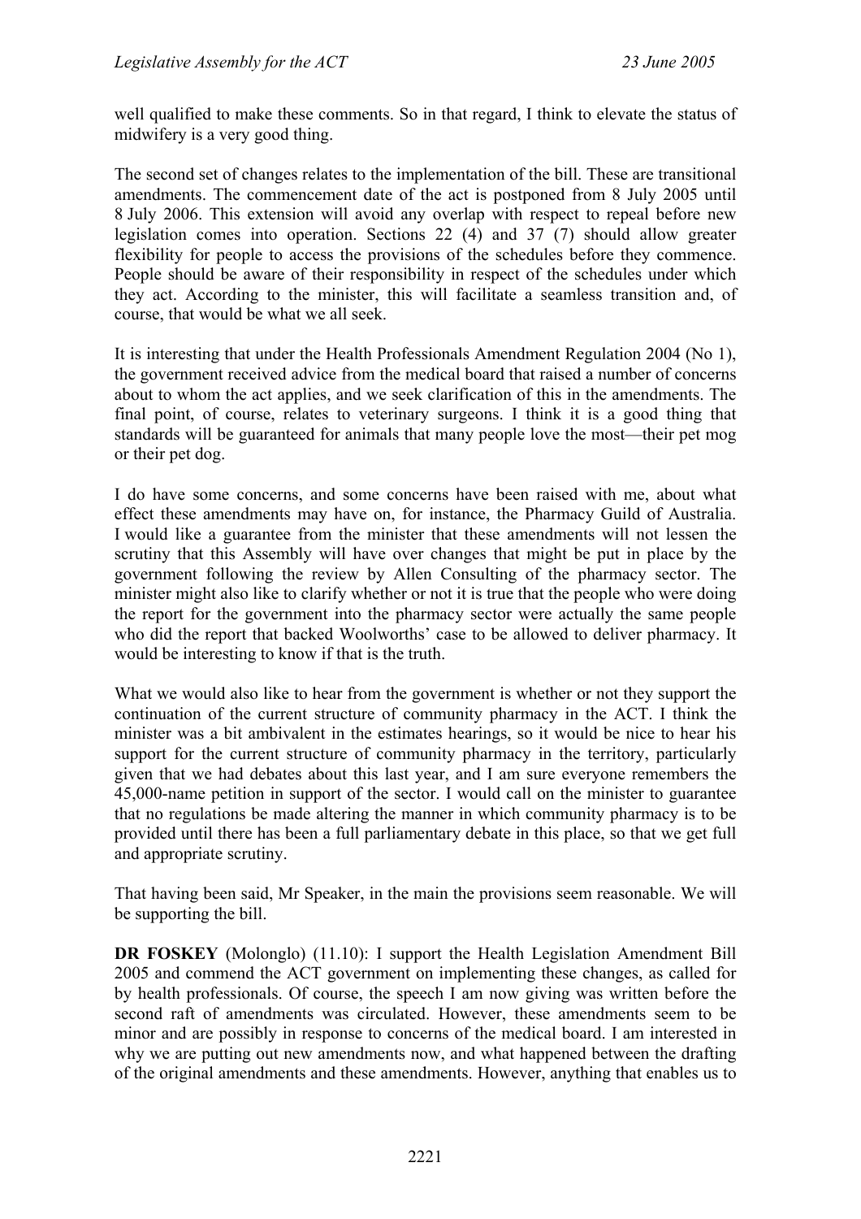well qualified to make these comments. So in that regard, I think to elevate the status of midwifery is a very good thing.

The second set of changes relates to the implementation of the bill. These are transitional amendments. The commencement date of the act is postponed from 8 July 2005 until 8 July 2006. This extension will avoid any overlap with respect to repeal before new legislation comes into operation. Sections 22 (4) and 37 (7) should allow greater flexibility for people to access the provisions of the schedules before they commence. People should be aware of their responsibility in respect of the schedules under which they act. According to the minister, this will facilitate a seamless transition and, of course, that would be what we all seek.

It is interesting that under the Health Professionals Amendment Regulation 2004 (No 1), the government received advice from the medical board that raised a number of concerns about to whom the act applies, and we seek clarification of this in the amendments. The final point, of course, relates to veterinary surgeons. I think it is a good thing that standards will be guaranteed for animals that many people love the most—their pet mog or their pet dog.

I do have some concerns, and some concerns have been raised with me, about what effect these amendments may have on, for instance, the Pharmacy Guild of Australia. I would like a guarantee from the minister that these amendments will not lessen the scrutiny that this Assembly will have over changes that might be put in place by the government following the review by Allen Consulting of the pharmacy sector. The minister might also like to clarify whether or not it is true that the people who were doing the report for the government into the pharmacy sector were actually the same people who did the report that backed Woolworths' case to be allowed to deliver pharmacy. It would be interesting to know if that is the truth.

What we would also like to hear from the government is whether or not they support the continuation of the current structure of community pharmacy in the ACT. I think the minister was a bit ambivalent in the estimates hearings, so it would be nice to hear his support for the current structure of community pharmacy in the territory, particularly given that we had debates about this last year, and I am sure everyone remembers the 45,000-name petition in support of the sector. I would call on the minister to guarantee that no regulations be made altering the manner in which community pharmacy is to be provided until there has been a full parliamentary debate in this place, so that we get full and appropriate scrutiny.

That having been said, Mr Speaker, in the main the provisions seem reasonable. We will be supporting the bill.

**DR FOSKEY** (Molonglo) (11.10): I support the Health Legislation Amendment Bill 2005 and commend the ACT government on implementing these changes, as called for by health professionals. Of course, the speech I am now giving was written before the second raft of amendments was circulated. However, these amendments seem to be minor and are possibly in response to concerns of the medical board. I am interested in why we are putting out new amendments now, and what happened between the drafting of the original amendments and these amendments. However, anything that enables us to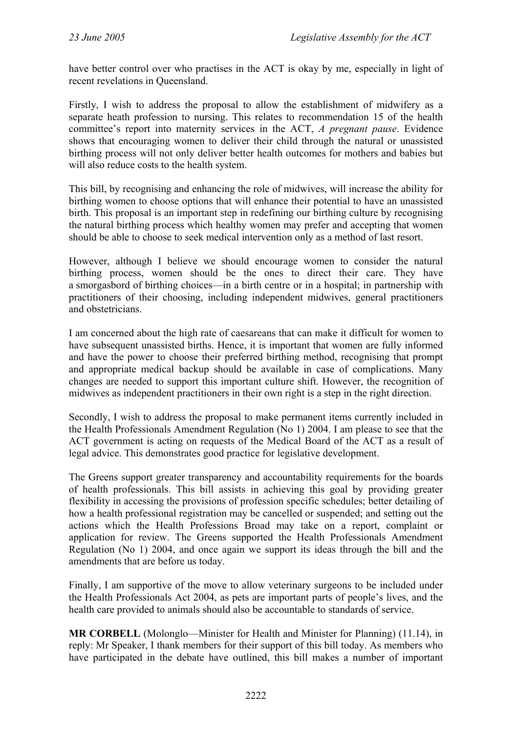have better control over who practises in the ACT is okay by me, especially in light of recent revelations in Queensland.

Firstly, I wish to address the proposal to allow the establishment of midwifery as a separate heath profession to nursing. This relates to recommendation 15 of the health committee's report into maternity services in the ACT, *A pregnant pause*. Evidence shows that encouraging women to deliver their child through the natural or unassisted birthing process will not only deliver better health outcomes for mothers and babies but will also reduce costs to the health system.

This bill, by recognising and enhancing the role of midwives, will increase the ability for birthing women to choose options that will enhance their potential to have an unassisted birth. This proposal is an important step in redefining our birthing culture by recognising the natural birthing process which healthy women may prefer and accepting that women should be able to choose to seek medical intervention only as a method of last resort.

However, although I believe we should encourage women to consider the natural birthing process, women should be the ones to direct their care. They have a smorgasbord of birthing choices—in a birth centre or in a hospital; in partnership with practitioners of their choosing, including independent midwives, general practitioners and obstetricians.

I am concerned about the high rate of caesareans that can make it difficult for women to have subsequent unassisted births. Hence, it is important that women are fully informed and have the power to choose their preferred birthing method, recognising that prompt and appropriate medical backup should be available in case of complications. Many changes are needed to support this important culture shift. However, the recognition of midwives as independent practitioners in their own right is a step in the right direction.

Secondly, I wish to address the proposal to make permanent items currently included in the Health Professionals Amendment Regulation (No 1) 2004. I am please to see that the ACT government is acting on requests of the Medical Board of the ACT as a result of legal advice. This demonstrates good practice for legislative development.

The Greens support greater transparency and accountability requirements for the boards of health professionals. This bill assists in achieving this goal by providing greater flexibility in accessing the provisions of profession specific schedules; better detailing of how a health professional registration may be cancelled or suspended; and setting out the actions which the Health Professions Broad may take on a report, complaint or application for review. The Greens supported the Health Professionals Amendment Regulation (No 1) 2004, and once again we support its ideas through the bill and the amendments that are before us today.

Finally, I am supportive of the move to allow veterinary surgeons to be included under the Health Professionals Act 2004, as pets are important parts of people's lives, and the health care provided to animals should also be accountable to standards of service.

**MR CORBELL** (Molonglo—Minister for Health and Minister for Planning) (11.14), in reply: Mr Speaker, I thank members for their support of this bill today. As members who have participated in the debate have outlined, this bill makes a number of important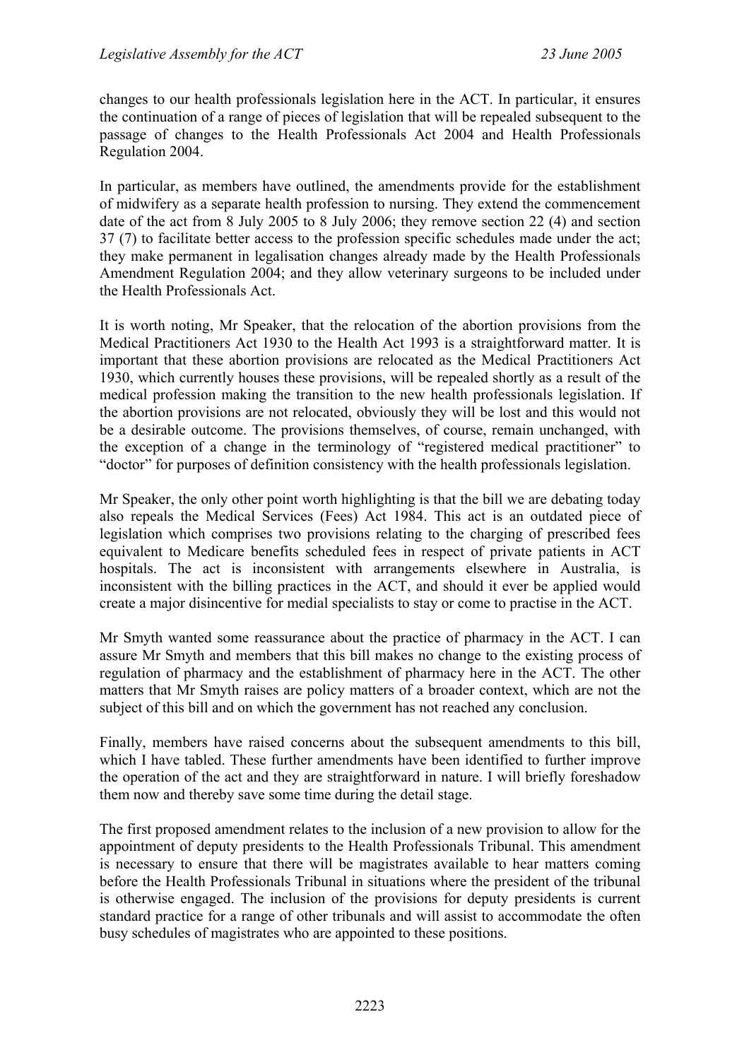changes to our health professionals legislation here in the ACT. In particular, it ensures the continuation of a range of pieces of legislation that will be repealed subsequent to the passage of changes to the Health Professionals Act 2004 and Health Professionals Regulation 2004.

In particular, as members have outlined, the amendments provide for the establishment of midwifery as a separate health profession to nursing. They extend the commencement date of the act from 8 July 2005 to 8 July 2006; they remove section 22 (4) and section 37 (7) to facilitate better access to the profession specific schedules made under the act; they make permanent in legalisation changes already made by the Health Professionals Amendment Regulation 2004; and they allow veterinary surgeons to be included under the Health Professionals Act.

It is worth noting, Mr Speaker, that the relocation of the abortion provisions from the Medical Practitioners Act 1930 to the Health Act 1993 is a straightforward matter. It is important that these abortion provisions are relocated as the Medical Practitioners Act 1930, which currently houses these provisions, will be repealed shortly as a result of the medical profession making the transition to the new health professionals legislation. If the abortion provisions are not relocated, obviously they will be lost and this would not be a desirable outcome. The provisions themselves, of course, remain unchanged, with the exception of a change in the terminology of "registered medical practitioner" to "doctor" for purposes of definition consistency with the health professionals legislation.

Mr Speaker, the only other point worth highlighting is that the bill we are debating today also repeals the Medical Services (Fees) Act 1984. This act is an outdated piece of legislation which comprises two provisions relating to the charging of prescribed fees equivalent to Medicare benefits scheduled fees in respect of private patients in ACT hospitals. The act is inconsistent with arrangements elsewhere in Australia, is inconsistent with the billing practices in the ACT, and should it ever be applied would create a major disincentive for medial specialists to stay or come to practise in the ACT.

Mr Smyth wanted some reassurance about the practice of pharmacy in the ACT. I can assure Mr Smyth and members that this bill makes no change to the existing process of regulation of pharmacy and the establishment of pharmacy here in the ACT. The other matters that Mr Smyth raises are policy matters of a broader context, which are not the subject of this bill and on which the government has not reached any conclusion.

Finally, members have raised concerns about the subsequent amendments to this bill, which I have tabled. These further amendments have been identified to further improve the operation of the act and they are straightforward in nature. I will briefly foreshadow them now and thereby save some time during the detail stage.

The first proposed amendment relates to the inclusion of a new provision to allow for the appointment of deputy presidents to the Health Professionals Tribunal. This amendment is necessary to ensure that there will be magistrates available to hear matters coming before the Health Professionals Tribunal in situations where the president of the tribunal is otherwise engaged. The inclusion of the provisions for deputy presidents is current standard practice for a range of other tribunals and will assist to accommodate the often busy schedules of magistrates who are appointed to these positions.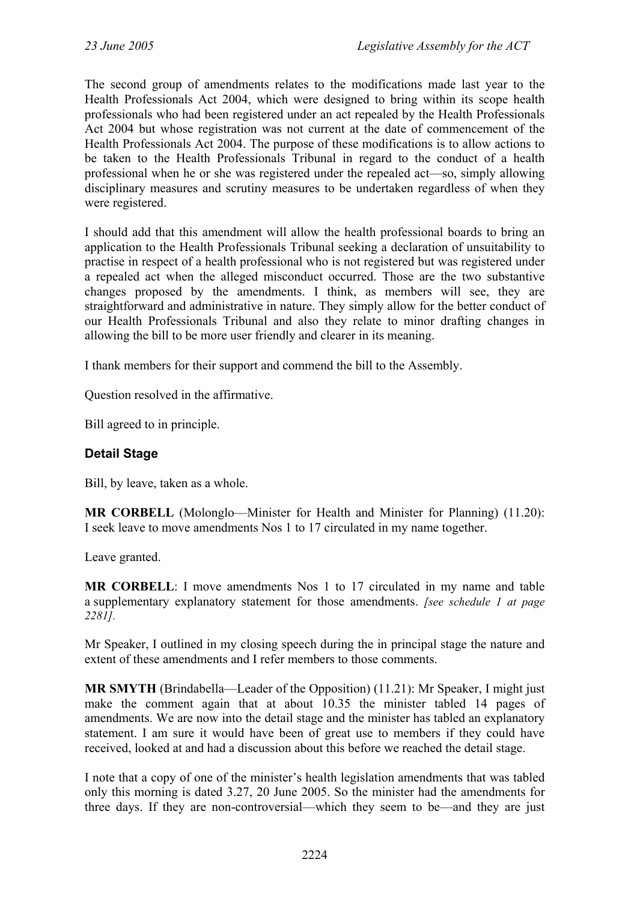The second group of amendments relates to the modifications made last year to the Health Professionals Act 2004, which were designed to bring within its scope health professionals who had been registered under an act repealed by the Health Professionals Act 2004 but whose registration was not current at the date of commencement of the Health Professionals Act 2004. The purpose of these modifications is to allow actions to be taken to the Health Professionals Tribunal in regard to the conduct of a health professional when he or she was registered under the repealed act—so, simply allowing disciplinary measures and scrutiny measures to be undertaken regardless of when they were registered.

I should add that this amendment will allow the health professional boards to bring an application to the Health Professionals Tribunal seeking a declaration of unsuitability to practise in respect of a health professional who is not registered but was registered under a repealed act when the alleged misconduct occurred. Those are the two substantive changes proposed by the amendments. I think, as members will see, they are straightforward and administrative in nature. They simply allow for the better conduct of our Health Professionals Tribunal and also they relate to minor drafting changes in allowing the bill to be more user friendly and clearer in its meaning.

I thank members for their support and commend the bill to the Assembly.

Question resolved in the affirmative.

Bill agreed to in principle.

### Detail Stage

Bill, by leave, taken as a whole.

**MR CORBELL** (Molonglo—Minister for Health and Minister for Planning) (11.20): I seek leave to move amendments Nos 1 to 17 circulated in my name together.

Leave granted.

**MR CORBELL**: I move amendments Nos 1 to 17 circulated in my name and table a supplementary explanatory statement for those amendments. *[see schedule 1 at page 2281].*

Mr Speaker, I outlined in my closing speech during the in principal stage the nature and extent of these amendments and I refer members to those comments.

**MR SMYTH** (Brindabella—Leader of the Opposition) (11.21): Mr Speaker, I might just make the comment again that at about 10.35 the minister tabled 14 pages of amendments. We are now into the detail stage and the minister has tabled an explanatory statement. I am sure it would have been of great use to members if they could have received, looked at and had a discussion about this before we reached the detail stage.

I note that a copy of one of the minister's health legislation amendments that was tabled only this morning is dated 3.27, 20 June 2005. So the minister had the amendments for three days. If they are non-controversial—which they seem to be—and they are just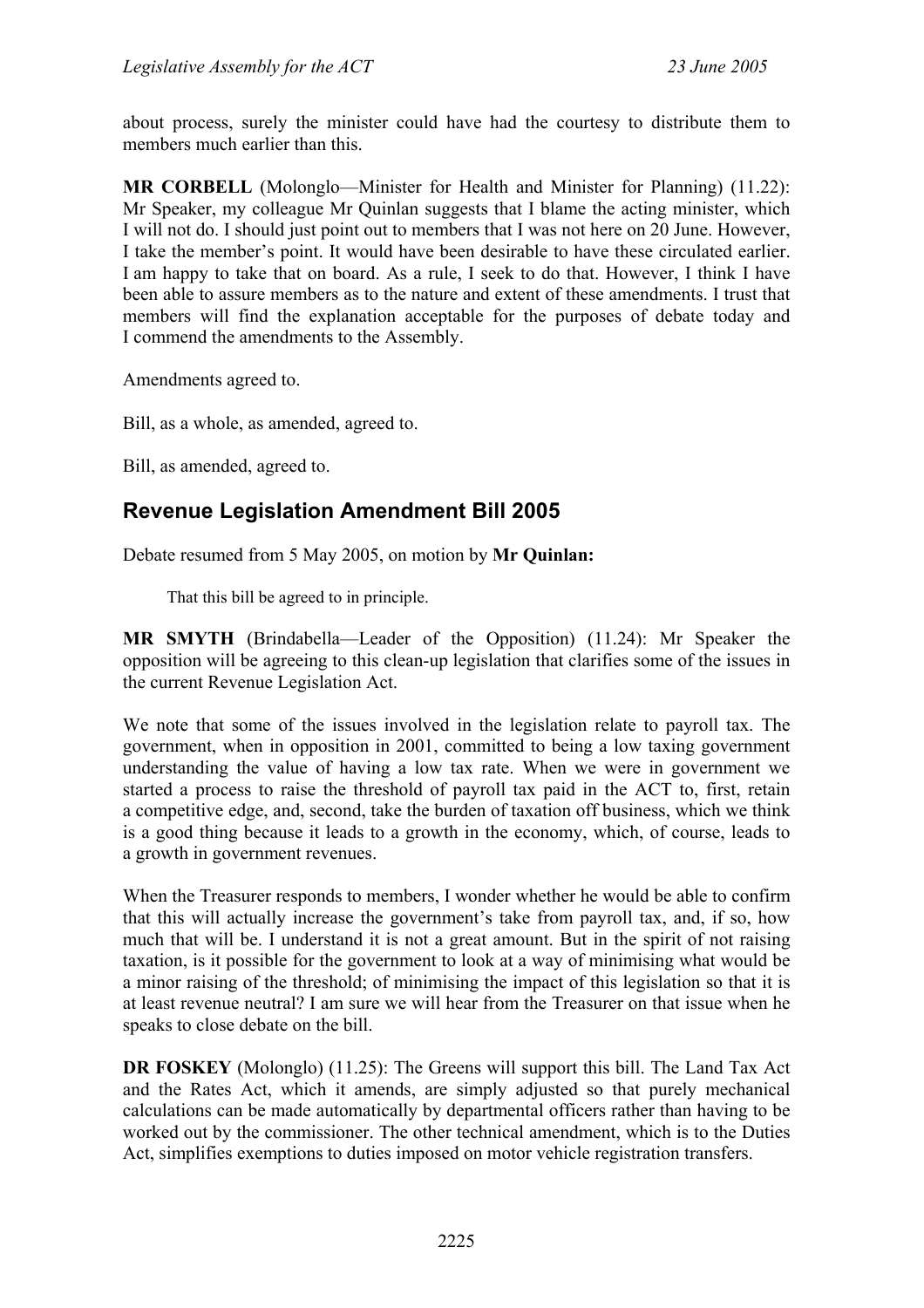about process, surely the minister could have had the courtesy to distribute them to members much earlier than this.

**MR CORBELL** (Molonglo—Minister for Health and Minister for Planning) (11.22): Mr Speaker, my colleague Mr Quinlan suggests that I blame the acting minister, which I will not do. I should just point out to members that I was not here on 20 June. However, I take the member's point. It would have been desirable to have these circulated earlier. I am happy to take that on board. As a rule, I seek to do that. However, I think I have been able to assure members as to the nature and extent of these amendments. I trust that members will find the explanation acceptable for the purposes of debate today and I commend the amendments to the Assembly.

Amendments agreed to.

Bill, as a whole, as amended, agreed to.

Bill, as amended, agreed to.

## Revenue Legislation Amendment Bill 2005

Debate resumed from 5 May 2005, on motion by **Mr Quinlan:**

That this bill be agreed to in principle.

**MR SMYTH** (Brindabella—Leader of the Opposition) (11.24): Mr Speaker the opposition will be agreeing to this clean-up legislation that clarifies some of the issues in the current Revenue Legislation Act.

We note that some of the issues involved in the legislation relate to payroll tax. The government, when in opposition in 2001, committed to being a low taxing government understanding the value of having a low tax rate. When we were in government we started a process to raise the threshold of payroll tax paid in the ACT to, first, retain a competitive edge, and, second, take the burden of taxation off business, which we think is a good thing because it leads to a growth in the economy, which, of course, leads to a growth in government revenues.

When the Treasurer responds to members, I wonder whether he would be able to confirm that this will actually increase the government's take from payroll tax, and, if so, how much that will be. I understand it is not a great amount. But in the spirit of not raising taxation, is it possible for the government to look at a way of minimising what would be a minor raising of the threshold; of minimising the impact of this legislation so that it is at least revenue neutral? I am sure we will hear from the Treasurer on that issue when he speaks to close debate on the bill.

**DR FOSKEY** (Molonglo) (11.25): The Greens will support this bill. The Land Tax Act and the Rates Act, which it amends, are simply adjusted so that purely mechanical calculations can be made automatically by departmental officers rather than having to be worked out by the commissioner. The other technical amendment, which is to the Duties Act, simplifies exemptions to duties imposed on motor vehicle registration transfers.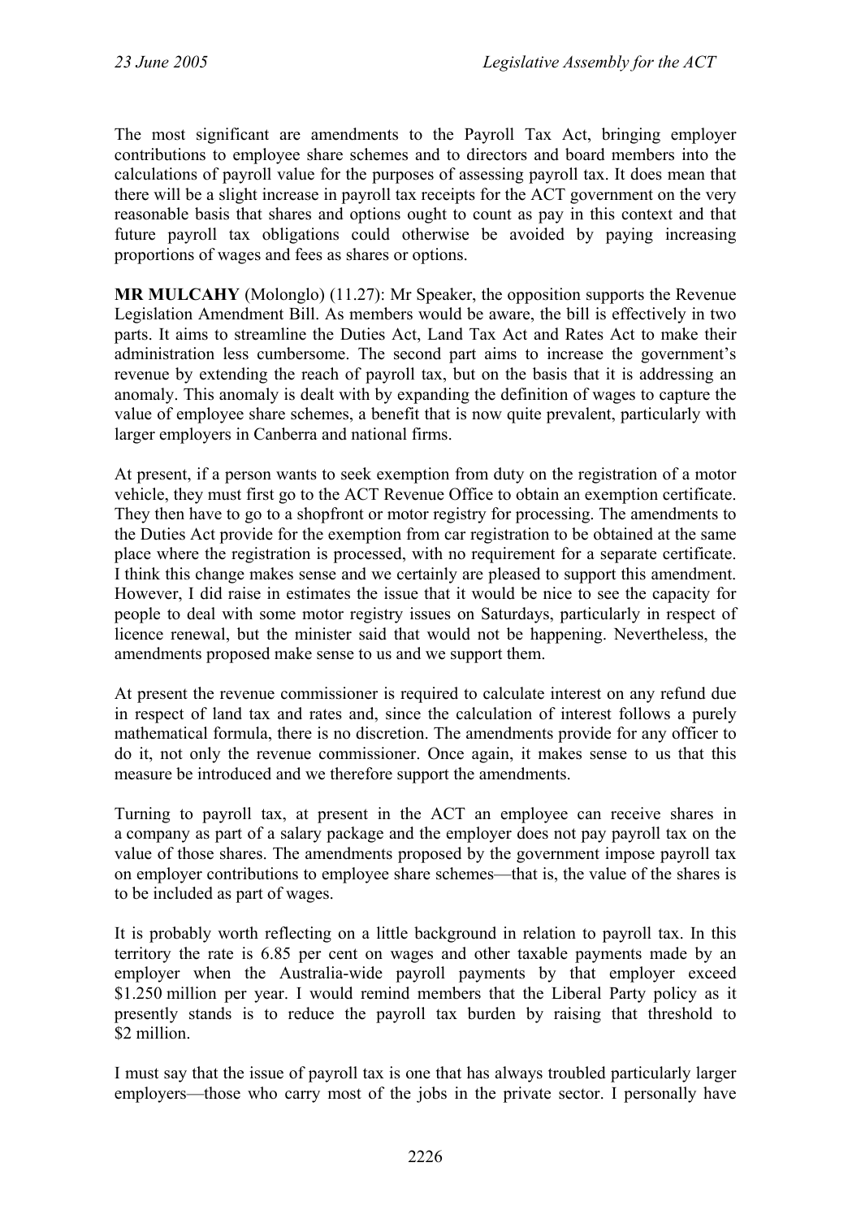The most significant are amendments to the Payroll Tax Act, bringing employer contributions to employee share schemes and to directors and board members into the calculations of payroll value for the purposes of assessing payroll tax. It does mean that there will be a slight increase in payroll tax receipts for the ACT government on the very reasonable basis that shares and options ought to count as pay in this context and that future payroll tax obligations could otherwise be avoided by paying increasing proportions of wages and fees as shares or options.

**MR MULCAHY** (Molonglo) (11.27): Mr Speaker, the opposition supports the Revenue Legislation Amendment Bill. As members would be aware, the bill is effectively in two parts. It aims to streamline the Duties Act, Land Tax Act and Rates Act to make their administration less cumbersome. The second part aims to increase the government's revenue by extending the reach of payroll tax, but on the basis that it is addressing an anomaly. This anomaly is dealt with by expanding the definition of wages to capture the value of employee share schemes, a benefit that is now quite prevalent, particularly with larger employers in Canberra and national firms.

At present, if a person wants to seek exemption from duty on the registration of a motor vehicle, they must first go to the ACT Revenue Office to obtain an exemption certificate. They then have to go to a shopfront or motor registry for processing. The amendments to the Duties Act provide for the exemption from car registration to be obtained at the same place where the registration is processed, with no requirement for a separate certificate. I think this change makes sense and we certainly are pleased to support this amendment. However, I did raise in estimates the issue that it would be nice to see the capacity for people to deal with some motor registry issues on Saturdays, particularly in respect of licence renewal, but the minister said that would not be happening. Nevertheless, the amendments proposed make sense to us and we support them.

At present the revenue commissioner is required to calculate interest on any refund due in respect of land tax and rates and, since the calculation of interest follows a purely mathematical formula, there is no discretion. The amendments provide for any officer to do it, not only the revenue commissioner. Once again, it makes sense to us that this measure be introduced and we therefore support the amendments.

Turning to payroll tax, at present in the ACT an employee can receive shares in a company as part of a salary package and the employer does not pay payroll tax on the value of those shares. The amendments proposed by the government impose payroll tax on employer contributions to employee share schemes—that is, the value of the shares is to be included as part of wages.

It is probably worth reflecting on a little background in relation to payroll tax. In this territory the rate is 6.85 per cent on wages and other taxable payments made by an employer when the Australia-wide payroll payments by that employer exceed $1.250 million per year. I would remind members that the Liberal Party policy as it presently stands is to reduce the payroll tax burden by raising that threshold to $2 million.

I must say that the issue of payroll tax is one that has always troubled particularly larger employers—those who carry most of the jobs in the private sector. I personally have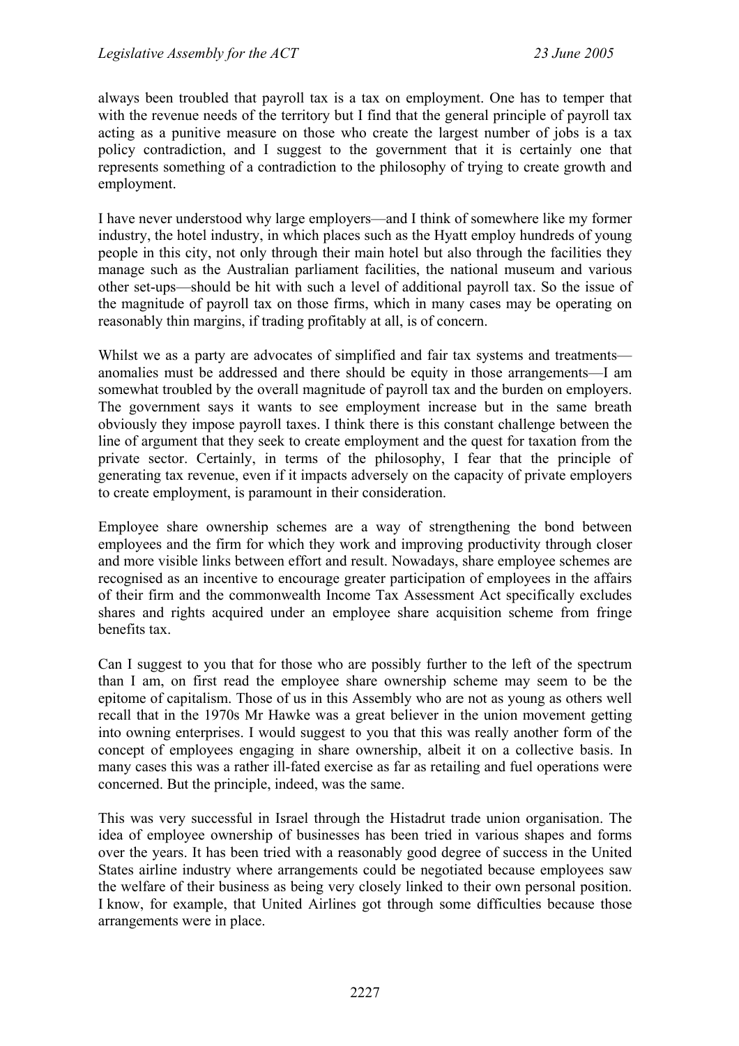always been troubled that payroll tax is a tax on employment. One has to temper that with the revenue needs of the territory but I find that the general principle of payroll tax acting as a punitive measure on those who create the largest number of jobs is a tax policy contradiction, and I suggest to the government that it is certainly one that represents something of a contradiction to the philosophy of trying to create growth and employment.

I have never understood why large employers—and I think of somewhere like my former industry, the hotel industry, in which places such as the Hyatt employ hundreds of young people in this city, not only through their main hotel but also through the facilities they manage such as the Australian parliament facilities, the national museum and various other set-ups—should be hit with such a level of additional payroll tax. So the issue of the magnitude of payroll tax on those firms, which in many cases may be operating on reasonably thin margins, if trading profitably at all, is of concern.

Whilst we as a party are advocates of simplified and fair tax systems and treatments—anomalies must be addressed and there should be equity in those arrangements—I am somewhat troubled by the overall magnitude of payroll tax and the burden on employers. The government says it wants to see employment increase but in the same breath obviously they impose payroll taxes. I think there is this constant challenge between the line of argument that they seek to create employment and the quest for taxation from the private sector. Certainly, in terms of the philosophy, I fear that the principle of generating tax revenue, even if it impacts adversely on the capacity of private employers to create employment, is paramount in their consideration.

Employee share ownership schemes are a way of strengthening the bond between employees and the firm for which they work and improving productivity through closer and more visible links between effort and result. Nowadays, share employee schemes are recognised as an incentive to encourage greater participation of employees in the affairs of their firm and the commonwealth Income Tax Assessment Act specifically excludes shares and rights acquired under an employee share acquisition scheme from fringe benefits tax.

Can I suggest to you that for those who are possibly further to the left of the spectrum than I am, on first read the employee share ownership scheme may seem to be the epitome of capitalism. Those of us in this Assembly who are not as young as others well recall that in the 1970s Mr Hawke was a great believer in the union movement getting into owning enterprises. I would suggest to you that this was really another form of the concept of employees engaging in share ownership, albeit it on a collective basis. In many cases this was a rather ill-fated exercise as far as retailing and fuel operations were concerned. But the principle, indeed, was the same.

This was very successful in Israel through the Histadrut trade union organisation. The idea of employee ownership of businesses has been tried in various shapes and forms over the years. It has been tried with a reasonably good degree of success in the United States airline industry where arrangements could be negotiated because employees saw the welfare of their business as being very closely linked to their own personal position. I know, for example, that United Airlines got through some difficulties because those arrangements were in place.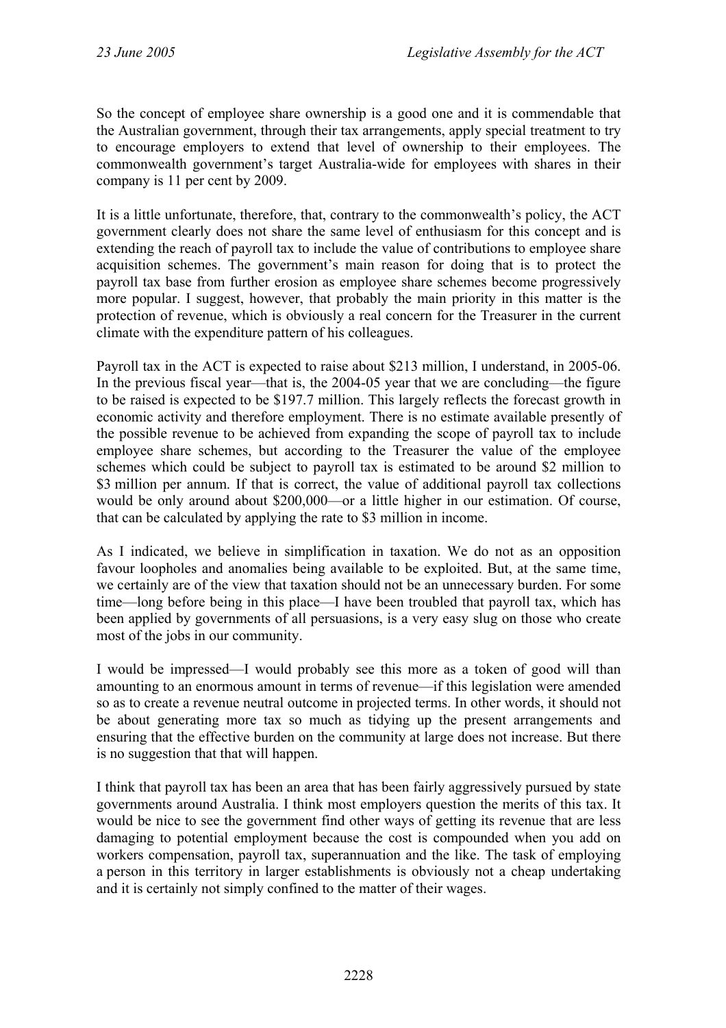So the concept of employee share ownership is a good one and it is commendable that the Australian government, through their tax arrangements, apply special treatment to try to encourage employers to extend that level of ownership to their employees. The commonwealth government's target Australia-wide for employees with shares in their company is 11 per cent by 2009.

It is a little unfortunate, therefore, that, contrary to the commonwealth's policy, the ACT government clearly does not share the same level of enthusiasm for this concept and is extending the reach of payroll tax to include the value of contributions to employee share acquisition schemes. The government's main reason for doing that is to protect the payroll tax base from further erosion as employee share schemes become progressively more popular. I suggest, however, that probably the main priority in this matter is the protection of revenue, which is obviously a real concern for the Treasurer in the current climate with the expenditure pattern of his colleagues.

Payroll tax in the ACT is expected to raise about $213 million, I understand, in 2005-06. In the previous fiscal year—that is, the 2004-05 year that we are concluding—the figure to be raised is expected to be $197.7 million. This largely reflects the forecast growth in economic activity and therefore employment. There is no estimate available presently of the possible revenue to be achieved from expanding the scope of payroll tax to include employee share schemes, but according to the Treasurer the value of the employee schemes which could be subject to payroll tax is estimated to be around $2 million to $3 million per annum. If that is correct, the value of additional payroll tax collections would be only around about $200,000—or a little higher in our estimation. Of course, that can be calculated by applying the rate to $3 million in income.

As I indicated, we believe in simplification in taxation. We do not as an opposition favour loopholes and anomalies being available to be exploited. But, at the same time, we certainly are of the view that taxation should not be an unnecessary burden. For some time—long before being in this place—I have been troubled that payroll tax, which has been applied by governments of all persuasions, is a very easy slug on those who create most of the jobs in our community.

I would be impressed—I would probably see this more as a token of good will than amounting to an enormous amount in terms of revenue—if this legislation were amended so as to create a revenue neutral outcome in projected terms. In other words, it should not be about generating more tax so much as tidying up the present arrangements and ensuring that the effective burden on the community at large does not increase. But there is no suggestion that that will happen.

I think that payroll tax has been an area that has been fairly aggressively pursued by state governments around Australia. I think most employers question the merits of this tax. It would be nice to see the government find other ways of getting its revenue that are less damaging to potential employment because the cost is compounded when you add on workers compensation, payroll tax, superannuation and the like. The task of employing a person in this territory in larger establishments is obviously not a cheap undertaking and it is certainly not simply confined to the matter of their wages.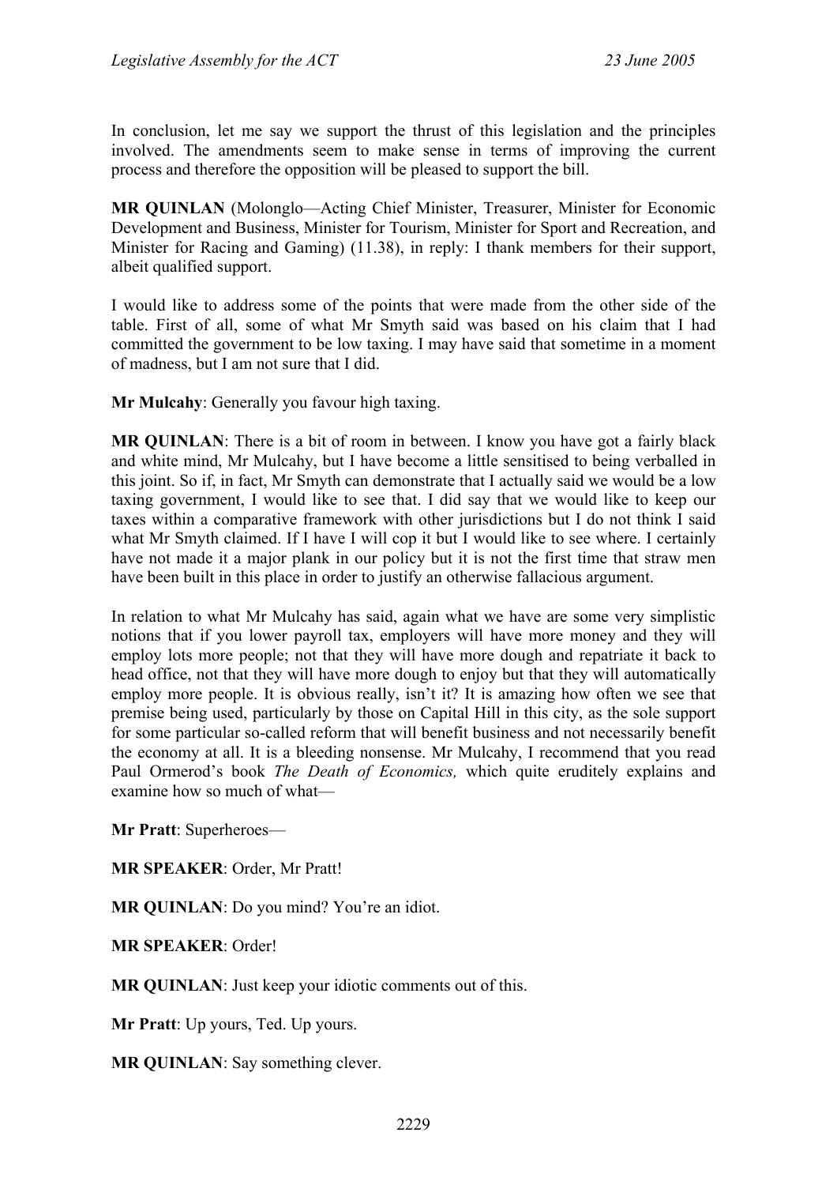In conclusion, let me say we support the thrust of this legislation and the principles involved. The amendments seem to make sense in terms of improving the current process and therefore the opposition will be pleased to support the bill.

**MR QUINLAN** (Molonglo—Acting Chief Minister, Treasurer, Minister for Economic Development and Business, Minister for Tourism, Minister for Sport and Recreation, and Minister for Racing and Gaming) (11.38), in reply: I thank members for their support, albeit qualified support.

I would like to address some of the points that were made from the other side of the table. First of all, some of what Mr Smyth said was based on his claim that I had committed the government to be low taxing. I may have said that sometime in a moment of madness, but I am not sure that I did.

**Mr Mulcahy**: Generally you favour high taxing.

**MR QUINLAN**: There is a bit of room in between. I know you have got a fairly black and white mind, Mr Mulcahy, but I have become a little sensitised to being verballed in this joint. So if, in fact, Mr Smyth can demonstrate that I actually said we would be a low taxing government, I would like to see that. I did say that we would like to keep our taxes within a comparative framework with other jurisdictions but I do not think I said what Mr Smyth claimed. If I have I will cop it but I would like to see where. I certainly have not made it a major plank in our policy but it is not the first time that straw men have been built in this place in order to justify an otherwise fallacious argument.

In relation to what Mr Mulcahy has said, again what we have are some very simplistic notions that if you lower payroll tax, employers will have more money and they will employ lots more people; not that they will have more dough and repatriate it back to head office, not that they will have more dough to enjoy but that they will automatically employ more people. It is obvious really, isn't it? It is amazing how often we see that premise being used, particularly by those on Capital Hill in this city, as the sole support for some particular so-called reform that will benefit business and not necessarily benefit the economy at all. It is a bleeding nonsense. Mr Mulcahy, I recommend that you read Paul Ormerod's book *The Death of Economics,* which quite eruditely explains and examine how so much of what—

**Mr Pratt**: Superheroes—

**MR SPEAKER**: Order, Mr Pratt!

**MR QUINLAN**: Do you mind? You're an idiot.

**MR SPEAKER**: Order!

**MR QUINLAN**: Just keep your idiotic comments out of this.

**Mr Pratt**: Up yours, Ted. Up yours.

**MR QUINLAN**: Say something clever.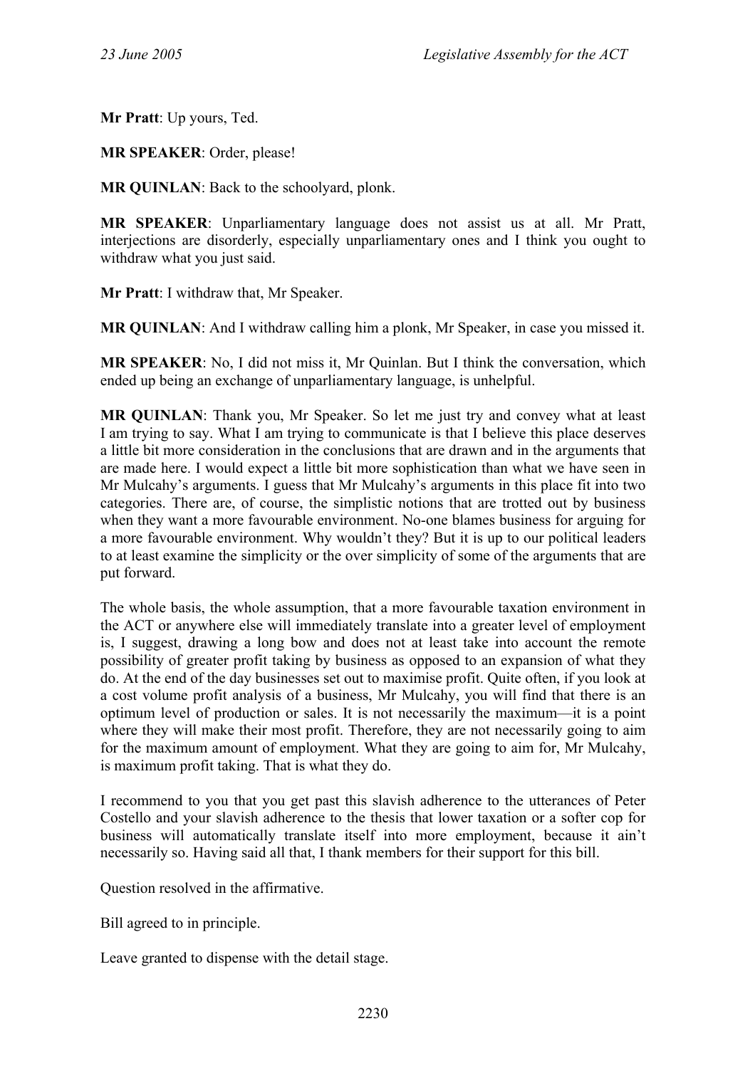**Mr Pratt**: Up yours, Ted.

**MR SPEAKER**: Order, please!

**MR QUINLAN**: Back to the schoolyard, plonk.

**MR SPEAKER**: Unparliamentary language does not assist us at all. Mr Pratt, interjections are disorderly, especially unparliamentary ones and I think you ought to withdraw what you just said.

**Mr Pratt**: I withdraw that, Mr Speaker.

**MR QUINLAN**: And I withdraw calling him a plonk, Mr Speaker, in case you missed it.

**MR SPEAKER**: No, I did not miss it, Mr Quinlan. But I think the conversation, which ended up being an exchange of unparliamentary language, is unhelpful.

**MR QUINLAN**: Thank you, Mr Speaker. So let me just try and convey what at least I am trying to say. What I am trying to communicate is that I believe this place deserves a little bit more consideration in the conclusions that are drawn and in the arguments that are made here. I would expect a little bit more sophistication than what we have seen in Mr Mulcahy's arguments. I guess that Mr Mulcahy's arguments in this place fit into two categories. There are, of course, the simplistic notions that are trotted out by business when they want a more favourable environment. No-one blames business for arguing for a more favourable environment. Why wouldn't they? But it is up to our political leaders to at least examine the simplicity or the over simplicity of some of the arguments that are put forward.

The whole basis, the whole assumption, that a more favourable taxation environment in the ACT or anywhere else will immediately translate into a greater level of employment is, I suggest, drawing a long bow and does not at least take into account the remote possibility of greater profit taking by business as opposed to an expansion of what they do. At the end of the day businesses set out to maximise profit. Quite often, if you look at a cost volume profit analysis of a business, Mr Mulcahy, you will find that there is an optimum level of production or sales. It is not necessarily the maximum—it is a point where they will make their most profit. Therefore, they are not necessarily going to aim for the maximum amount of employment. What they are going to aim for, Mr Mulcahy, is maximum profit taking. That is what they do.

I recommend to you that you get past this slavish adherence to the utterances of Peter Costello and your slavish adherence to the thesis that lower taxation or a softer cop for business will automatically translate itself into more employment, because it ain't necessarily so. Having said all that, I thank members for their support for this bill.

Question resolved in the affirmative.

Bill agreed to in principle.

Leave granted to dispense with the detail stage.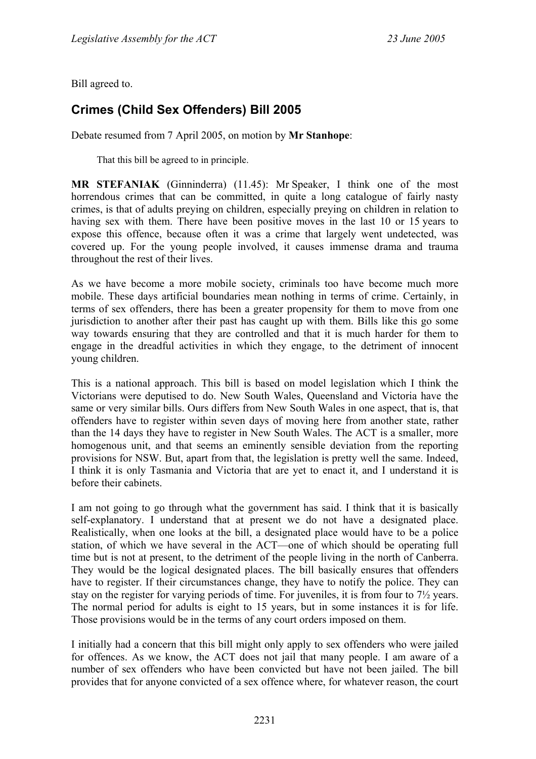Bill agreed to.

## Crimes (Child Sex Offenders) Bill 2005

Debate resumed from 7 April 2005, on motion by **Mr Stanhope**:

> That this bill be agreed to in principle.

**MR STEFANIAK** (Ginninderra) (11.45): Mr Speaker, I think one of the most horrendous crimes that can be committed, in quite a long catalogue of fairly nasty crimes, is that of adults preying on children, especially preying on children in relation to having sex with them. There have been positive moves in the last 10 or 15 years to expose this offence, because often it was a crime that largely went undetected, was covered up. For the young people involved, it causes immense drama and trauma throughout the rest of their lives.

As we have become a more mobile society, criminals too have become much more mobile. These days artificial boundaries mean nothing in terms of crime. Certainly, in terms of sex offenders, there has been a greater propensity for them to move from one jurisdiction to another after their past has caught up with them. Bills like this go some way towards ensuring that they are controlled and that it is much harder for them to engage in the dreadful activities in which they engage, to the detriment of innocent young children.

This is a national approach. This bill is based on model legislation which I think the Victorians were deputised to do. New South Wales, Queensland and Victoria have the same or very similar bills. Ours differs from New South Wales in one aspect, that is, that offenders have to register within seven days of moving here from another state, rather than the 14 days they have to register in New South Wales. The ACT is a smaller, more homogenous unit, and that seems an eminently sensible deviation from the reporting provisions for NSW. But, apart from that, the legislation is pretty well the same. Indeed, I think it is only Tasmania and Victoria that are yet to enact it, and I understand it is before their cabinets.

I am not going to go through what the government has said. I think that it is basically self-explanatory. I understand that at present we do not have a designated place. Realistically, when one looks at the bill, a designated place would have to be a police station, of which we have several in the ACT—one of which should be operating full time but is not at present, to the detriment of the people living in the north of Canberra. They would be the logical designated places. The bill basically ensures that offenders have to register. If their circumstances change, they have to notify the police. They can stay on the register for varying periods of time. For juveniles, it is from four to 7½ years. The normal period for adults is eight to 15 years, but in some instances it is for life. Those provisions would be in the terms of any court orders imposed on them.

I initially had a concern that this bill might only apply to sex offenders who were jailed for offences. As we know, the ACT does not jail that many people. I am aware of a number of sex offenders who have been convicted but have not been jailed. The bill provides that for anyone convicted of a sex offence where, for whatever reason, the court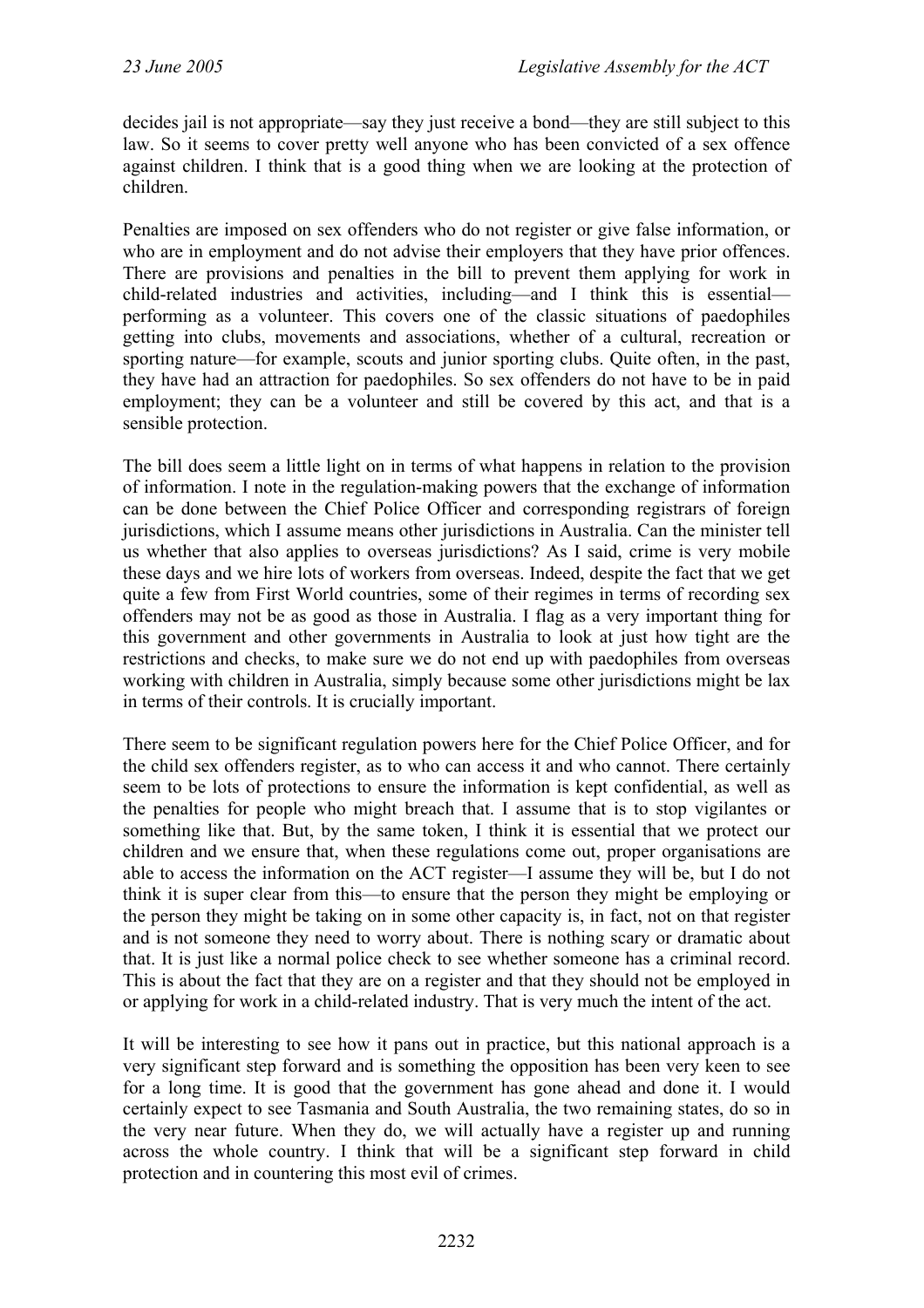decides jail is not appropriate—say they just receive a bond—they are still subject to this law. So it seems to cover pretty well anyone who has been convicted of a sex offence against children. I think that is a good thing when we are looking at the protection of children.

Penalties are imposed on sex offenders who do not register or give false information, or who are in employment and do not advise their employers that they have prior offences. There are provisions and penalties in the bill to prevent them applying for work in child-related industries and activities, including—and I think this is essential—performing as a volunteer. This covers one of the classic situations of paedophiles getting into clubs, movements and associations, whether of a cultural, recreation or sporting nature—for example, scouts and junior sporting clubs. Quite often, in the past, they have had an attraction for paedophiles. So sex offenders do not have to be in paid employment; they can be a volunteer and still be covered by this act, and that is a sensible protection.

The bill does seem a little light on in terms of what happens in relation to the provision of information. I note in the regulation-making powers that the exchange of information can be done between the Chief Police Officer and corresponding registrars of foreign jurisdictions, which I assume means other jurisdictions in Australia. Can the minister tell us whether that also applies to overseas jurisdictions? As I said, crime is very mobile these days and we hire lots of workers from overseas. Indeed, despite the fact that we get quite a few from First World countries, some of their regimes in terms of recording sex offenders may not be as good as those in Australia. I flag as a very important thing for this government and other governments in Australia to look at just how tight are the restrictions and checks, to make sure we do not end up with paedophiles from overseas working with children in Australia, simply because some other jurisdictions might be lax in terms of their controls. It is crucially important.

There seem to be significant regulation powers here for the Chief Police Officer, and for the child sex offenders register, as to who can access it and who cannot. There certainly seem to be lots of protections to ensure the information is kept confidential, as well as the penalties for people who might breach that. I assume that is to stop vigilantes or something like that. But, by the same token, I think it is essential that we protect our children and we ensure that, when these regulations come out, proper organisations are able to access the information on the ACT register—I assume they will be, but I do not think it is super clear from this—to ensure that the person they might be employing or the person they might be taking on in some other capacity is, in fact, not on that register and is not someone they need to worry about. There is nothing scary or dramatic about that. It is just like a normal police check to see whether someone has a criminal record. This is about the fact that they are on a register and that they should not be employed in or applying for work in a child-related industry. That is very much the intent of the act.

It will be interesting to see how it pans out in practice, but this national approach is a very significant step forward and is something the opposition has been very keen to see for a long time. It is good that the government has gone ahead and done it. I would certainly expect to see Tasmania and South Australia, the two remaining states, do so in the very near future. When they do, we will actually have a register up and running across the whole country. I think that will be a significant step forward in child protection and in countering this most evil of crimes.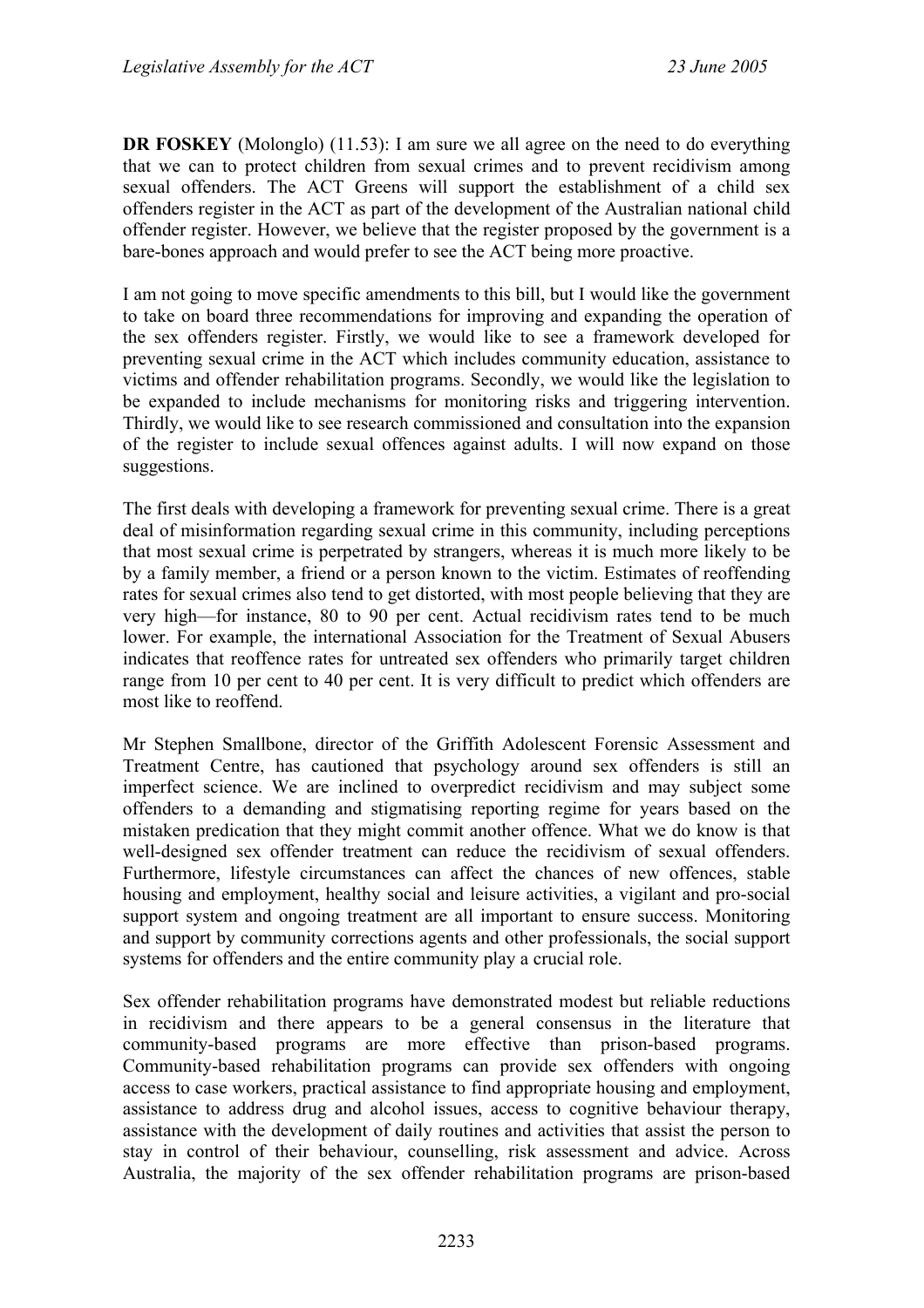**DR FOSKEY** (Molonglo) (11.53): I am sure we all agree on the need to do everything that we can to protect children from sexual crimes and to prevent recidivism among sexual offenders. The ACT Greens will support the establishment of a child sex offenders register in the ACT as part of the development of the Australian national child offender register. However, we believe that the register proposed by the government is a bare-bones approach and would prefer to see the ACT being more proactive.

I am not going to move specific amendments to this bill, but I would like the government to take on board three recommendations for improving and expanding the operation of the sex offenders register. Firstly, we would like to see a framework developed for preventing sexual crime in the ACT which includes community education, assistance to victims and offender rehabilitation programs. Secondly, we would like the legislation to be expanded to include mechanisms for monitoring risks and triggering intervention. Thirdly, we would like to see research commissioned and consultation into the expansion of the register to include sexual offences against adults. I will now expand on those suggestions.

The first deals with developing a framework for preventing sexual crime. There is a great deal of misinformation regarding sexual crime in this community, including perceptions that most sexual crime is perpetrated by strangers, whereas it is much more likely to be by a family member, a friend or a person known to the victim. Estimates of reoffending rates for sexual crimes also tend to get distorted, with most people believing that they are very high—for instance, 80 to 90 per cent. Actual recidivism rates tend to be much lower. For example, the international Association for the Treatment of Sexual Abusers indicates that reoffence rates for untreated sex offenders who primarily target children range from 10 per cent to 40 per cent. It is very difficult to predict which offenders are most like to reoffend.

Mr Stephen Smallbone, director of the Griffith Adolescent Forensic Assessment and Treatment Centre, has cautioned that psychology around sex offenders is still an imperfect science. We are inclined to overpredict recidivism and may subject some offenders to a demanding and stigmatising reporting regime for years based on the mistaken predication that they might commit another offence. What we do know is that well-designed sex offender treatment can reduce the recidivism of sexual offenders. Furthermore, lifestyle circumstances can affect the chances of new offences, stable housing and employment, healthy social and leisure activities, a vigilant and pro-social support system and ongoing treatment are all important to ensure success. Monitoring and support by community corrections agents and other professionals, the social support systems for offenders and the entire community play a crucial role.

Sex offender rehabilitation programs have demonstrated modest but reliable reductions in recidivism and there appears to be a general consensus in the literature that community-based programs are more effective than prison-based programs. Community-based rehabilitation programs can provide sex offenders with ongoing access to case workers, practical assistance to find appropriate housing and employment, assistance to address drug and alcohol issues, access to cognitive behaviour therapy, assistance with the development of daily routines and activities that assist the person to stay in control of their behaviour, counselling, risk assessment and advice. Across Australia, the majority of the sex offender rehabilitation programs are prison-based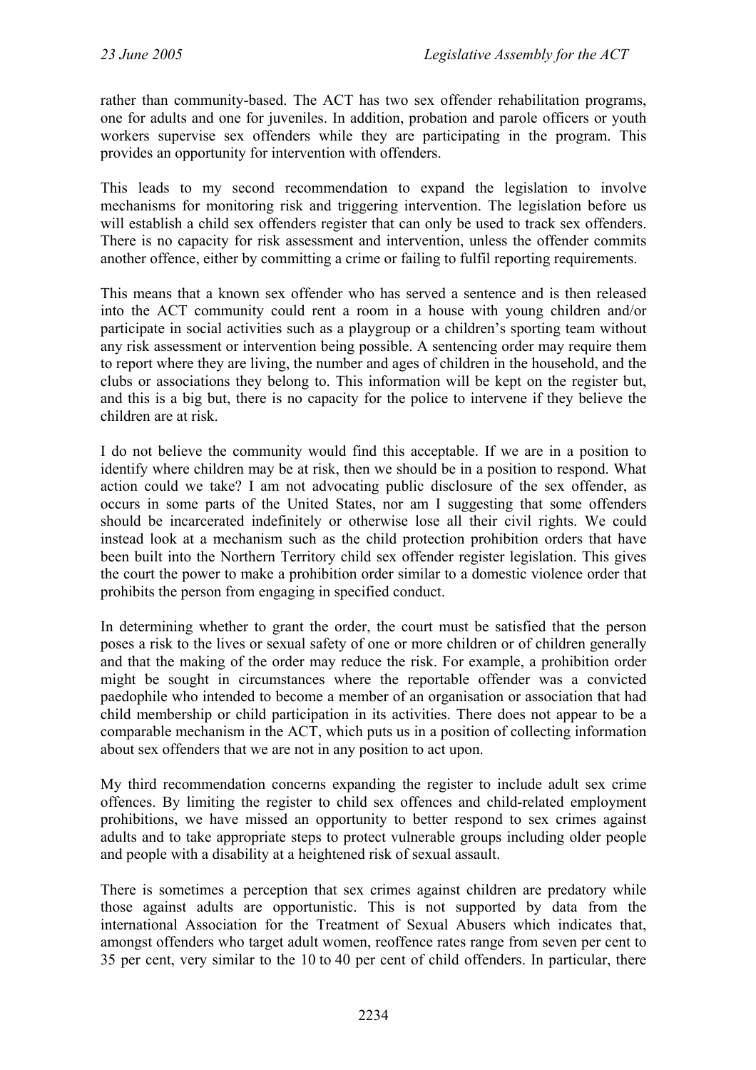rather than community-based. The ACT has two sex offender rehabilitation programs, one for adults and one for juveniles. In addition, probation and parole officers or youth workers supervise sex offenders while they are participating in the program. This provides an opportunity for intervention with offenders.

This leads to my second recommendation to expand the legislation to involve mechanisms for monitoring risk and triggering intervention. The legislation before us will establish a child sex offenders register that can only be used to track sex offenders. There is no capacity for risk assessment and intervention, unless the offender commits another offence, either by committing a crime or failing to fulfil reporting requirements.

This means that a known sex offender who has served a sentence and is then released into the ACT community could rent a room in a house with young children and/or participate in social activities such as a playgroup or a children's sporting team without any risk assessment or intervention being possible. A sentencing order may require them to report where they are living, the number and ages of children in the household, and the clubs or associations they belong to. This information will be kept on the register but, and this is a big but, there is no capacity for the police to intervene if they believe the children are at risk.

I do not believe the community would find this acceptable. If we are in a position to identify where children may be at risk, then we should be in a position to respond. What action could we take? I am not advocating public disclosure of the sex offender, as occurs in some parts of the United States, nor am I suggesting that some offenders should be incarcerated indefinitely or otherwise lose all their civil rights. We could instead look at a mechanism such as the child protection prohibition orders that have been built into the Northern Territory child sex offender register legislation. This gives the court the power to make a prohibition order similar to a domestic violence order that prohibits the person from engaging in specified conduct.

In determining whether to grant the order, the court must be satisfied that the person poses a risk to the lives or sexual safety of one or more children or of children generally and that the making of the order may reduce the risk. For example, a prohibition order might be sought in circumstances where the reportable offender was a convicted paedophile who intended to become a member of an organisation or association that had child membership or child participation in its activities. There does not appear to be a comparable mechanism in the ACT, which puts us in a position of collecting information about sex offenders that we are not in any position to act upon.

My third recommendation concerns expanding the register to include adult sex crime offences. By limiting the register to child sex offences and child-related employment prohibitions, we have missed an opportunity to better respond to sex crimes against adults and to take appropriate steps to protect vulnerable groups including older people and people with a disability at a heightened risk of sexual assault.

There is sometimes a perception that sex crimes against children are predatory while those against adults are opportunistic. This is not supported by data from the international Association for the Treatment of Sexual Abusers which indicates that, amongst offenders who target adult women, reoffence rates range from seven per cent to 35 per cent, very similar to the 10 to 40 per cent of child offenders. In particular, there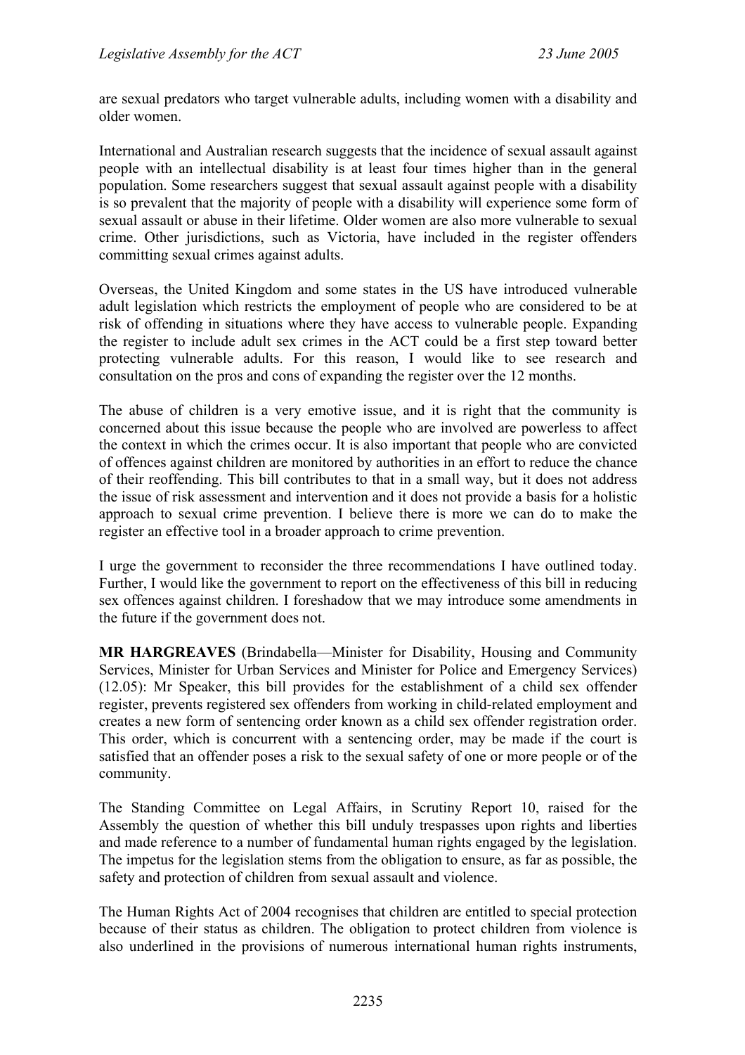are sexual predators who target vulnerable adults, including women with a disability and older women.

International and Australian research suggests that the incidence of sexual assault against people with an intellectual disability is at least four times higher than in the general population. Some researchers suggest that sexual assault against people with a disability is so prevalent that the majority of people with a disability will experience some form of sexual assault or abuse in their lifetime. Older women are also more vulnerable to sexual crime. Other jurisdictions, such as Victoria, have included in the register offenders committing sexual crimes against adults.

Overseas, the United Kingdom and some states in the US have introduced vulnerable adult legislation which restricts the employment of people who are considered to be at risk of offending in situations where they have access to vulnerable people. Expanding the register to include adult sex crimes in the ACT could be a first step toward better protecting vulnerable adults. For this reason, I would like to see research and consultation on the pros and cons of expanding the register over the 12 months.

The abuse of children is a very emotive issue, and it is right that the community is concerned about this issue because the people who are involved are powerless to affect the context in which the crimes occur. It is also important that people who are convicted of offences against children are monitored by authorities in an effort to reduce the chance of their reoffending. This bill contributes to that in a small way, but it does not address the issue of risk assessment and intervention and it does not provide a basis for a holistic approach to sexual crime prevention. I believe there is more we can do to make the register an effective tool in a broader approach to crime prevention.

I urge the government to reconsider the three recommendations I have outlined today. Further, I would like the government to report on the effectiveness of this bill in reducing sex offences against children. I foreshadow that we may introduce some amendments in the future if the government does not.

**MR HARGREAVES** (Brindabella—Minister for Disability, Housing and Community Services, Minister for Urban Services and Minister for Police and Emergency Services) (12.05): Mr Speaker, this bill provides for the establishment of a child sex offender register, prevents registered sex offenders from working in child-related employment and creates a new form of sentencing order known as a child sex offender registration order. This order, which is concurrent with a sentencing order, may be made if the court is satisfied that an offender poses a risk to the sexual safety of one or more people or of the community.

The Standing Committee on Legal Affairs, in Scrutiny Report 10, raised for the Assembly the question of whether this bill unduly trespasses upon rights and liberties and made reference to a number of fundamental human rights engaged by the legislation. The impetus for the legislation stems from the obligation to ensure, as far as possible, the safety and protection of children from sexual assault and violence.

The Human Rights Act of 2004 recognises that children are entitled to special protection because of their status as children. The obligation to protect children from violence is also underlined in the provisions of numerous international human rights instruments,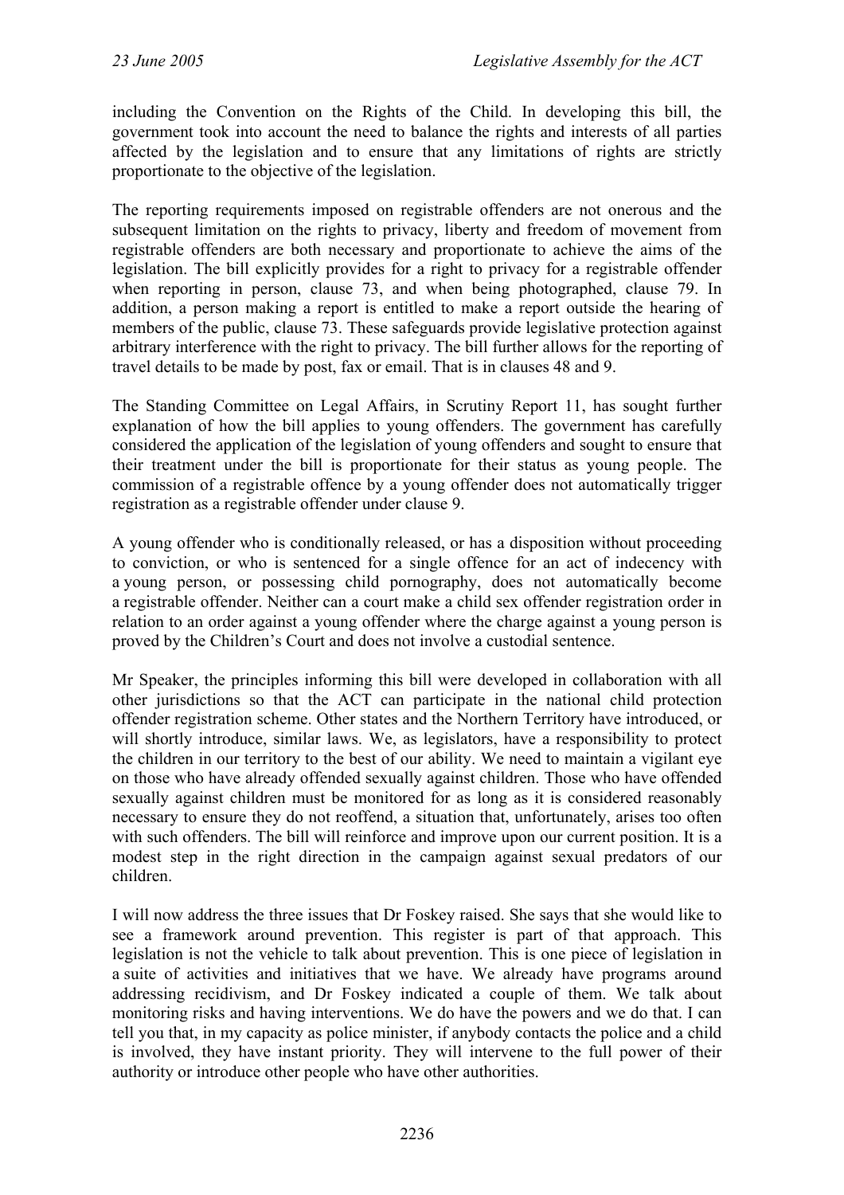including the Convention on the Rights of the Child. In developing this bill, the government took into account the need to balance the rights and interests of all parties affected by the legislation and to ensure that any limitations of rights are strictly proportionate to the objective of the legislation.

The reporting requirements imposed on registrable offenders are not onerous and the subsequent limitation on the rights to privacy, liberty and freedom of movement from registrable offenders are both necessary and proportionate to achieve the aims of the legislation. The bill explicitly provides for a right to privacy for a registrable offender when reporting in person, clause 73, and when being photographed, clause 79. In addition, a person making a report is entitled to make a report outside the hearing of members of the public, clause 73. These safeguards provide legislative protection against arbitrary interference with the right to privacy. The bill further allows for the reporting of travel details to be made by post, fax or email. That is in clauses 48 and 9.

The Standing Committee on Legal Affairs, in Scrutiny Report 11, has sought further explanation of how the bill applies to young offenders. The government has carefully considered the application of the legislation of young offenders and sought to ensure that their treatment under the bill is proportionate for their status as young people. The commission of a registrable offence by a young offender does not automatically trigger registration as a registrable offender under clause 9.

A young offender who is conditionally released, or has a disposition without proceeding to conviction, or who is sentenced for a single offence for an act of indecency with a young person, or possessing child pornography, does not automatically become a registrable offender. Neither can a court make a child sex offender registration order in relation to an order against a young offender where the charge against a young person is proved by the Children's Court and does not involve a custodial sentence.

Mr Speaker, the principles informing this bill were developed in collaboration with all other jurisdictions so that the ACT can participate in the national child protection offender registration scheme. Other states and the Northern Territory have introduced, or will shortly introduce, similar laws. We, as legislators, have a responsibility to protect the children in our territory to the best of our ability. We need to maintain a vigilant eye on those who have already offended sexually against children. Those who have offended sexually against children must be monitored for as long as it is considered reasonably necessary to ensure they do not reoffend, a situation that, unfortunately, arises too often with such offenders. The bill will reinforce and improve upon our current position. It is a modest step in the right direction in the campaign against sexual predators of our children.

I will now address the three issues that Dr Foskey raised. She says that she would like to see a framework around prevention. This register is part of that approach. This legislation is not the vehicle to talk about prevention. This is one piece of legislation in a suite of activities and initiatives that we have. We already have programs around addressing recidivism, and Dr Foskey indicated a couple of them. We talk about monitoring risks and having interventions. We do have the powers and we do that. I can tell you that, in my capacity as police minister, if anybody contacts the police and a child is involved, they have instant priority. They will intervene to the full power of their authority or introduce other people who have other authorities.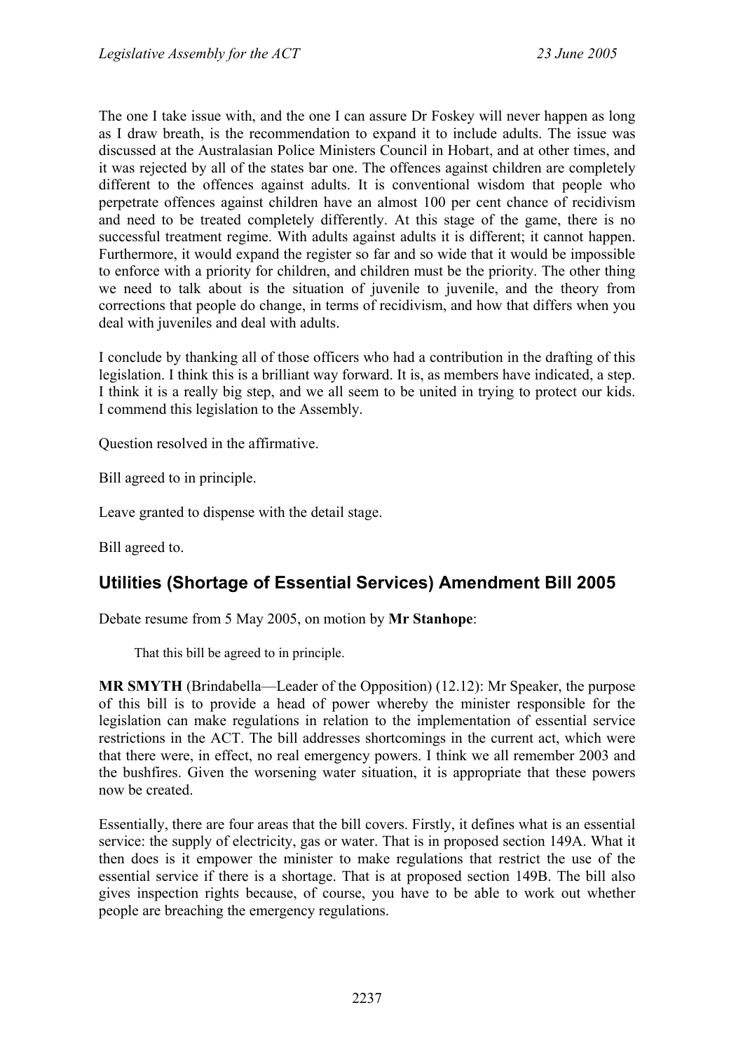The one I take issue with, and the one I can assure Dr Foskey will never happen as long as I draw breath, is the recommendation to expand it to include adults. The issue was discussed at the Australasian Police Ministers Council in Hobart, and at other times, and it was rejected by all of the states bar one. The offences against children are completely different to the offences against adults. It is conventional wisdom that people who perpetrate offences against children have an almost 100 per cent chance of recidivism and need to be treated completely differently. At this stage of the game, there is no successful treatment regime. With adults against adults it is different; it cannot happen. Furthermore, it would expand the register so far and so wide that it would be impossible to enforce with a priority for children, and children must be the priority. The other thing we need to talk about is the situation of juvenile to juvenile, and the theory from corrections that people do change, in terms of recidivism, and how that differs when you deal with juveniles and deal with adults.

I conclude by thanking all of those officers who had a contribution in the drafting of this legislation. I think this is a brilliant way forward. It is, as members have indicated, a step. I think it is a really big step, and we all seem to be united in trying to protect our kids. I commend this legislation to the Assembly.

Question resolved in the affirmative.

Bill agreed to in principle.

Leave granted to dispense with the detail stage.

Bill agreed to.

## Utilities (Shortage of Essential Services) Amendment Bill 2005

Debate resume from 5 May 2005, on motion by **Mr Stanhope**:

> That this bill be agreed to in principle.

**MR SMYTH** (Brindabella—Leader of the Opposition) (12.12): Mr Speaker, the purpose of this bill is to provide a head of power whereby the minister responsible for the legislation can make regulations in relation to the implementation of essential service restrictions in the ACT. The bill addresses shortcomings in the current act, which were that there were, in effect, no real emergency powers. I think we all remember 2003 and the bushfires. Given the worsening water situation, it is appropriate that these powers now be created.

Essentially, there are four areas that the bill covers. Firstly, it defines what is an essential service: the supply of electricity, gas or water. That is in proposed section 149A. What it then does is it empower the minister to make regulations that restrict the use of the essential service if there is a shortage. That is at proposed section 149B. The bill also gives inspection rights because, of course, you have to be able to work out whether people are breaching the emergency regulations.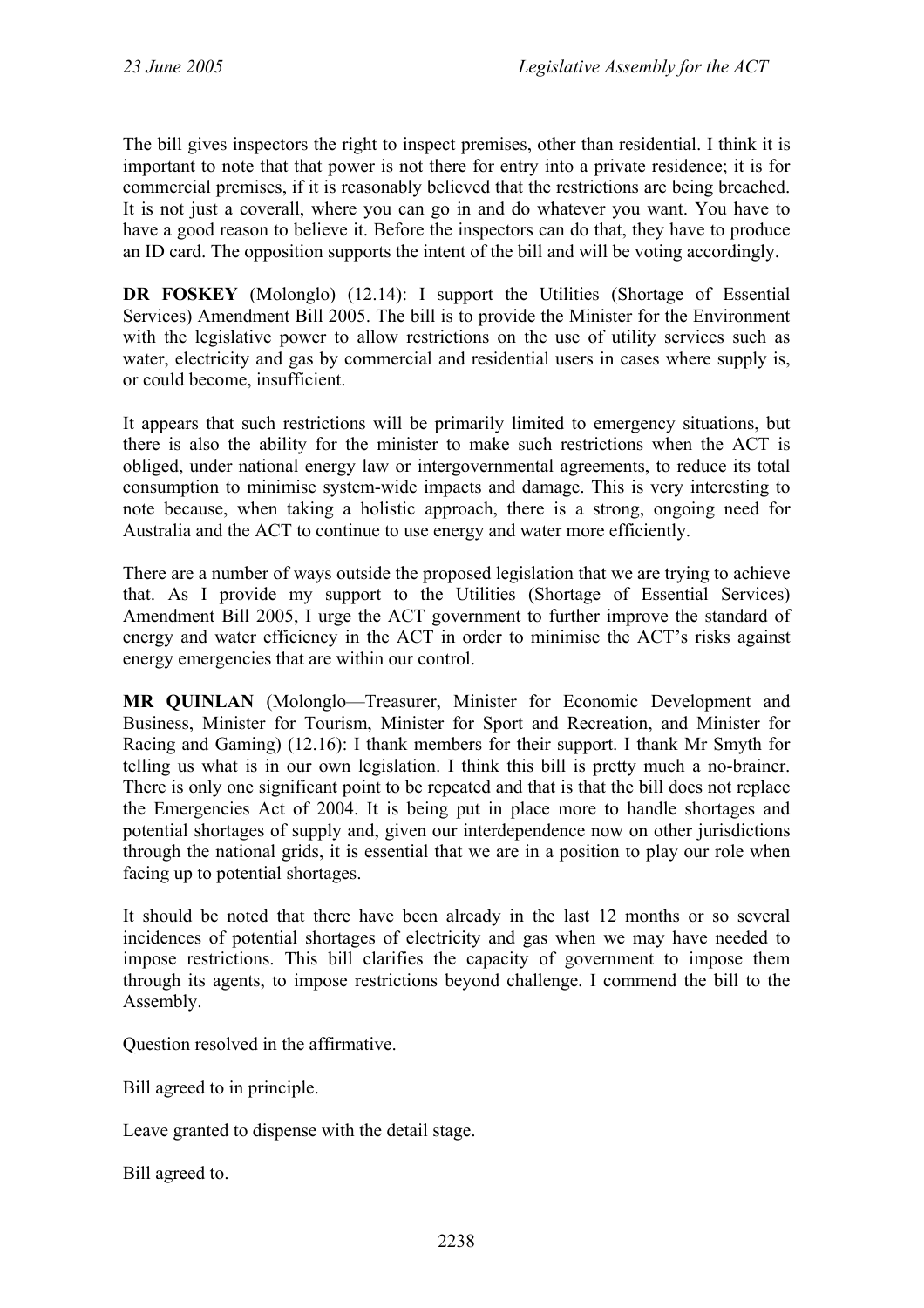The bill gives inspectors the right to inspect premises, other than residential. I think it is important to note that that power is not there for entry into a private residence; it is for commercial premises, if it is reasonably believed that the restrictions are being breached. It is not just a coverall, where you can go in and do whatever you want. You have to have a good reason to believe it. Before the inspectors can do that, they have to produce an ID card. The opposition supports the intent of the bill and will be voting accordingly.

**DR FOSKEY** (Molonglo) (12.14): I support the Utilities (Shortage of Essential Services) Amendment Bill 2005. The bill is to provide the Minister for the Environment with the legislative power to allow restrictions on the use of utility services such as water, electricity and gas by commercial and residential users in cases where supply is, or could become, insufficient.

It appears that such restrictions will be primarily limited to emergency situations, but there is also the ability for the minister to make such restrictions when the ACT is obliged, under national energy law or intergovernmental agreements, to reduce its total consumption to minimise system-wide impacts and damage. This is very interesting to note because, when taking a holistic approach, there is a strong, ongoing need for Australia and the ACT to continue to use energy and water more efficiently.

There are a number of ways outside the proposed legislation that we are trying to achieve that. As I provide my support to the Utilities (Shortage of Essential Services) Amendment Bill 2005, I urge the ACT government to further improve the standard of energy and water efficiency in the ACT in order to minimise the ACT's risks against energy emergencies that are within our control.

**MR QUINLAN** (Molonglo—Treasurer, Minister for Economic Development and Business, Minister for Tourism, Minister for Sport and Recreation, and Minister for Racing and Gaming) (12.16): I thank members for their support. I thank Mr Smyth for telling us what is in our own legislation. I think this bill is pretty much a no-brainer. There is only one significant point to be repeated and that is that the bill does not replace the Emergencies Act of 2004. It is being put in place more to handle shortages and potential shortages of supply and, given our interdependence now on other jurisdictions through the national grids, it is essential that we are in a position to play our role when facing up to potential shortages.

It should be noted that there have been already in the last 12 months or so several incidences of potential shortages of electricity and gas when we may have needed to impose restrictions. This bill clarifies the capacity of government to impose them through its agents, to impose restrictions beyond challenge. I commend the bill to the Assembly.

Question resolved in the affirmative.

Bill agreed to in principle.

Leave granted to dispense with the detail stage.

Bill agreed to.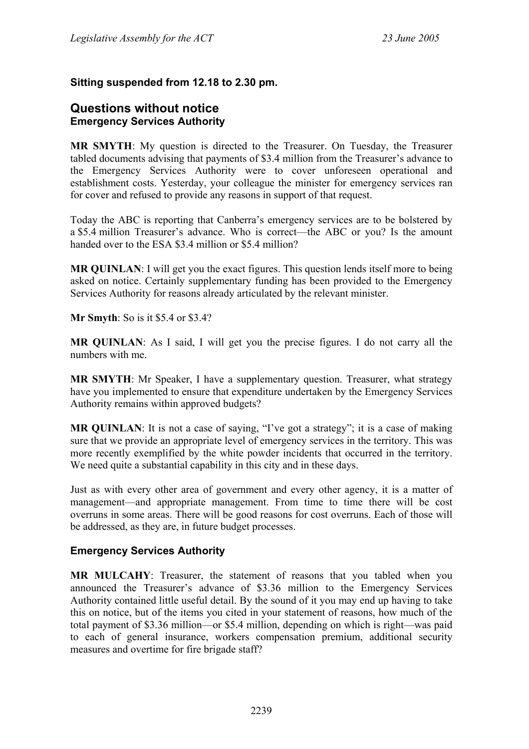**Sitting suspended from 12.18 to 2.30 pm.**

## Questions without notice

### Emergency Services Authority

**MR SMYTH**: My question is directed to the Treasurer. On Tuesday, the Treasurer tabled documents advising that payments of $3.4 million from the Treasurer's advance to the Emergency Services Authority were to cover unforeseen operational and establishment costs. Yesterday, your colleague the minister for emergency services ran for cover and refused to provide any reasons in support of that request.

Today the ABC is reporting that Canberra's emergency services are to be bolstered by a $5.4 million Treasurer's advance. Who is correct—the ABC or you? Is the amount handed over to the ESA $3.4 million or $5.4 million?

**MR QUINLAN**: I will get you the exact figures. This question lends itself more to being asked on notice. Certainly supplementary funding has been provided to the Emergency Services Authority for reasons already articulated by the relevant minister.

**Mr Smyth**: So is it $5.4 or $3.4?

**MR QUINLAN**: As I said, I will get you the precise figures. I do not carry all the numbers with me.

**MR SMYTH**: Mr Speaker, I have a supplementary question. Treasurer, what strategy have you implemented to ensure that expenditure undertaken by the Emergency Services Authority remains within approved budgets?

**MR QUINLAN**: It is not a case of saying, "I've got a strategy"; it is a case of making sure that we provide an appropriate level of emergency services in the territory. This was more recently exemplified by the white powder incidents that occurred in the territory. We need quite a substantial capability in this city and in these days.

Just as with every other area of government and every other agency, it is a matter of management—and appropriate management. From time to time there will be cost overruns in some areas. There will be good reasons for cost overruns. Each of those will be addressed, as they are, in future budget processes.

### Emergency Services Authority

**MR MULCAHY**: Treasurer, the statement of reasons that you tabled when you announced the Treasurer's advance of $3.36 million to the Emergency Services Authority contained little useful detail. By the sound of it you may end up having to take this on notice, but of the items you cited in your statement of reasons, how much of the total payment of $3.36 million—or $5.4 million, depending on which is right—was paid to each of general insurance, workers compensation premium, additional security measures and overtime for fire brigade staff?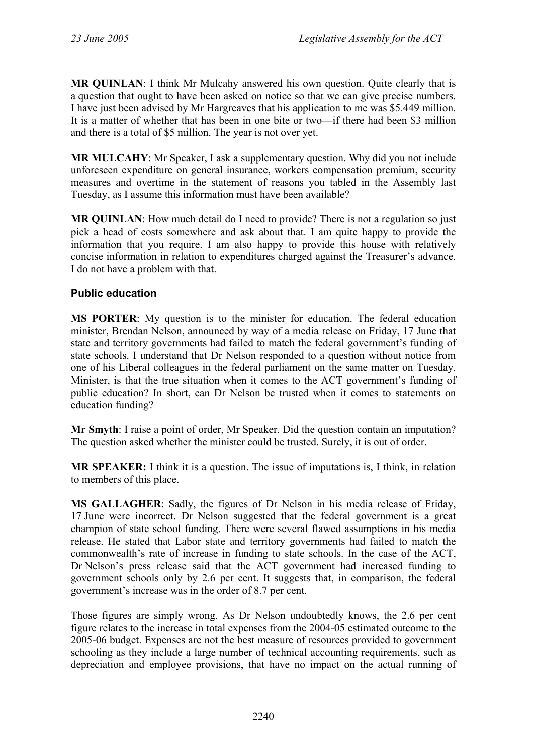**MR QUINLAN**: I think Mr Mulcahy answered his own question. Quite clearly that is a question that ought to have been asked on notice so that we can give precise numbers. I have just been advised by Mr Hargreaves that his application to me was $5.449 million. It is a matter of whether that has been in one bite or two—if there had been $3 million and there is a total of $5 million. The year is not over yet.

**MR MULCAHY**: Mr Speaker, I ask a supplementary question. Why did you not include unforeseen expenditure on general insurance, workers compensation premium, security measures and overtime in the statement of reasons you tabled in the Assembly last Tuesday, as I assume this information must have been available?

**MR QUINLAN**: How much detail do I need to provide? There is not a regulation so just pick a head of costs somewhere and ask about that. I am quite happy to provide the information that you require. I am also happy to provide this house with relatively concise information in relation to expenditures charged against the Treasurer's advance. I do not have a problem with that.

### Public education

**MS PORTER**: My question is to the minister for education. The federal education minister, Brendan Nelson, announced by way of a media release on Friday, 17 June that state and territory governments had failed to match the federal government's funding of state schools. I understand that Dr Nelson responded to a question without notice from one of his Liberal colleagues in the federal parliament on the same matter on Tuesday. Minister, is that the true situation when it comes to the ACT government's funding of public education? In short, can Dr Nelson be trusted when it comes to statements on education funding?

**Mr Smyth**: I raise a point of order, Mr Speaker. Did the question contain an imputation? The question asked whether the minister could be trusted. Surely, it is out of order.

**MR SPEAKER:** I think it is a question. The issue of imputations is, I think, in relation to members of this place.

**MS GALLAGHER**: Sadly, the figures of Dr Nelson in his media release of Friday, 17 June were incorrect. Dr Nelson suggested that the federal government is a great champion of state school funding. There were several flawed assumptions in his media release. He stated that Labor state and territory governments had failed to match the commonwealth's rate of increase in funding to state schools. In the case of the ACT, Dr Nelson's press release said that the ACT government had increased funding to government schools only by 2.6 per cent. It suggests that, in comparison, the federal government's increase was in the order of 8.7 per cent.

Those figures are simply wrong. As Dr Nelson undoubtedly knows, the 2.6 per cent figure relates to the increase in total expenses from the 2004-05 estimated outcome to the 2005-06 budget. Expenses are not the best measure of resources provided to government schooling as they include a large number of technical accounting requirements, such as depreciation and employee provisions, that have no impact on the actual running of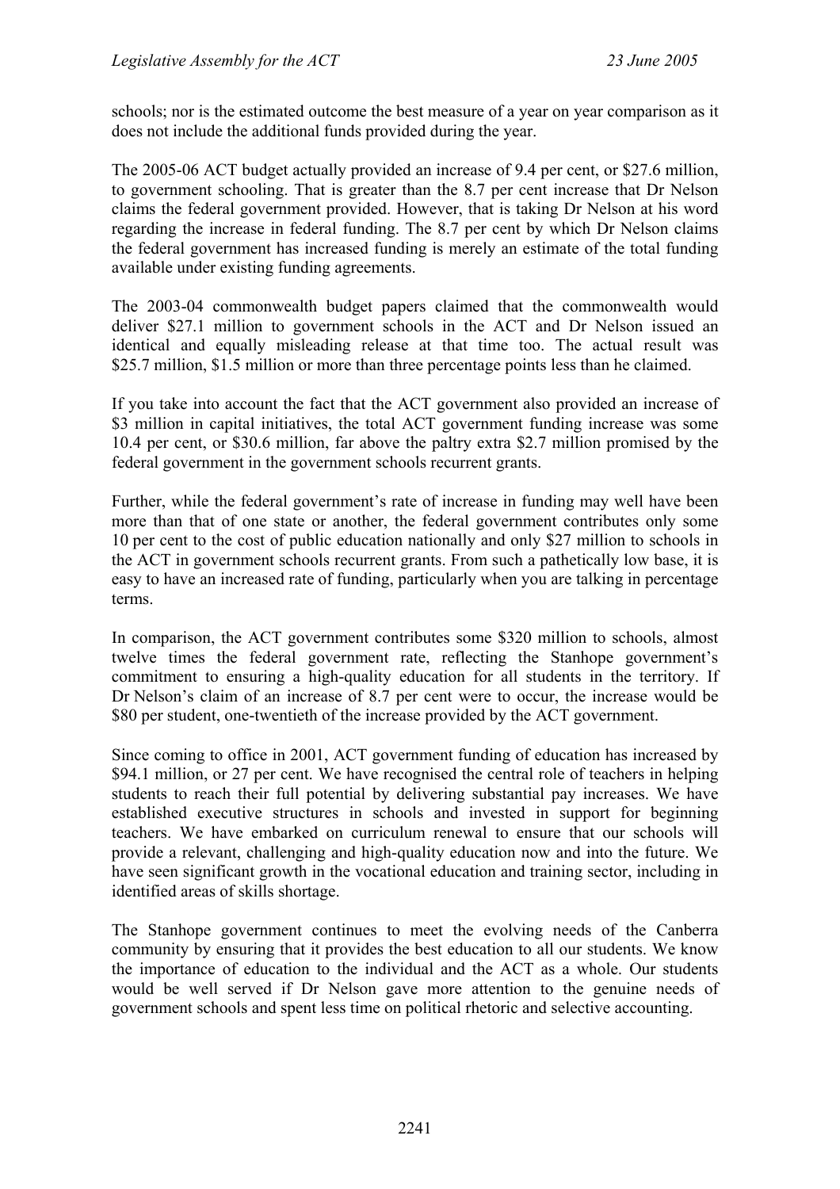schools; nor is the estimated outcome the best measure of a year on year comparison as it does not include the additional funds provided during the year.

The 2005-06 ACT budget actually provided an increase of 9.4 per cent, or $27.6 million, to government schooling. That is greater than the 8.7 per cent increase that Dr Nelson claims the federal government provided. However, that is taking Dr Nelson at his word regarding the increase in federal funding. The 8.7 per cent by which Dr Nelson claims the federal government has increased funding is merely an estimate of the total funding available under existing funding agreements.

The 2003-04 commonwealth budget papers claimed that the commonwealth would deliver $27.1 million to government schools in the ACT and Dr Nelson issued an identical and equally misleading release at that time too. The actual result was $25.7 million, $1.5 million or more than three percentage points less than he claimed.

If you take into account the fact that the ACT government also provided an increase of $3 million in capital initiatives, the total ACT government funding increase was some 10.4 per cent, or $30.6 million, far above the paltry extra $2.7 million promised by the federal government in the government schools recurrent grants.

Further, while the federal government's rate of increase in funding may well have been more than that of one state or another, the federal government contributes only some 10 per cent to the cost of public education nationally and only $27 million to schools in the ACT in government schools recurrent grants. From such a pathetically low base, it is easy to have an increased rate of funding, particularly when you are talking in percentage terms.

In comparison, the ACT government contributes some $320 million to schools, almost twelve times the federal government rate, reflecting the Stanhope government's commitment to ensuring a high-quality education for all students in the territory. If Dr Nelson's claim of an increase of 8.7 per cent were to occur, the increase would be $80 per student, one-twentieth of the increase provided by the ACT government.

Since coming to office in 2001, ACT government funding of education has increased by $94.1 million, or 27 per cent. We have recognised the central role of teachers in helping students to reach their full potential by delivering substantial pay increases. We have established executive structures in schools and invested in support for beginning teachers. We have embarked on curriculum renewal to ensure that our schools will provide a relevant, challenging and high-quality education now and into the future. We have seen significant growth in the vocational education and training sector, including in identified areas of skills shortage.

The Stanhope government continues to meet the evolving needs of the Canberra community by ensuring that it provides the best education to all our students. We know the importance of education to the individual and the ACT as a whole. Our students would be well served if Dr Nelson gave more attention to the genuine needs of government schools and spent less time on political rhetoric and selective accounting.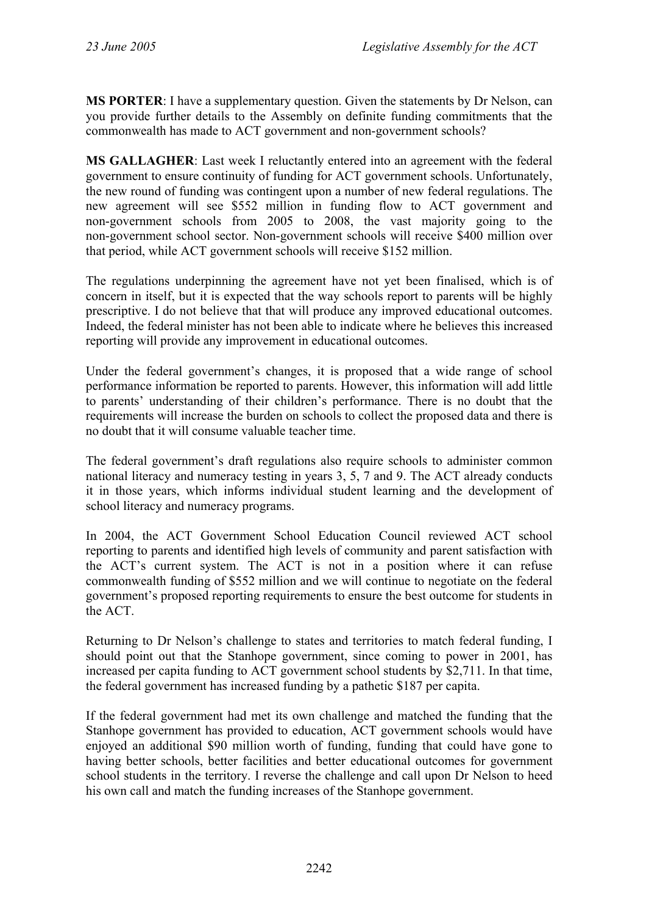**MS PORTER**: I have a supplementary question. Given the statements by Dr Nelson, can you provide further details to the Assembly on definite funding commitments that the commonwealth has made to ACT government and non-government schools?

**MS GALLAGHER**: Last week I reluctantly entered into an agreement with the federal government to ensure continuity of funding for ACT government schools. Unfortunately, the new round of funding was contingent upon a number of new federal regulations. The new agreement will see $552 million in funding flow to ACT government and non-government schools from 2005 to 2008, the vast majority going to the non-government school sector. Non-government schools will receive $400 million over that period, while ACT government schools will receive $152 million.

The regulations underpinning the agreement have not yet been finalised, which is of concern in itself, but it is expected that the way schools report to parents will be highly prescriptive. I do not believe that that will produce any improved educational outcomes. Indeed, the federal minister has not been able to indicate where he believes this increased reporting will provide any improvement in educational outcomes.

Under the federal government's changes, it is proposed that a wide range of school performance information be reported to parents. However, this information will add little to parents' understanding of their children's performance. There is no doubt that the requirements will increase the burden on schools to collect the proposed data and there is no doubt that it will consume valuable teacher time.

The federal government's draft regulations also require schools to administer common national literacy and numeracy testing in years 3, 5, 7 and 9. The ACT already conducts it in those years, which informs individual student learning and the development of school literacy and numeracy programs.

In 2004, the ACT Government School Education Council reviewed ACT school reporting to parents and identified high levels of community and parent satisfaction with the ACT's current system. The ACT is not in a position where it can refuse commonwealth funding of $552 million and we will continue to negotiate on the federal government's proposed reporting requirements to ensure the best outcome for students in the ACT.

Returning to Dr Nelson's challenge to states and territories to match federal funding, I should point out that the Stanhope government, since coming to power in 2001, has increased per capita funding to ACT government school students by $2,711. In that time, the federal government has increased funding by a pathetic $187 per capita.

If the federal government had met its own challenge and matched the funding that the Stanhope government has provided to education, ACT government schools would have enjoyed an additional $90 million worth of funding, funding that could have gone to having better schools, better facilities and better educational outcomes for government school students in the territory. I reverse the challenge and call upon Dr Nelson to heed his own call and match the funding increases of the Stanhope government.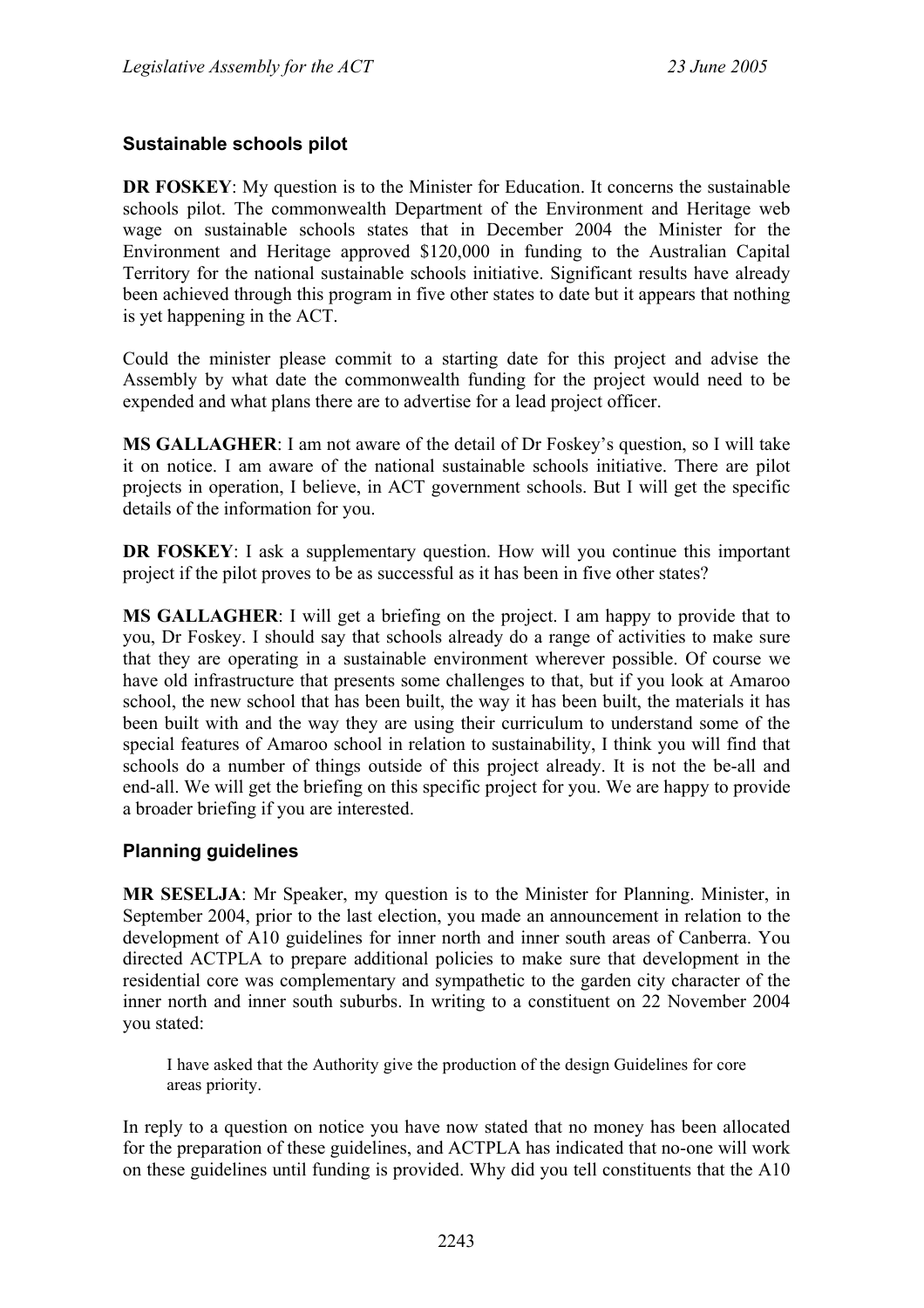### Sustainable schools pilot

**DR FOSKEY**: My question is to the Minister for Education. It concerns the sustainable schools pilot. The commonwealth Department of the Environment and Heritage web wage on sustainable schools states that in December 2004 the Minister for the Environment and Heritage approved $120,000 in funding to the Australian Capital Territory for the national sustainable schools initiative. Significant results have already been achieved through this program in five other states to date but it appears that nothing is yet happening in the ACT.

Could the minister please commit to a starting date for this project and advise the Assembly by what date the commonwealth funding for the project would need to be expended and what plans there are to advertise for a lead project officer.

**MS GALLAGHER**: I am not aware of the detail of Dr Foskey's question, so I will take it on notice. I am aware of the national sustainable schools initiative. There are pilot projects in operation, I believe, in ACT government schools. But I will get the specific details of the information for you.

**DR FOSKEY**: I ask a supplementary question. How will you continue this important project if the pilot proves to be as successful as it has been in five other states?

**MS GALLAGHER**: I will get a briefing on the project. I am happy to provide that to you, Dr Foskey. I should say that schools already do a range of activities to make sure that they are operating in a sustainable environment wherever possible. Of course we have old infrastructure that presents some challenges to that, but if you look at Amaroo school, the new school that has been built, the way it has been built, the materials it has been built with and the way they are using their curriculum to understand some of the special features of Amaroo school in relation to sustainability, I think you will find that schools do a number of things outside of this project already. It is not the be-all and end-all. We will get the briefing on this specific project for you. We are happy to provide a broader briefing if you are interested.

### Planning guidelines

**MR SESELJA**: Mr Speaker, my question is to the Minister for Planning. Minister, in September 2004, prior to the last election, you made an announcement in relation to the development of A10 guidelines for inner north and inner south areas of Canberra. You directed ACTPLA to prepare additional policies to make sure that development in the residential core was complementary and sympathetic to the garden city character of the inner north and inner south suburbs. In writing to a constituent on 22 November 2004 you stated:

> I have asked that the Authority give the production of the design Guidelines for core areas priority.

In reply to a question on notice you have now stated that no money has been allocated for the preparation of these guidelines, and ACTPLA has indicated that no-one will work on these guidelines until funding is provided. Why did you tell constituents that the A10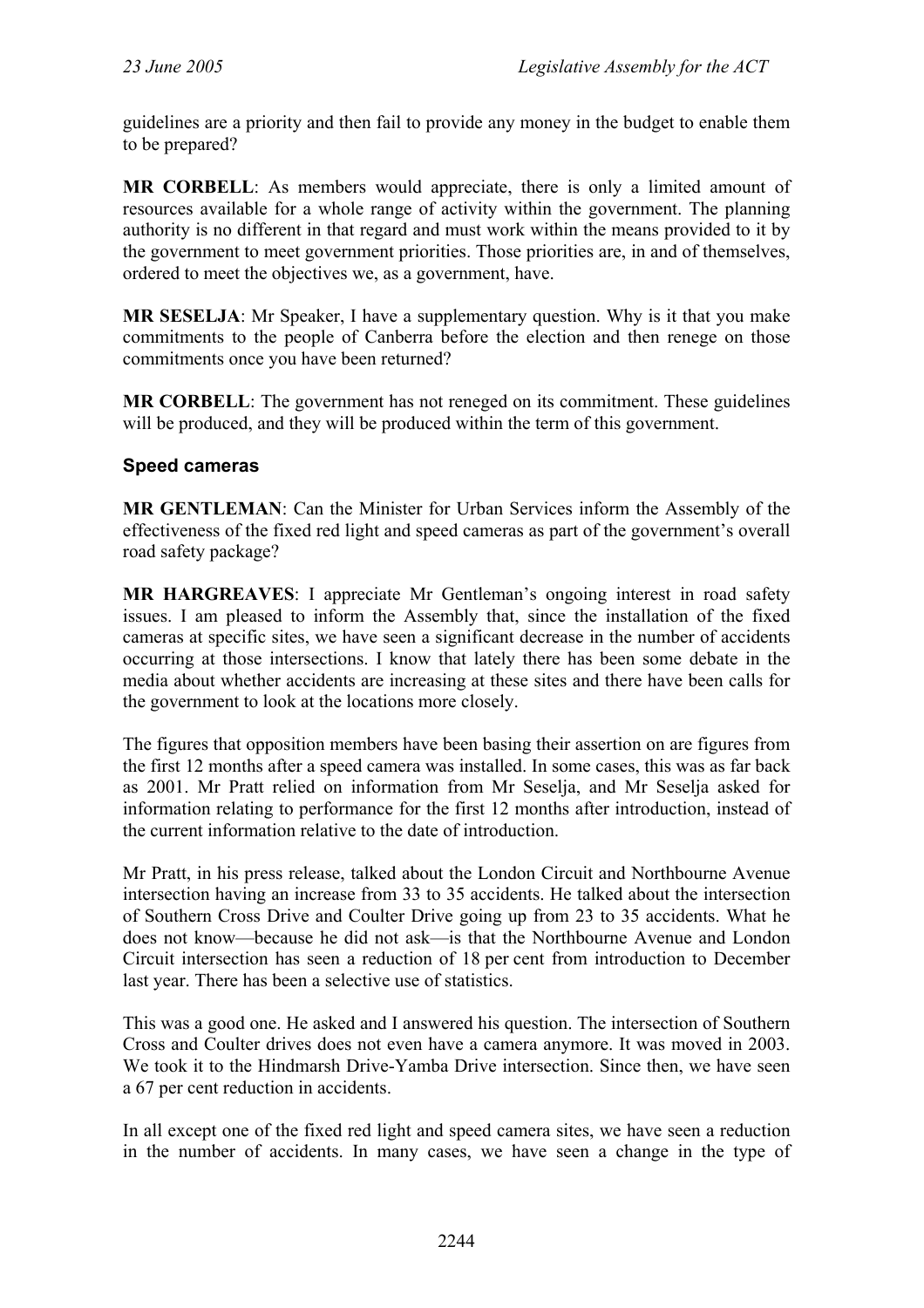guidelines are a priority and then fail to provide any money in the budget to enable them to be prepared?

**MR CORBELL**: As members would appreciate, there is only a limited amount of resources available for a whole range of activity within the government. The planning authority is no different in that regard and must work within the means provided to it by the government to meet government priorities. Those priorities are, in and of themselves, ordered to meet the objectives we, as a government, have.

**MR SESELJA**: Mr Speaker, I have a supplementary question. Why is it that you make commitments to the people of Canberra before the election and then renege on those commitments once you have been returned?

**MR CORBELL**: The government has not reneged on its commitment. These guidelines will be produced, and they will be produced within the term of this government.

### Speed cameras

**MR GENTLEMAN**: Can the Minister for Urban Services inform the Assembly of the effectiveness of the fixed red light and speed cameras as part of the government's overall road safety package?

**MR HARGREAVES**: I appreciate Mr Gentleman's ongoing interest in road safety issues. I am pleased to inform the Assembly that, since the installation of the fixed cameras at specific sites, we have seen a significant decrease in the number of accidents occurring at those intersections. I know that lately there has been some debate in the media about whether accidents are increasing at these sites and there have been calls for the government to look at the locations more closely.

The figures that opposition members have been basing their assertion on are figures from the first 12 months after a speed camera was installed. In some cases, this was as far back as 2001. Mr Pratt relied on information from Mr Seselja, and Mr Seselja asked for information relating to performance for the first 12 months after introduction, instead of the current information relative to the date of introduction.

Mr Pratt, in his press release, talked about the London Circuit and Northbourne Avenue intersection having an increase from 33 to 35 accidents. He talked about the intersection of Southern Cross Drive and Coulter Drive going up from 23 to 35 accidents. What he does not know—because he did not ask—is that the Northbourne Avenue and London Circuit intersection has seen a reduction of 18 per cent from introduction to December last year. There has been a selective use of statistics.

This was a good one. He asked and I answered his question. The intersection of Southern Cross and Coulter drives does not even have a camera anymore. It was moved in 2003. We took it to the Hindmarsh Drive-Yamba Drive intersection. Since then, we have seen a 67 per cent reduction in accidents.

In all except one of the fixed red light and speed camera sites, we have seen a reduction in the number of accidents. In many cases, we have seen a change in the type of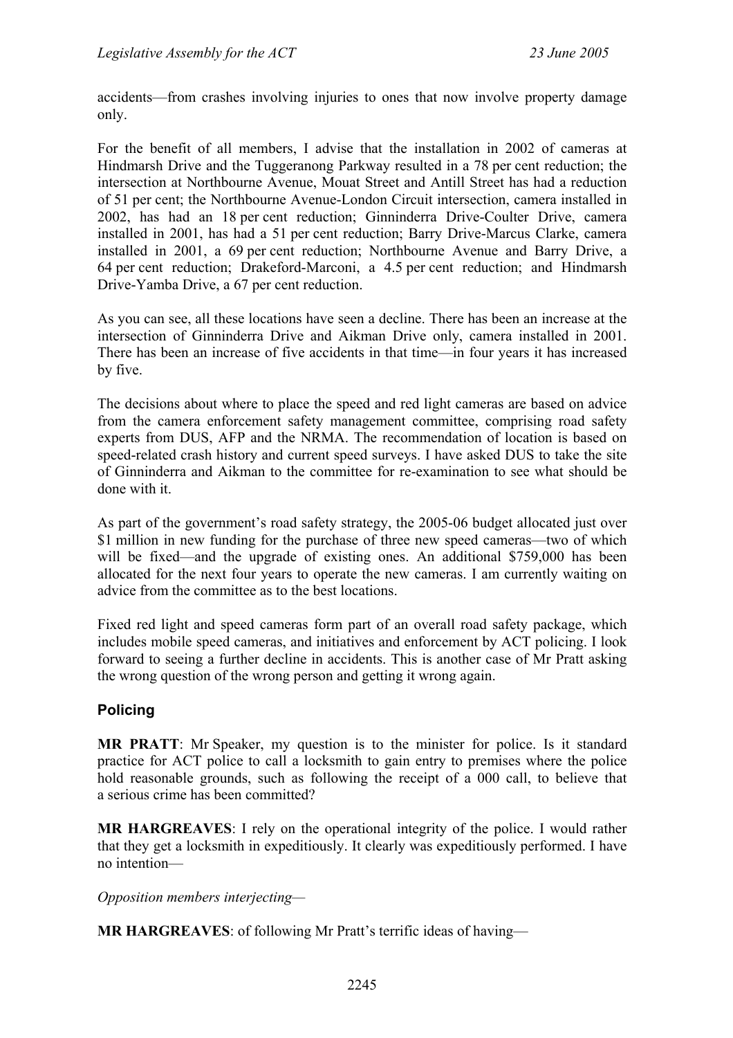accidents—from crashes involving injuries to ones that now involve property damage only.

For the benefit of all members, I advise that the installation in 2002 of cameras at Hindmarsh Drive and the Tuggeranong Parkway resulted in a 78 per cent reduction; the intersection at Northbourne Avenue, Mouat Street and Antill Street has had a reduction of 51 per cent; the Northbourne Avenue-London Circuit intersection, camera installed in 2002, has had an 18 per cent reduction; Ginninderra Drive-Coulter Drive, camera installed in 2001, has had a 51 per cent reduction; Barry Drive-Marcus Clarke, camera installed in 2001, a 69 per cent reduction; Northbourne Avenue and Barry Drive, a 64 per cent reduction; Drakeford-Marconi, a 4.5 per cent reduction; and Hindmarsh Drive-Yamba Drive, a 67 per cent reduction.

As you can see, all these locations have seen a decline. There has been an increase at the intersection of Ginninderra Drive and Aikman Drive only, camera installed in 2001. There has been an increase of five accidents in that time—in four years it has increased by five.

The decisions about where to place the speed and red light cameras are based on advice from the camera enforcement safety management committee, comprising road safety experts from DUS, AFP and the NRMA. The recommendation of location is based on speed-related crash history and current speed surveys. I have asked DUS to take the site of Ginninderra and Aikman to the committee for re-examination to see what should be done with it.

As part of the government's road safety strategy, the 2005-06 budget allocated just over $1 million in new funding for the purchase of three new speed cameras—two of which will be fixed—and the upgrade of existing ones. An additional $759,000 has been allocated for the next four years to operate the new cameras. I am currently waiting on advice from the committee as to the best locations.

Fixed red light and speed cameras form part of an overall road safety package, which includes mobile speed cameras, and initiatives and enforcement by ACT policing. I look forward to seeing a further decline in accidents. This is another case of Mr Pratt asking the wrong question of the wrong person and getting it wrong again.

### Policing

**MR PRATT**: Mr Speaker, my question is to the minister for police. Is it standard practice for ACT police to call a locksmith to gain entry to premises where the police hold reasonable grounds, such as following the receipt of a 000 call, to believe that a serious crime has been committed?

**MR HARGREAVES**: I rely on the operational integrity of the police. I would rather that they get a locksmith in expeditiously. It clearly was expeditiously performed. I have no intention—

*Opposition members interjecting*—

**MR HARGREAVES**: of following Mr Pratt's terrific ideas of having—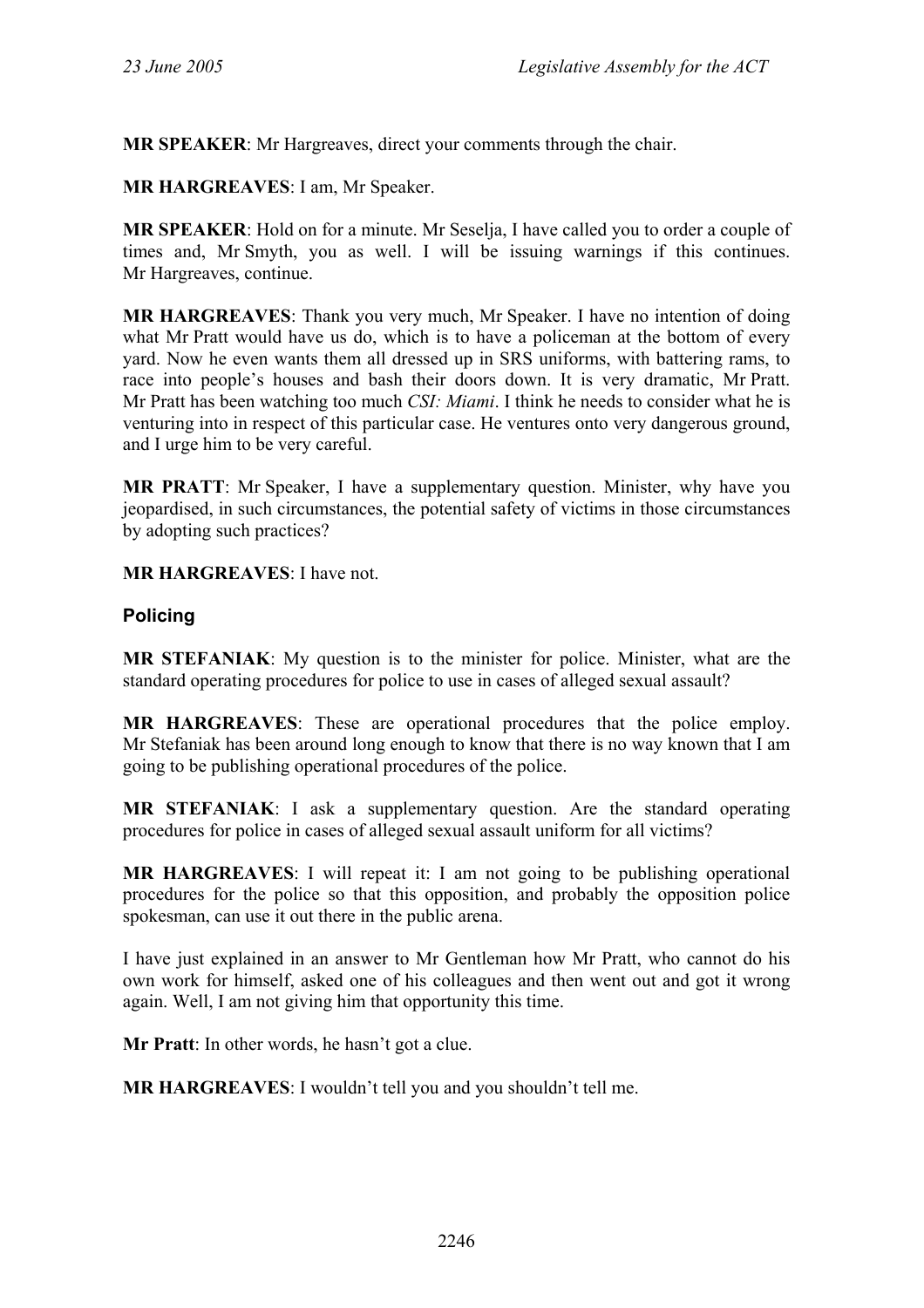**MR SPEAKER**: Mr Hargreaves, direct your comments through the chair.

**MR HARGREAVES**: I am, Mr Speaker.

**MR SPEAKER**: Hold on for a minute. Mr Seselja, I have called you to order a couple of times and, Mr Smyth, you as well. I will be issuing warnings if this continues. Mr Hargreaves, continue.

**MR HARGREAVES**: Thank you very much, Mr Speaker. I have no intention of doing what Mr Pratt would have us do, which is to have a policeman at the bottom of every yard. Now he even wants them all dressed up in SRS uniforms, with battering rams, to race into people's houses and bash their doors down. It is very dramatic, Mr Pratt. Mr Pratt has been watching too much *CSI: Miami*. I think he needs to consider what he is venturing into in respect of this particular case. He ventures onto very dangerous ground, and I urge him to be very careful.

**MR PRATT**: Mr Speaker, I have a supplementary question. Minister, why have you jeopardised, in such circumstances, the potential safety of victims in those circumstances by adopting such practices?

**MR HARGREAVES**: I have not.

### Policing

**MR STEFANIAK**: My question is to the minister for police. Minister, what are the standard operating procedures for police to use in cases of alleged sexual assault?

**MR HARGREAVES**: These are operational procedures that the police employ. Mr Stefaniak has been around long enough to know that there is no way known that I am going to be publishing operational procedures of the police.

**MR STEFANIAK**: I ask a supplementary question. Are the standard operating procedures for police in cases of alleged sexual assault uniform for all victims?

**MR HARGREAVES**: I will repeat it: I am not going to be publishing operational procedures for the police so that this opposition, and probably the opposition police spokesman, can use it out there in the public arena.

I have just explained in an answer to Mr Gentleman how Mr Pratt, who cannot do his own work for himself, asked one of his colleagues and then went out and got it wrong again. Well, I am not giving him that opportunity this time.

**Mr Pratt**: In other words, he hasn't got a clue.

**MR HARGREAVES**: I wouldn't tell you and you shouldn't tell me.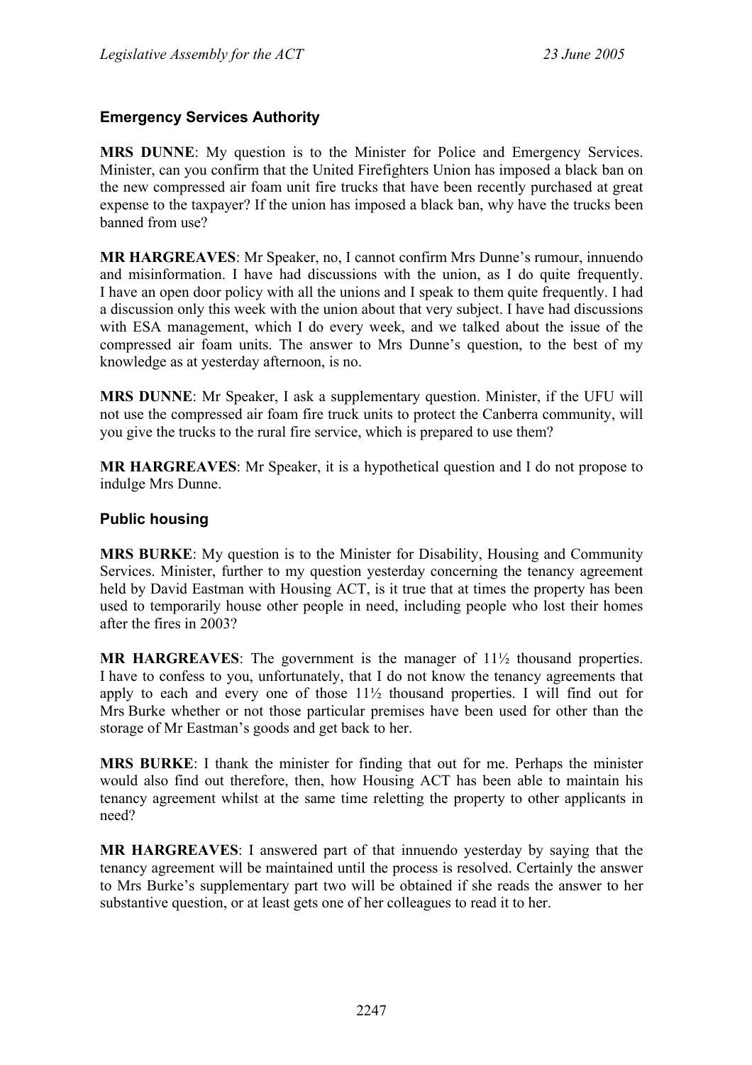## Emergency Services Authority

**MRS DUNNE**: My question is to the Minister for Police and Emergency Services. Minister, can you confirm that the United Firefighters Union has imposed a black ban on the new compressed air foam unit fire trucks that have been recently purchased at great expense to the taxpayer? If the union has imposed a black ban, why have the trucks been banned from use?

**MR HARGREAVES**: Mr Speaker, no, I cannot confirm Mrs Dunne's rumour, innuendo and misinformation. I have had discussions with the union, as I do quite frequently. I have an open door policy with all the unions and I speak to them quite frequently. I had a discussion only this week with the union about that very subject. I have had discussions with ESA management, which I do every week, and we talked about the issue of the compressed air foam units. The answer to Mrs Dunne's question, to the best of my knowledge as at yesterday afternoon, is no.

**MRS DUNNE**: Mr Speaker, I ask a supplementary question. Minister, if the UFU will not use the compressed air foam fire truck units to protect the Canberra community, will you give the trucks to the rural fire service, which is prepared to use them?

**MR HARGREAVES**: Mr Speaker, it is a hypothetical question and I do not propose to indulge Mrs Dunne.

## Public housing

**MRS BURKE**: My question is to the Minister for Disability, Housing and Community Services. Minister, further to my question yesterday concerning the tenancy agreement held by David Eastman with Housing ACT, is it true that at times the property has been used to temporarily house other people in need, including people who lost their homes after the fires in 2003?

**MR HARGREAVES**: The government is the manager of 11½ thousand properties. I have to confess to you, unfortunately, that I do not know the tenancy agreements that apply to each and every one of those 11½ thousand properties. I will find out for Mrs Burke whether or not those particular premises have been used for other than the storage of Mr Eastman's goods and get back to her.

**MRS BURKE**: I thank the minister for finding that out for me. Perhaps the minister would also find out therefore, then, how Housing ACT has been able to maintain his tenancy agreement whilst at the same time reletting the property to other applicants in need?

**MR HARGREAVES**: I answered part of that innuendo yesterday by saying that the tenancy agreement will be maintained until the process is resolved. Certainly the answer to Mrs Burke's supplementary part two will be obtained if she reads the answer to her substantive question, or at least gets one of her colleagues to read it to her.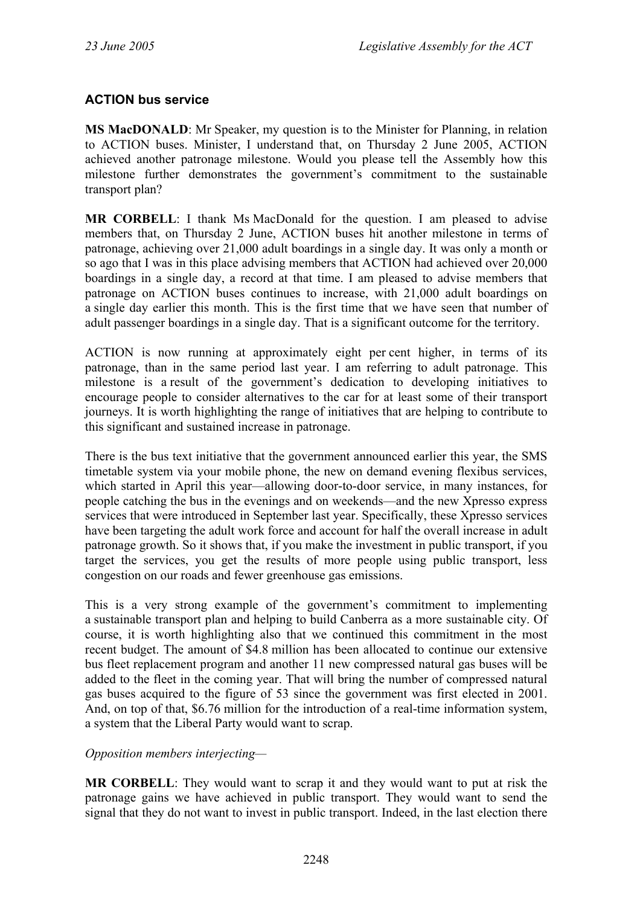### ACTION bus service

**MS MacDONALD**: Mr Speaker, my question is to the Minister for Planning, in relation to ACTION buses. Minister, I understand that, on Thursday 2 June 2005, ACTION achieved another patronage milestone. Would you please tell the Assembly how this milestone further demonstrates the government's commitment to the sustainable transport plan?

**MR CORBELL**: I thank Ms MacDonald for the question. I am pleased to advise members that, on Thursday 2 June, ACTION buses hit another milestone in terms of patronage, achieving over 21,000 adult boardings in a single day. It was only a month or so ago that I was in this place advising members that ACTION had achieved over 20,000 boardings in a single day, a record at that time. I am pleased to advise members that patronage on ACTION buses continues to increase, with 21,000 adult boardings on a single day earlier this month. This is the first time that we have seen that number of adult passenger boardings in a single day. That is a significant outcome for the territory.

ACTION is now running at approximately eight per cent higher, in terms of its patronage, than in the same period last year. I am referring to adult patronage. This milestone is a result of the government's dedication to developing initiatives to encourage people to consider alternatives to the car for at least some of their transport journeys. It is worth highlighting the range of initiatives that are helping to contribute to this significant and sustained increase in patronage.

There is the bus text initiative that the government announced earlier this year, the SMS timetable system via your mobile phone, the new on demand evening flexibus services, which started in April this year—allowing door-to-door service, in many instances, for people catching the bus in the evenings and on weekends—and the new Xpresso express services that were introduced in September last year. Specifically, these Xpresso services have been targeting the adult work force and account for half the overall increase in adult patronage growth. So it shows that, if you make the investment in public transport, if you target the services, you get the results of more people using public transport, less congestion on our roads and fewer greenhouse gas emissions.

This is a very strong example of the government's commitment to implementing a sustainable transport plan and helping to build Canberra as a more sustainable city. Of course, it is worth highlighting also that we continued this commitment in the most recent budget. The amount of $4.8 million has been allocated to continue our extensive bus fleet replacement program and another 11 new compressed natural gas buses will be added to the fleet in the coming year. That will bring the number of compressed natural gas buses acquired to the figure of 53 since the government was first elected in 2001. And, on top of that, $6.76 million for the introduction of a real-time information system, a system that the Liberal Party would want to scrap.

*Opposition members interjecting—*

**MR CORBELL**: They would want to scrap it and they would want to put at risk the patronage gains we have achieved in public transport. They would want to send the signal that they do not want to invest in public transport. Indeed, in the last election there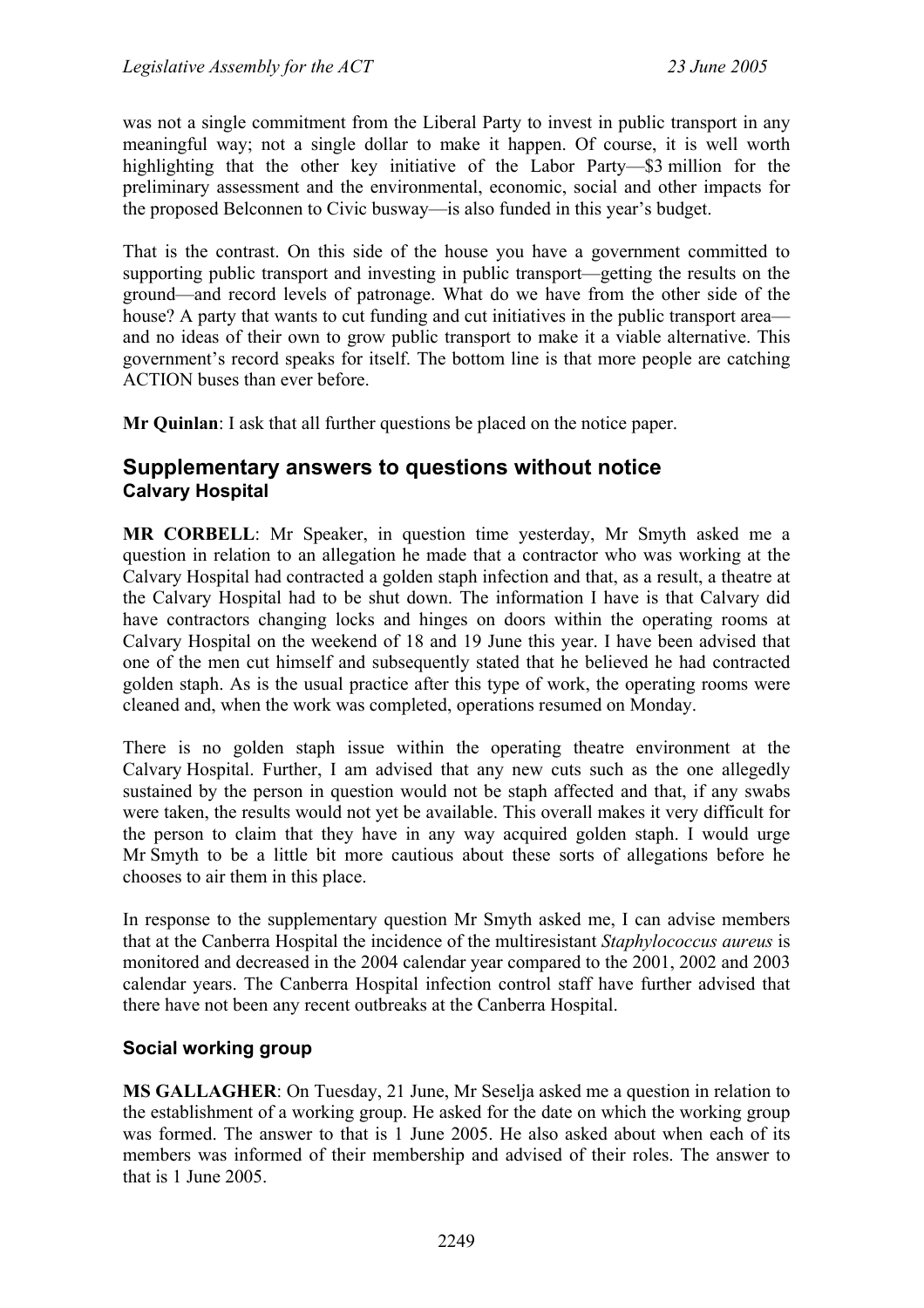was not a single commitment from the Liberal Party to invest in public transport in any meaningful way; not a single dollar to make it happen. Of course, it is well worth highlighting that the other key initiative of the Labor Party—$3 million for the preliminary assessment and the environmental, economic, social and other impacts for the proposed Belconnen to Civic busway—is also funded in this year's budget.

That is the contrast. On this side of the house you have a government committed to supporting public transport and investing in public transport—getting the results on the ground—and record levels of patronage. What do we have from the other side of the house? A party that wants to cut funding and cut initiatives in the public transport area—and no ideas of their own to grow public transport to make it a viable alternative. This government's record speaks for itself. The bottom line is that more people are catching ACTION buses than ever before.

**Mr Quinlan**: I ask that all further questions be placed on the notice paper.

## Supplementary answers to questions without notice

### Calvary Hospital

**MR CORBELL**: Mr Speaker, in question time yesterday, Mr Smyth asked me a question in relation to an allegation he made that a contractor who was working at the Calvary Hospital had contracted a golden staph infection and that, as a result, a theatre at the Calvary Hospital had to be shut down. The information I have is that Calvary did have contractors changing locks and hinges on doors within the operating rooms at Calvary Hospital on the weekend of 18 and 19 June this year. I have been advised that one of the men cut himself and subsequently stated that he believed he had contracted golden staph. As is the usual practice after this type of work, the operating rooms were cleaned and, when the work was completed, operations resumed on Monday.

There is no golden staph issue within the operating theatre environment at the Calvary Hospital. Further, I am advised that any new cuts such as the one allegedly sustained by the person in question would not be staph affected and that, if any swabs were taken, the results would not yet be available. This overall makes it very difficult for the person to claim that they have in any way acquired golden staph. I would urge Mr Smyth to be a little bit more cautious about these sorts of allegations before he chooses to air them in this place.

In response to the supplementary question Mr Smyth asked me, I can advise members that at the Canberra Hospital the incidence of the multiresistant *Staphylococcus aureus* is monitored and decreased in the 2004 calendar year compared to the 2001, 2002 and 2003 calendar years. The Canberra Hospital infection control staff have further advised that there have not been any recent outbreaks at the Canberra Hospital.

### Social working group

**MS GALLAGHER**: On Tuesday, 21 June, Mr Seselja asked me a question in relation to the establishment of a working group. He asked for the date on which the working group was formed. The answer to that is 1 June 2005. He also asked about when each of its members was informed of their membership and advised of their roles. The answer to that is 1 June 2005.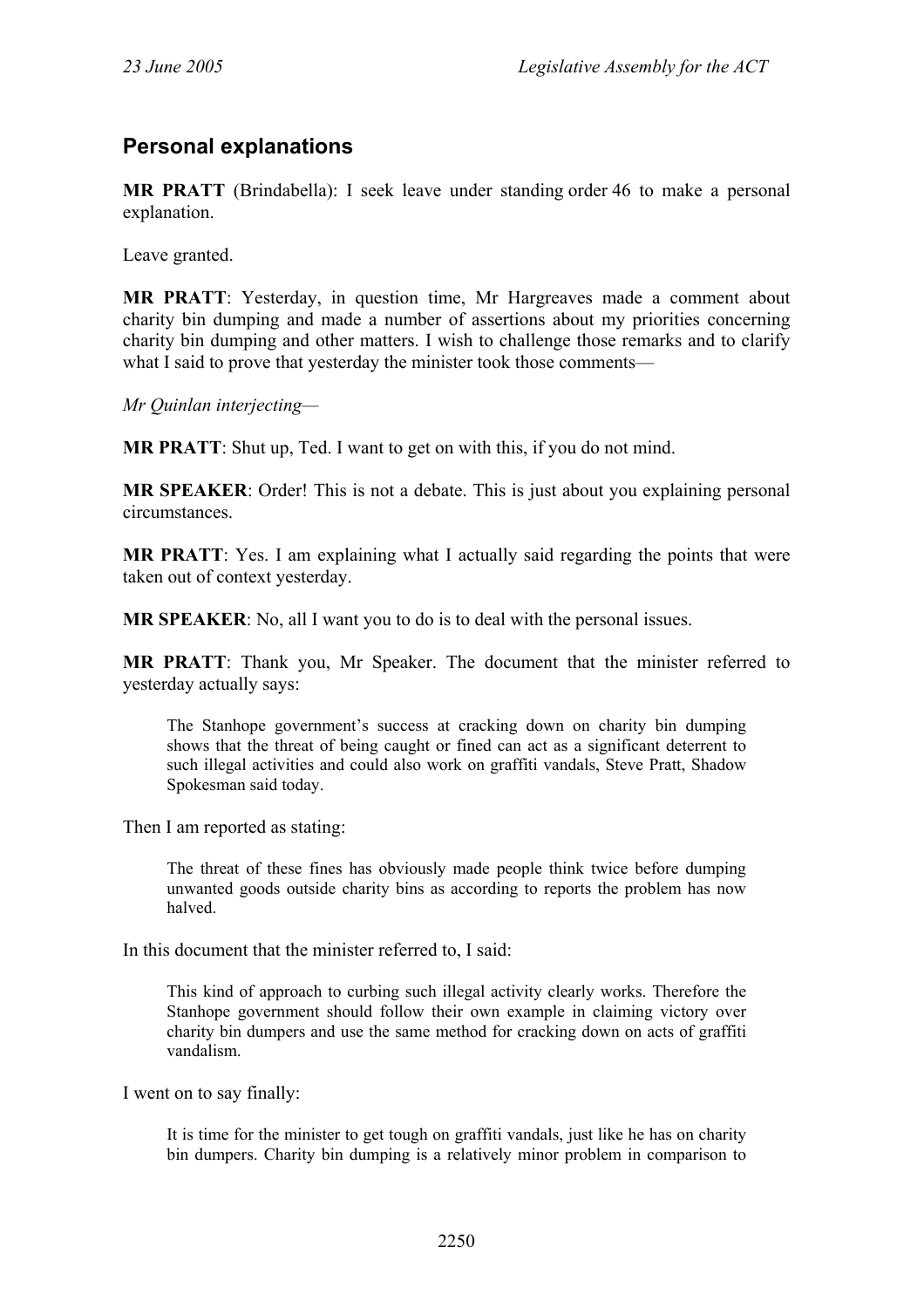## Personal explanations

**MR PRATT** (Brindabella): I seek leave under standing order 46 to make a personal explanation.

Leave granted.

**MR PRATT**: Yesterday, in question time, Mr Hargreaves made a comment about charity bin dumping and made a number of assertions about my priorities concerning charity bin dumping and other matters. I wish to challenge those remarks and to clarify what I said to prove that yesterday the minister took those comments—

*Mr Quinlan interjecting—*

**MR PRATT**: Shut up, Ted. I want to get on with this, if you do not mind.

**MR SPEAKER**: Order! This is not a debate. This is just about you explaining personal circumstances.

**MR PRATT**: Yes. I am explaining what I actually said regarding the points that were taken out of context yesterday.

**MR SPEAKER**: No, all I want you to do is to deal with the personal issues.

**MR PRATT**: Thank you, Mr Speaker. The document that the minister referred to yesterday actually says:

> The Stanhope government's success at cracking down on charity bin dumping shows that the threat of being caught or fined can act as a significant deterrent to such illegal activities and could also work on graffiti vandals, Steve Pratt, Shadow Spokesman said today.

Then I am reported as stating:

> The threat of these fines has obviously made people think twice before dumping unwanted goods outside charity bins as according to reports the problem has now halved.

In this document that the minister referred to, I said:

> This kind of approach to curbing such illegal activity clearly works. Therefore the Stanhope government should follow their own example in claiming victory over charity bin dumpers and use the same method for cracking down on acts of graffiti vandalism.

I went on to say finally:

> It is time for the minister to get tough on graffiti vandals, just like he has on charity bin dumpers. Charity bin dumping is a relatively minor problem in comparison to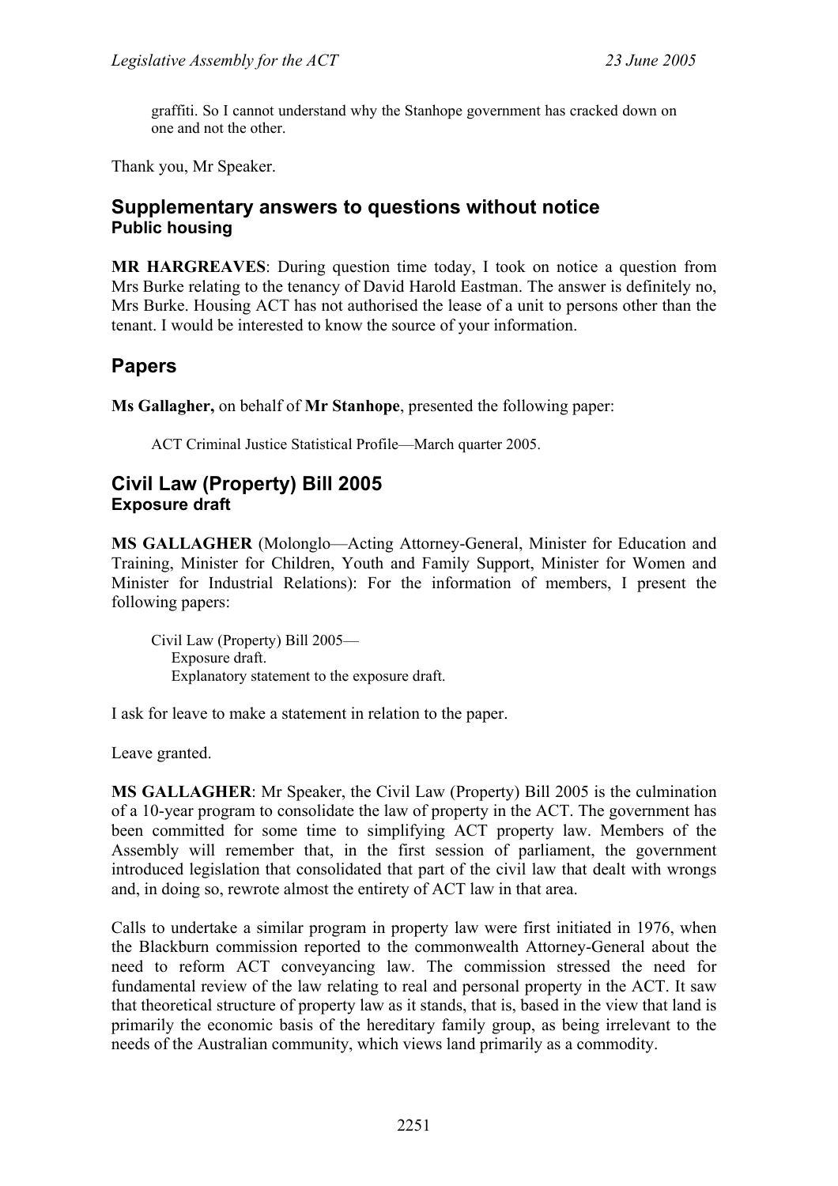graffiti. So I cannot understand why the Stanhope government has cracked down on one and not the other.

Thank you, Mr Speaker.

## Supplementary answers to questions without notice

### Public housing

**MR HARGREAVES**: During question time today, I took on notice a question from Mrs Burke relating to the tenancy of David Harold Eastman. The answer is definitely no, Mrs Burke. Housing ACT has not authorised the lease of a unit to persons other than the tenant. I would be interested to know the source of your information.

## Papers

**Ms Gallagher,** on behalf of **Mr Stanhope**, presented the following paper:

> ACT Criminal Justice Statistical Profile—March quarter 2005.

## Civil Law (Property) Bill 2005

### Exposure draft

**MS GALLAGHER** (Molonglo—Acting Attorney-General, Minister for Education and Training, Minister for Children, Youth and Family Support, Minister for Women and Minister for Industrial Relations): For the information of members, I present the following papers:

> Civil Law (Property) Bill 2005—
> Exposure draft.
> Explanatory statement to the exposure draft.

I ask for leave to make a statement in relation to the paper.

Leave granted.

**MS GALLAGHER**: Mr Speaker, the Civil Law (Property) Bill 2005 is the culmination of a 10-year program to consolidate the law of property in the ACT. The government has been committed for some time to simplifying ACT property law. Members of the Assembly will remember that, in the first session of parliament, the government introduced legislation that consolidated that part of the civil law that dealt with wrongs and, in doing so, rewrote almost the entirety of ACT law in that area.

Calls to undertake a similar program in property law were first initiated in 1976, when the Blackburn commission reported to the commonwealth Attorney-General about the need to reform ACT conveyancing law. The commission stressed the need for fundamental review of the law relating to real and personal property in the ACT. It saw that theoretical structure of property law as it stands, that is, based in the view that land is primarily the economic basis of the hereditary family group, as being irrelevant to the needs of the Australian community, which views land primarily as a commodity.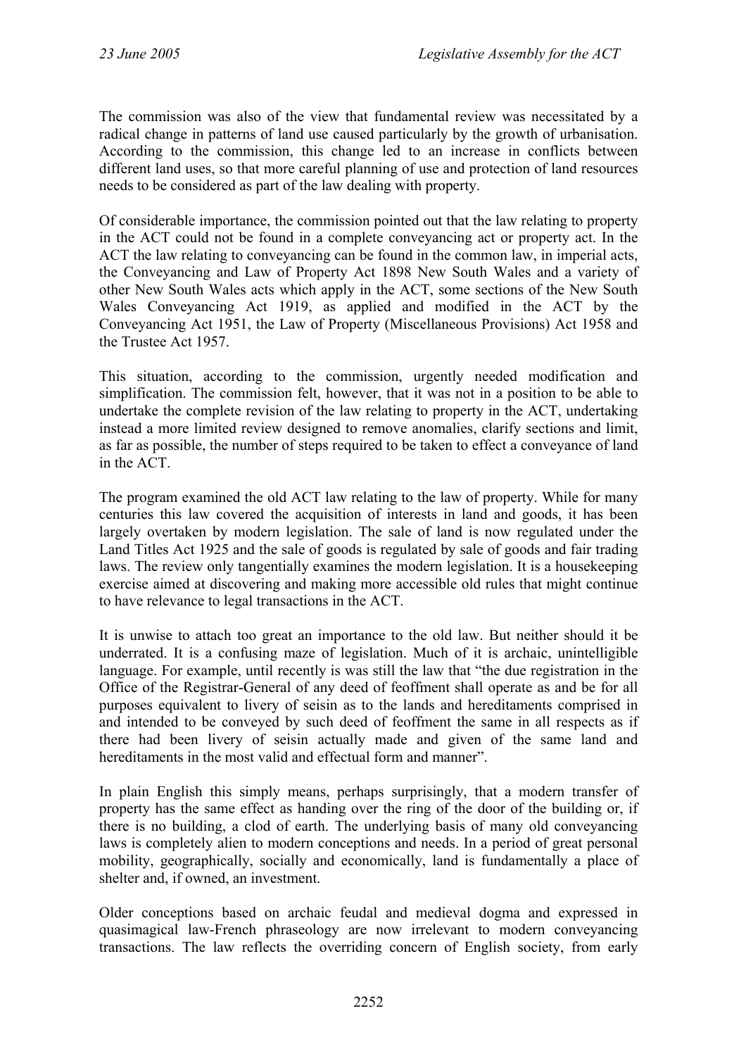The commission was also of the view that fundamental review was necessitated by a radical change in patterns of land use caused particularly by the growth of urbanisation. According to the commission, this change led to an increase in conflicts between different land uses, so that more careful planning of use and protection of land resources needs to be considered as part of the law dealing with property.

Of considerable importance, the commission pointed out that the law relating to property in the ACT could not be found in a complete conveyancing act or property act. In the ACT the law relating to conveyancing can be found in the common law, in imperial acts, the Conveyancing and Law of Property Act 1898 New South Wales and a variety of other New South Wales acts which apply in the ACT, some sections of the New South Wales Conveyancing Act 1919, as applied and modified in the ACT by the Conveyancing Act 1951, the Law of Property (Miscellaneous Provisions) Act 1958 and the Trustee Act 1957.

This situation, according to the commission, urgently needed modification and simplification. The commission felt, however, that it was not in a position to be able to undertake the complete revision of the law relating to property in the ACT, undertaking instead a more limited review designed to remove anomalies, clarify sections and limit, as far as possible, the number of steps required to be taken to effect a conveyance of land in the ACT.

The program examined the old ACT law relating to the law of property. While for many centuries this law covered the acquisition of interests in land and goods, it has been largely overtaken by modern legislation. The sale of land is now regulated under the Land Titles Act 1925 and the sale of goods is regulated by sale of goods and fair trading laws. The review only tangentially examines the modern legislation. It is a housekeeping exercise aimed at discovering and making more accessible old rules that might continue to have relevance to legal transactions in the ACT.

It is unwise to attach too great an importance to the old law. But neither should it be underrated. It is a confusing maze of legislation. Much of it is archaic, unintelligible language. For example, until recently is was still the law that "the due registration in the Office of the Registrar-General of any deed of feoffment shall operate as and be for all purposes equivalent to livery of seisin as to the lands and hereditaments comprised in and intended to be conveyed by such deed of feoffment the same in all respects as if there had been livery of seisin actually made and given of the same land and hereditaments in the most valid and effectual form and manner".

In plain English this simply means, perhaps surprisingly, that a modern transfer of property has the same effect as handing over the ring of the door of the building or, if there is no building, a clod of earth. The underlying basis of many old conveyancing laws is completely alien to modern conceptions and needs. In a period of great personal mobility, geographically, socially and economically, land is fundamentally a place of shelter and, if owned, an investment.

Older conceptions based on archaic feudal and medieval dogma and expressed in quasimagical law-French phraseology are now irrelevant to modern conveyancing transactions. The law reflects the overriding concern of English society, from early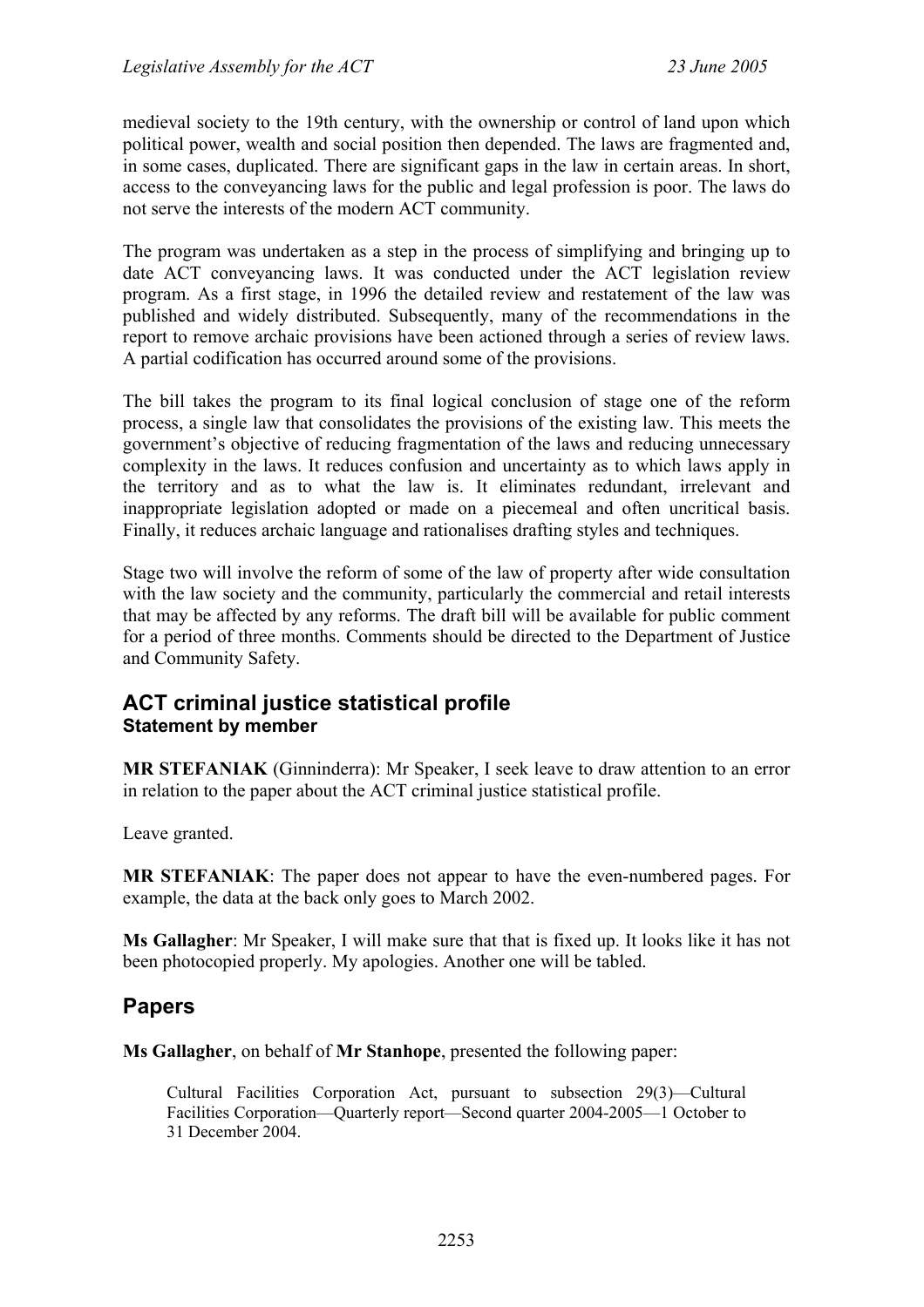medieval society to the 19th century, with the ownership or control of land upon which political power, wealth and social position then depended. The laws are fragmented and, in some cases, duplicated. There are significant gaps in the law in certain areas. In short, access to the conveyancing laws for the public and legal profession is poor. The laws do not serve the interests of the modern ACT community.

The program was undertaken as a step in the process of simplifying and bringing up to date ACT conveyancing laws. It was conducted under the ACT legislation review program. As a first stage, in 1996 the detailed review and restatement of the law was published and widely distributed. Subsequently, many of the recommendations in the report to remove archaic provisions have been actioned through a series of review laws. A partial codification has occurred around some of the provisions.

The bill takes the program to its final logical conclusion of stage one of the reform process, a single law that consolidates the provisions of the existing law. This meets the government's objective of reducing fragmentation of the laws and reducing unnecessary complexity in the laws. It reduces confusion and uncertainty as to which laws apply in the territory and as to what the law is. It eliminates redundant, irrelevant and inappropriate legislation adopted or made on a piecemeal and often uncritical basis. Finally, it reduces archaic language and rationalises drafting styles and techniques.

Stage two will involve the reform of some of the law of property after wide consultation with the law society and the community, particularly the commercial and retail interests that may be affected by any reforms. The draft bill will be available for public comment for a period of three months. Comments should be directed to the Department of Justice and Community Safety.

## ACT criminal justice statistical profile
### Statement by member

**MR STEFANIAK** (Ginninderra): Mr Speaker, I seek leave to draw attention to an error in relation to the paper about the ACT criminal justice statistical profile.

Leave granted.

**MR STEFANIAK**: The paper does not appear to have the even-numbered pages. For example, the data at the back only goes to March 2002.

**Ms Gallagher**: Mr Speaker, I will make sure that that is fixed up. It looks like it has not been photocopied properly. My apologies. Another one will be tabled.

## Papers

**Ms Gallagher**, on behalf of **Mr Stanhope**, presented the following paper:

> Cultural Facilities Corporation Act, pursuant to subsection 29(3)—Cultural Facilities Corporation—Quarterly report—Second quarter 2004-2005—1 October to 31 December 2004.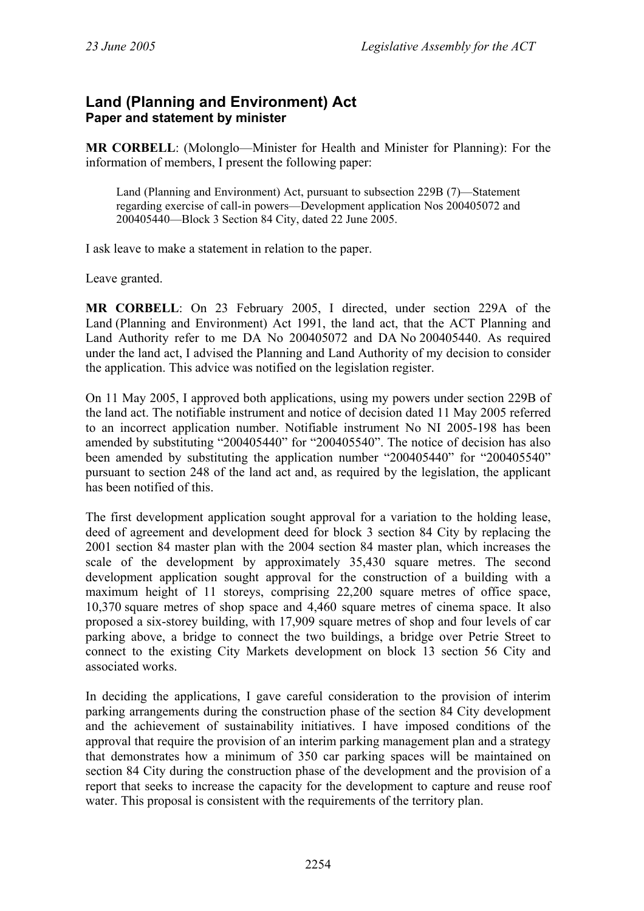## Land (Planning and Environment) Act
### Paper and statement by minister

**MR CORBELL**: (Molonglo—Minister for Health and Minister for Planning): For the information of members, I present the following paper:

> Land (Planning and Environment) Act, pursuant to subsection 229B (7)—Statement regarding exercise of call-in powers—Development application Nos 200405072 and 200405440—Block 3 Section 84 City, dated 22 June 2005.

I ask leave to make a statement in relation to the paper.

Leave granted.

**MR CORBELL**: On 23 February 2005, I directed, under section 229A of the Land (Planning and Environment) Act 1991, the land act, that the ACT Planning and Land Authority refer to me DA No 200405072 and DA No 200405440. As required under the land act, I advised the Planning and Land Authority of my decision to consider the application. This advice was notified on the legislation register.

On 11 May 2005, I approved both applications, using my powers under section 229B of the land act. The notifiable instrument and notice of decision dated 11 May 2005 referred to an incorrect application number. Notifiable instrument No NI 2005-198 has been amended by substituting "200405440" for "200405540". The notice of decision has also been amended by substituting the application number "200405440" for "200405540" pursuant to section 248 of the land act and, as required by the legislation, the applicant has been notified of this.

The first development application sought approval for a variation to the holding lease, deed of agreement and development deed for block 3 section 84 City by replacing the 2001 section 84 master plan with the 2004 section 84 master plan, which increases the scale of the development by approximately 35,430 square metres. The second development application sought approval for the construction of a building with a maximum height of 11 storeys, comprising 22,200 square metres of office space, 10,370 square metres of shop space and 4,460 square metres of cinema space. It also proposed a six-storey building, with 17,909 square metres of shop and four levels of car parking above, a bridge to connect the two buildings, a bridge over Petrie Street to connect to the existing City Markets development on block 13 section 56 City and associated works.

In deciding the applications, I gave careful consideration to the provision of interim parking arrangements during the construction phase of the section 84 City development and the achievement of sustainability initiatives. I have imposed conditions of the approval that require the provision of an interim parking management plan and a strategy that demonstrates how a minimum of 350 car parking spaces will be maintained on section 84 City during the construction phase of the development and the provision of a report that seeks to increase the capacity for the development to capture and reuse roof water. This proposal is consistent with the requirements of the territory plan.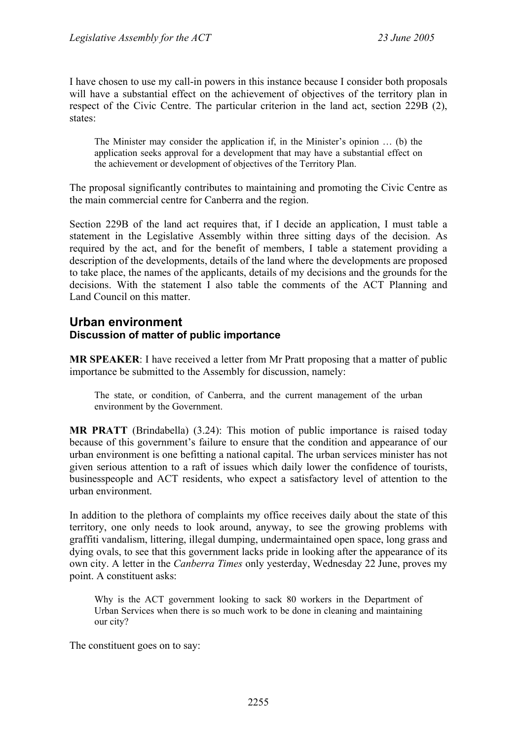I have chosen to use my call-in powers in this instance because I consider both proposals will have a substantial effect on the achievement of objectives of the territory plan in respect of the Civic Centre. The particular criterion in the land act, section 229B (2), states:

> The Minister may consider the application if, in the Minister's opinion … (b) the application seeks approval for a development that may have a substantial effect on the achievement or development of objectives of the Territory Plan.

The proposal significantly contributes to maintaining and promoting the Civic Centre as the main commercial centre for Canberra and the region.

Section 229B of the land act requires that, if I decide an application, I must table a statement in the Legislative Assembly within three sitting days of the decision. As required by the act, and for the benefit of members, I table a statement providing a description of the developments, details of the land where the developments are proposed to take place, the names of the applicants, details of my decisions and the grounds for the decisions. With the statement I also table the comments of the ACT Planning and Land Council on this matter.

## Urban environment
### Discussion of matter of public importance

**MR SPEAKER**: I have received a letter from Mr Pratt proposing that a matter of public importance be submitted to the Assembly for discussion, namely:

> The state, or condition, of Canberra, and the current management of the urban environment by the Government.

**MR PRATT** (Brindabella) (3.24): This motion of public importance is raised today because of this government's failure to ensure that the condition and appearance of our urban environment is one befitting a national capital. The urban services minister has not given serious attention to a raft of issues which daily lower the confidence of tourists, businesspeople and ACT residents, who expect a satisfactory level of attention to the urban environment.

In addition to the plethora of complaints my office receives daily about the state of this territory, one only needs to look around, anyway, to see the growing problems with graffiti vandalism, littering, illegal dumping, undermaintained open space, long grass and dying ovals, to see that this government lacks pride in looking after the appearance of its own city. A letter in the *Canberra Times* only yesterday, Wednesday 22 June, proves my point. A constituent asks:

> Why is the ACT government looking to sack 80 workers in the Department of Urban Services when there is so much work to be done in cleaning and maintaining our city?

The constituent goes on to say: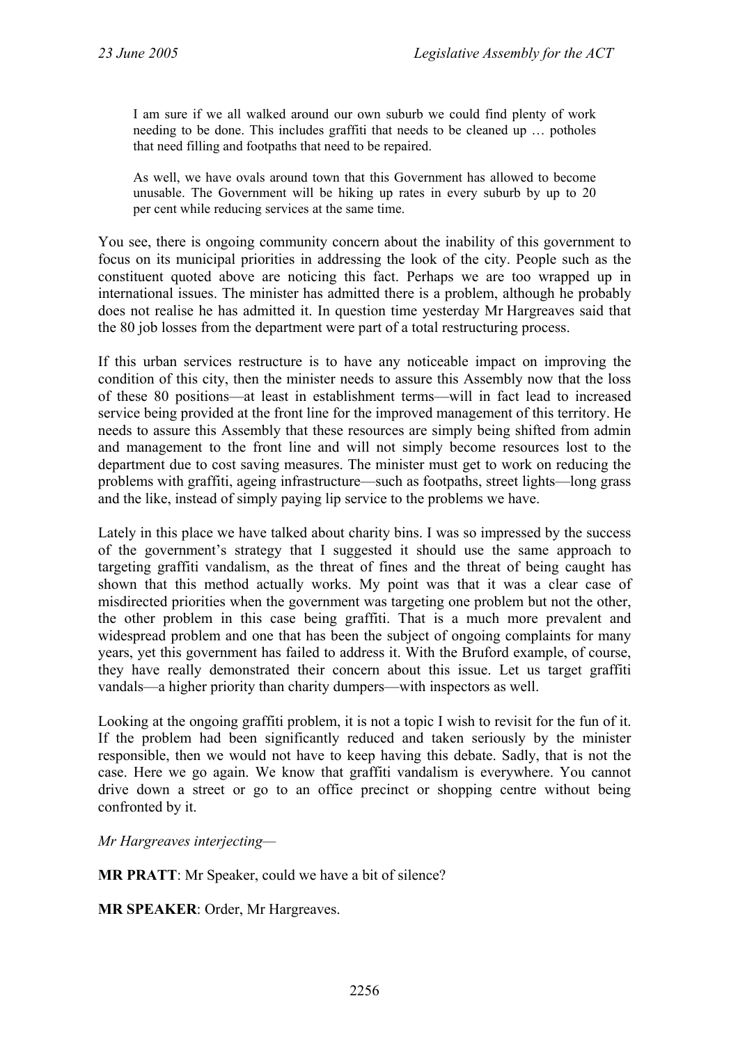> I am sure if we all walked around our own suburb we could find plenty of work needing to be done. This includes graffiti that needs to be cleaned up … potholes that need filling and footpaths that need to be repaired.
>
> As well, we have ovals around town that this Government has allowed to become unusable. The Government will be hiking up rates in every suburb by up to 20 per cent while reducing services at the same time.

You see, there is ongoing community concern about the inability of this government to focus on its municipal priorities in addressing the look of the city. People such as the constituent quoted above are noticing this fact. Perhaps we are too wrapped up in international issues. The minister has admitted there is a problem, although he probably does not realise he has admitted it. In question time yesterday Mr Hargreaves said that the 80 job losses from the department were part of a total restructuring process.

If this urban services restructure is to have any noticeable impact on improving the condition of this city, then the minister needs to assure this Assembly now that the loss of these 80 positions—at least in establishment terms—will in fact lead to increased service being provided at the front line for the improved management of this territory. He needs to assure this Assembly that these resources are simply being shifted from admin and management to the front line and will not simply become resources lost to the department due to cost saving measures. The minister must get to work on reducing the problems with graffiti, ageing infrastructure—such as footpaths, street lights—long grass and the like, instead of simply paying lip service to the problems we have.

Lately in this place we have talked about charity bins. I was so impressed by the success of the government's strategy that I suggested it should use the same approach to targeting graffiti vandalism, as the threat of fines and the threat of being caught has shown that this method actually works. My point was that it was a clear case of misdirected priorities when the government was targeting one problem but not the other, the other problem in this case being graffiti. That is a much more prevalent and widespread problem and one that has been the subject of ongoing complaints for many years, yet this government has failed to address it. With the Bruford example, of course, they have really demonstrated their concern about this issue. Let us target graffiti vandals—a higher priority than charity dumpers—with inspectors as well.

Looking at the ongoing graffiti problem, it is not a topic I wish to revisit for the fun of it. If the problem had been significantly reduced and taken seriously by the minister responsible, then we would not have to keep having this debate. Sadly, that is not the case. Here we go again. We know that graffiti vandalism is everywhere. You cannot drive down a street or go to an office precinct or shopping centre without being confronted by it.

*Mr Hargreaves interjecting*—

**MR PRATT**: Mr Speaker, could we have a bit of silence?

**MR SPEAKER**: Order, Mr Hargreaves.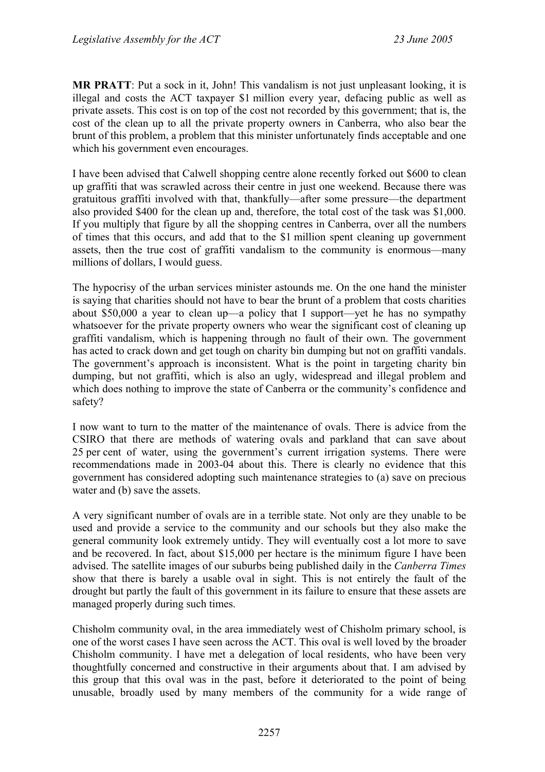**MR PRATT**: Put a sock in it, John! This vandalism is not just unpleasant looking, it is illegal and costs the ACT taxpayer $1 million every year, defacing public as well as private assets. This cost is on top of the cost not recorded by this government; that is, the cost of the clean up to all the private property owners in Canberra, who also bear the brunt of this problem, a problem that this minister unfortunately finds acceptable and one which his government even encourages.

I have been advised that Calwell shopping centre alone recently forked out $600 to clean up graffiti that was scrawled across their centre in just one weekend. Because there was gratuitous graffiti involved with that, thankfully—after some pressure—the department also provided $400 for the clean up and, therefore, the total cost of the task was $1,000. If you multiply that figure by all the shopping centres in Canberra, over all the numbers of times that this occurs, and add that to the $1 million spent cleaning up government assets, then the true cost of graffiti vandalism to the community is enormous—many millions of dollars, I would guess.

The hypocrisy of the urban services minister astounds me. On the one hand the minister is saying that charities should not have to bear the brunt of a problem that costs charities about $50,000 a year to clean up—a policy that I support—yet he has no sympathy whatsoever for the private property owners who wear the significant cost of cleaning up graffiti vandalism, which is happening through no fault of their own. The government has acted to crack down and get tough on charity bin dumping but not on graffiti vandals. The government's approach is inconsistent. What is the point in targeting charity bin dumping, but not graffiti, which is also an ugly, widespread and illegal problem and which does nothing to improve the state of Canberra or the community's confidence and safety?

I now want to turn to the matter of the maintenance of ovals. There is advice from the CSIRO that there are methods of watering ovals and parkland that can save about 25 per cent of water, using the government's current irrigation systems. There were recommendations made in 2003-04 about this. There is clearly no evidence that this government has considered adopting such maintenance strategies to (a) save on precious water and (b) save the assets.

A very significant number of ovals are in a terrible state. Not only are they unable to be used and provide a service to the community and our schools but they also make the general community look extremely untidy. They will eventually cost a lot more to save and be recovered. In fact, about $15,000 per hectare is the minimum figure I have been advised. The satellite images of our suburbs being published daily in the *Canberra Times* show that there is barely a usable oval in sight. This is not entirely the fault of the drought but partly the fault of this government in its failure to ensure that these assets are managed properly during such times.

Chisholm community oval, in the area immediately west of Chisholm primary school, is one of the worst cases I have seen across the ACT. This oval is well loved by the broader Chisholm community. I have met a delegation of local residents, who have been very thoughtfully concerned and constructive in their arguments about that. I am advised by this group that this oval was in the past, before it deteriorated to the point of being unusable, broadly used by many members of the community for a wide range of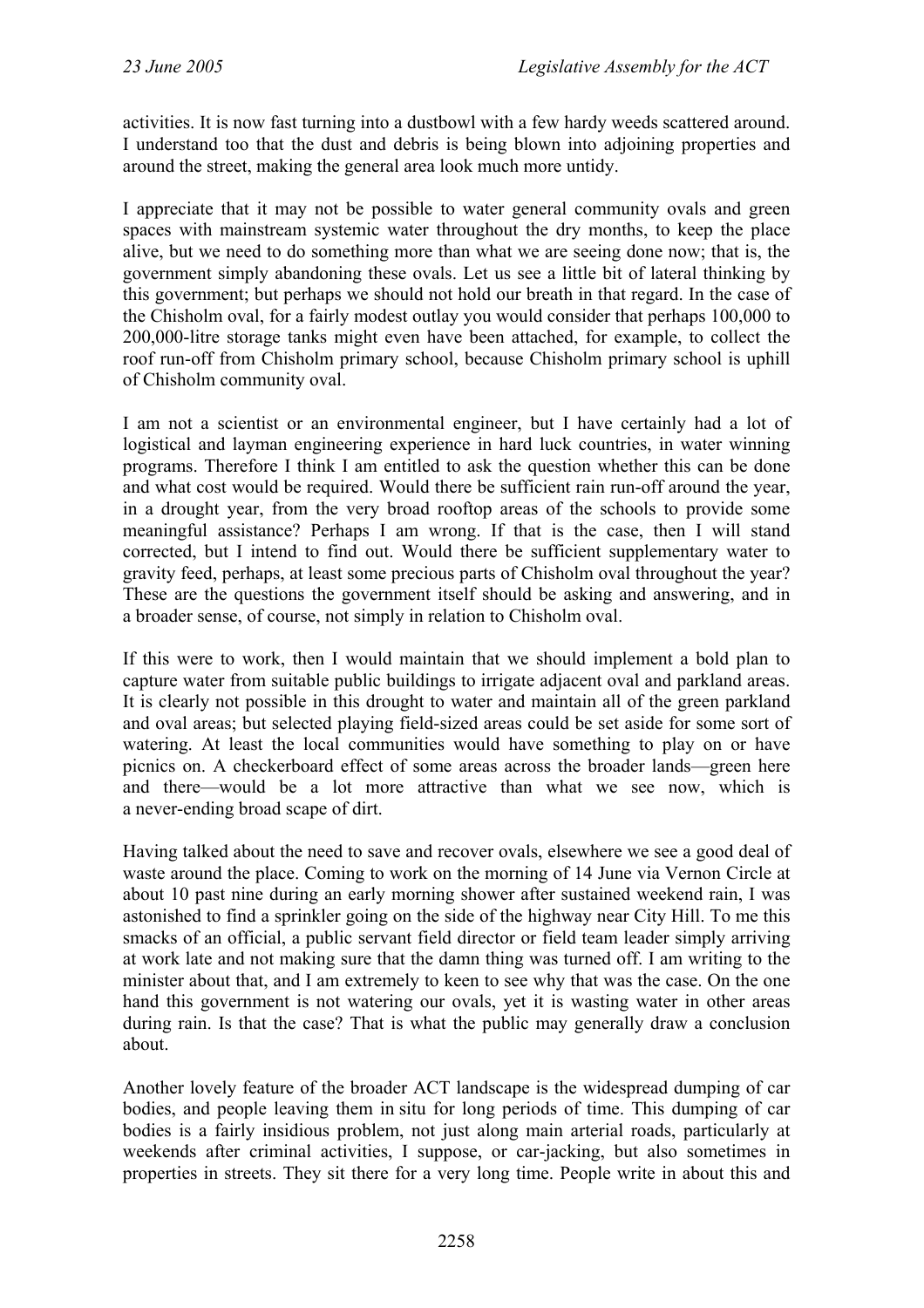activities. It is now fast turning into a dustbowl with a few hardy weeds scattered around. I understand too that the dust and debris is being blown into adjoining properties and around the street, making the general area look much more untidy.

I appreciate that it may not be possible to water general community ovals and green spaces with mainstream systemic water throughout the dry months, to keep the place alive, but we need to do something more than what we are seeing done now; that is, the government simply abandoning these ovals. Let us see a little bit of lateral thinking by this government; but perhaps we should not hold our breath in that regard. In the case of the Chisholm oval, for a fairly modest outlay you would consider that perhaps 100,000 to 200,000-litre storage tanks might even have been attached, for example, to collect the roof run-off from Chisholm primary school, because Chisholm primary school is uphill of Chisholm community oval.

I am not a scientist or an environmental engineer, but I have certainly had a lot of logistical and layman engineering experience in hard luck countries, in water winning programs. Therefore I think I am entitled to ask the question whether this can be done and what cost would be required. Would there be sufficient rain run-off around the year, in a drought year, from the very broad rooftop areas of the schools to provide some meaningful assistance? Perhaps I am wrong. If that is the case, then I will stand corrected, but I intend to find out. Would there be sufficient supplementary water to gravity feed, perhaps, at least some precious parts of Chisholm oval throughout the year? These are the questions the government itself should be asking and answering, and in a broader sense, of course, not simply in relation to Chisholm oval.

If this were to work, then I would maintain that we should implement a bold plan to capture water from suitable public buildings to irrigate adjacent oval and parkland areas. It is clearly not possible in this drought to water and maintain all of the green parkland and oval areas; but selected playing field-sized areas could be set aside for some sort of watering. At least the local communities would have something to play on or have picnics on. A checkerboard effect of some areas across the broader lands—green here and there—would be a lot more attractive than what we see now, which is a never-ending broad scape of dirt.

Having talked about the need to save and recover ovals, elsewhere we see a good deal of waste around the place. Coming to work on the morning of 14 June via Vernon Circle at about 10 past nine during an early morning shower after sustained weekend rain, I was astonished to find a sprinkler going on the side of the highway near City Hill. To me this smacks of an official, a public servant field director or field team leader simply arriving at work late and not making sure that the damn thing was turned off. I am writing to the minister about that, and I am extremely keen to see why that was the case. On the one hand this government is not watering our ovals, yet it is wasting water in other areas during rain. Is that the case? That is what the public may generally draw a conclusion about.

Another lovely feature of the broader ACT landscape is the widespread dumping of car bodies, and people leaving them in situ for long periods of time. This dumping of car bodies is a fairly insidious problem, not just along main arterial roads, particularly at weekends after criminal activities, I suppose, or car-jacking, but also sometimes in properties in streets. They sit there for a very long time. People write in about this and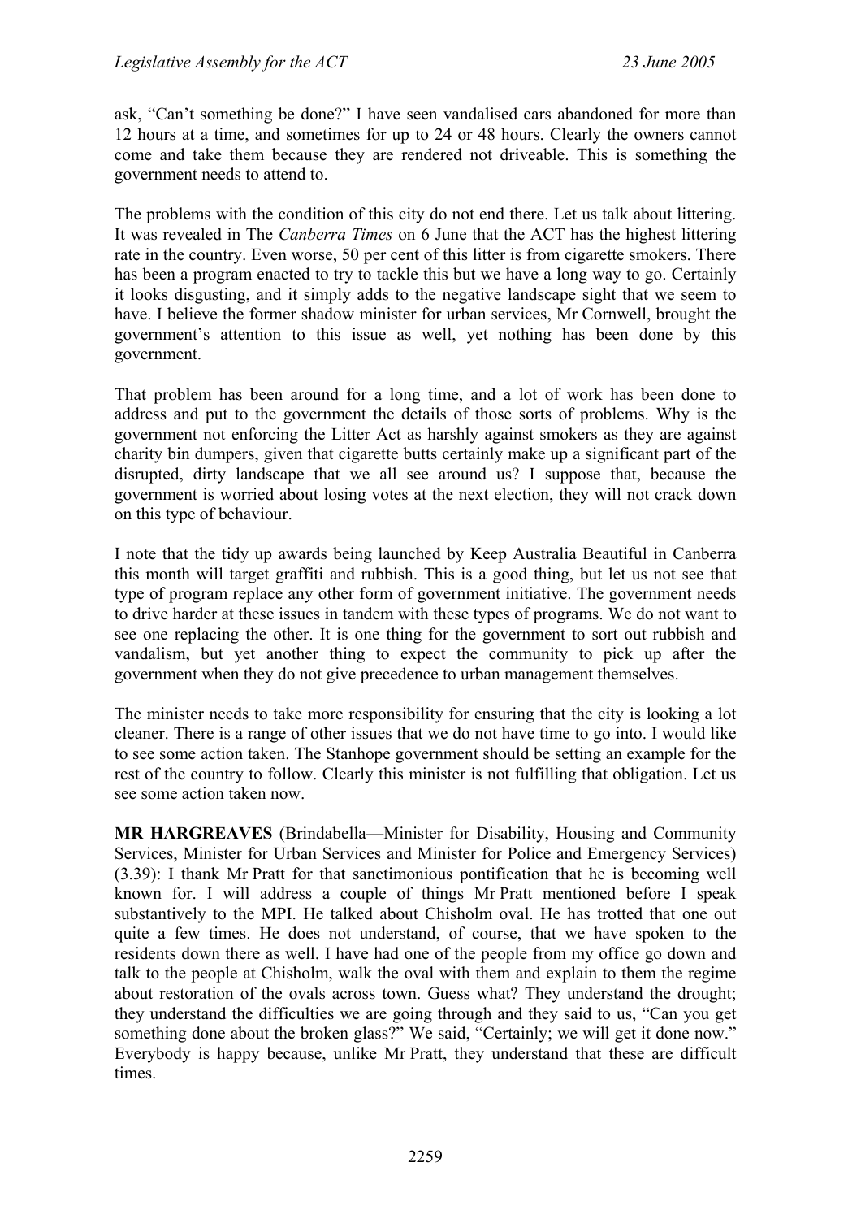ask, "Can't something be done?" I have seen vandalised cars abandoned for more than 12 hours at a time, and sometimes for up to 24 or 48 hours. Clearly the owners cannot come and take them because they are rendered not driveable. This is something the government needs to attend to.

The problems with the condition of this city do not end there. Let us talk about littering. It was revealed in The *Canberra Times* on 6 June that the ACT has the highest littering rate in the country. Even worse, 50 per cent of this litter is from cigarette smokers. There has been a program enacted to try to tackle this but we have a long way to go. Certainly it looks disgusting, and it simply adds to the negative landscape sight that we seem to have. I believe the former shadow minister for urban services, Mr Cornwell, brought the government's attention to this issue as well, yet nothing has been done by this government.

That problem has been around for a long time, and a lot of work has been done to address and put to the government the details of those sorts of problems. Why is the government not enforcing the Litter Act as harshly against smokers as they are against charity bin dumpers, given that cigarette butts certainly make up a significant part of the disrupted, dirty landscape that we all see around us? I suppose that, because the government is worried about losing votes at the next election, they will not crack down on this type of behaviour.

I note that the tidy up awards being launched by Keep Australia Beautiful in Canberra this month will target graffiti and rubbish. This is a good thing, but let us not see that type of program replace any other form of government initiative. The government needs to drive harder at these issues in tandem with these types of programs. We do not want to see one replacing the other. It is one thing for the government to sort out rubbish and vandalism, but yet another thing to expect the community to pick up after the government when they do not give precedence to urban management themselves.

The minister needs to take more responsibility for ensuring that the city is looking a lot cleaner. There is a range of other issues that we do not have time to go into. I would like to see some action taken. The Stanhope government should be setting an example for the rest of the country to follow. Clearly this minister is not fulfilling that obligation. Let us see some action taken now.

**MR HARGREAVES** (Brindabella—Minister for Disability, Housing and Community Services, Minister for Urban Services and Minister for Police and Emergency Services) (3.39): I thank Mr Pratt for that sanctimonious pontification that he is becoming well known for. I will address a couple of things Mr Pratt mentioned before I speak substantively to the MPI. He talked about Chisholm oval. He has trotted that one out quite a few times. He does not understand, of course, that we have spoken to the residents down there as well. I have had one of the people from my office go down and talk to the people at Chisholm, walk the oval with them and explain to them the regime about restoration of the ovals across town. Guess what? They understand the drought; they understand the difficulties we are going through and they said to us, "Can you get something done about the broken glass?" We said, "Certainly; we will get it done now." Everybody is happy because, unlike Mr Pratt, they understand that these are difficult times.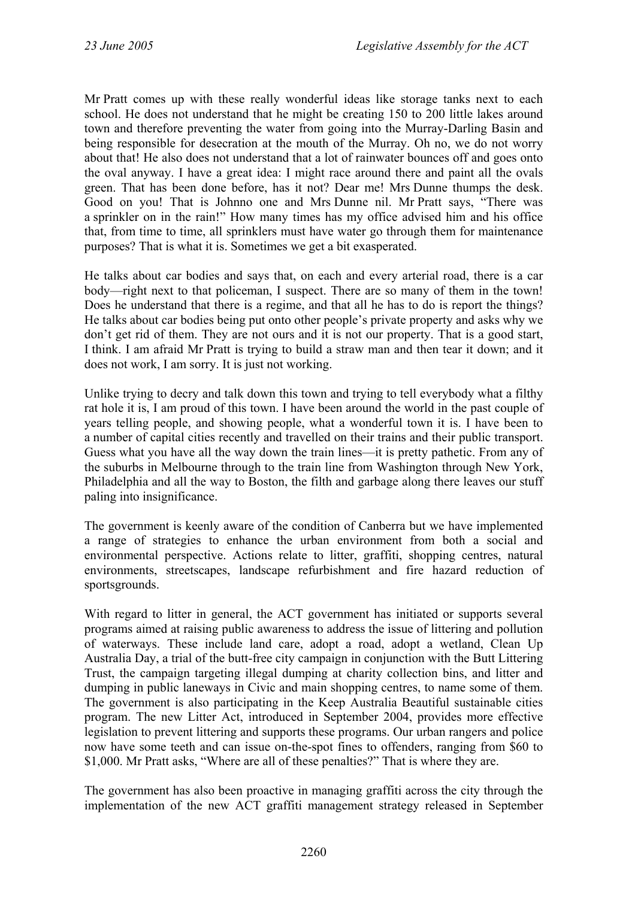Mr Pratt comes up with these really wonderful ideas like storage tanks next to each school. He does not understand that he might be creating 150 to 200 little lakes around town and therefore preventing the water from going into the Murray-Darling Basin and being responsible for desecration at the mouth of the Murray. Oh no, we do not worry about that! He also does not understand that a lot of rainwater bounces off and goes onto the oval anyway. I have a great idea: I might race around there and paint all the ovals green. That has been done before, has it not? Dear me! Mrs Dunne thumps the desk. Good on you! That is Johnno one and Mrs Dunne nil. Mr Pratt says, "There was a sprinkler on in the rain!" How many times has my office advised him and his office that, from time to time, all sprinklers must have water go through them for maintenance purposes? That is what it is. Sometimes we get a bit exasperated.

He talks about car bodies and says that, on each and every arterial road, there is a car body—right next to that policeman, I suspect. There are so many of them in the town! Does he understand that there is a regime, and that all he has to do is report the things? He talks about car bodies being put onto other people's private property and asks why we don't get rid of them. They are not ours and it is not our property. That is a good start, I think. I am afraid Mr Pratt is trying to build a straw man and then tear it down; and it does not work, I am sorry. It is just not working.

Unlike trying to decry and talk down this town and trying to tell everybody what a filthy rat hole it is, I am proud of this town. I have been around the world in the past couple of years telling people, and showing people, what a wonderful town it is. I have been to a number of capital cities recently and travelled on their trains and their public transport. Guess what you have all the way down the train lines—it is pretty pathetic. From any of the suburbs in Melbourne through to the train line from Washington through New York, Philadelphia and all the way to Boston, the filth and garbage along there leaves our stuff paling into insignificance.

The government is keenly aware of the condition of Canberra but we have implemented a range of strategies to enhance the urban environment from both a social and environmental perspective. Actions relate to litter, graffiti, shopping centres, natural environments, streetscapes, landscape refurbishment and fire hazard reduction of sportsgrounds.

With regard to litter in general, the ACT government has initiated or supports several programs aimed at raising public awareness to address the issue of littering and pollution of waterways. These include land care, adopt a road, adopt a wetland, Clean Up Australia Day, a trial of the butt-free city campaign in conjunction with the Butt Littering Trust, the campaign targeting illegal dumping at charity collection bins, and litter and dumping in public laneways in Civic and main shopping centres, to name some of them. The government is also participating in the Keep Australia Beautiful sustainable cities program. The new Litter Act, introduced in September 2004, provides more effective legislation to prevent littering and supports these programs. Our urban rangers and police now have some teeth and can issue on-the-spot fines to offenders, ranging from $60 to $1,000. Mr Pratt asks, "Where are all of these penalties?" That is where they are.

The government has also been proactive in managing graffiti across the city through the implementation of the new ACT graffiti management strategy released in September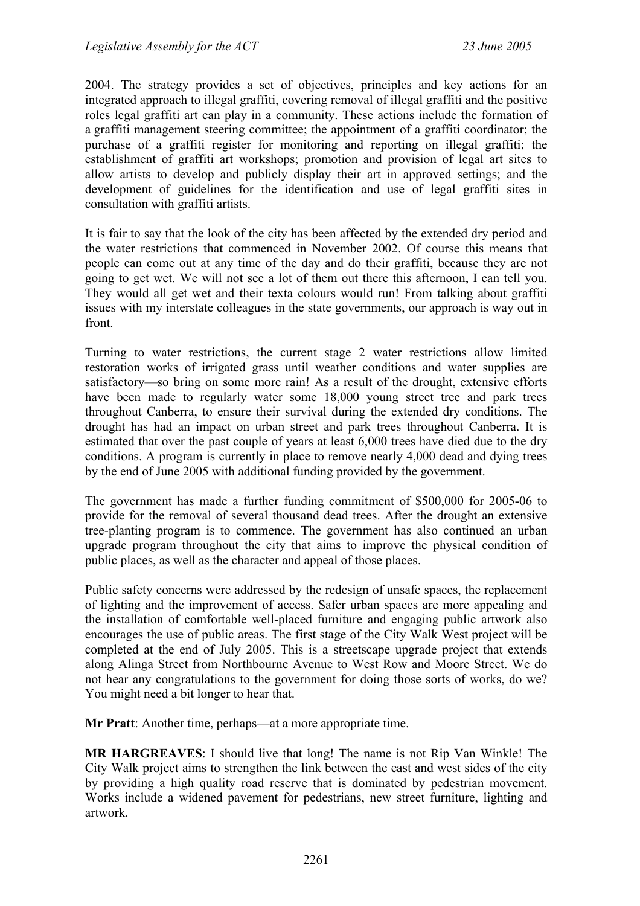2004. The strategy provides a set of objectives, principles and key actions for an integrated approach to illegal graffiti, covering removal of illegal graffiti and the positive roles legal graffiti art can play in a community. These actions include the formation of a graffiti management steering committee; the appointment of a graffiti coordinator; the purchase of a graffiti register for monitoring and reporting on illegal graffiti; the establishment of graffiti art workshops; promotion and provision of legal art sites to allow artists to develop and publicly display their art in approved settings; and the development of guidelines for the identification and use of legal graffiti sites in consultation with graffiti artists.

It is fair to say that the look of the city has been affected by the extended dry period and the water restrictions that commenced in November 2002. Of course this means that people can come out at any time of the day and do their graffiti, because they are not going to get wet. We will not see a lot of them out there this afternoon, I can tell you. They would all get wet and their texta colours would run! From talking about graffiti issues with my interstate colleagues in the state governments, our approach is way out in front.

Turning to water restrictions, the current stage 2 water restrictions allow limited restoration works of irrigated grass until weather conditions and water supplies are satisfactory—so bring on some more rain! As a result of the drought, extensive efforts have been made to regularly water some 18,000 young street tree and park trees throughout Canberra, to ensure their survival during the extended dry conditions. The drought has had an impact on urban street and park trees throughout Canberra. It is estimated that over the past couple of years at least 6,000 trees have died due to the dry conditions. A program is currently in place to remove nearly 4,000 dead and dying trees by the end of June 2005 with additional funding provided by the government.

The government has made a further funding commitment of $500,000 for 2005-06 to provide for the removal of several thousand dead trees. After the drought an extensive tree-planting program is to commence. The government has also continued an urban upgrade program throughout the city that aims to improve the physical condition of public places, as well as the character and appeal of those places.

Public safety concerns were addressed by the redesign of unsafe spaces, the replacement of lighting and the improvement of access. Safer urban spaces are more appealing and the installation of comfortable well-placed furniture and engaging public artwork also encourages the use of public areas. The first stage of the City Walk West project will be completed at the end of July 2005. This is a streetscape upgrade project that extends along Alinga Street from Northbourne Avenue to West Row and Moore Street. We do not hear any congratulations to the government for doing those sorts of works, do we? You might need a bit longer to hear that.

**Mr Pratt**: Another time, perhaps—at a more appropriate time.

**MR HARGREAVES**: I should live that long! The name is not Rip Van Winkle! The City Walk project aims to strengthen the link between the east and west sides of the city by providing a high quality road reserve that is dominated by pedestrian movement. Works include a widened pavement for pedestrians, new street furniture, lighting and artwork.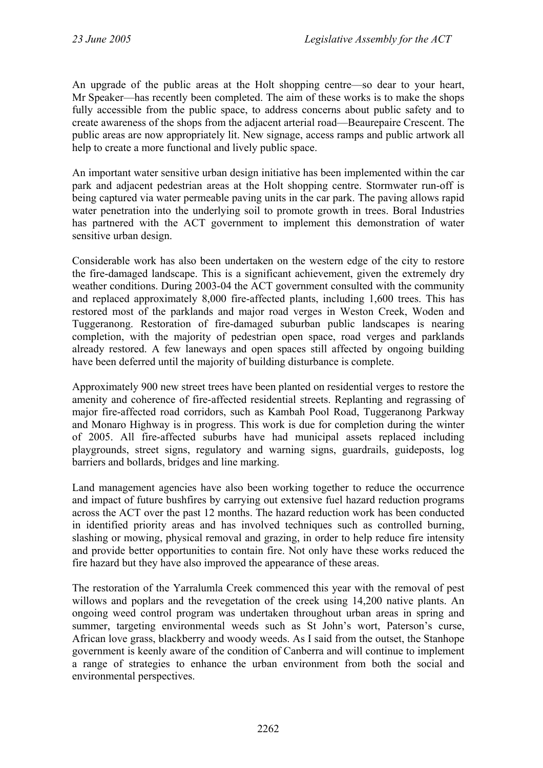An upgrade of the public areas at the Holt shopping centre—so dear to your heart, Mr Speaker—has recently been completed. The aim of these works is to make the shops fully accessible from the public space, to address concerns about public safety and to create awareness of the shops from the adjacent arterial road—Beaurepaire Crescent. The public areas are now appropriately lit. New signage, access ramps and public artwork all help to create a more functional and lively public space.

An important water sensitive urban design initiative has been implemented within the car park and adjacent pedestrian areas at the Holt shopping centre. Stormwater run-off is being captured via water permeable paving units in the car park. The paving allows rapid water penetration into the underlying soil to promote growth in trees. Boral Industries has partnered with the ACT government to implement this demonstration of water sensitive urban design.

Considerable work has also been undertaken on the western edge of the city to restore the fire-damaged landscape. This is a significant achievement, given the extremely dry weather conditions. During 2003-04 the ACT government consulted with the community and replaced approximately 8,000 fire-affected plants, including 1,600 trees. This has restored most of the parklands and major road verges in Weston Creek, Woden and Tuggeranong. Restoration of fire-damaged suburban public landscapes is nearing completion, with the majority of pedestrian open space, road verges and parklands already restored. A few laneways and open spaces still affected by ongoing building have been deferred until the majority of building disturbance is complete.

Approximately 900 new street trees have been planted on residential verges to restore the amenity and coherence of fire-affected residential streets. Replanting and regrassing of major fire-affected road corridors, such as Kambah Pool Road, Tuggeranong Parkway and Monaro Highway is in progress. This work is due for completion during the winter of 2005. All fire-affected suburbs have had municipal assets replaced including playgrounds, street signs, regulatory and warning signs, guardrails, guideposts, log barriers and bollards, bridges and line marking.

Land management agencies have also been working together to reduce the occurrence and impact of future bushfires by carrying out extensive fuel hazard reduction programs across the ACT over the past 12 months. The hazard reduction work has been conducted in identified priority areas and has involved techniques such as controlled burning, slashing or mowing, physical removal and grazing, in order to help reduce fire intensity and provide better opportunities to contain fire. Not only have these works reduced the fire hazard but they have also improved the appearance of these areas.

The restoration of the Yarralumla Creek commenced this year with the removal of pest willows and poplars and the revegetation of the creek using 14,200 native plants. An ongoing weed control program was undertaken throughout urban areas in spring and summer, targeting environmental weeds such as St John's wort, Paterson's curse, African love grass, blackberry and woody weeds. As I said from the outset, the Stanhope government is keenly aware of the condition of Canberra and will continue to implement a range of strategies to enhance the urban environment from both the social and environmental perspectives.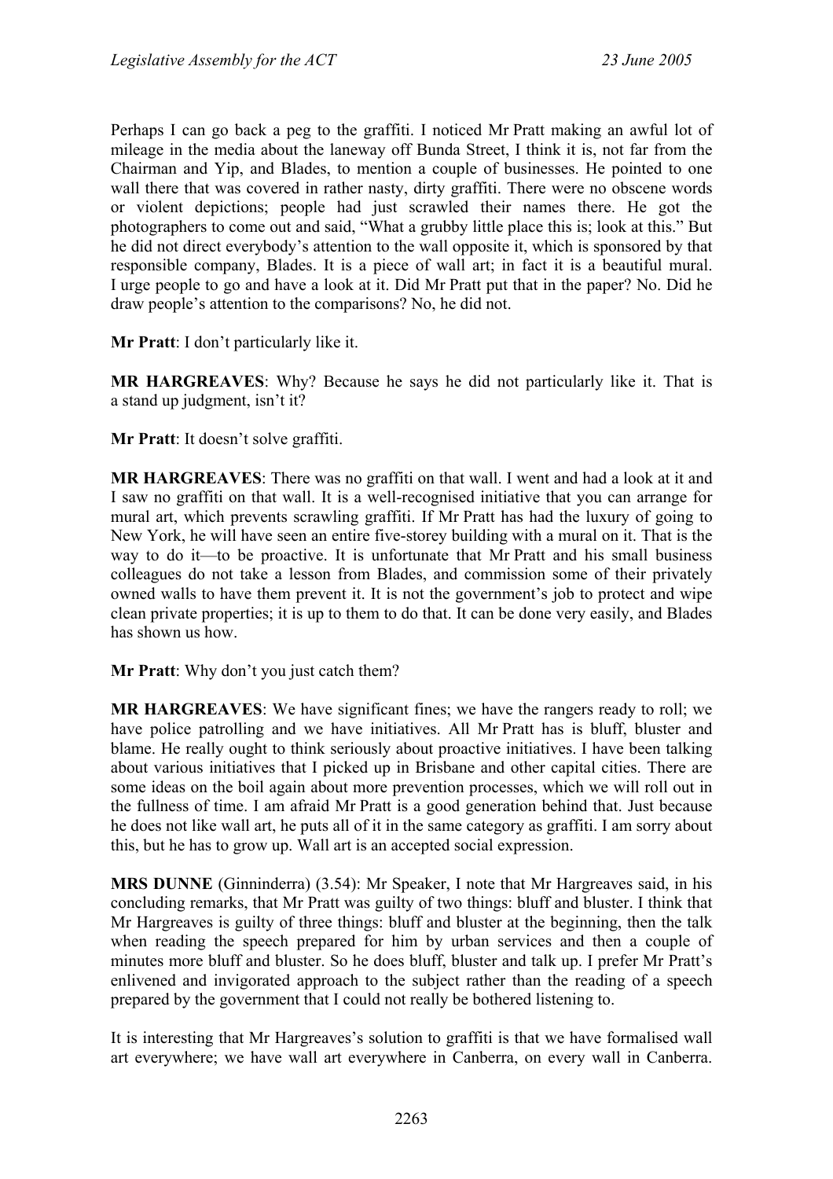Perhaps I can go back a peg to the graffiti. I noticed Mr Pratt making an awful lot of mileage in the media about the laneway off Bunda Street, I think it is, not far from the Chairman and Yip, and Blades, to mention a couple of businesses. He pointed to one wall there that was covered in rather nasty, dirty graffiti. There were no obscene words or violent depictions; people had just scrawled their names there. He got the photographers to come out and said, "What a grubby little place this is; look at this." But he did not direct everybody's attention to the wall opposite it, which is sponsored by that responsible company, Blades. It is a piece of wall art; in fact it is a beautiful mural. I urge people to go and have a look at it. Did Mr Pratt put that in the paper? No. Did he draw people's attention to the comparisons? No, he did not.

**Mr Pratt**: I don't particularly like it.

**MR HARGREAVES**: Why? Because he says he did not particularly like it. That is a stand up judgment, isn't it?

**Mr Pratt**: It doesn't solve graffiti.

**MR HARGREAVES**: There was no graffiti on that wall. I went and had a look at it and I saw no graffiti on that wall. It is a well-recognised initiative that you can arrange for mural art, which prevents scrawling graffiti. If Mr Pratt has had the luxury of going to New York, he will have seen an entire five-storey building with a mural on it. That is the way to do it—to be proactive. It is unfortunate that Mr Pratt and his small business colleagues do not take a lesson from Blades, and commission some of their privately owned walls to have them prevent it. It is not the government's job to protect and wipe clean private properties; it is up to them to do that. It can be done very easily, and Blades has shown us how.

**Mr Pratt**: Why don't you just catch them?

**MR HARGREAVES**: We have significant fines; we have the rangers ready to roll; we have police patrolling and we have initiatives. All Mr Pratt has is bluff, bluster and blame. He really ought to think seriously about proactive initiatives. I have been talking about various initiatives that I picked up in Brisbane and other capital cities. There are some ideas on the boil again about more prevention processes, which we will roll out in the fullness of time. I am afraid Mr Pratt is a good generation behind that. Just because he does not like wall art, he puts all of it in the same category as graffiti. I am sorry about this, but he has to grow up. Wall art is an accepted social expression.

**MRS DUNNE** (Ginninderra) (3.54): Mr Speaker, I note that Mr Hargreaves said, in his concluding remarks, that Mr Pratt was guilty of two things: bluff and bluster. I think that Mr Hargreaves is guilty of three things: bluff and bluster at the beginning, then the talk when reading the speech prepared for him by urban services and then a couple of minutes more bluff and bluster. So he does bluff, bluster and talk up. I prefer Mr Pratt's enlivened and invigorated approach to the subject rather than the reading of a speech prepared by the government that I could not really be bothered listening to.

It is interesting that Mr Hargreaves's solution to graffiti is that we have formalised wall art everywhere; we have wall art everywhere in Canberra, on every wall in Canberra.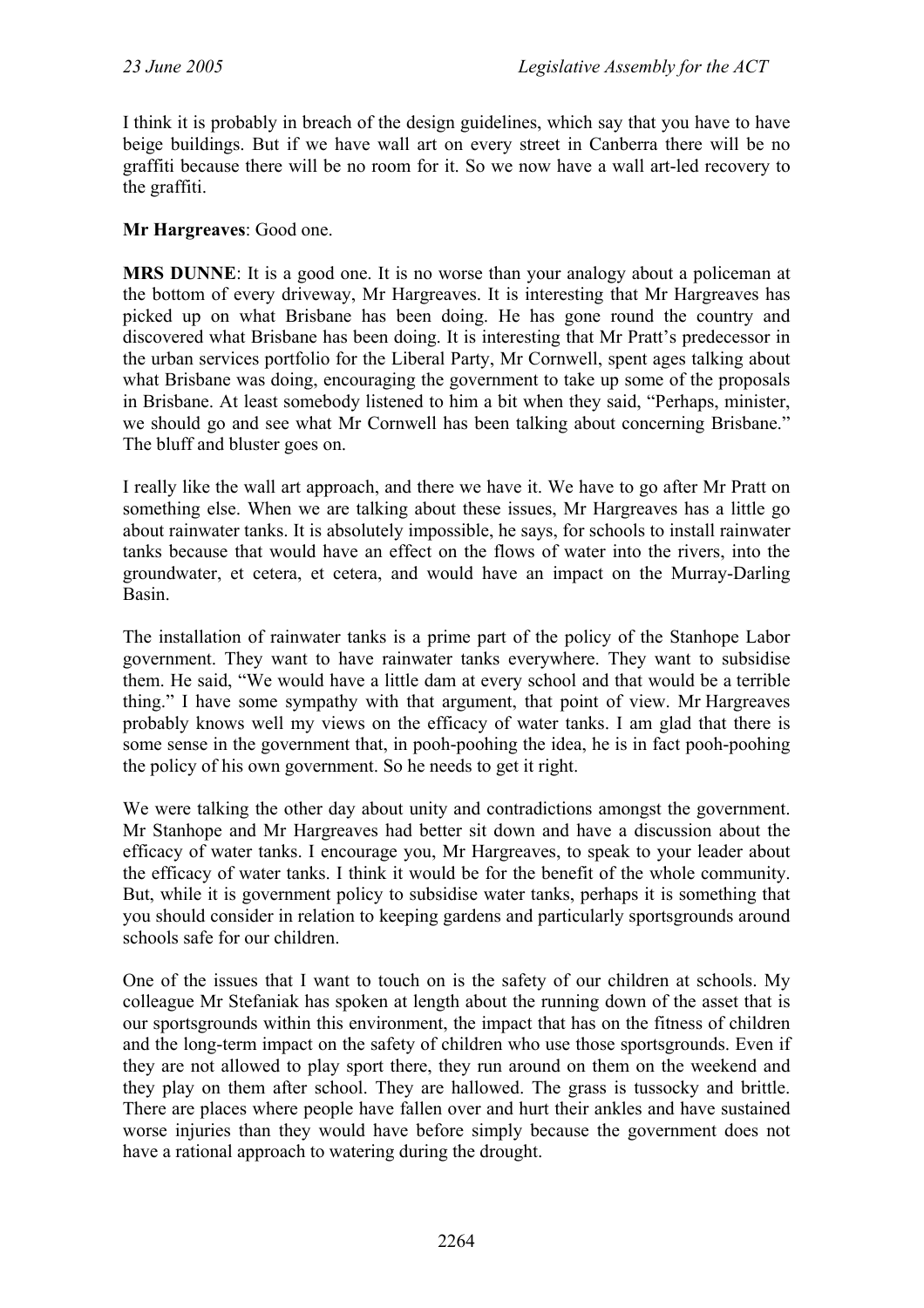I think it is probably in breach of the design guidelines, which say that you have to have beige buildings. But if we have wall art on every street in Canberra there will be no graffiti because there will be no room for it. So we now have a wall art-led recovery to the graffiti.

**Mr Hargreaves**: Good one.

**MRS DUNNE**: It is a good one. It is no worse than your analogy about a policeman at the bottom of every driveway, Mr Hargreaves. It is interesting that Mr Hargreaves has picked up on what Brisbane has been doing. He has gone round the country and discovered what Brisbane has been doing. It is interesting that Mr Pratt's predecessor in the urban services portfolio for the Liberal Party, Mr Cornwell, spent ages talking about what Brisbane was doing, encouraging the government to take up some of the proposals in Brisbane. At least somebody listened to him a bit when they said, "Perhaps, minister, we should go and see what Mr Cornwell has been talking about concerning Brisbane." The bluff and bluster goes on.

I really like the wall art approach, and there we have it. We have to go after Mr Pratt on something else. When we are talking about these issues, Mr Hargreaves has a little go about rainwater tanks. It is absolutely impossible, he says, for schools to install rainwater tanks because that would have an effect on the flows of water into the rivers, into the groundwater, et cetera, et cetera, and would have an impact on the Murray-Darling Basin.

The installation of rainwater tanks is a prime part of the policy of the Stanhope Labor government. They want to have rainwater tanks everywhere. They want to subsidise them. He said, "We would have a little dam at every school and that would be a terrible thing." I have some sympathy with that argument, that point of view. Mr Hargreaves probably knows well my views on the efficacy of water tanks. I am glad that there is some sense in the government that, in pooh-poohing the idea, he is in fact pooh-poohing the policy of his own government. So he needs to get it right.

We were talking the other day about unity and contradictions amongst the government. Mr Stanhope and Mr Hargreaves had better sit down and have a discussion about the efficacy of water tanks. I encourage you, Mr Hargreaves, to speak to your leader about the efficacy of water tanks. I think it would be for the benefit of the whole community. But, while it is government policy to subsidise water tanks, perhaps it is something that you should consider in relation to keeping gardens and particularly sportsgrounds around schools safe for our children.

One of the issues that I want to touch on is the safety of our children at schools. My colleague Mr Stefaniak has spoken at length about the running down of the asset that is our sportsgrounds within this environment, the impact that has on the fitness of children and the long-term impact on the safety of children who use those sportsgrounds. Even if they are not allowed to play sport there, they run around on them on the weekend and they play on them after school. They are hallowed. The grass is tussocky and brittle. There are places where people have fallen over and hurt their ankles and have sustained worse injuries than they would have before simply because the government does not have a rational approach to watering during the drought.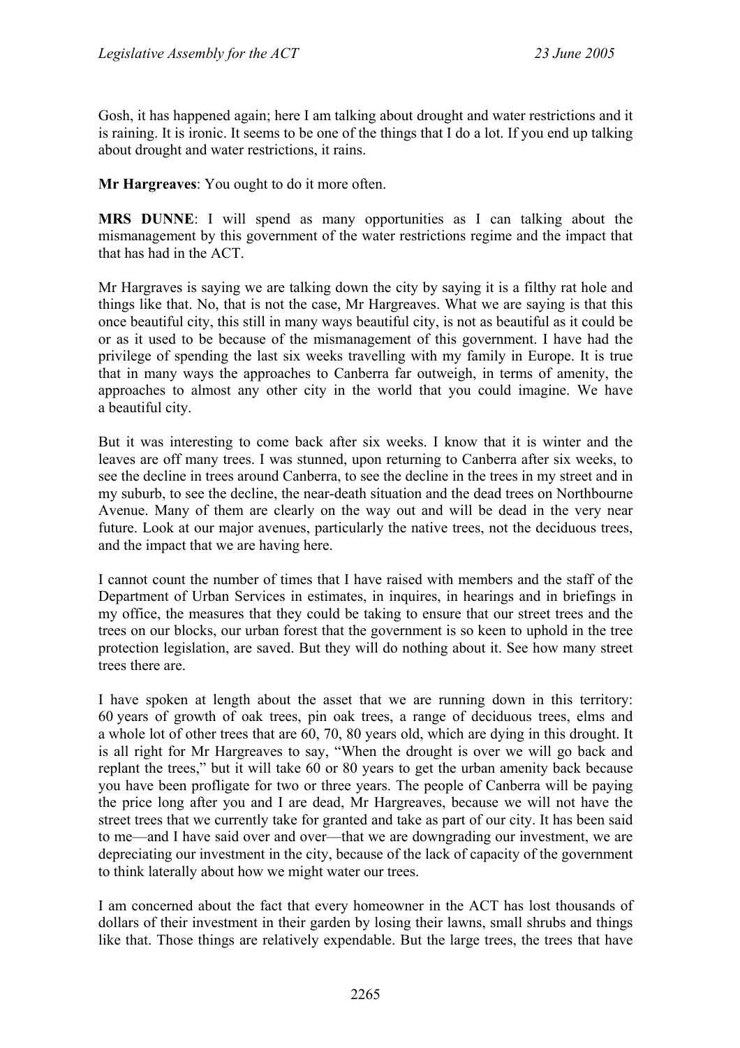Gosh, it has happened again; here I am talking about drought and water restrictions and it is raining. It is ironic. It seems to be one of the things that I do a lot. If you end up talking about drought and water restrictions, it rains.

**Mr Hargreaves**: You ought to do it more often.

**MRS DUNNE**: I will spend as many opportunities as I can talking about the mismanagement by this government of the water restrictions regime and the impact that that has had in the ACT.

Mr Hargraves is saying we are talking down the city by saying it is a filthy rat hole and things like that. No, that is not the case, Mr Hargreaves. What we are saying is that this once beautiful city, this still in many ways beautiful city, is not as beautiful as it could be or as it used to be because of the mismanagement of this government. I have had the privilege of spending the last six weeks travelling with my family in Europe. It is true that in many ways the approaches to Canberra far outweigh, in terms of amenity, the approaches to almost any other city in the world that you could imagine. We have a beautiful city.

But it was interesting to come back after six weeks. I know that it is winter and the leaves are off many trees. I was stunned, upon returning to Canberra after six weeks, to see the decline in trees around Canberra, to see the decline in the trees in my street and in my suburb, to see the decline, the near-death situation and the dead trees on Northbourne Avenue. Many of them are clearly on the way out and will be dead in the very near future. Look at our major avenues, particularly the native trees, not the deciduous trees, and the impact that we are having here.

I cannot count the number of times that I have raised with members and the staff of the Department of Urban Services in estimates, in inquires, in hearings and in briefings in my office, the measures that they could be taking to ensure that our street trees and the trees on our blocks, our urban forest that the government is so keen to uphold in the tree protection legislation, are saved. But they will do nothing about it. See how many street trees there are.

I have spoken at length about the asset that we are running down in this territory: 60 years of growth of oak trees, pin oak trees, a range of deciduous trees, elms and a whole lot of other trees that are 60, 70, 80 years old, which are dying in this drought. It is all right for Mr Hargreaves to say, "When the drought is over we will go back and replant the trees," but it will take 60 or 80 years to get the urban amenity back because you have been profligate for two or three years. The people of Canberra will be paying the price long after you and I are dead, Mr Hargreaves, because we will not have the street trees that we currently take for granted and take as part of our city. It has been said to me—and I have said over and over—that we are downgrading our investment, we are depreciating our investment in the city, because of the lack of capacity of the government to think laterally about how we might water our trees.

I am concerned about the fact that every homeowner in the ACT has lost thousands of dollars of their investment in their garden by losing their lawns, small shrubs and things like that. Those things are relatively expendable. But the large trees, the trees that have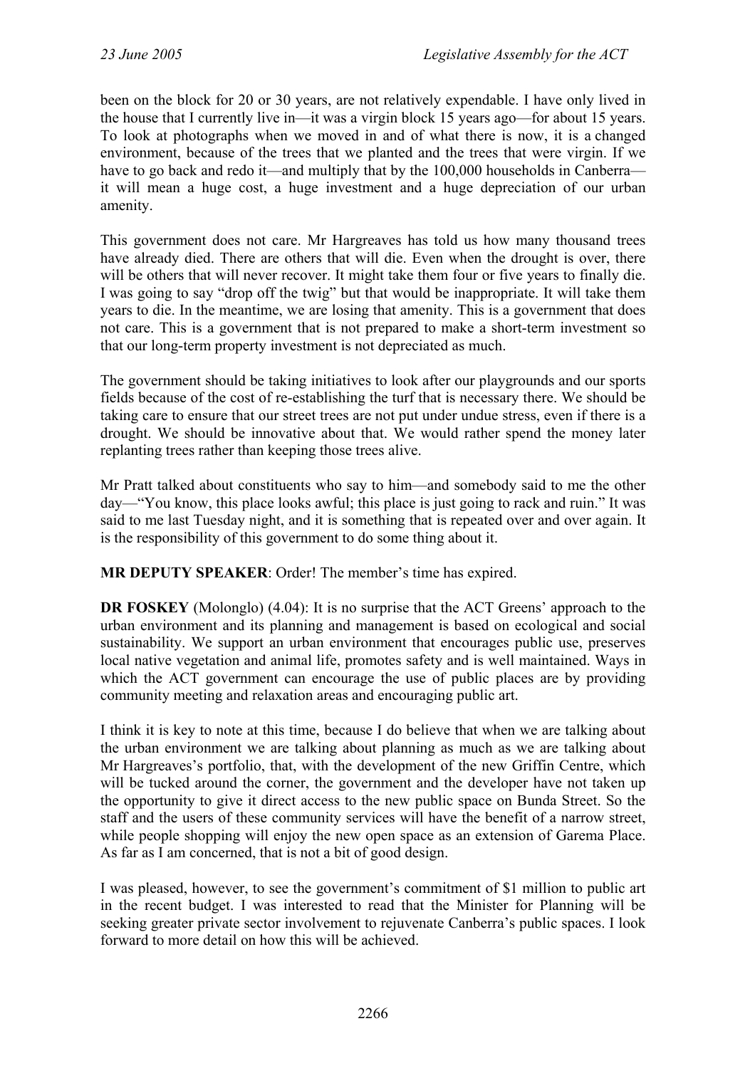been on the block for 20 or 30 years, are not relatively expendable. I have only lived in the house that I currently live in—it was a virgin block 15 years ago—for about 15 years. To look at photographs when we moved in and of what there is now, it is a changed environment, because of the trees that we planted and the trees that were virgin. If we have to go back and redo it—and multiply that by the 100,000 households in Canberra—it will mean a huge cost, a huge investment and a huge depreciation of our urban amenity.

This government does not care. Mr Hargreaves has told us how many thousand trees have already died. There are others that will die. Even when the drought is over, there will be others that will never recover. It might take them four or five years to finally die. I was going to say "drop off the twig" but that would be inappropriate. It will take them years to die. In the meantime, we are losing that amenity. This is a government that does not care. This is a government that is not prepared to make a short-term investment so that our long-term property investment is not depreciated as much.

The government should be taking initiatives to look after our playgrounds and our sports fields because of the cost of re-establishing the turf that is necessary there. We should be taking care to ensure that our street trees are not put under undue stress, even if there is a drought. We should be innovative about that. We would rather spend the money later replanting trees rather than keeping those trees alive.

Mr Pratt talked about constituents who say to him—and somebody said to me the other day—"You know, this place looks awful; this place is just going to rack and ruin." It was said to me last Tuesday night, and it is something that is repeated over and over again. It is the responsibility of this government to do some thing about it.

**MR DEPUTY SPEAKER**: Order! The member's time has expired.

**DR FOSKEY** (Molonglo) (4.04): It is no surprise that the ACT Greens' approach to the urban environment and its planning and management is based on ecological and social sustainability. We support an urban environment that encourages public use, preserves local native vegetation and animal life, promotes safety and is well maintained. Ways in which the ACT government can encourage the use of public places are by providing community meeting and relaxation areas and encouraging public art.

I think it is key to note at this time, because I do believe that when we are talking about the urban environment we are talking about planning as much as we are talking about Mr Hargreaves's portfolio, that, with the development of the new Griffin Centre, which will be tucked around the corner, the government and the developer have not taken up the opportunity to give it direct access to the new public space on Bunda Street. So the staff and the users of these community services will have the benefit of a narrow street, while people shopping will enjoy the new open space as an extension of Garema Place. As far as I am concerned, that is not a bit of good design.

I was pleased, however, to see the government's commitment of $1 million to public art in the recent budget. I was interested to read that the Minister for Planning will be seeking greater private sector involvement to rejuvenate Canberra's public spaces. I look forward to more detail on how this will be achieved.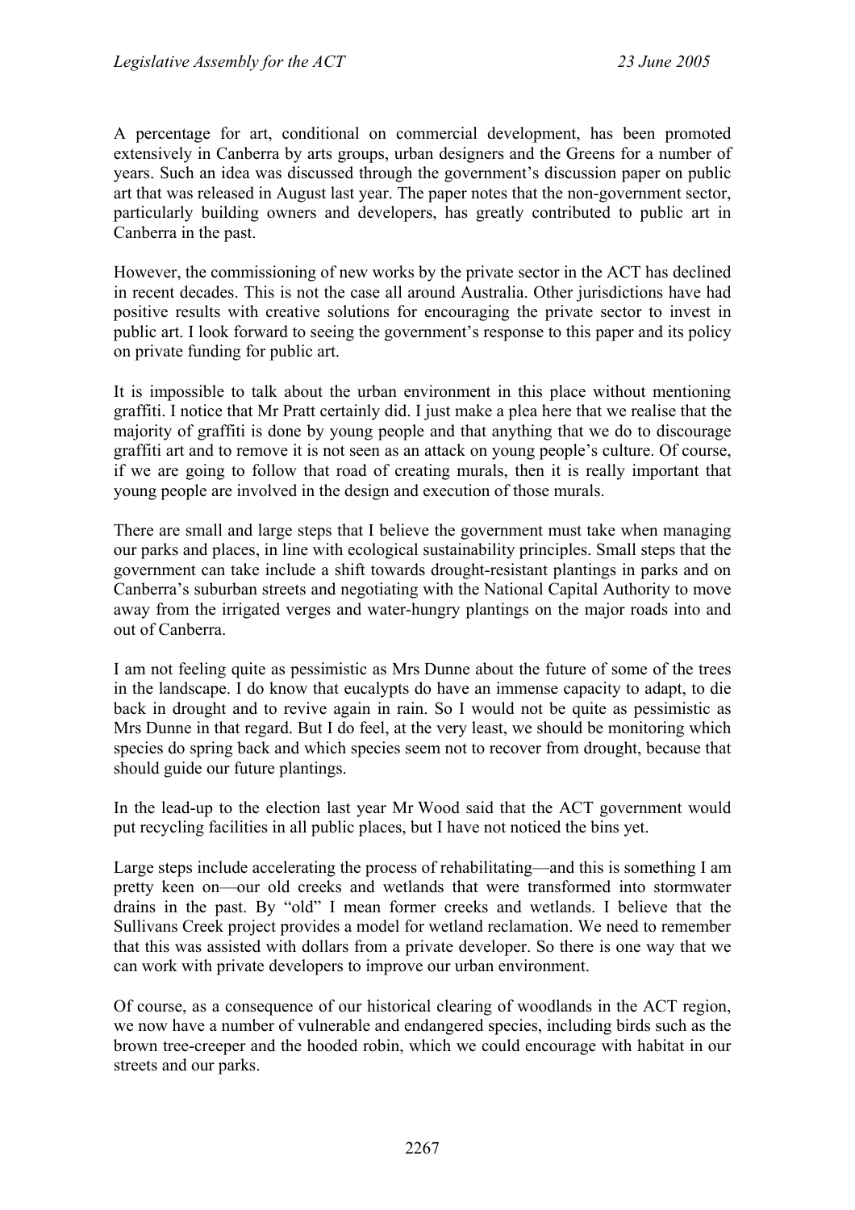A percentage for art, conditional on commercial development, has been promoted extensively in Canberra by arts groups, urban designers and the Greens for a number of years. Such an idea was discussed through the government's discussion paper on public art that was released in August last year. The paper notes that the non-government sector, particularly building owners and developers, has greatly contributed to public art in Canberra in the past.

However, the commissioning of new works by the private sector in the ACT has declined in recent decades. This is not the case all around Australia. Other jurisdictions have had positive results with creative solutions for encouraging the private sector to invest in public art. I look forward to seeing the government's response to this paper and its policy on private funding for public art.

It is impossible to talk about the urban environment in this place without mentioning graffiti. I notice that Mr Pratt certainly did. I just make a plea here that we realise that the majority of graffiti is done by young people and that anything that we do to discourage graffiti art and to remove it is not seen as an attack on young people's culture. Of course, if we are going to follow that road of creating murals, then it is really important that young people are involved in the design and execution of those murals.

There are small and large steps that I believe the government must take when managing our parks and places, in line with ecological sustainability principles. Small steps that the government can take include a shift towards drought-resistant plantings in parks and on Canberra's suburban streets and negotiating with the National Capital Authority to move away from the irrigated verges and water-hungry plantings on the major roads into and out of Canberra.

I am not feeling quite as pessimistic as Mrs Dunne about the future of some of the trees in the landscape. I do know that eucalypts do have an immense capacity to adapt, to die back in drought and to revive again in rain. So I would not be quite as pessimistic as Mrs Dunne in that regard. But I do feel, at the very least, we should be monitoring which species do spring back and which species seem not to recover from drought, because that should guide our future plantings.

In the lead-up to the election last year Mr Wood said that the ACT government would put recycling facilities in all public places, but I have not noticed the bins yet.

Large steps include accelerating the process of rehabilitating—and this is something I am pretty keen on—our old creeks and wetlands that were transformed into stormwater drains in the past. By "old" I mean former creeks and wetlands. I believe that the Sullivans Creek project provides a model for wetland reclamation. We need to remember that this was assisted with dollars from a private developer. So there is one way that we can work with private developers to improve our urban environment.

Of course, as a consequence of our historical clearing of woodlands in the ACT region, we now have a number of vulnerable and endangered species, including birds such as the brown tree-creeper and the hooded robin, which we could encourage with habitat in our streets and our parks.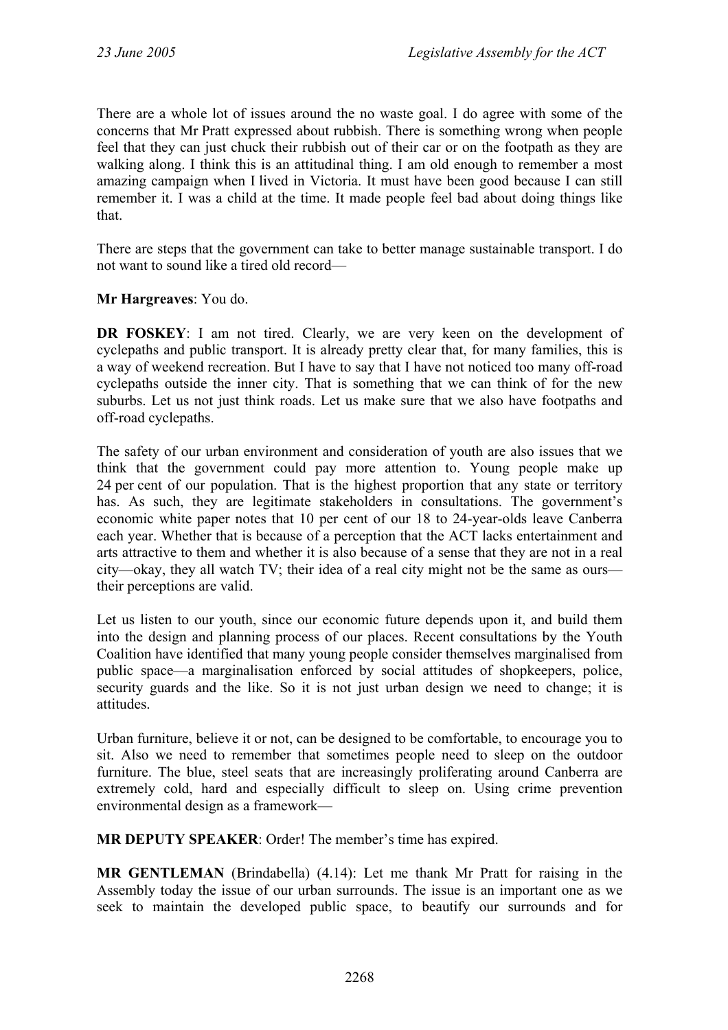There are a whole lot of issues around the no waste goal. I do agree with some of the concerns that Mr Pratt expressed about rubbish. There is something wrong when people feel that they can just chuck their rubbish out of their car or on the footpath as they are walking along. I think this is an attitudinal thing. I am old enough to remember a most amazing campaign when I lived in Victoria. It must have been good because I can still remember it. I was a child at the time. It made people feel bad about doing things like that.

There are steps that the government can take to better manage sustainable transport. I do not want to sound like a tired old record—

**Mr Hargreaves**: You do.

**DR FOSKEY**: I am not tired. Clearly, we are very keen on the development of cyclepaths and public transport. It is already pretty clear that, for many families, this is a way of weekend recreation. But I have to say that I have not noticed too many off-road cyclepaths outside the inner city. That is something that we can think of for the new suburbs. Let us not just think roads. Let us make sure that we also have footpaths and off-road cyclepaths.

The safety of our urban environment and consideration of youth are also issues that we think that the government could pay more attention to. Young people make up 24 per cent of our population. That is the highest proportion that any state or territory has. As such, they are legitimate stakeholders in consultations. The government's economic white paper notes that 10 per cent of our 18 to 24-year-olds leave Canberra each year. Whether that is because of a perception that the ACT lacks entertainment and arts attractive to them and whether it is also because of a sense that they are not in a real city—okay, they all watch TV; their idea of a real city might not be the same as ours—their perceptions are valid.

Let us listen to our youth, since our economic future depends upon it, and build them into the design and planning process of our places. Recent consultations by the Youth Coalition have identified that many young people consider themselves marginalised from public space—a marginalisation enforced by social attitudes of shopkeepers, police, security guards and the like. So it is not just urban design we need to change; it is attitudes.

Urban furniture, believe it or not, can be designed to be comfortable, to encourage you to sit. Also we need to remember that sometimes people need to sleep on the outdoor furniture. The blue, steel seats that are increasingly proliferating around Canberra are extremely cold, hard and especially difficult to sleep on. Using crime prevention environmental design as a framework—

**MR DEPUTY SPEAKER**: Order! The member's time has expired.

**MR GENTLEMAN** (Brindabella) (4.14): Let me thank Mr Pratt for raising in the Assembly today the issue of our urban surrounds. The issue is an important one as we seek to maintain the developed public space, to beautify our surrounds and for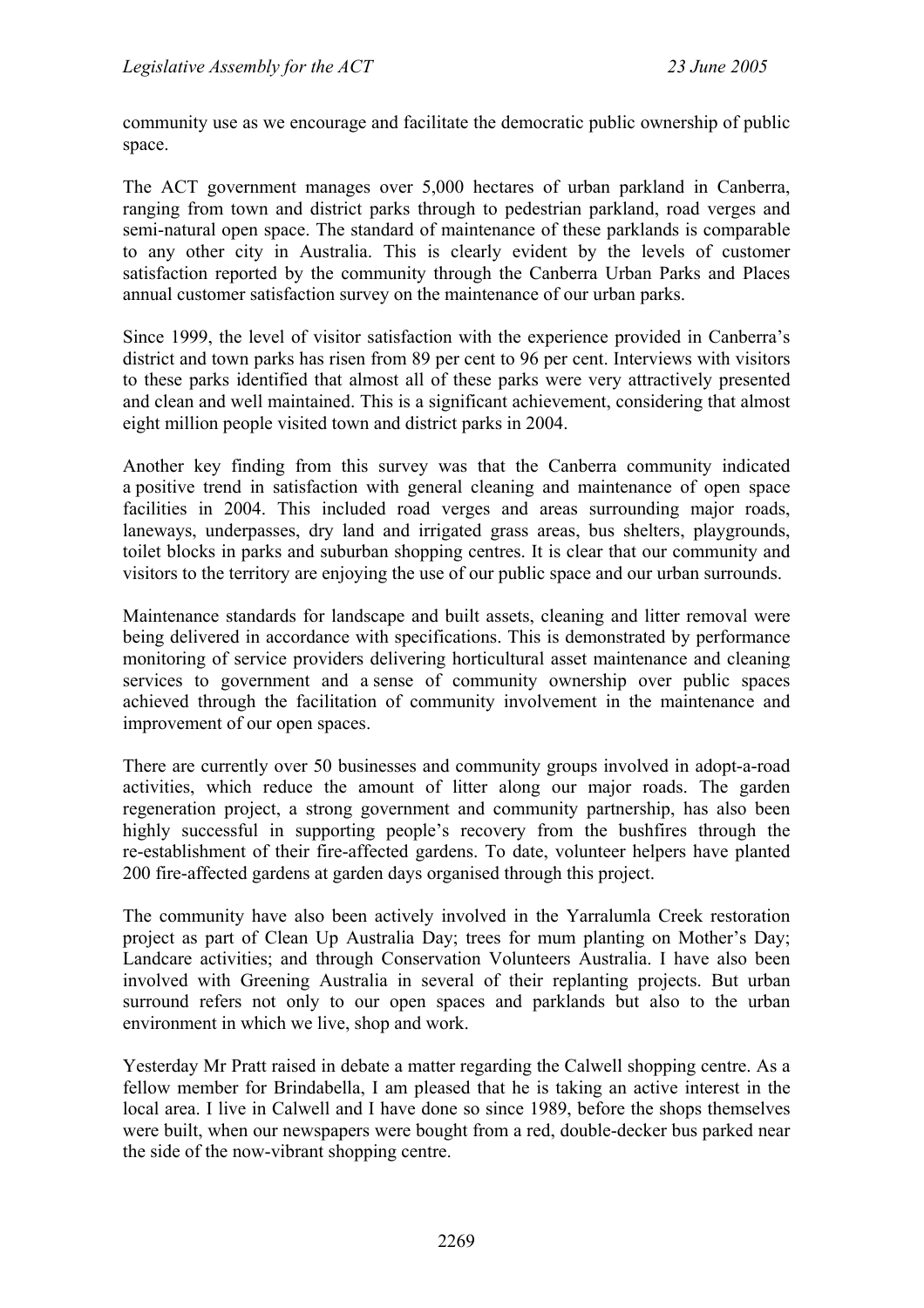community use as we encourage and facilitate the democratic public ownership of public space.

The ACT government manages over 5,000 hectares of urban parkland in Canberra, ranging from town and district parks through to pedestrian parkland, road verges and semi-natural open space. The standard of maintenance of these parklands is comparable to any other city in Australia. This is clearly evident by the levels of customer satisfaction reported by the community through the Canberra Urban Parks and Places annual customer satisfaction survey on the maintenance of our urban parks.

Since 1999, the level of visitor satisfaction with the experience provided in Canberra's district and town parks has risen from 89 per cent to 96 per cent. Interviews with visitors to these parks identified that almost all of these parks were very attractively presented and clean and well maintained. This is a significant achievement, considering that almost eight million people visited town and district parks in 2004.

Another key finding from this survey was that the Canberra community indicated a positive trend in satisfaction with general cleaning and maintenance of open space facilities in 2004. This included road verges and areas surrounding major roads, laneways, underpasses, dry land and irrigated grass areas, bus shelters, playgrounds, toilet blocks in parks and suburban shopping centres. It is clear that our community and visitors to the territory are enjoying the use of our public space and our urban surrounds.

Maintenance standards for landscape and built assets, cleaning and litter removal were being delivered in accordance with specifications. This is demonstrated by performance monitoring of service providers delivering horticultural asset maintenance and cleaning services to government and a sense of community ownership over public spaces achieved through the facilitation of community involvement in the maintenance and improvement of our open spaces.

There are currently over 50 businesses and community groups involved in adopt-a-road activities, which reduce the amount of litter along our major roads. The garden regeneration project, a strong government and community partnership, has also been highly successful in supporting people's recovery from the bushfires through the re-establishment of their fire-affected gardens. To date, volunteer helpers have planted 200 fire-affected gardens at garden days organised through this project.

The community have also been actively involved in the Yarralumla Creek restoration project as part of Clean Up Australia Day; trees for mum planting on Mother's Day; Landcare activities; and through Conservation Volunteers Australia. I have also been involved with Greening Australia in several of their replanting projects. But urban surround refers not only to our open spaces and parklands but also to the urban environment in which we live, shop and work.

Yesterday Mr Pratt raised in debate a matter regarding the Calwell shopping centre. As a fellow member for Brindabella, I am pleased that he is taking an active interest in the local area. I live in Calwell and I have done so since 1989, before the shops themselves were built, when our newspapers were bought from a red, double-decker bus parked near the side of the now-vibrant shopping centre.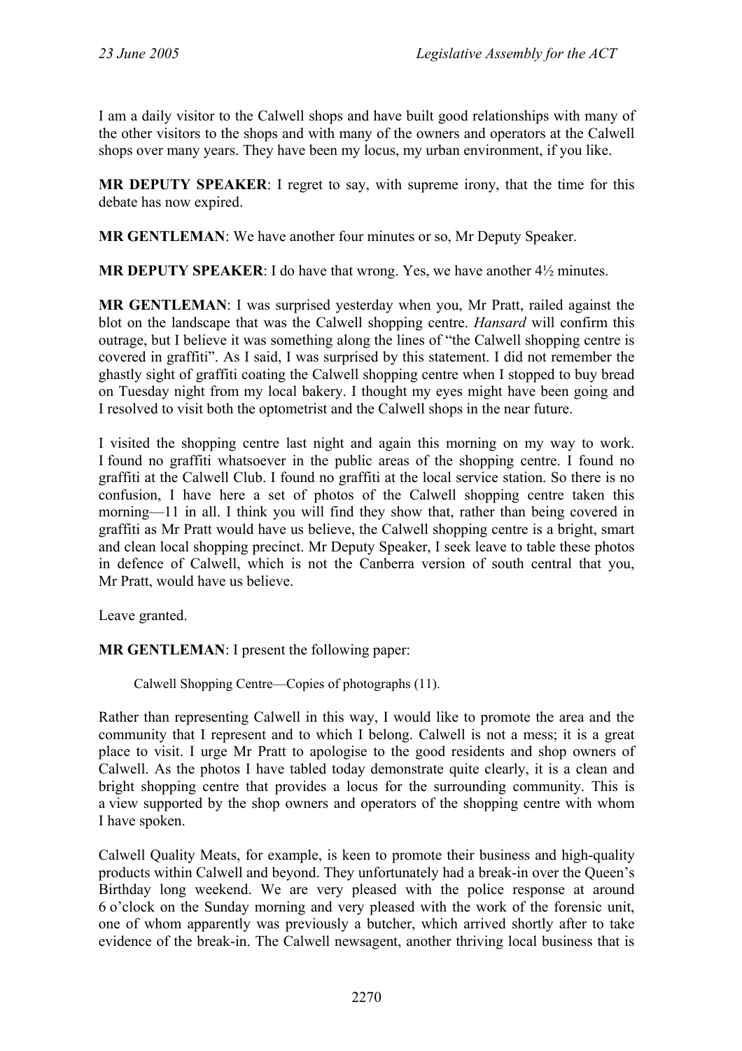I am a daily visitor to the Calwell shops and have built good relationships with many of the other visitors to the shops and with many of the owners and operators at the Calwell shops over many years. They have been my locus, my urban environment, if you like.

**MR DEPUTY SPEAKER**: I regret to say, with supreme irony, that the time for this debate has now expired.

**MR GENTLEMAN**: We have another four minutes or so, Mr Deputy Speaker.

**MR DEPUTY SPEAKER**: I do have that wrong. Yes, we have another 4½ minutes.

**MR GENTLEMAN**: I was surprised yesterday when you, Mr Pratt, railed against the blot on the landscape that was the Calwell shopping centre. *Hansard* will confirm this outrage, but I believe it was something along the lines of "the Calwell shopping centre is covered in graffiti". As I said, I was surprised by this statement. I did not remember the ghastly sight of graffiti coating the Calwell shopping centre when I stopped to buy bread on Tuesday night from my local bakery. I thought my eyes might have been going and I resolved to visit both the optometrist and the Calwell shops in the near future.

I visited the shopping centre last night and again this morning on my way to work. I found no graffiti whatsoever in the public areas of the shopping centre. I found no graffiti at the Calwell Club. I found no graffiti at the local service station. So there is no confusion, I have here a set of photos of the Calwell shopping centre taken this morning—11 in all. I think you will find they show that, rather than being covered in graffiti as Mr Pratt would have us believe, the Calwell shopping centre is a bright, smart and clean local shopping precinct. Mr Deputy Speaker, I seek leave to table these photos in defence of Calwell, which is not the Canberra version of south central that you, Mr Pratt, would have us believe.

Leave granted.

**MR GENTLEMAN**: I present the following paper:

> Calwell Shopping Centre—Copies of photographs (11).

Rather than representing Calwell in this way, I would like to promote the area and the community that I represent and to which I belong. Calwell is not a mess; it is a great place to visit. I urge Mr Pratt to apologise to the good residents and shop owners of Calwell. As the photos I have tabled today demonstrate quite clearly, it is a clean and bright shopping centre that provides a locus for the surrounding community. This is a view supported by the shop owners and operators of the shopping centre with whom I have spoken.

Calwell Quality Meats, for example, is keen to promote their business and high-quality products within Calwell and beyond. They unfortunately had a break-in over the Queen's Birthday long weekend. We are very pleased with the police response at around 6 o'clock on the Sunday morning and very pleased with the work of the forensic unit, one of whom apparently was previously a butcher, which arrived shortly after to take evidence of the break-in. The Calwell newsagent, another thriving local business that is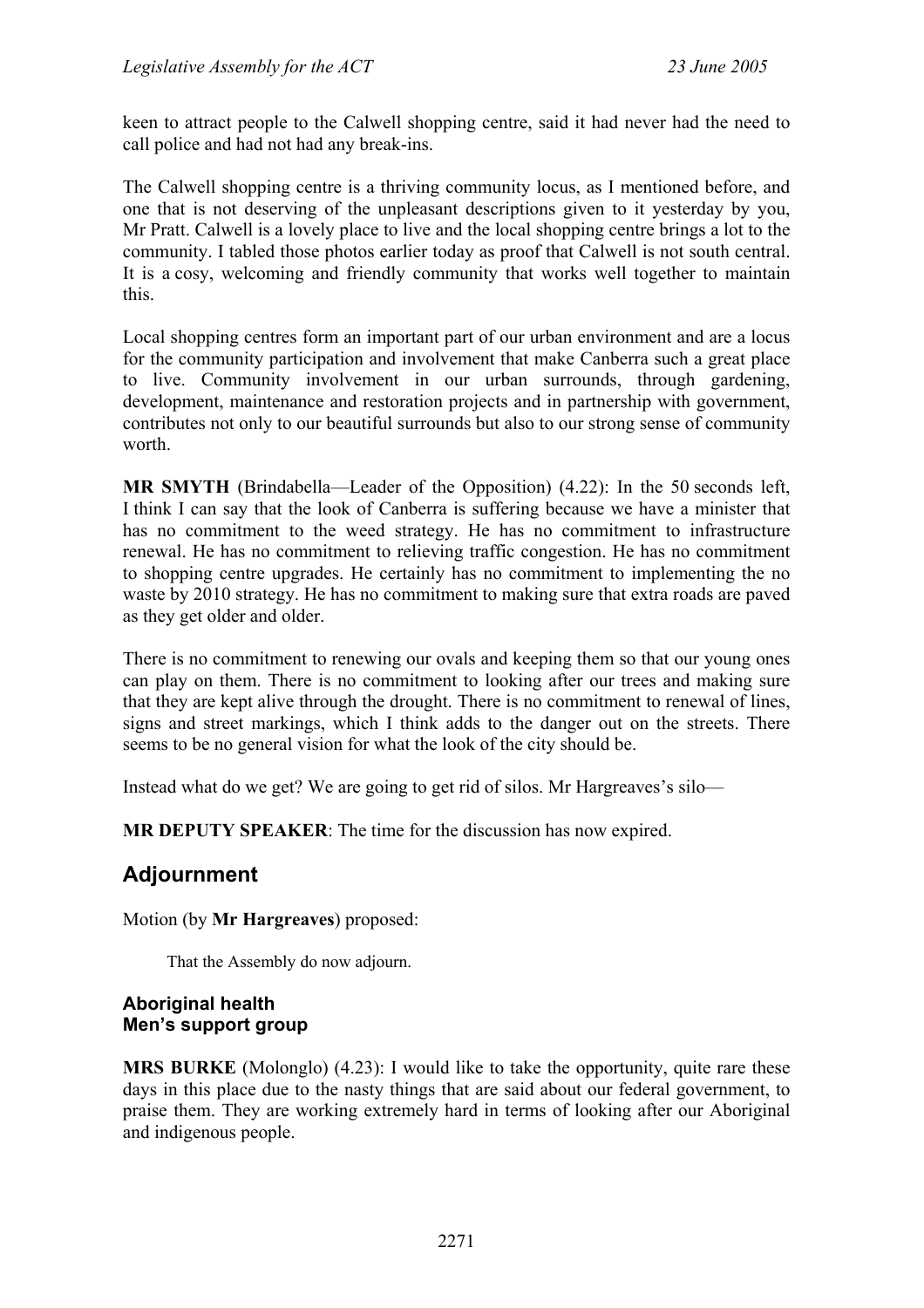keen to attract people to the Calwell shopping centre, said it had never had the need to call police and had not had any break-ins.

The Calwell shopping centre is a thriving community locus, as I mentioned before, and one that is not deserving of the unpleasant descriptions given to it yesterday by you, Mr Pratt. Calwell is a lovely place to live and the local shopping centre brings a lot to the community. I tabled those photos earlier today as proof that Calwell is not south central. It is a cosy, welcoming and friendly community that works well together to maintain this.

Local shopping centres form an important part of our urban environment and are a locus for the community participation and involvement that make Canberra such a great place to live. Community involvement in our urban surrounds, through gardening, development, maintenance and restoration projects and in partnership with government, contributes not only to our beautiful surrounds but also to our strong sense of community worth.

**MR SMYTH** (Brindabella—Leader of the Opposition) (4.22): In the 50 seconds left, I think I can say that the look of Canberra is suffering because we have a minister that has no commitment to the weed strategy. He has no commitment to infrastructure renewal. He has no commitment to relieving traffic congestion. He has no commitment to shopping centre upgrades. He certainly has no commitment to implementing the no waste by 2010 strategy. He has no commitment to making sure that extra roads are paved as they get older and older.

There is no commitment to renewing our ovals and keeping them so that our young ones can play on them. There is no commitment to looking after our trees and making sure that they are kept alive through the drought. There is no commitment to renewal of lines, signs and street markings, which I think adds to the danger out on the streets. There seems to be no general vision for what the look of the city should be.

Instead what do we get? We are going to get rid of silos. Mr Hargreaves's silo—

**MR DEPUTY SPEAKER**: The time for the discussion has now expired.

## Adjournment

Motion (by **Mr Hargreaves**) proposed:

> That the Assembly do now adjourn.

### Aboriginal health
### Men's support group

**MRS BURKE** (Molonglo) (4.23): I would like to take the opportunity, quite rare these days in this place due to the nasty things that are said about our federal government, to praise them. They are working extremely hard in terms of looking after our Aboriginal and indigenous people.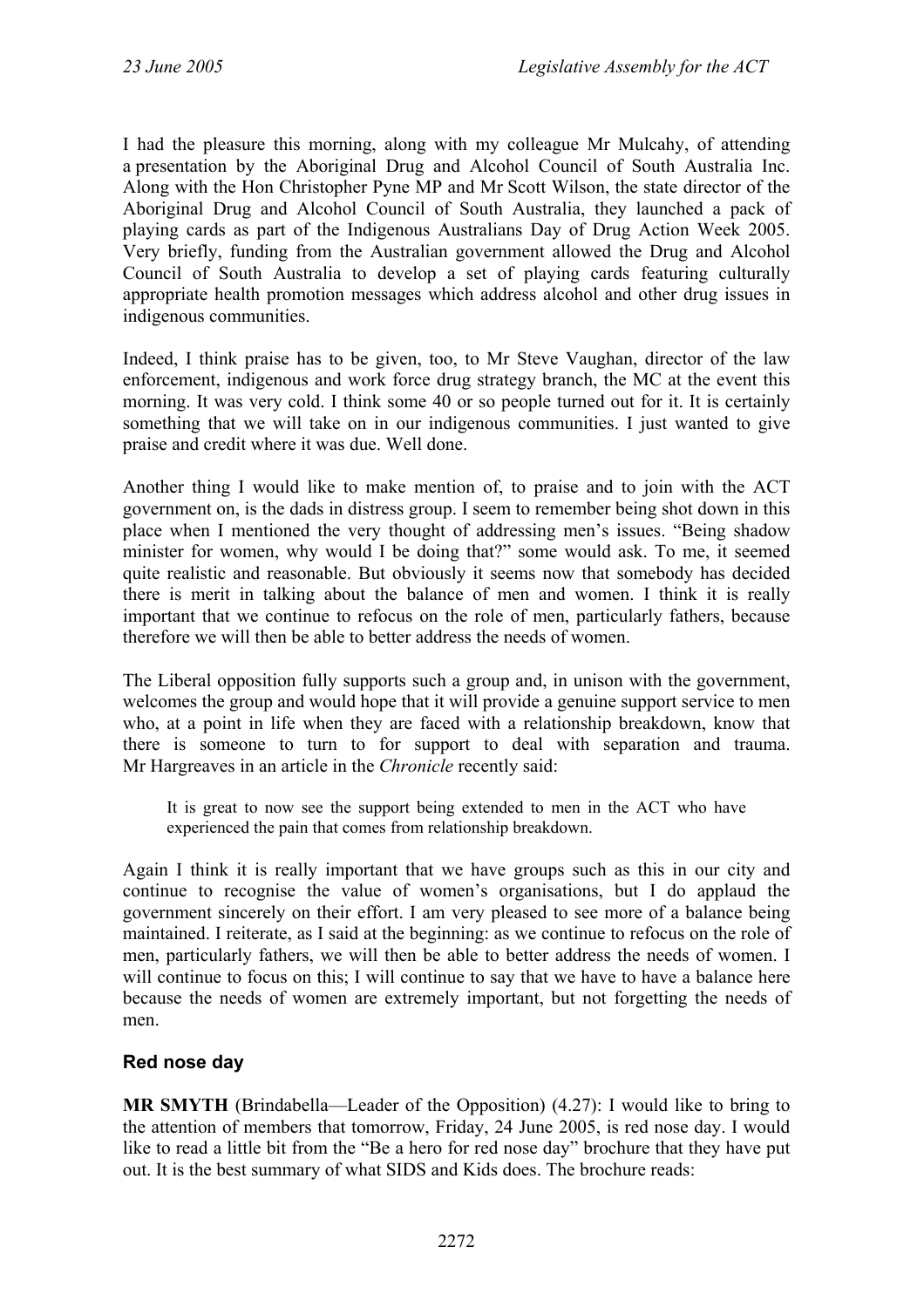I had the pleasure this morning, along with my colleague Mr Mulcahy, of attending a presentation by the Aboriginal Drug and Alcohol Council of South Australia Inc. Along with the Hon Christopher Pyne MP and Mr Scott Wilson, the state director of the Aboriginal Drug and Alcohol Council of South Australia, they launched a pack of playing cards as part of the Indigenous Australians Day of Drug Action Week 2005. Very briefly, funding from the Australian government allowed the Drug and Alcohol Council of South Australia to develop a set of playing cards featuring culturally appropriate health promotion messages which address alcohol and other drug issues in indigenous communities.

Indeed, I think praise has to be given, too, to Mr Steve Vaughan, director of the law enforcement, indigenous and work force drug strategy branch, the MC at the event this morning. It was very cold. I think some 40 or so people turned out for it. It is certainly something that we will take on in our indigenous communities. I just wanted to give praise and credit where it was due. Well done.

Another thing I would like to make mention of, to praise and to join with the ACT government on, is the dads in distress group. I seem to remember being shot down in this place when I mentioned the very thought of addressing men's issues. "Being shadow minister for women, why would I be doing that?" some would ask. To me, it seemed quite realistic and reasonable. But obviously it seems now that somebody has decided there is merit in talking about the balance of men and women. I think it is really important that we continue to refocus on the role of men, particularly fathers, because therefore we will then be able to better address the needs of women.

The Liberal opposition fully supports such a group and, in unison with the government, welcomes the group and would hope that it will provide a genuine support service to men who, at a point in life when they are faced with a relationship breakdown, know that there is someone to turn to for support to deal with separation and trauma. Mr Hargreaves in an article in the *Chronicle* recently said:

> It is great to now see the support being extended to men in the ACT who have experienced the pain that comes from relationship breakdown.

Again I think it is really important that we have groups such as this in our city and continue to recognise the value of women's organisations, but I do applaud the government sincerely on their effort. I am very pleased to see more of a balance being maintained. I reiterate, as I said at the beginning: as we continue to refocus on the role of men, particularly fathers, we will then be able to better address the needs of women. I will continue to focus on this; I will continue to say that we have to have a balance here because the needs of women are extremely important, but not forgetting the needs of men.

## Red nose day

**MR SMYTH** (Brindabella—Leader of the Opposition) (4.27): I would like to bring to the attention of members that tomorrow, Friday, 24 June 2005, is red nose day. I would like to read a little bit from the "Be a hero for red nose day" brochure that they have put out. It is the best summary of what SIDS and Kids does. The brochure reads: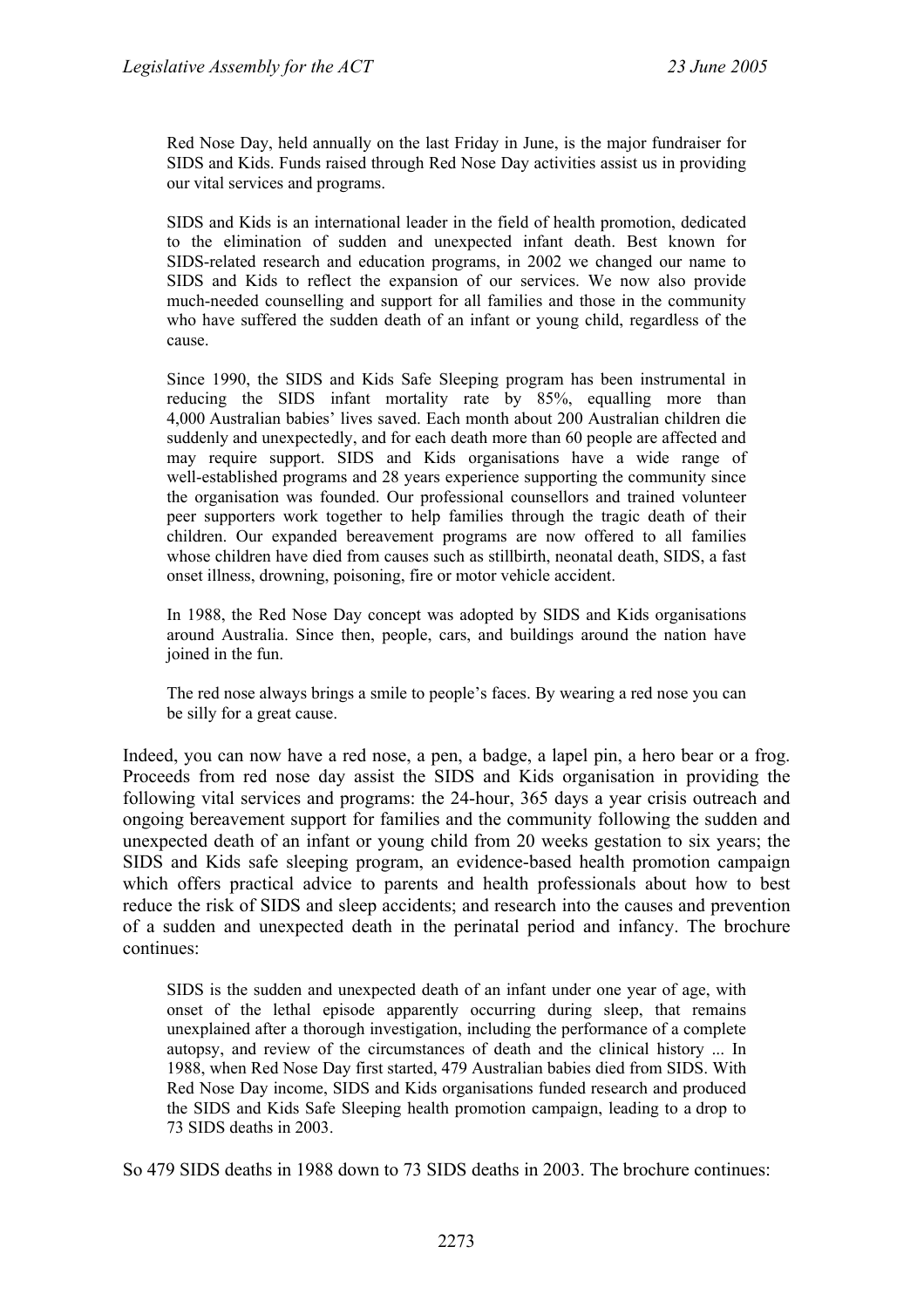> Red Nose Day, held annually on the last Friday in June, is the major fundraiser for SIDS and Kids. Funds raised through Red Nose Day activities assist us in providing our vital services and programs.
>
> SIDS and Kids is an international leader in the field of health promotion, dedicated to the elimination of sudden and unexpected infant death. Best known for SIDS-related research and education programs, in 2002 we changed our name to SIDS and Kids to reflect the expansion of our services. We now also provide much-needed counselling and support for all families and those in the community who have suffered the sudden death of an infant or young child, regardless of the cause.
>
> Since 1990, the SIDS and Kids Safe Sleeping program has been instrumental in reducing the SIDS infant mortality rate by 85%, equalling more than 4,000 Australian babies' lives saved. Each month about 200 Australian children die suddenly and unexpectedly, and for each death more than 60 people are affected and may require support. SIDS and Kids organisations have a wide range of well-established programs and 28 years experience supporting the community since the organisation was founded. Our professional counsellors and trained volunteer peer supporters work together to help families through the tragic death of their children. Our expanded bereavement programs are now offered to all families whose children have died from causes such as stillbirth, neonatal death, SIDS, a fast onset illness, drowning, poisoning, fire or motor vehicle accident.
>
> In 1988, the Red Nose Day concept was adopted by SIDS and Kids organisations around Australia. Since then, people, cars, and buildings around the nation have joined in the fun.
>
> The red nose always brings a smile to people's faces. By wearing a red nose you can be silly for a great cause.

Indeed, you can now have a red nose, a pen, a badge, a lapel pin, a hero bear or a frog. Proceeds from red nose day assist the SIDS and Kids organisation in providing the following vital services and programs: the 24-hour, 365 days a year crisis outreach and ongoing bereavement support for families and the community following the sudden and unexpected death of an infant or young child from 20 weeks gestation to six years; the SIDS and Kids safe sleeping program, an evidence-based health promotion campaign which offers practical advice to parents and health professionals about how to best reduce the risk of SIDS and sleep accidents; and research into the causes and prevention of a sudden and unexpected death in the perinatal period and infancy. The brochure continues:

> SIDS is the sudden and unexpected death of an infant under one year of age, with onset of the lethal episode apparently occurring during sleep, that remains unexplained after a thorough investigation, including the performance of a complete autopsy, and review of the circumstances of death and the clinical history ... In 1988, when Red Nose Day first started, 479 Australian babies died from SIDS. With Red Nose Day income, SIDS and Kids organisations funded research and produced the SIDS and Kids Safe Sleeping health promotion campaign, leading to a drop to 73 SIDS deaths in 2003.

So 479 SIDS deaths in 1988 down to 73 SIDS deaths in 2003. The brochure continues: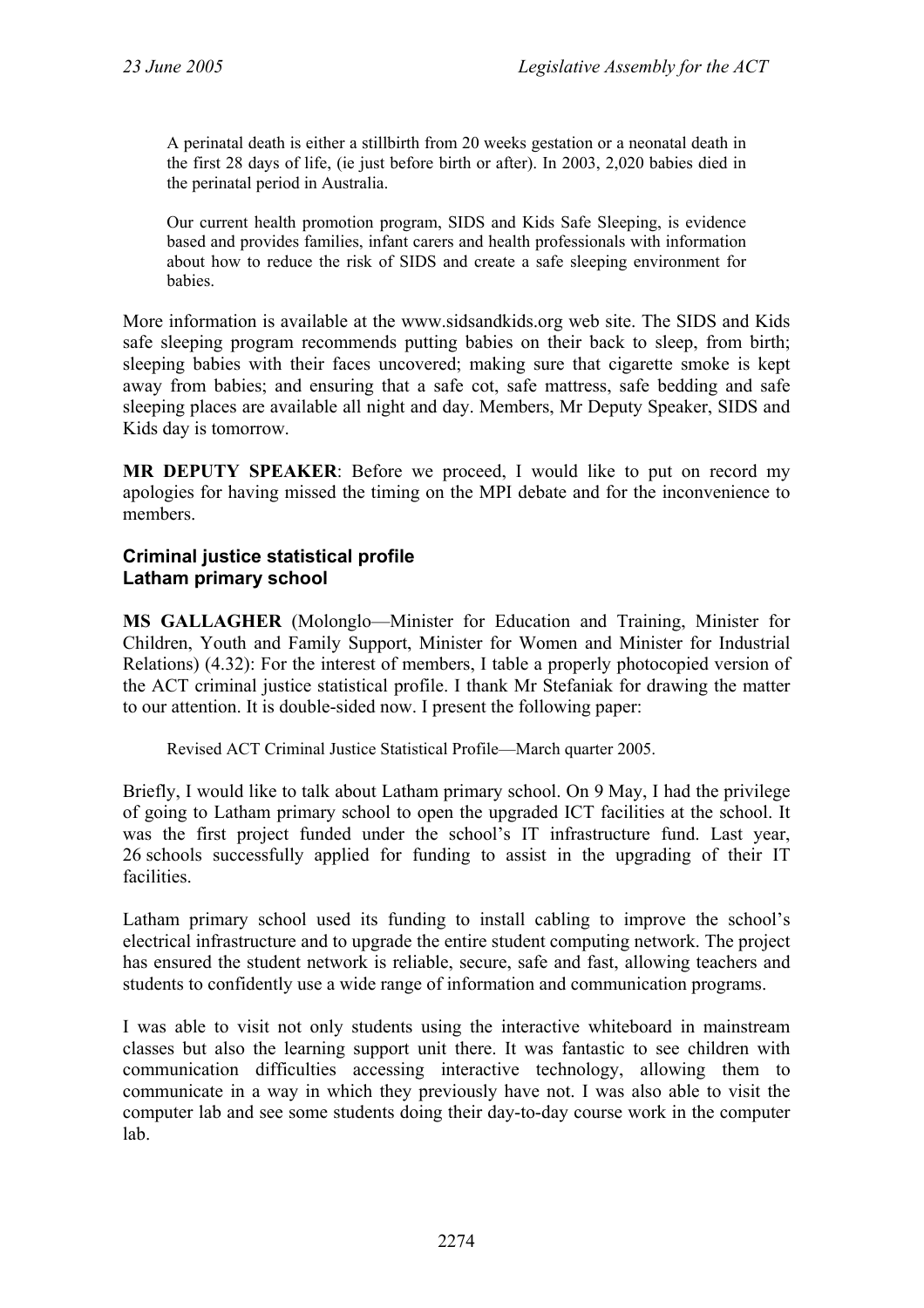> A perinatal death is either a stillbirth from 20 weeks gestation or a neonatal death in the first 28 days of life, (ie just before birth or after). In 2003, 2,020 babies died in the perinatal period in Australia.
>
> Our current health promotion program, SIDS and Kids Safe Sleeping, is evidence based and provides families, infant carers and health professionals with information about how to reduce the risk of SIDS and create a safe sleeping environment for babies.

More information is available at the www.sidsandkids.org web site. The SIDS and Kids safe sleeping program recommends putting babies on their back to sleep, from birth; sleeping babies with their faces uncovered; making sure that cigarette smoke is kept away from babies; and ensuring that a safe cot, safe mattress, safe bedding and safe sleeping places are available all night and day. Members, Mr Deputy Speaker, SIDS and Kids day is tomorrow.

**MR DEPUTY SPEAKER**: Before we proceed, I would like to put on record my apologies for having missed the timing on the MPI debate and for the inconvenience to members.

### Criminal justice statistical profile
### Latham primary school

**MS GALLAGHER** (Molonglo—Minister for Education and Training, Minister for Children, Youth and Family Support, Minister for Women and Minister for Industrial Relations) (4.32): For the interest of members, I table a properly photocopied version of the ACT criminal justice statistical profile. I thank Mr Stefaniak for drawing the matter to our attention. It is double-sided now. I present the following paper:

> Revised ACT Criminal Justice Statistical Profile—March quarter 2005.

Briefly, I would like to talk about Latham primary school. On 9 May, I had the privilege of going to Latham primary school to open the upgraded ICT facilities at the school. It was the first project funded under the school's IT infrastructure fund. Last year, 26 schools successfully applied for funding to assist in the upgrading of their IT facilities.

Latham primary school used its funding to install cabling to improve the school's electrical infrastructure and to upgrade the entire student computing network. The project has ensured the student network is reliable, secure, safe and fast, allowing teachers and students to confidently use a wide range of information and communication programs.

I was able to visit not only students using the interactive whiteboard in mainstream classes but also the learning support unit there. It was fantastic to see children with communication difficulties accessing interactive technology, allowing them to communicate in a way in which they previously have not. I was also able to visit the computer lab and see some students doing their day-to-day course work in the computer lab.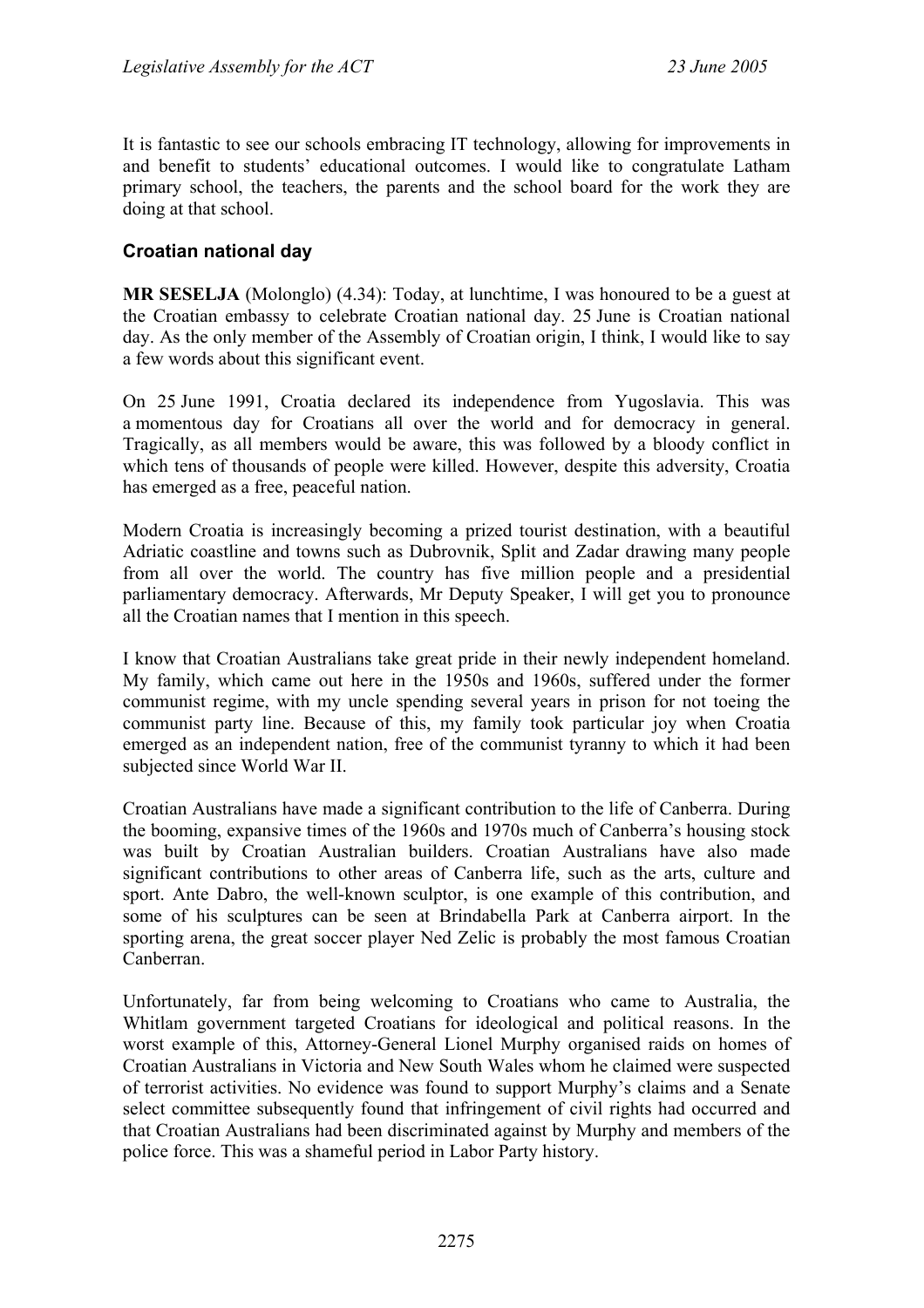It is fantastic to see our schools embracing IT technology, allowing for improvements in and benefit to students' educational outcomes. I would like to congratulate Latham primary school, the teachers, the parents and the school board for the work they are doing at that school.

### Croatian national day

**MR SESELJA** (Molonglo) (4.34): Today, at lunchtime, I was honoured to be a guest at the Croatian embassy to celebrate Croatian national day. 25 June is Croatian national day. As the only member of the Assembly of Croatian origin, I think, I would like to say a few words about this significant event.

On 25 June 1991, Croatia declared its independence from Yugoslavia. This was a momentous day for Croatians all over the world and for democracy in general. Tragically, as all members would be aware, this was followed by a bloody conflict in which tens of thousands of people were killed. However, despite this adversity, Croatia has emerged as a free, peaceful nation.

Modern Croatia is increasingly becoming a prized tourist destination, with a beautiful Adriatic coastline and towns such as Dubrovnik, Split and Zadar drawing many people from all over the world. The country has five million people and a presidential parliamentary democracy. Afterwards, Mr Deputy Speaker, I will get you to pronounce all the Croatian names that I mention in this speech.

I know that Croatian Australians take great pride in their newly independent homeland. My family, which came out here in the 1950s and 1960s, suffered under the former communist regime, with my uncle spending several years in prison for not toeing the communist party line. Because of this, my family took particular joy when Croatia emerged as an independent nation, free of the communist tyranny to which it had been subjected since World War II.

Croatian Australians have made a significant contribution to the life of Canberra. During the booming, expansive times of the 1960s and 1970s much of Canberra's housing stock was built by Croatian Australian builders. Croatian Australians have also made significant contributions to other areas of Canberra life, such as the arts, culture and sport. Ante Dabro, the well-known sculptor, is one example of this contribution, and some of his sculptures can be seen at Brindabella Park at Canberra airport. In the sporting arena, the great soccer player Ned Zelic is probably the most famous Croatian Canberran.

Unfortunately, far from being welcoming to Croatians who came to Australia, the Whitlam government targeted Croatians for ideological and political reasons. In the worst example of this, Attorney-General Lionel Murphy organised raids on homes of Croatian Australians in Victoria and New South Wales whom he claimed were suspected of terrorist activities. No evidence was found to support Murphy's claims and a Senate select committee subsequently found that infringement of civil rights had occurred and that Croatian Australians had been discriminated against by Murphy and members of the police force. This was a shameful period in Labor Party history.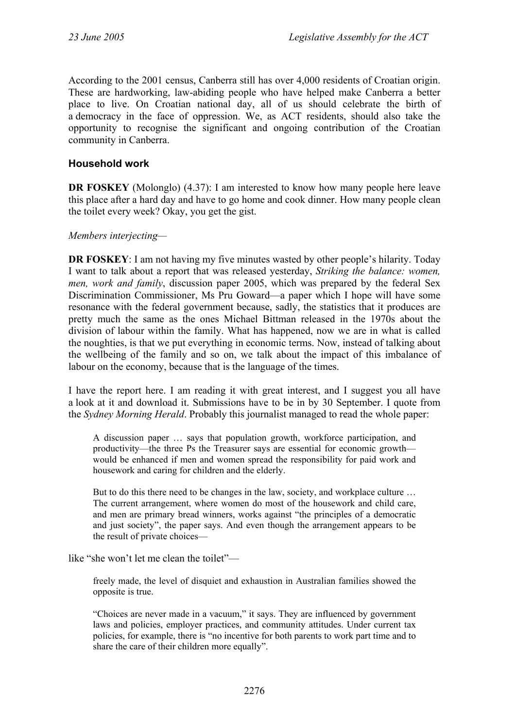According to the 2001 census, Canberra still has over 4,000 residents of Croatian origin. These are hardworking, law-abiding people who have helped make Canberra a better place to live. On Croatian national day, all of us should celebrate the birth of a democracy in the face of oppression. We, as ACT residents, should also take the opportunity to recognise the significant and ongoing contribution of the Croatian community in Canberra.

### Household work

**DR FOSKEY** (Molonglo) (4.37): I am interested to know how many people here leave this place after a hard day and have to go home and cook dinner. How many people clean the toilet every week? Okay, you get the gist.

*Members interjecting*—

**DR FOSKEY**: I am not having my five minutes wasted by other people's hilarity. Today I want to talk about a report that was released yesterday, *Striking the balance: women, men, work and family*, discussion paper 2005, which was prepared by the federal Sex Discrimination Commissioner, Ms Pru Goward—a paper which I hope will have some resonance with the federal government because, sadly, the statistics that it produces are pretty much the same as the ones Michael Bittman released in the 1970s about the division of labour within the family. What has happened, now we are in what is called the noughties, is that we put everything in economic terms. Now, instead of talking about the wellbeing of the family and so on, we talk about the impact of this imbalance of labour on the economy, because that is the language of the times.

I have the report here. I am reading it with great interest, and I suggest you all have a look at it and download it. Submissions have to be in by 30 September. I quote from the *Sydney Morning Herald*. Probably this journalist managed to read the whole paper:

> A discussion paper … says that population growth, workforce participation, and productivity—the three Ps the Treasurer says are essential for economic growth—would be enhanced if men and women spread the responsibility for paid work and housework and caring for children and the elderly.
>
> But to do this there need to be changes in the law, society, and workplace culture … The current arrangement, where women do most of the housework and child care, and men are primary bread winners, works against "the principles of a democratic and just society", the paper says. And even though the arrangement appears to be the result of private choices—

like "she won't let me clean the toilet"—

> freely made, the level of disquiet and exhaustion in Australian families showed the opposite is true.
>
> "Choices are never made in a vacuum," it says. They are influenced by government laws and policies, employer practices, and community attitudes. Under current tax policies, for example, there is "no incentive for both parents to work part time and to share the care of their children more equally".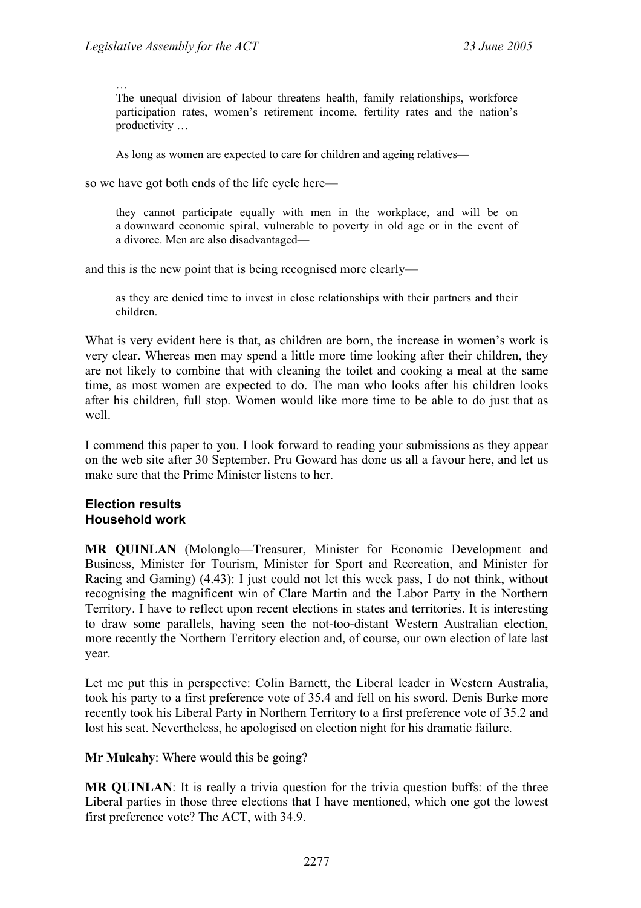…

> The unequal division of labour threatens health, family relationships, workforce participation rates, women's retirement income, fertility rates and the nation's productivity …

> As long as women are expected to care for children and ageing relatives—

so we have got both ends of the life cycle here—

> they cannot participate equally with men in the workplace, and will be on a downward economic spiral, vulnerable to poverty in old age or in the event of a divorce. Men are also disadvantaged—

and this is the new point that is being recognised more clearly—

> as they are denied time to invest in close relationships with their partners and their children.

What is very evident here is that, as children are born, the increase in women's work is very clear. Whereas men may spend a little more time looking after their children, they are not likely to combine that with cleaning the toilet and cooking a meal at the same time, as most women are expected to do. The man who looks after his children looks after his children, full stop. Women would like more time to be able to do just that as well.

I commend this paper to you. I look forward to reading your submissions as they appear on the web site after 30 September. Pru Goward has done us all a favour here, and let us make sure that the Prime Minister listens to her.

### Election results
### Household work

**MR QUINLAN** (Molonglo—Treasurer, Minister for Economic Development and Business, Minister for Tourism, Minister for Sport and Recreation, and Minister for Racing and Gaming) (4.43): I just could not let this week pass, I do not think, without recognising the magnificent win of Clare Martin and the Labor Party in the Northern Territory. I have to reflect upon recent elections in states and territories. It is interesting to draw some parallels, having seen the not-too-distant Western Australian election, more recently the Northern Territory election and, of course, our own election of late last year.

Let me put this in perspective: Colin Barnett, the Liberal leader in Western Australia, took his party to a first preference vote of 35.4 and fell on his sword. Denis Burke more recently took his Liberal Party in Northern Territory to a first preference vote of 35.2 and lost his seat. Nevertheless, he apologised on election night for his dramatic failure.

**Mr Mulcahy**: Where would this be going?

**MR QUINLAN**: It is really a trivia question for the trivia question buffs: of the three Liberal parties in those three elections that I have mentioned, which one got the lowest first preference vote? The ACT, with 34.9.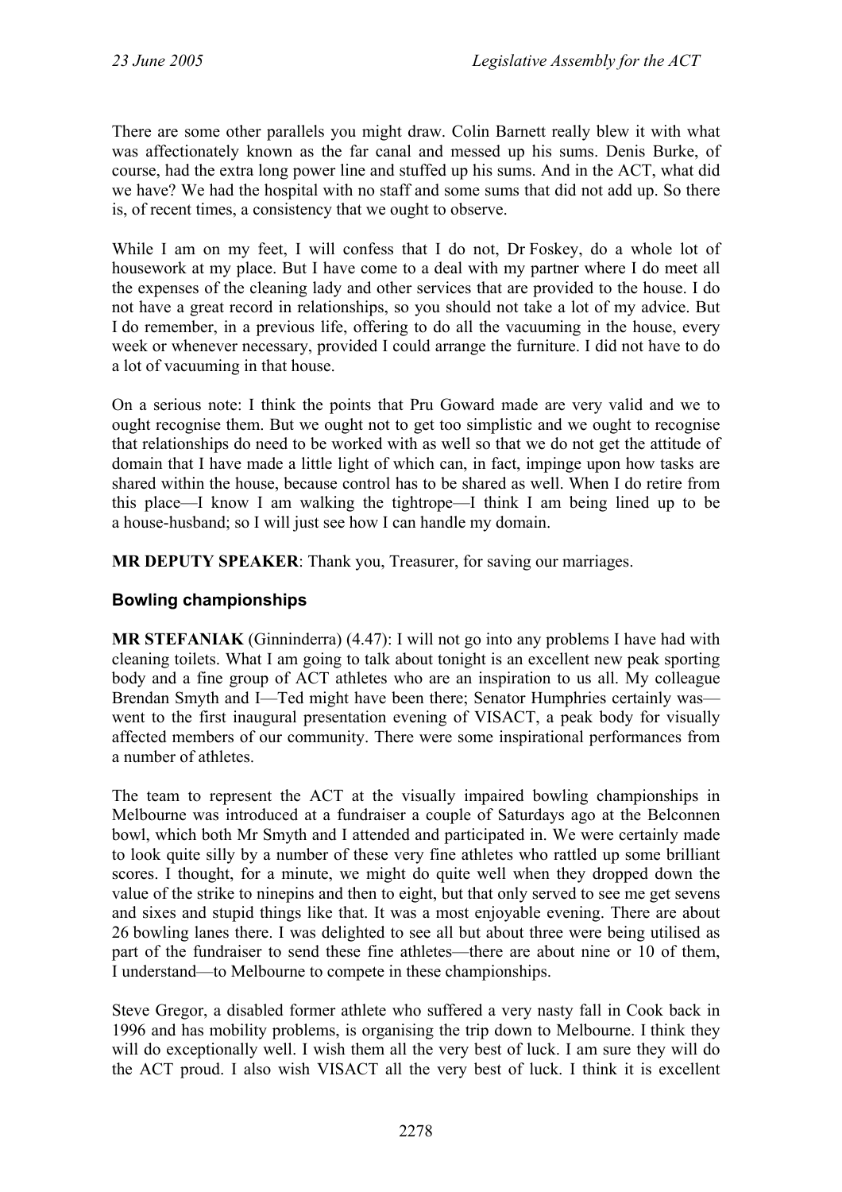There are some other parallels you might draw. Colin Barnett really blew it with what was affectionately known as the far canal and messed up his sums. Denis Burke, of course, had the extra long power line and stuffed up his sums. And in the ACT, what did we have? We had the hospital with no staff and some sums that did not add up. So there is, of recent times, a consistency that we ought to observe.

While I am on my feet, I will confess that I do not, Dr Foskey, do a whole lot of housework at my place. But I have come to a deal with my partner where I do meet all the expenses of the cleaning lady and other services that are provided to the house. I do not have a great record in relationships, so you should not take a lot of my advice. But I do remember, in a previous life, offering to do all the vacuuming in the house, every week or whenever necessary, provided I could arrange the furniture. I did not have to do a lot of vacuuming in that house.

On a serious note: I think the points that Pru Goward made are very valid and we to ought recognise them. But we ought not to get too simplistic and we ought to recognise that relationships do need to be worked with as well so that we do not get the attitude of domain that I have made a little light of which can, in fact, impinge upon how tasks are shared within the house, because control has to be shared as well. When I do retire from this place—I know I am walking the tightrope—I think I am being lined up to be a house-husband; so I will just see how I can handle my domain.

**MR DEPUTY SPEAKER**: Thank you, Treasurer, for saving our marriages.

## Bowling championships

**MR STEFANIAK** (Ginninderra) (4.47): I will not go into any problems I have had with cleaning toilets. What I am going to talk about tonight is an excellent new peak sporting body and a fine group of ACT athletes who are an inspiration to us all. My colleague Brendan Smyth and I—Ted might have been there; Senator Humphries certainly was—went to the first inaugural presentation evening of VISACT, a peak body for visually affected members of our community. There were some inspirational performances from a number of athletes.

The team to represent the ACT at the visually impaired bowling championships in Melbourne was introduced at a fundraiser a couple of Saturdays ago at the Belconnen bowl, which both Mr Smyth and I attended and participated in. We were certainly made to look quite silly by a number of these very fine athletes who rattled up some brilliant scores. I thought, for a minute, we might do quite well when they dropped down the value of the strike to ninepins and then to eight, but that only served to see me get sevens and sixes and stupid things like that. It was a most enjoyable evening. There are about 26 bowling lanes there. I was delighted to see all but about three were being utilised as part of the fundraiser to send these fine athletes—there are about nine or 10 of them, I understand—to Melbourne to compete in these championships.

Steve Gregor, a disabled former athlete who suffered a very nasty fall in Cook back in 1996 and has mobility problems, is organising the trip down to Melbourne. I think they will do exceptionally well. I wish them all the very best of luck. I am sure they will do the ACT proud. I also wish VISACT all the very best of luck. I think it is excellent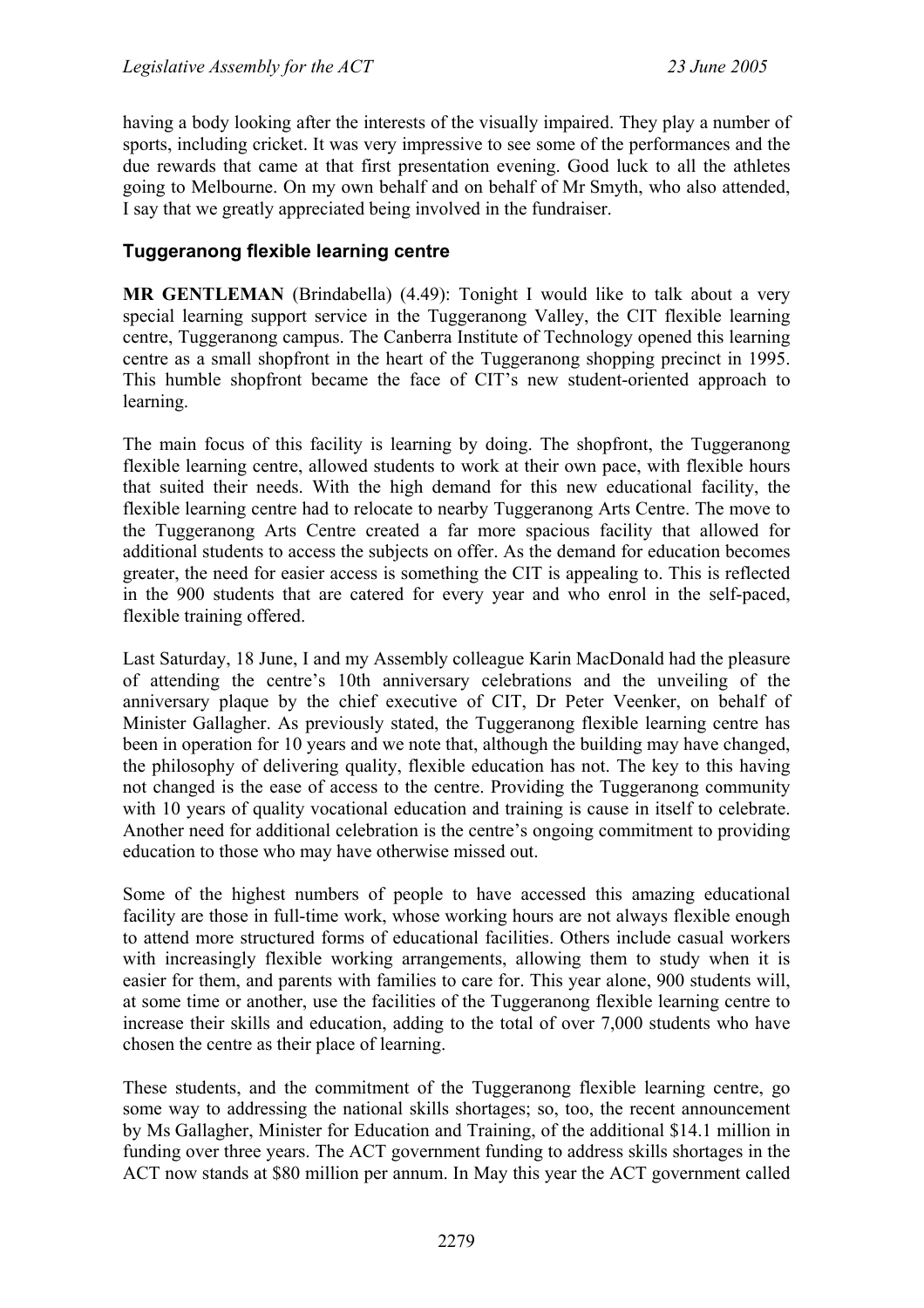having a body looking after the interests of the visually impaired. They play a number of sports, including cricket. It was very impressive to see some of the performances and the due rewards that came at that first presentation evening. Good luck to all the athletes going to Melbourne. On my own behalf and on behalf of Mr Smyth, who also attended, I say that we greatly appreciated being involved in the fundraiser.

## Tuggeranong flexible learning centre

**MR GENTLEMAN** (Brindabella) (4.49): Tonight I would like to talk about a very special learning support service in the Tuggeranong Valley, the CIT flexible learning centre, Tuggeranong campus. The Canberra Institute of Technology opened this learning centre as a small shopfront in the heart of the Tuggeranong shopping precinct in 1995. This humble shopfront became the face of CIT's new student-oriented approach to learning.

The main focus of this facility is learning by doing. The shopfront, the Tuggeranong flexible learning centre, allowed students to work at their own pace, with flexible hours that suited their needs. With the high demand for this new educational facility, the flexible learning centre had to relocate to nearby Tuggeranong Arts Centre. The move to the Tuggeranong Arts Centre created a far more spacious facility that allowed for additional students to access the subjects on offer. As the demand for education becomes greater, the need for easier access is something the CIT is appealing to. This is reflected in the 900 students that are catered for every year and who enrol in the self-paced, flexible training offered.

Last Saturday, 18 June, I and my Assembly colleague Karin MacDonald had the pleasure of attending the centre's 10th anniversary celebrations and the unveiling of the anniversary plaque by the chief executive of CIT, Dr Peter Veenker, on behalf of Minister Gallagher. As previously stated, the Tuggeranong flexible learning centre has been in operation for 10 years and we note that, although the building may have changed, the philosophy of delivering quality, flexible education has not. The key to this having not changed is the ease of access to the centre. Providing the Tuggeranong community with 10 years of quality vocational education and training is cause in itself to celebrate. Another need for additional celebration is the centre's ongoing commitment to providing education to those who may have otherwise missed out.

Some of the highest numbers of people to have accessed this amazing educational facility are those in full-time work, whose working hours are not always flexible enough to attend more structured forms of educational facilities. Others include casual workers with increasingly flexible working arrangements, allowing them to study when it is easier for them, and parents with families to care for. This year alone, 900 students will, at some time or another, use the facilities of the Tuggeranong flexible learning centre to increase their skills and education, adding to the total of over 7,000 students who have chosen the centre as their place of learning.

These students, and the commitment of the Tuggeranong flexible learning centre, go some way to addressing the national skills shortages; so, too, the recent announcement by Ms Gallagher, Minister for Education and Training, of the additional $14.1 million in funding over three years. The ACT government funding to address skills shortages in the ACT now stands at $80 million per annum. In May this year the ACT government called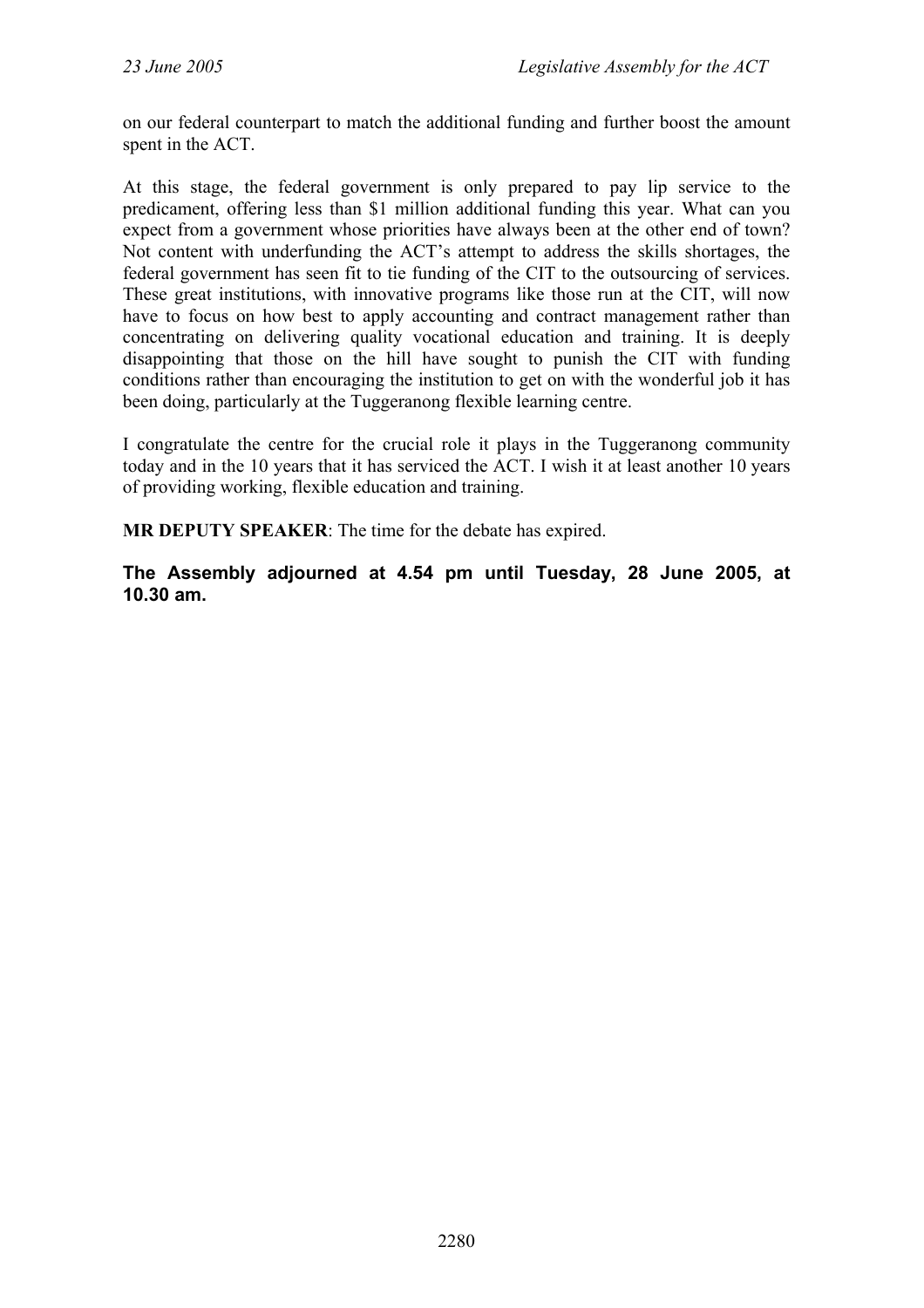on our federal counterpart to match the additional funding and further boost the amount spent in the ACT.

At this stage, the federal government is only prepared to pay lip service to the predicament, offering less than $1 million additional funding this year. What can you expect from a government whose priorities have always been at the other end of town? Not content with underfunding the ACT's attempt to address the skills shortages, the federal government has seen fit to tie funding of the CIT to the outsourcing of services. These great institutions, with innovative programs like those run at the CIT, will now have to focus on how best to apply accounting and contract management rather than concentrating on delivering quality vocational education and training. It is deeply disappointing that those on the hill have sought to punish the CIT with funding conditions rather than encouraging the institution to get on with the wonderful job it has been doing, particularly at the Tuggeranong flexible learning centre.

I congratulate the centre for the crucial role it plays in the Tuggeranong community today and in the 10 years that it has serviced the ACT. I wish it at least another 10 years of providing working, flexible education and training.

**MR DEPUTY SPEAKER**: The time for the debate has expired.

**The Assembly adjourned at 4.54 pm until Tuesday, 28 June 2005, at 10.30 am.**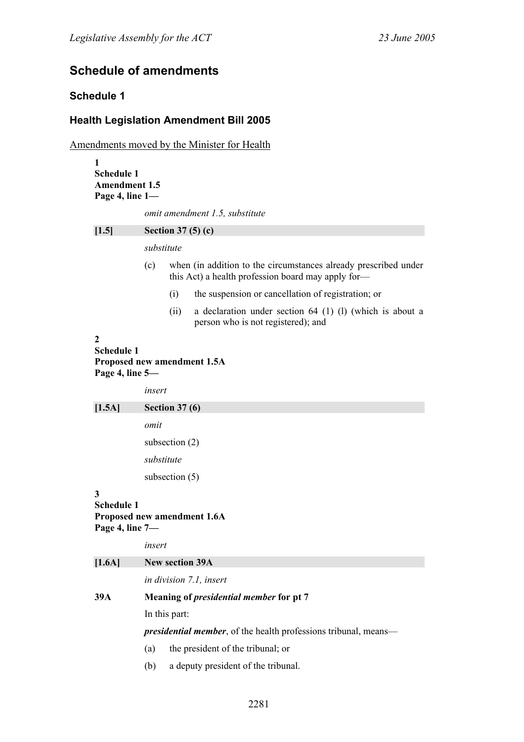# Schedule of amendments

## Schedule 1

## Health Legislation Amendment Bill 2005

Amendments moved by the Minister for Health

**1**
**Schedule 1**
**Amendment 1.5**
**Page 4, line 1—**

*omit amendment 1.5, substitute*

**[1.5] Section 37 (5) (c)**

*substitute*

(c) when (in addition to the circumstances already prescribed under this Act) a health profession board may apply for—

(i) the suspension or cancellation of registration; or

(ii) a declaration under section 64 (1) (l) (which is about a person who is not registered); and

**2**
**Schedule 1**
**Proposed new amendment 1.5A**
**Page 4, line 5—**

*insert*

**[1.5A] Section 37 (6)**

*omit*

subsection (2)

*substitute*

subsection (5)

**3**
**Schedule 1**
**Proposed new amendment 1.6A**
**Page 4, line 7—**

*insert*

**[1.6A] New section 39A**

*in division 7.1, insert*

**39A Meaning of *presidential member* for pt 7**

In this part:

***presidential member***, of the health professions tribunal, means—

(a) the president of the tribunal; or

(b) a deputy president of the tribunal.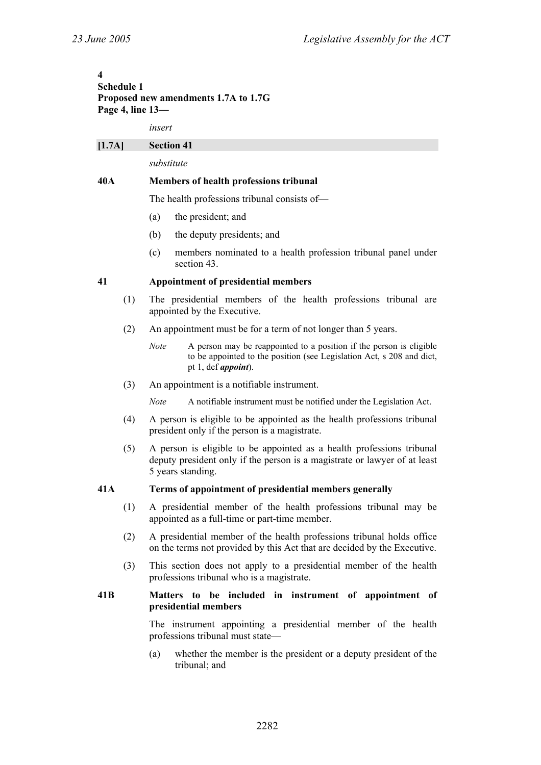**4**
**Schedule 1**
**Proposed new amendments 1.7A to 1.7G**
**Page 4, line 13—**

*insert*

**[1.7A] Section 41**

*substitute*

**40A Members of health professions tribunal**

The health professions tribunal consists of—

(a) the president; and

(b) the deputy presidents; and

(c) members nominated to a health profession tribunal panel under section 43.

**41 Appointment of presidential members**

(1) The presidential members of the health professions tribunal are appointed by the Executive.

(2) An appointment must be for a term of not longer than 5 years.

*Note* A person may be reappointed to a position if the person is eligible to be appointed to the position (see Legislation Act, s 208 and dict, pt 1, def ***appoint***).

(3) An appointment is a notifiable instrument.

*Note* A notifiable instrument must be notified under the Legislation Act.

(4) A person is eligible to be appointed as the health professions tribunal president only if the person is a magistrate.

(5) A person is eligible to be appointed as a health professions tribunal deputy president only if the person is a magistrate or lawyer of at least 5 years standing.

**41A Terms of appointment of presidential members generally**

(1) A presidential member of the health professions tribunal may be appointed as a full-time or part-time member.

(2) A presidential member of the health professions tribunal holds office on the terms not provided by this Act that are decided by the Executive.

(3) This section does not apply to a presidential member of the health professions tribunal who is a magistrate.

**41B Matters to be included in instrument of appointment of presidential members**

The instrument appointing a presidential member of the health professions tribunal must state—

(a) whether the member is the president or a deputy president of the tribunal; and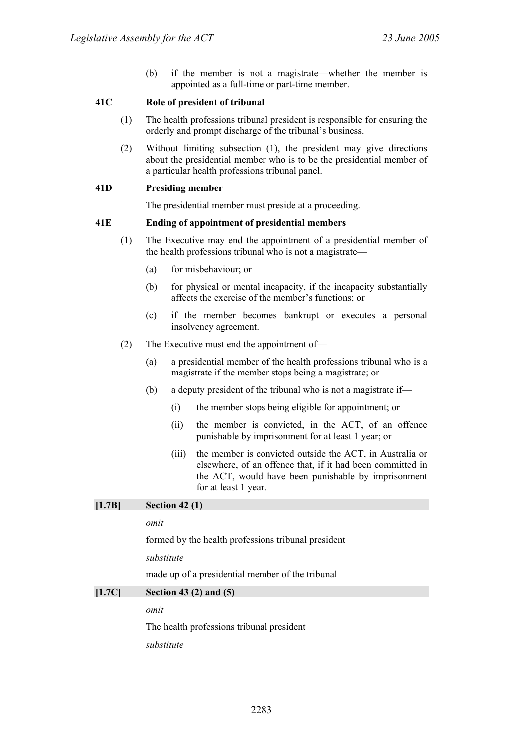(b) if the member is not a magistrate—whether the member is appointed as a full-time or part-time member.

**41C Role of president of tribunal**

(1) The health professions tribunal president is responsible for ensuring the orderly and prompt discharge of the tribunal's business.

(2) Without limiting subsection (1), the president may give directions about the presidential member who is to be the presidential member of a particular health professions tribunal panel.

**41D Presiding member**

The presidential member must preside at a proceeding.

**41E Ending of appointment of presidential members**

(1) The Executive may end the appointment of a presidential member of the health professions tribunal who is not a magistrate—

(a) for misbehaviour; or

(b) for physical or mental incapacity, if the incapacity substantially affects the exercise of the member's functions; or

(c) if the member becomes bankrupt or executes a personal insolvency agreement.

(2) The Executive must end the appointment of—

(a) a presidential member of the health professions tribunal who is a magistrate if the member stops being a magistrate; or

(b) a deputy president of the tribunal who is not a magistrate if—

(i) the member stops being eligible for appointment; or

(ii) the member is convicted, in the ACT, of an offence punishable by imprisonment for at least 1 year; or

(iii) the member is convicted outside the ACT, in Australia or elsewhere, of an offence that, if it had been committed in the ACT, would have been punishable by imprisonment for at least 1 year.

**[1.7B] Section 42 (1)**

*omit*

formed by the health professions tribunal president

*substitute*

made up of a presidential member of the tribunal

**[1.7C] Section 43 (2) and (5)**

*omit*

The health professions tribunal president

*substitute*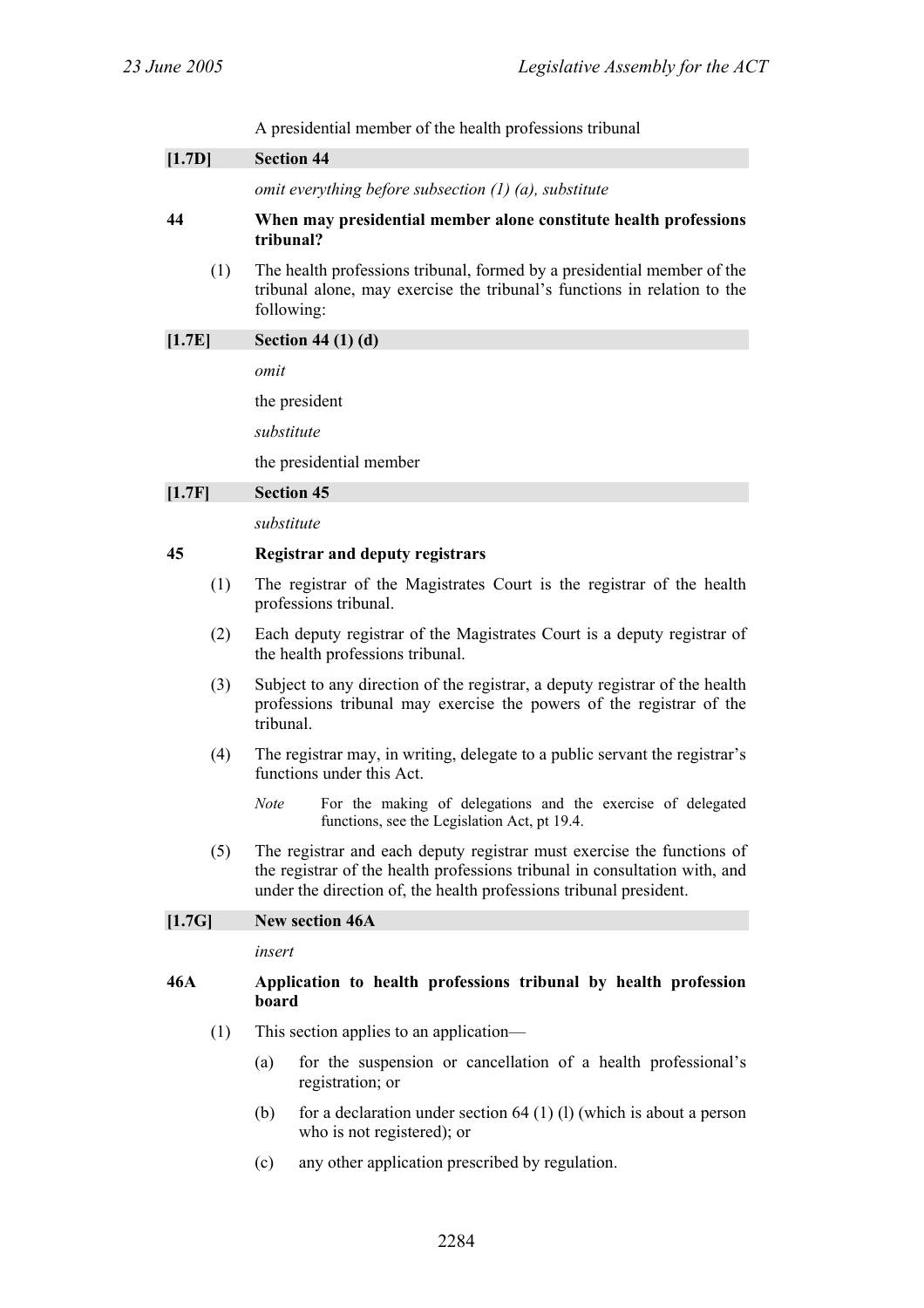A presidential member of the health professions tribunal

**[1.7D] Section 44**

*omit everything before subsection (1) (a), substitute*

**44 When may presidential member alone constitute health professions tribunal?**

(1) The health professions tribunal, formed by a presidential member of the tribunal alone, may exercise the tribunal's functions in relation to the following:

**[1.7E] Section 44 (1) (d)**

*omit*

the president

*substitute*

the presidential member

**[1.7F] Section 45**

*substitute*

**45 Registrar and deputy registrars**

(1) The registrar of the Magistrates Court is the registrar of the health professions tribunal.

(2) Each deputy registrar of the Magistrates Court is a deputy registrar of the health professions tribunal.

(3) Subject to any direction of the registrar, a deputy registrar of the health professions tribunal may exercise the powers of the registrar of the tribunal.

(4) The registrar may, in writing, delegate to a public servant the registrar's functions under this Act.

*Note* For the making of delegations and the exercise of delegated functions, see the Legislation Act, pt 19.4.

(5) The registrar and each deputy registrar must exercise the functions of the registrar of the health professions tribunal in consultation with, and under the direction of, the health professions tribunal president.

**[1.7G] New section 46A**

*insert*

**46A Application to health professions tribunal by health profession board**

(1) This section applies to an application—

(a) for the suspension or cancellation of a health professional's registration; or

(b) for a declaration under section 64 (1) (l) (which is about a person who is not registered); or

(c) any other application prescribed by regulation.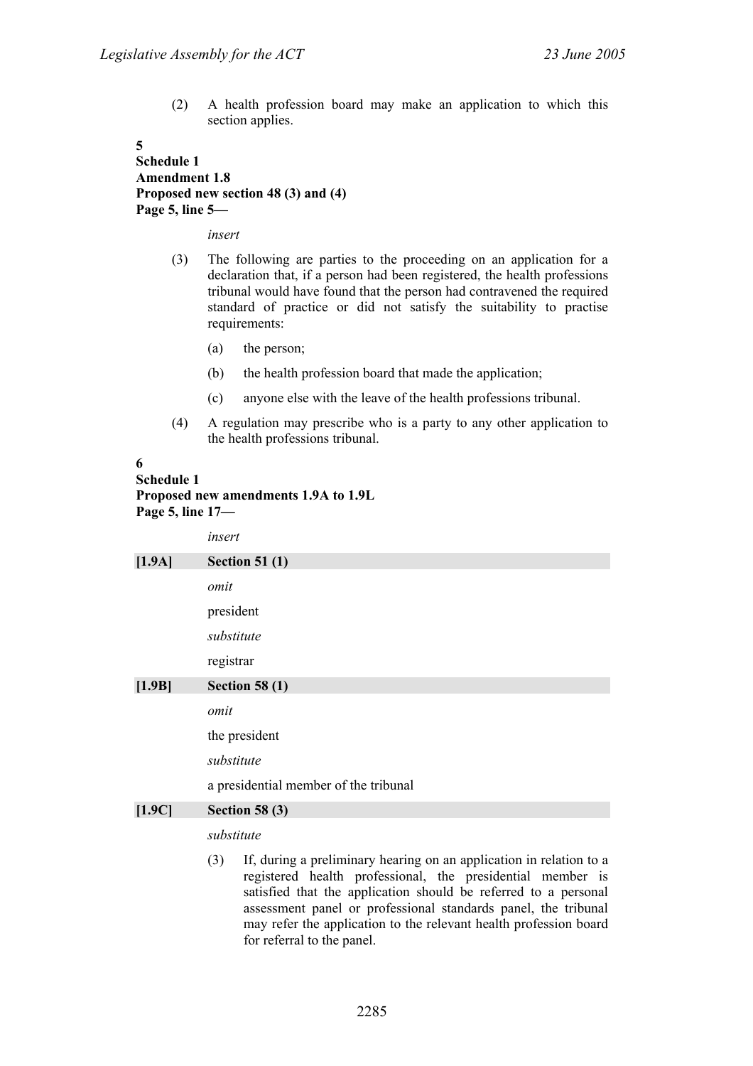(2) A health profession board may make an application to which this section applies.

**5**
**Schedule 1**
**Amendment 1.8**
**Proposed new section 48 (3) and (4)**
**Page 5, line 5—**

*insert*

(3) The following are parties to the proceeding on an application for a declaration that, if a person had been registered, the health professions tribunal would have found that the person had contravened the required standard of practice or did not satisfy the suitability to practise requirements:

(a) the person;

(b) the health profession board that made the application;

(c) anyone else with the leave of the health professions tribunal.

(4) A regulation may prescribe who is a party to any other application to the health professions tribunal.

**6**
**Schedule 1**
**Proposed new amendments 1.9A to 1.9L**
**Page 5, line 17—**

*insert*

**[1.9A] Section 51 (1)**

*omit*

president

*substitute*

registrar

**[1.9B] Section 58 (1)**

*omit*

the president

*substitute*

a presidential member of the tribunal

**[1.9C] Section 58 (3)**

*substitute*

(3) If, during a preliminary hearing on an application in relation to a registered health professional, the presidential member is satisfied that the application should be referred to a personal assessment panel or professional standards panel, the tribunal may refer the application to the relevant health profession board for referral to the panel.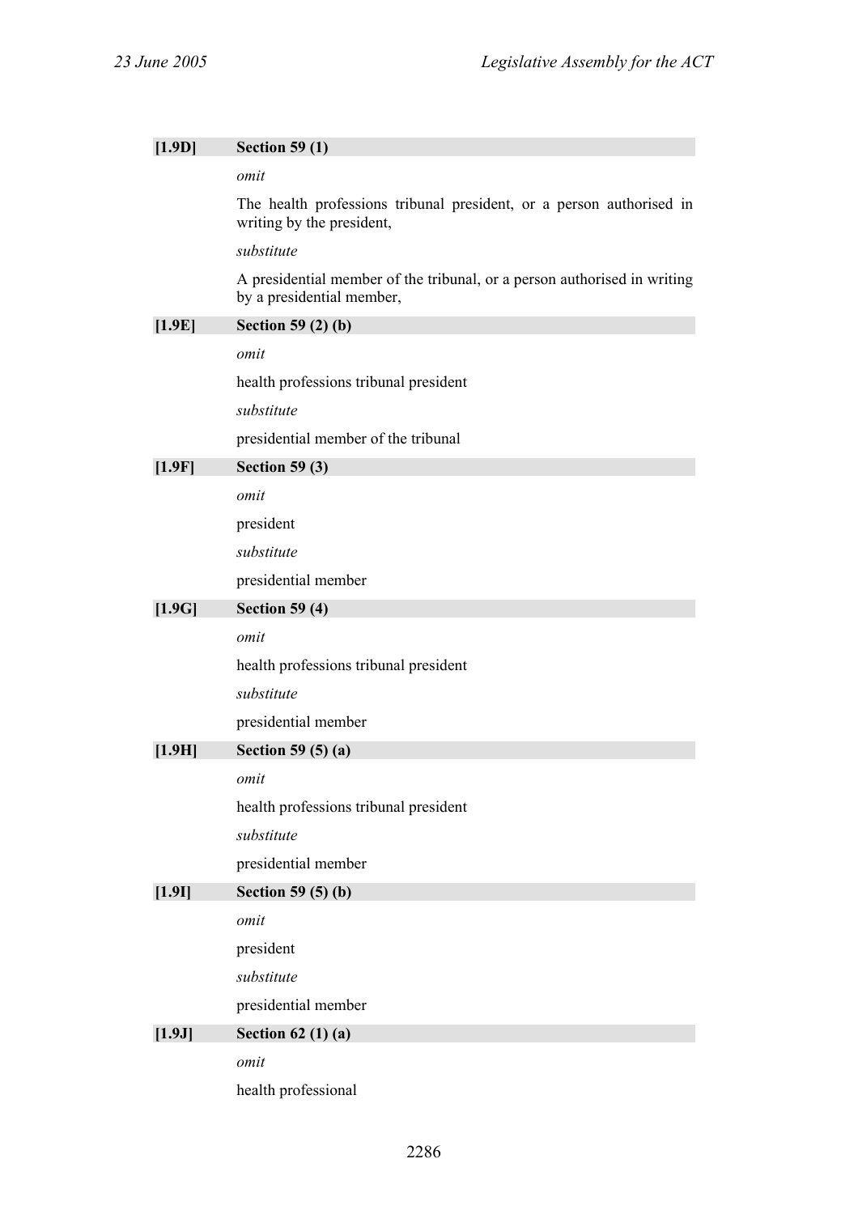**[1.9D] Section 59 (1)**

*omit*

The health professions tribunal president, or a person authorised in writing by the president,

*substitute*

A presidential member of the tribunal, or a person authorised in writing by a presidential member,

**[1.9E] Section 59 (2) (b)**

*omit*

health professions tribunal president

*substitute*

presidential member of the tribunal

**[1.9F] Section 59 (3)**

*omit*

president

*substitute*

presidential member

**[1.9G] Section 59 (4)**

*omit*

health professions tribunal president

*substitute*

presidential member

**[1.9H] Section 59 (5) (a)**

*omit*

health professions tribunal president

*substitute*

presidential member

**[1.9I] Section 59 (5) (b)**

*omit*

president

*substitute*

presidential member

**[1.9J] Section 62 (1) (a)**

*omit*

health professional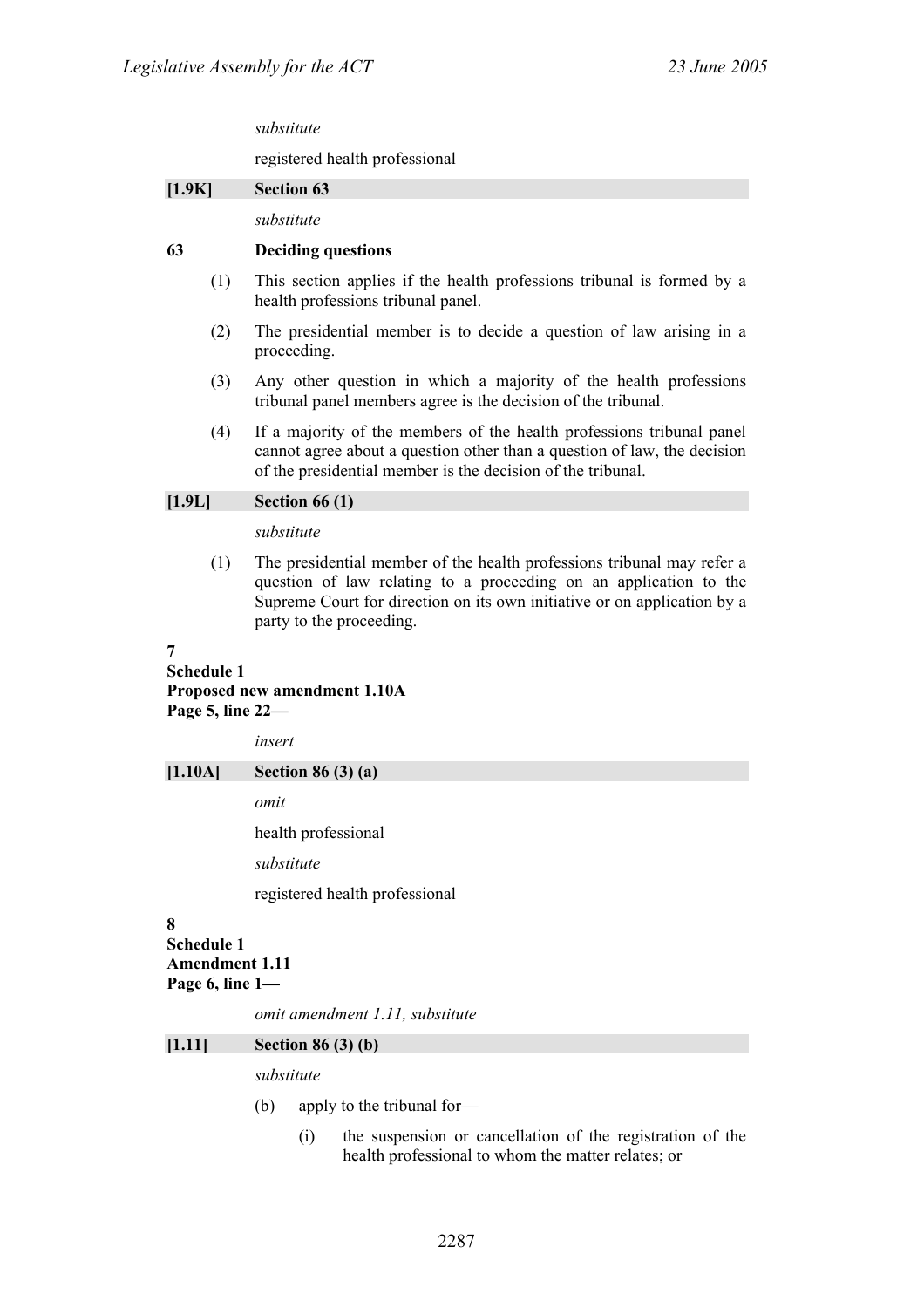*substitute*

registered health professional

**[1.9K] Section 63**

*substitute*

**63 Deciding questions**

(1) This section applies if the health professions tribunal is formed by a health professions tribunal panel.

(2) The presidential member is to decide a question of law arising in a proceeding.

(3) Any other question in which a majority of the health professions tribunal panel members agree is the decision of the tribunal.

(4) If a majority of the members of the health professions tribunal panel cannot agree about a question other than a question of law, the decision of the presidential member is the decision of the tribunal.

**[1.9L] Section 66 (1)**

*substitute*

(1) The presidential member of the health professions tribunal may refer a question of law relating to a proceeding on an application to the Supreme Court for direction on its own initiative or on application by a party to the proceeding.

**7**
**Schedule 1**
**Proposed new amendment 1.10A**
**Page 5, line 22—**

*insert*

**[1.10A] Section 86 (3) (a)**

*omit*

health professional

*substitute*

registered health professional

**8**
**Schedule 1**
**Amendment 1.11**
**Page 6, line 1—**

*omit amendment 1.11, substitute*

**[1.11] Section 86 (3) (b)**

*substitute*

(b) apply to the tribunal for—

(i) the suspension or cancellation of the registration of the health professional to whom the matter relates; or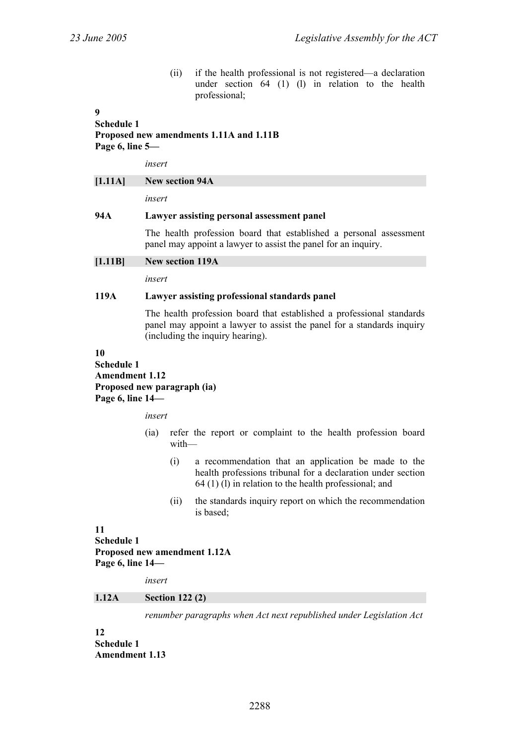(ii) if the health professional is not registered—a declaration under section 64 (1) (l) in relation to the health professional;

**9**
**Schedule 1**
**Proposed new amendments 1.11A and 1.11B**
**Page 6, line 5—**

*insert*

**[1.11A] New section 94A**

*insert*

**94A Lawyer assisting personal assessment panel**

The health profession board that established a personal assessment panel may appoint a lawyer to assist the panel for an inquiry.

**[1.11B] New section 119A**

*insert*

**119A Lawyer assisting professional standards panel**

The health profession board that established a professional standards panel may appoint a lawyer to assist the panel for a standards inquiry (including the inquiry hearing).

**10**
**Schedule 1**
**Amendment 1.12**
**Proposed new paragraph (ia)**
**Page 6, line 14—**

*insert*

(ia) refer the report or complaint to the health profession board with—

(i) a recommendation that an application be made to the health professions tribunal for a declaration under section 64 (1) (l) in relation to the health professional; and

(ii) the standards inquiry report on which the recommendation is based;

**11**
**Schedule 1**
**Proposed new amendment 1.12A**
**Page 6, line 14—**

*insert*

**1.12A Section 122 (2)**

*renumber paragraphs when Act next republished under Legislation Act*

**12**
**Schedule 1**
**Amendment 1.13**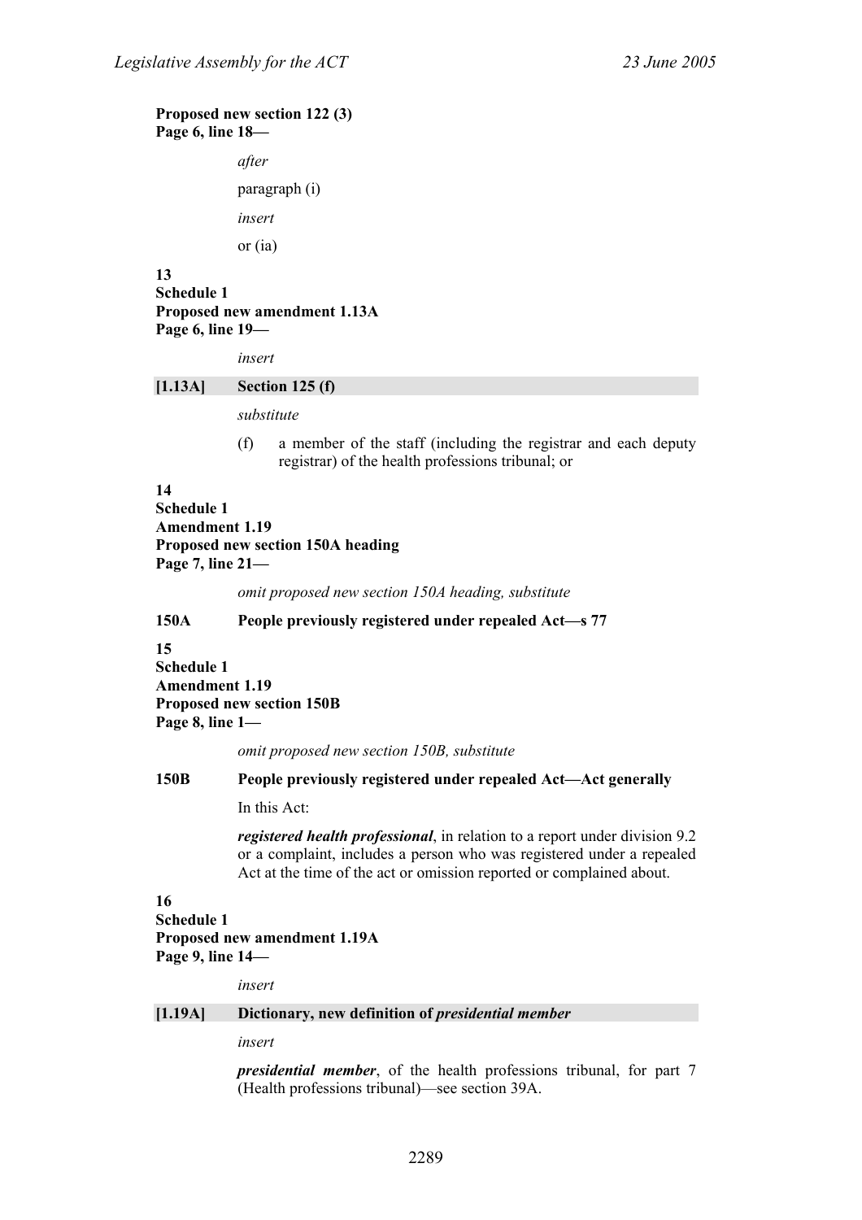**Proposed new section 122 (3)**
**Page 6, line 18—**

*after*

paragraph (i)

*insert*

or (ia)

**13**
**Schedule 1**
**Proposed new amendment 1.13A**
**Page 6, line 19—**

*insert*

**[1.13A] Section 125 (f)**

*substitute*

(f) a member of the staff (including the registrar and each deputy registrar) of the health professions tribunal; or

**14**
**Schedule 1**
**Amendment 1.19**
**Proposed new section 150A heading**
**Page 7, line 21—**

*omit proposed new section 150A heading, substitute*

**150A People previously registered under repealed Act—s 77**

**15**
**Schedule 1**
**Amendment 1.19**
**Proposed new section 150B**
**Page 8, line 1—**

*omit proposed new section 150B, substitute*

**150B People previously registered under repealed Act—Act generally**

In this Act:

***registered health professional***, in relation to a report under division 9.2 or a complaint, includes a person who was registered under a repealed Act at the time of the act or omission reported or complained about.

**16**
**Schedule 1**
**Proposed new amendment 1.19A**
**Page 9, line 14—**

*insert*

**[1.19A] Dictionary, new definition of *presidential member***

*insert*

***presidential member***, of the health professions tribunal, for part 7 (Health professions tribunal)—see section 39A.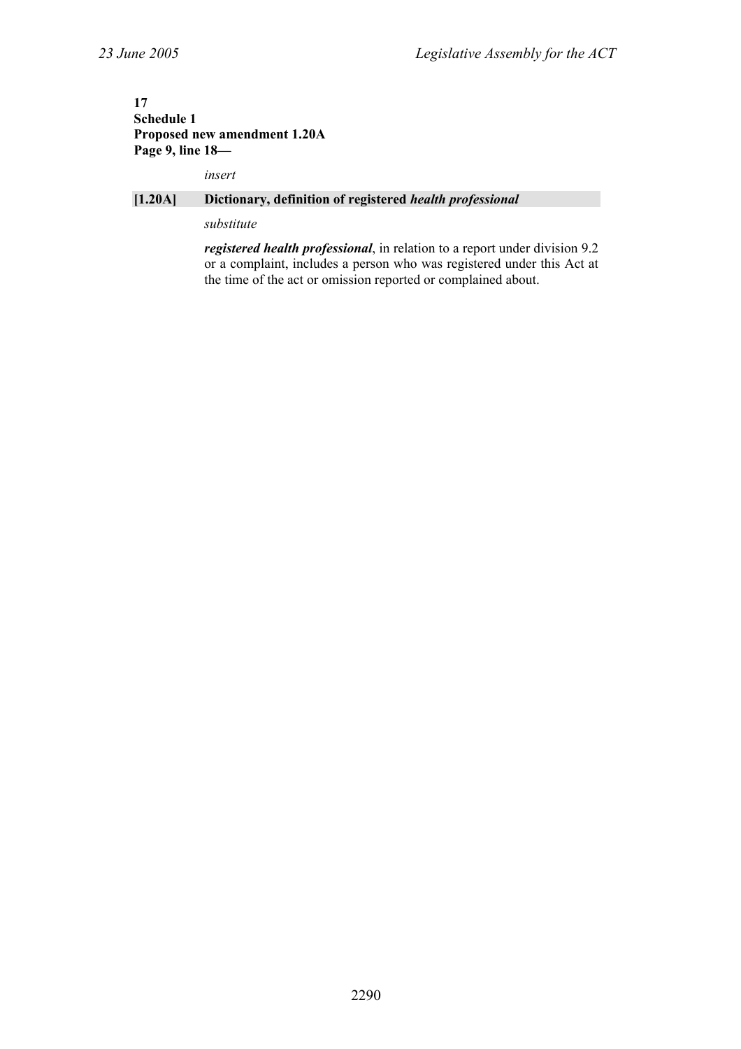**17**
**Schedule 1**
**Proposed new amendment 1.20A**
**Page 9, line 18—**

*insert*

**[1.20A] Dictionary, definition of registered *health professional***

*substitute*

***registered health professional***, in relation to a report under division 9.2 or a complaint, includes a person who was registered under this Act at the time of the act or omission reported or complained about.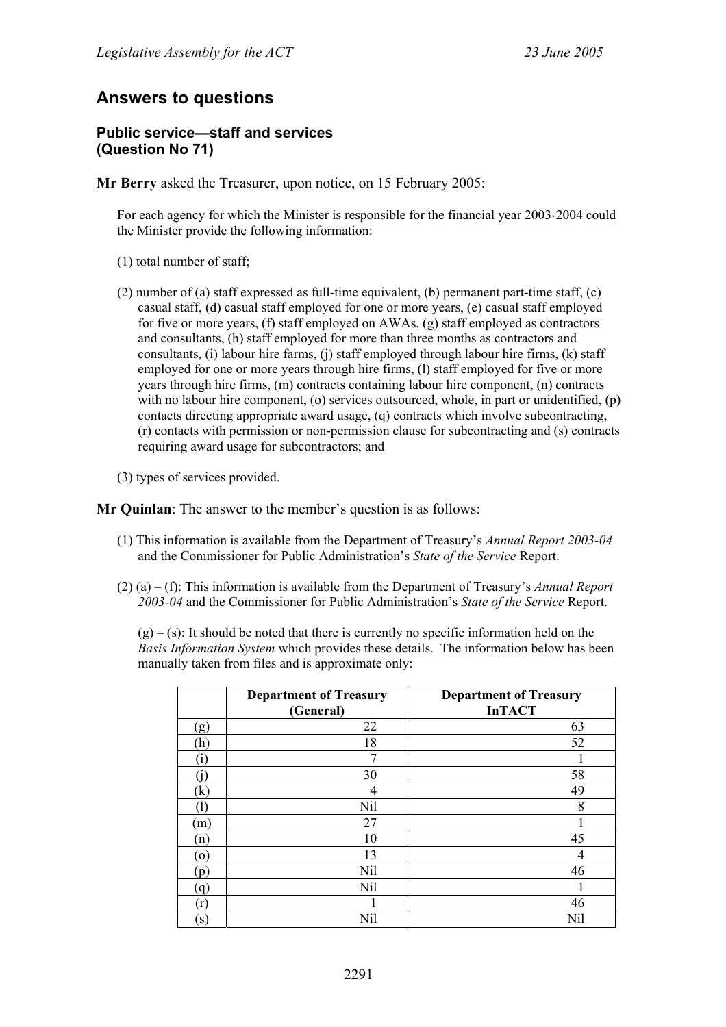## Answers to questions

### Public service—staff and services (Question No 71)

**Mr Berry** asked the Treasurer, upon notice, on 15 February 2005:

For each agency for which the Minister is responsible for the financial year 2003-2004 could the Minister provide the following information:

(1) total number of staff;

(2) number of (a) staff expressed as full-time equivalent, (b) permanent part-time staff, (c) casual staff, (d) casual staff employed for one or more years, (e) casual staff employed for five or more years, (f) staff employed on AWAs, (g) staff employed as contractors and consultants, (h) staff employed for more than three months as contractors and consultants, (i) labour hire farms, (j) staff employed through labour hire firms, (k) staff employed for one or more years through hire firms, (l) staff employed for five or more years through hire firms, (m) contracts containing labour hire component, (n) contracts with no labour hire component, (o) services outsourced, whole, in part or unidentified, (p) contacts directing appropriate award usage, (q) contracts which involve subcontracting, (r) contacts with permission or non-permission clause for subcontracting and (s) contracts requiring award usage for subcontractors; and

(3) types of services provided.

**Mr Quinlan**: The answer to the member's question is as follows:

(1) This information is available from the Department of Treasury's *Annual Report 2003-04* and the Commissioner for Public Administration's *State of the Service* Report.

(2) (a) – (f): This information is available from the Department of Treasury's *Annual Report 2003-04* and the Commissioner for Public Administration's *State of the Service* Report.

(g) – (s): It should be noted that there is currently no specific information held on the *Basis Information System* which provides these details. The information below has been manually taken from files and is approximate only:

| | Department of Treasury (General) | Department of Treasury InTACT |
|---|---|---|
| (g) | 22 | 63 |
| (h) | 18 | 52 |
| (i) | 7 | 1 |
| (j) | 30 | 58 |
| (k) | 4 | 49 |
| (l) | Nil | 8 |
| (m) | 27 | 1 |
| (n) | 10 | 45 |
| (o) | 13 | 4 |
| (p) | Nil | 46 |
| (q) | Nil | 1 |
| (r) | 1 | 46 |
| (s) | Nil | Nil |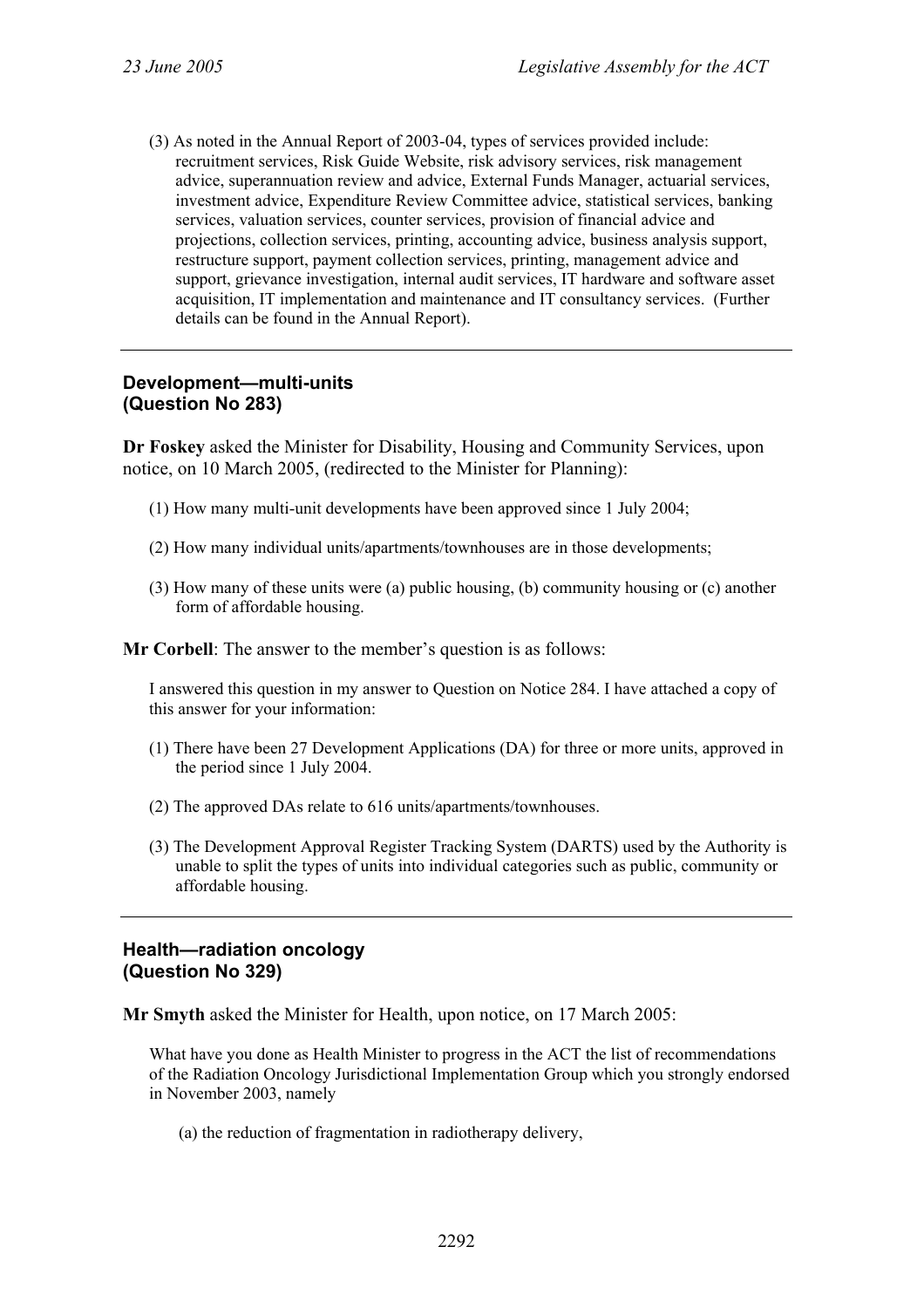(3) As noted in the Annual Report of 2003-04, types of services provided include: recruitment services, Risk Guide Website, risk advisory services, risk management advice, superannuation review and advice, External Funds Manager, actuarial services, investment advice, Expenditure Review Committee advice, statistical services, banking services, valuation services, counter services, provision of financial advice and projections, collection services, printing, accounting advice, business analysis support, restructure support, payment collection services, printing, management advice and support, grievance investigation, internal audit services, IT hardware and software asset acquisition, IT implementation and maintenance and IT consultancy services. (Further details can be found in the Annual Report).

---

### Development—multi-units
### (Question No 283)

**Dr Foskey** asked the Minister for Disability, Housing and Community Services, upon notice, on 10 March 2005, (redirected to the Minister for Planning):

(1) How many multi-unit developments have been approved since 1 July 2004;

(2) How many individual units/apartments/townhouses are in those developments;

(3) How many of these units were (a) public housing, (b) community housing or (c) another form of affordable housing.

**Mr Corbell**: The answer to the member's question is as follows:

I answered this question in my answer to Question on Notice 284. I have attached a copy of this answer for your information:

(1) There have been 27 Development Applications (DA) for three or more units, approved in the period since 1 July 2004.

(2) The approved DAs relate to 616 units/apartments/townhouses.

(3) The Development Approval Register Tracking System (DARTS) used by the Authority is unable to split the types of units into individual categories such as public, community or affordable housing.

---

### Health—radiation oncology
### (Question No 329)

**Mr Smyth** asked the Minister for Health, upon notice, on 17 March 2005:

What have you done as Health Minister to progress in the ACT the list of recommendations of the Radiation Oncology Jurisdictional Implementation Group which you strongly endorsed in November 2003, namely

(a) the reduction of fragmentation in radiotherapy delivery,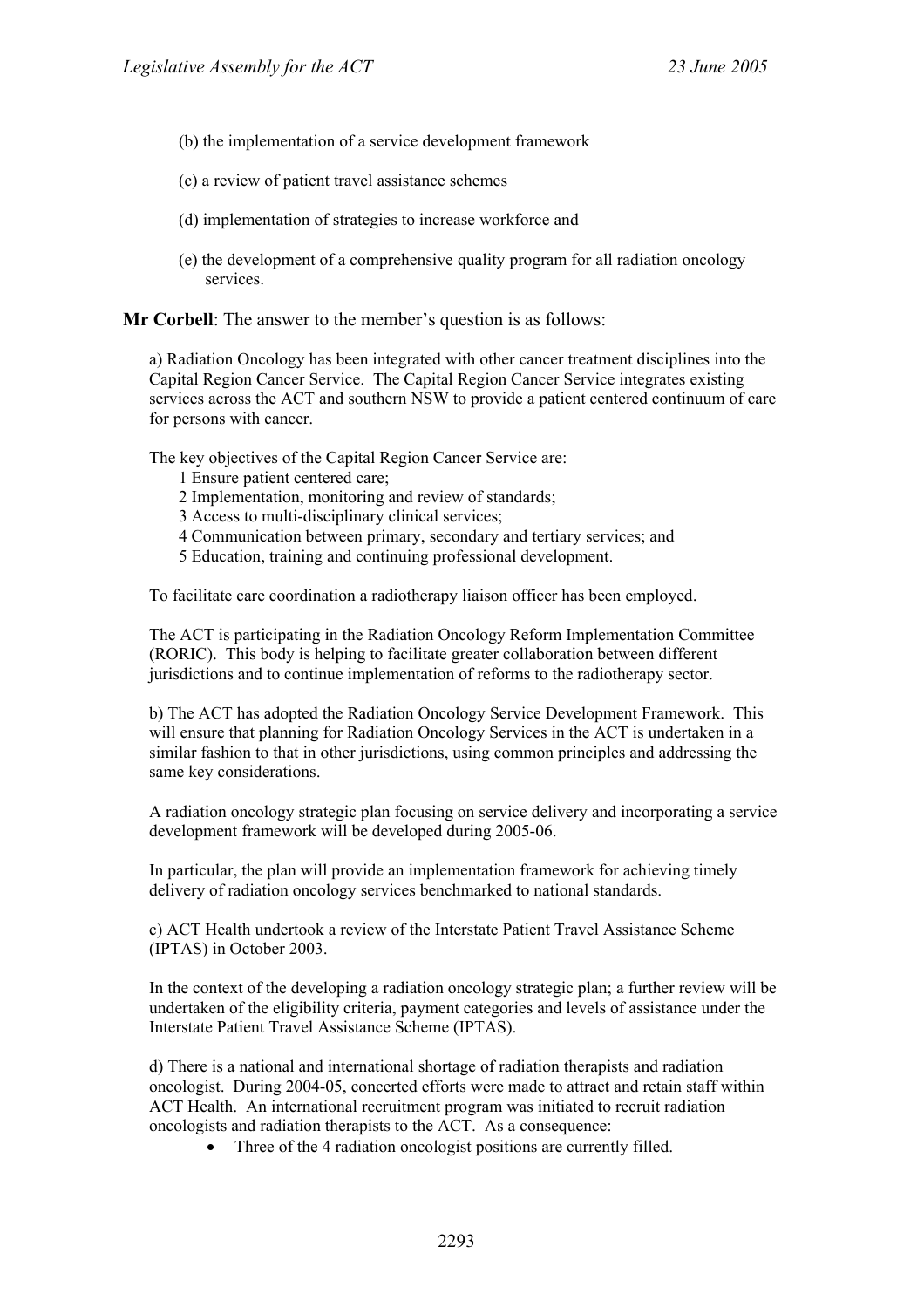(b) the implementation of a service development framework

(c) a review of patient travel assistance schemes

(d) implementation of strategies to increase workforce and

(e) the development of a comprehensive quality program for all radiation oncology services.

**Mr Corbell**: The answer to the member's question is as follows:

a) Radiation Oncology has been integrated with other cancer treatment disciplines into the Capital Region Cancer Service. The Capital Region Cancer Service integrates existing services across the ACT and southern NSW to provide a patient centered continuum of care for persons with cancer.

The key objectives of the Capital Region Cancer Service are:

1 Ensure patient centered care;
2 Implementation, monitoring and review of standards;
3 Access to multi-disciplinary clinical services;
4 Communication between primary, secondary and tertiary services; and
5 Education, training and continuing professional development.

To facilitate care coordination a radiotherapy liaison officer has been employed.

The ACT is participating in the Radiation Oncology Reform Implementation Committee (RORIC). This body is helping to facilitate greater collaboration between different jurisdictions and to continue implementation of reforms to the radiotherapy sector.

b) The ACT has adopted the Radiation Oncology Service Development Framework. This will ensure that planning for Radiation Oncology Services in the ACT is undertaken in a similar fashion to that in other jurisdictions, using common principles and addressing the same key considerations.

A radiation oncology strategic plan focusing on service delivery and incorporating a service development framework will be developed during 2005-06.

In particular, the plan will provide an implementation framework for achieving timely delivery of radiation oncology services benchmarked to national standards.

c) ACT Health undertook a review of the Interstate Patient Travel Assistance Scheme (IPTAS) in October 2003.

In the context of the developing a radiation oncology strategic plan; a further review will be undertaken of the eligibility criteria, payment categories and levels of assistance under the Interstate Patient Travel Assistance Scheme (IPTAS).

d) There is a national and international shortage of radiation therapists and radiation oncologist. During 2004-05, concerted efforts were made to attract and retain staff within ACT Health. An international recruitment program was initiated to recruit radiation oncologists and radiation therapists to the ACT. As a consequence:

- Three of the 4 radiation oncologist positions are currently filled.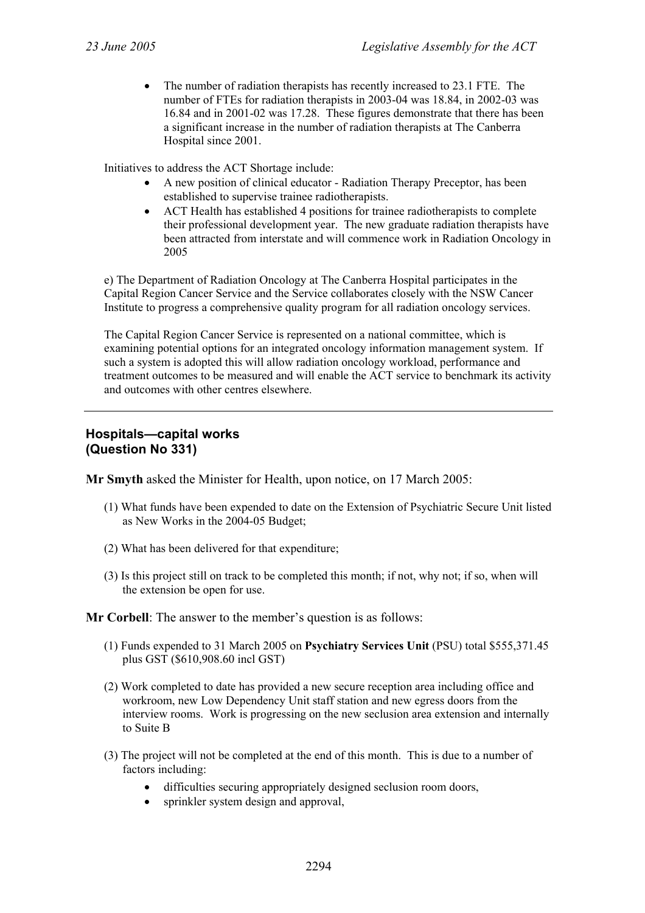- The number of radiation therapists has recently increased to 23.1 FTE. The number of FTEs for radiation therapists in 2003-04 was 18.84, in 2002-03 was 16.84 and in 2001-02 was 17.28. These figures demonstrate that there has been a significant increase in the number of radiation therapists at The Canberra Hospital since 2001.

Initiatives to address the ACT Shortage include:

- A new position of clinical educator - Radiation Therapy Preceptor, has been established to supervise trainee radiotherapists.
- ACT Health has established 4 positions for trainee radiotherapists to complete their professional development year. The new graduate radiation therapists have been attracted from interstate and will commence work in Radiation Oncology in 2005

e) The Department of Radiation Oncology at The Canberra Hospital participates in the Capital Region Cancer Service and the Service collaborates closely with the NSW Cancer Institute to progress a comprehensive quality program for all radiation oncology services.

The Capital Region Cancer Service is represented on a national committee, which is examining potential options for an integrated oncology information management system. If such a system is adopted this will allow radiation oncology workload, performance and treatment outcomes to be measured and will enable the ACT service to benchmark its activity and outcomes with other centres elsewhere.

---

### Hospitals—capital works (Question No 331)

**Mr Smyth** asked the Minister for Health, upon notice, on 17 March 2005:

(1) What funds have been expended to date on the Extension of Psychiatric Secure Unit listed as New Works in the 2004-05 Budget;

(2) What has been delivered for that expenditure;

(3) Is this project still on track to be completed this month; if not, why not; if so, when will the extension be open for use.

**Mr Corbell**: The answer to the member's question is as follows:

(1) Funds expended to 31 March 2005 on **Psychiatry Services Unit** (PSU) total $555,371.45 plus GST ($610,908.60 incl GST)

(2) Work completed to date has provided a new secure reception area including office and workroom, new Low Dependency Unit staff station and new egress doors from the interview rooms. Work is progressing on the new seclusion area extension and internally to Suite B

(3) The project will not be completed at the end of this month. This is due to a number of factors including:

- difficulties securing appropriately designed seclusion room doors,
- sprinkler system design and approval,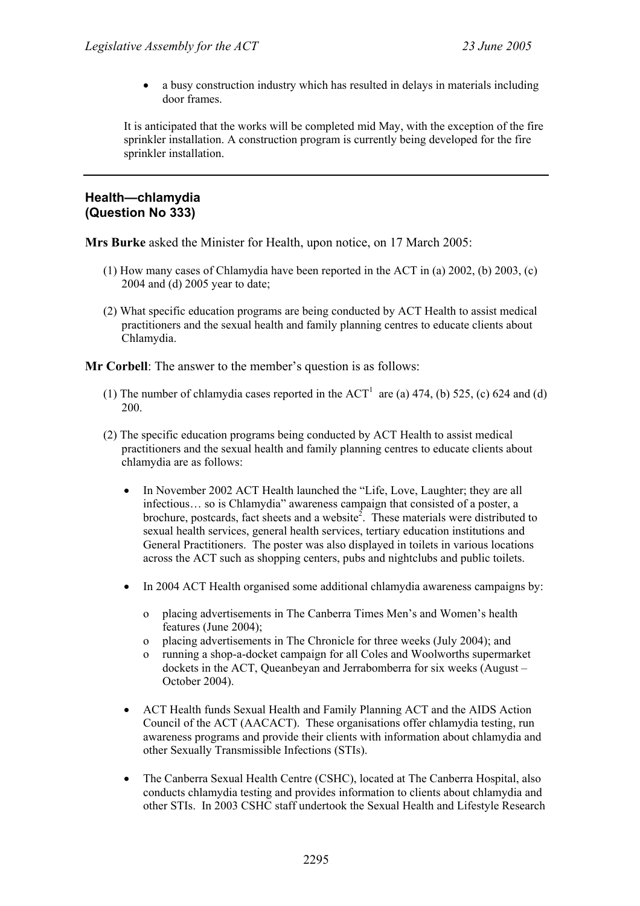- a busy construction industry which has resulted in delays in materials including door frames.

It is anticipated that the works will be completed mid May, with the exception of the fire sprinkler installation. A construction program is currently being developed for the fire sprinkler installation.

---

## Health—chlamydia (Question No 333)

**Mrs Burke** asked the Minister for Health, upon notice, on 17 March 2005:

(1) How many cases of Chlamydia have been reported in the ACT in (a) 2002, (b) 2003, (c) 2004 and (d) 2005 year to date;

(2) What specific education programs are being conducted by ACT Health to assist medical practitioners and the sexual health and family planning centres to educate clients about Chlamydia.

**Mr Corbell**: The answer to the member's question is as follows:

(1) The number of chlamydia cases reported in the ACT[1] are (a) 474, (b) 525, (c) 624 and (d) 200.

(2) The specific education programs being conducted by ACT Health to assist medical practitioners and the sexual health and family planning centres to educate clients about chlamydia are as follows:

- In November 2002 ACT Health launched the "Life, Love, Laughter; they are all infectious… so is Chlamydia" awareness campaign that consisted of a poster, a brochure, postcards, fact sheets and a website[2]. These materials were distributed to sexual health services, general health services, tertiary education institutions and General Practitioners. The poster was also displayed in toilets in various locations across the ACT such as shopping centers, pubs and nightclubs and public toilets.
- In 2004 ACT Health organised some additional chlamydia awareness campaigns by:
  - placing advertisements in The Canberra Times Men's and Women's health features (June 2004);
  - placing advertisements in The Chronicle for three weeks (July 2004); and
  - running a shop-a-docket campaign for all Coles and Woolworths supermarket dockets in the ACT, Queanbeyan and Jerrabomberra for six weeks (August – October 2004).
- ACT Health funds Sexual Health and Family Planning ACT and the AIDS Action Council of the ACT (AACACT). These organisations offer chlamydia testing, run awareness programs and provide their clients with information about chlamydia and other Sexually Transmissible Infections (STIs).
- The Canberra Sexual Health Centre (CSHC), located at The Canberra Hospital, also conducts chlamydia testing and provides information to clients about chlamydia and other STIs. In 2003 CSHC staff undertook the Sexual Health and Lifestyle Research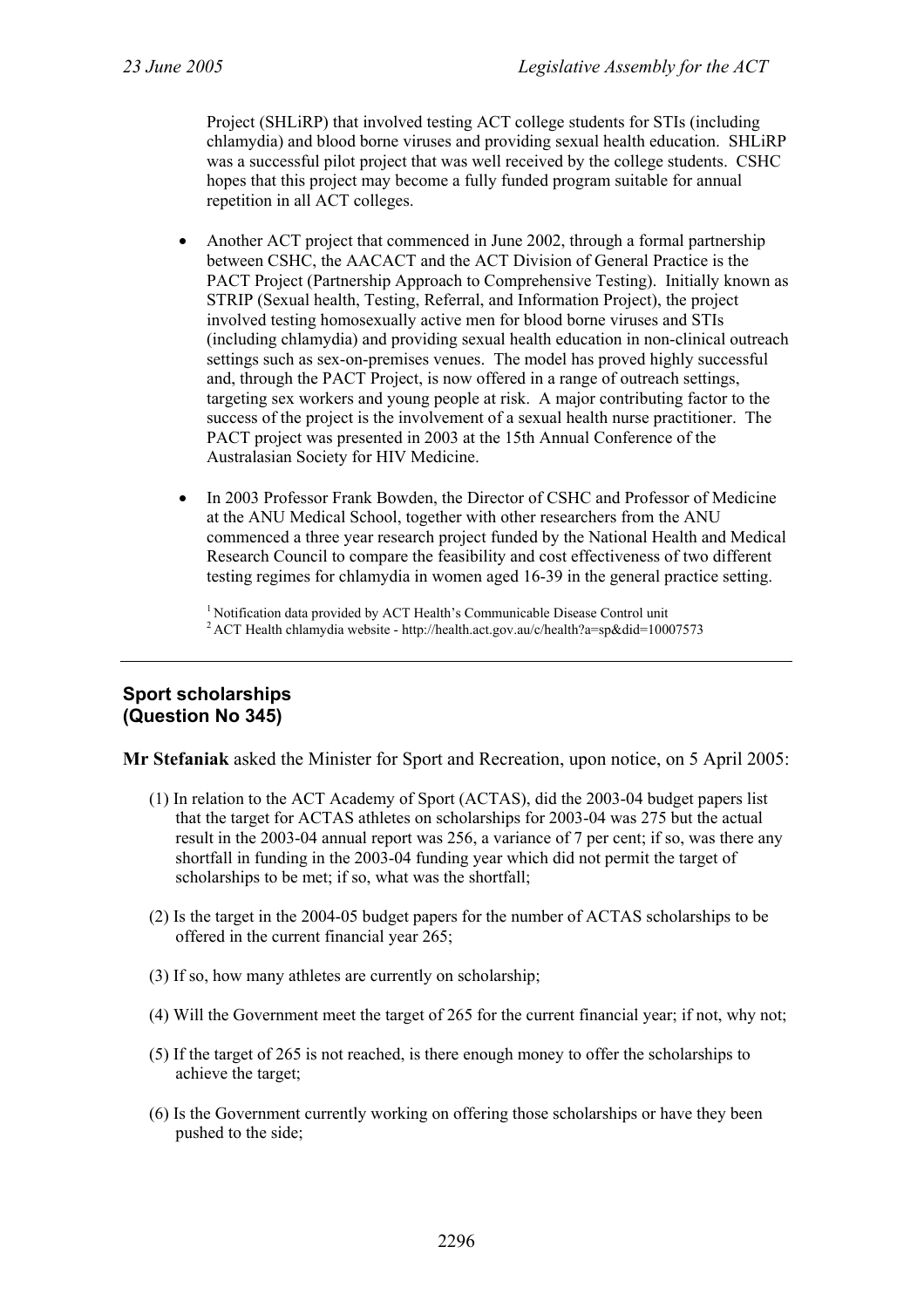Project (SHLiRP) that involved testing ACT college students for STIs (including chlamydia) and blood borne viruses and providing sexual health education. SHLiRP was a successful pilot project that was well received by the college students. CSHC hopes that this project may become a fully funded program suitable for annual repetition in all ACT colleges.

- Another ACT project that commenced in June 2002, through a formal partnership between CSHC, the AACACT and the ACT Division of General Practice is the PACT Project (Partnership Approach to Comprehensive Testing). Initially known as STRIP (Sexual health, Testing, Referral, and Information Project), the project involved testing homosexually active men for blood borne viruses and STIs (including chlamydia) and providing sexual health education in non-clinical outreach settings such as sex-on-premises venues. The model has proved highly successful and, through the PACT Project, is now offered in a range of outreach settings, targeting sex workers and young people at risk. A major contributing factor to the success of the project is the involvement of a sexual health nurse practitioner. The PACT project was presented in 2003 at the 15th Annual Conference of the Australasian Society for HIV Medicine.

- In 2003 Professor Frank Bowden, the Director of CSHC and Professor of Medicine at the ANU Medical School, together with other researchers from the ANU commenced a three year research project funded by the National Health and Medical Research Council to compare the feasibility and cost effectiveness of two different testing regimes for chlamydia in women aged 16-39 in the general practice setting.

[1] Notification data provided by ACT Health's Communicable Disease Control unit
[2] ACT Health chlamydia website - http://health.act.gov.au/c/health?a=sp&did=10007573

---

## Sport scholarships (Question No 345)

**Mr Stefaniak** asked the Minister for Sport and Recreation, upon notice, on 5 April 2005:

(1) In relation to the ACT Academy of Sport (ACTAS), did the 2003-04 budget papers list that the target for ACTAS athletes on scholarships for 2003-04 was 275 but the actual result in the 2003-04 annual report was 256, a variance of 7 per cent; if so, was there any shortfall in funding in the 2003-04 funding year which did not permit the target of scholarships to be met; if so, what was the shortfall;

(2) Is the target in the 2004-05 budget papers for the number of ACTAS scholarships to be offered in the current financial year 265;

(3) If so, how many athletes are currently on scholarship;

(4) Will the Government meet the target of 265 for the current financial year; if not, why not;

(5) If the target of 265 is not reached, is there enough money to offer the scholarships to achieve the target;

(6) Is the Government currently working on offering those scholarships or have they been pushed to the side;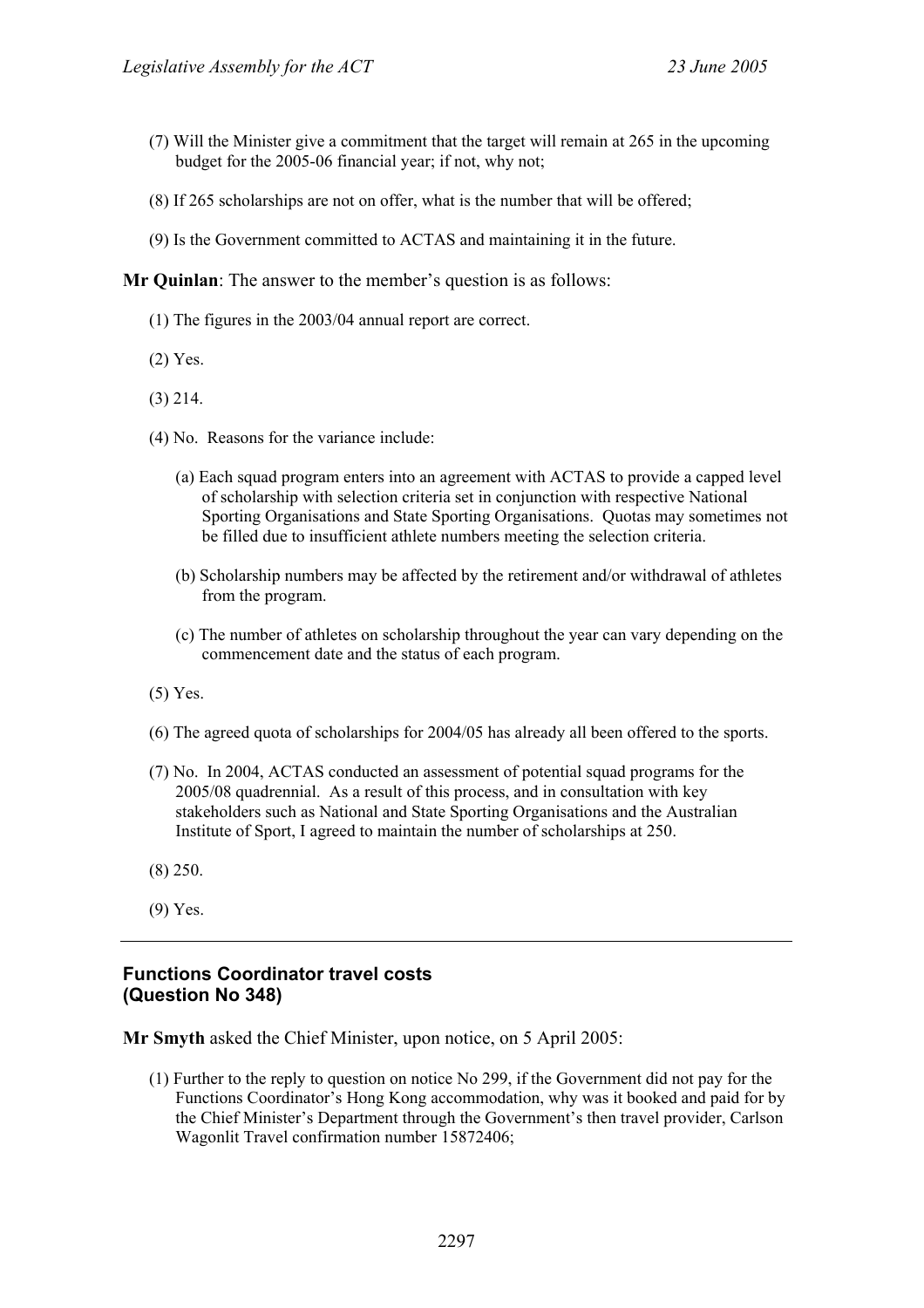(7) Will the Minister give a commitment that the target will remain at 265 in the upcoming budget for the 2005-06 financial year; if not, why not;

(8) If 265 scholarships are not on offer, what is the number that will be offered;

(9) Is the Government committed to ACTAS and maintaining it in the future.

**Mr Quinlan**: The answer to the member's question is as follows:

(1) The figures in the 2003/04 annual report are correct.

(2) Yes.

(3) 214.

(4) No. Reasons for the variance include:

(a) Each squad program enters into an agreement with ACTAS to provide a capped level of scholarship with selection criteria set in conjunction with respective National Sporting Organisations and State Sporting Organisations. Quotas may sometimes not be filled due to insufficient athlete numbers meeting the selection criteria.

(b) Scholarship numbers may be affected by the retirement and/or withdrawal of athletes from the program.

(c) The number of athletes on scholarship throughout the year can vary depending on the commencement date and the status of each program.

(5) Yes.

(6) The agreed quota of scholarships for 2004/05 has already all been offered to the sports.

(7) No. In 2004, ACTAS conducted an assessment of potential squad programs for the 2005/08 quadrennial. As a result of this process, and in consultation with key stakeholders such as National and State Sporting Organisations and the Australian Institute of Sport, I agreed to maintain the number of scholarships at 250.

(8) 250.

(9) Yes.

---

## Functions Coordinator travel costs (Question No 348)

**Mr Smyth** asked the Chief Minister, upon notice, on 5 April 2005:

(1) Further to the reply to question on notice No 299, if the Government did not pay for the Functions Coordinator's Hong Kong accommodation, why was it booked and paid for by the Chief Minister's Department through the Government's then travel provider, Carlson Wagonlit Travel confirmation number 15872406;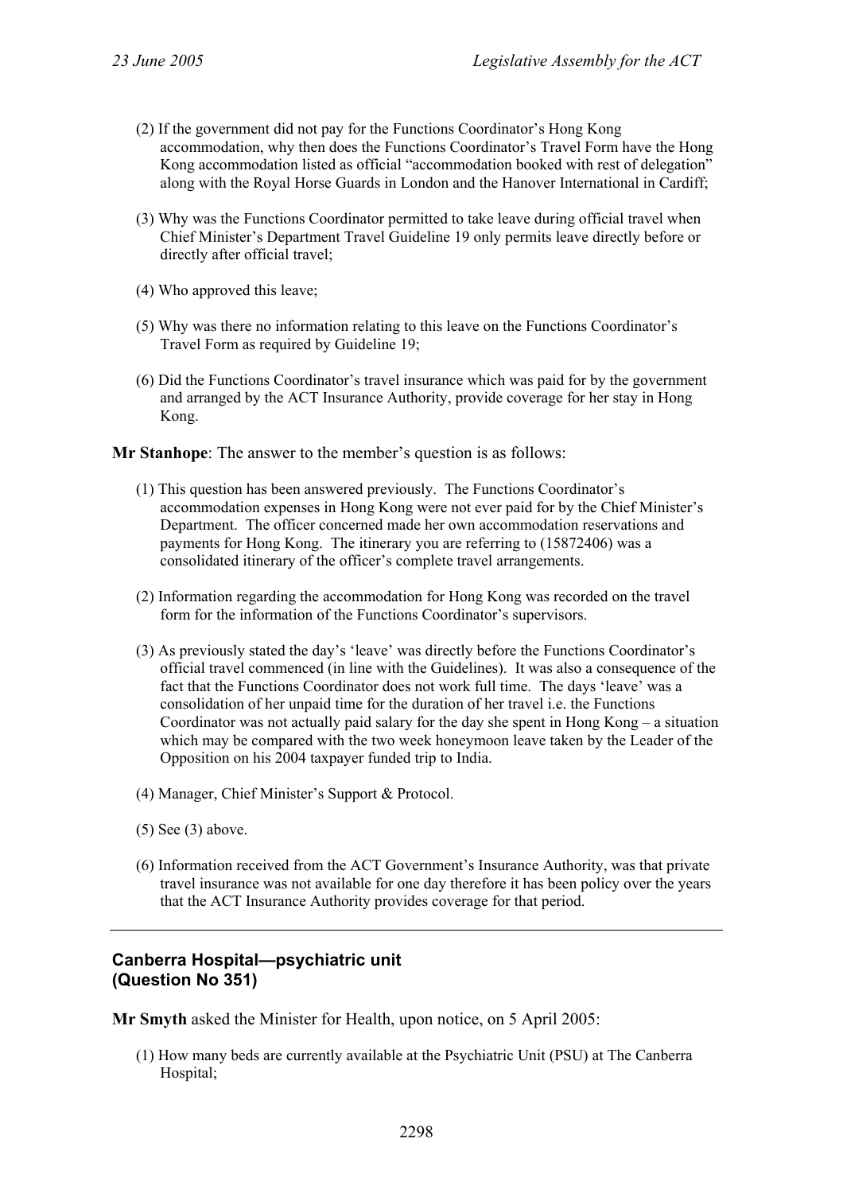(2) If the government did not pay for the Functions Coordinator's Hong Kong accommodation, why then does the Functions Coordinator's Travel Form have the Hong Kong accommodation listed as official "accommodation booked with rest of delegation" along with the Royal Horse Guards in London and the Hanover International in Cardiff;

(3) Why was the Functions Coordinator permitted to take leave during official travel when Chief Minister's Department Travel Guideline 19 only permits leave directly before or directly after official travel;

(4) Who approved this leave;

(5) Why was there no information relating to this leave on the Functions Coordinator's Travel Form as required by Guideline 19;

(6) Did the Functions Coordinator's travel insurance which was paid for by the government and arranged by the ACT Insurance Authority, provide coverage for her stay in Hong Kong.

**Mr Stanhope**: The answer to the member's question is as follows:

(1) This question has been answered previously. The Functions Coordinator's accommodation expenses in Hong Kong were not ever paid for by the Chief Minister's Department. The officer concerned made her own accommodation reservations and payments for Hong Kong. The itinerary you are referring to (15872406) was a consolidated itinerary of the officer's complete travel arrangements.

(2) Information regarding the accommodation for Hong Kong was recorded on the travel form for the information of the Functions Coordinator's supervisors.

(3) As previously stated the day's 'leave' was directly before the Functions Coordinator's official travel commenced (in line with the Guidelines). It was also a consequence of the fact that the Functions Coordinator does not work full time. The days 'leave' was a consolidation of her unpaid time for the duration of her travel i.e. the Functions Coordinator was not actually paid salary for the day she spent in Hong Kong – a situation which may be compared with the two week honeymoon leave taken by the Leader of the Opposition on his 2004 taxpayer funded trip to India.

(4) Manager, Chief Minister's Support & Protocol.

(5) See (3) above.

(6) Information received from the ACT Government's Insurance Authority, was that private travel insurance was not available for one day therefore it has been policy over the years that the ACT Insurance Authority provides coverage for that period.

---

## Canberra Hospital—psychiatric unit (Question No 351)

**Mr Smyth** asked the Minister for Health, upon notice, on 5 April 2005:

(1) How many beds are currently available at the Psychiatric Unit (PSU) at The Canberra Hospital;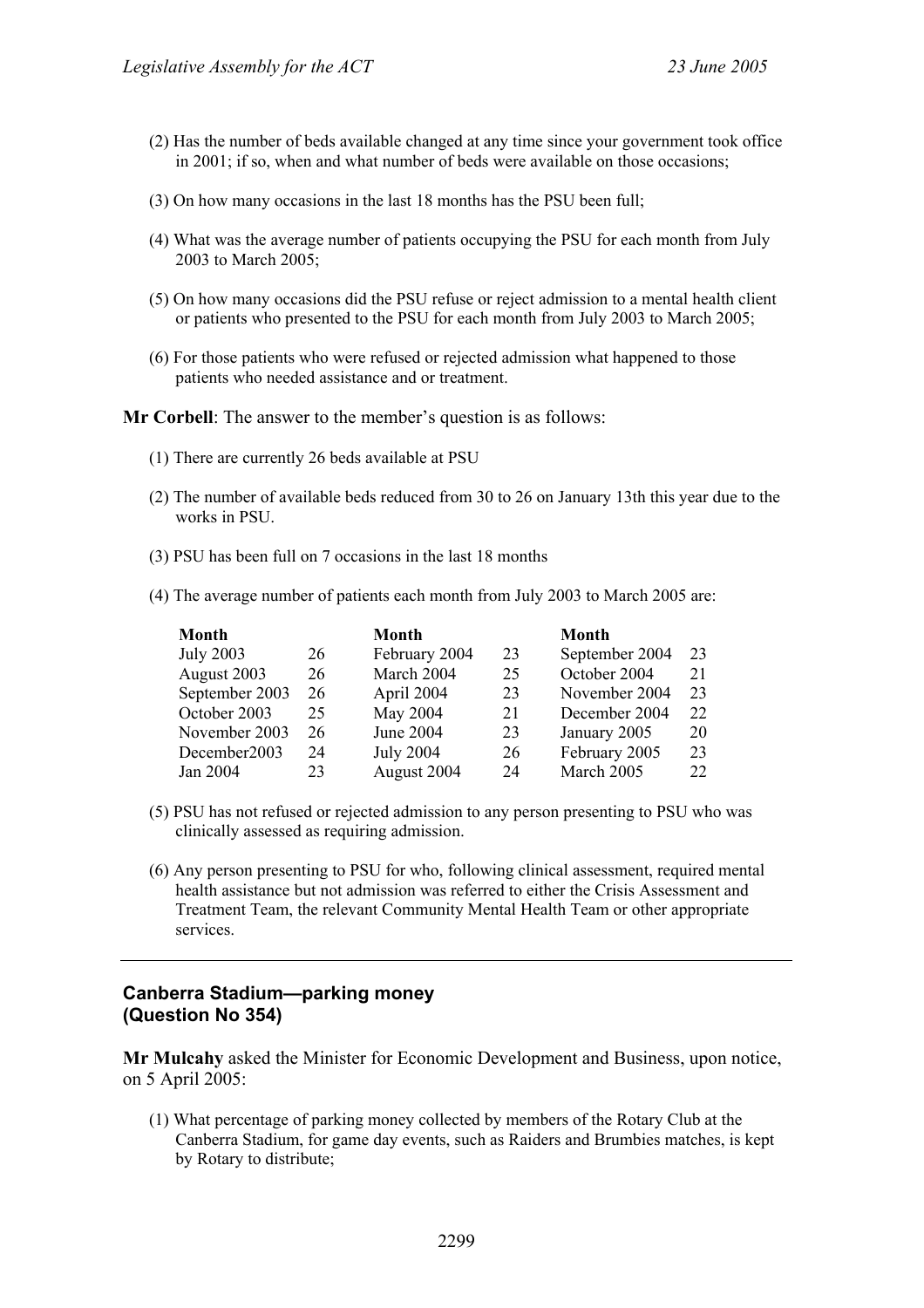(2) Has the number of beds available changed at any time since your government took office in 2001; if so, when and what number of beds were available on those occasions;

(3) On how many occasions in the last 18 months has the PSU been full;

(4) What was the average number of patients occupying the PSU for each month from July 2003 to March 2005;

(5) On how many occasions did the PSU refuse or reject admission to a mental health client or patients who presented to the PSU for each month from July 2003 to March 2005;

(6) For those patients who were refused or rejected admission what happened to those patients who needed assistance and or treatment.

**Mr Corbell**: The answer to the member's question is as follows:

(1) There are currently 26 beds available at PSU

(2) The number of available beds reduced from 30 to 26 on January 13th this year due to the works in PSU.

(3) PSU has been full on 7 occasions in the last 18 months

(4) The average number of patients each month from July 2003 to March 2005 are:

| Month | | Month | | Month | |
|---|---|---|---|---|---|
| July 2003 | 26 | February 2004 | 23 | September 2004 | 23 |
| August 2003 | 26 | March 2004 | 25 | October 2004 | 21 |
| September 2003 | 26 | April 2004 | 23 | November 2004 | 23 |
| October 2003 | 25 | May 2004 | 21 | December 2004 | 22 |
| November 2003 | 26 | June 2004 | 23 | January 2005 | 20 |
| December2003 | 24 | July 2004 | 26 | February 2005 | 23 |
| Jan 2004 | 23 | August 2004 | 24 | March 2005 | 22 |

(5) PSU has not refused or rejected admission to any person presenting to PSU who was clinically assessed as requiring admission.

(6) Any person presenting to PSU for who, following clinical assessment, required mental health assistance but not admission was referred to either the Crisis Assessment and Treatment Team, the relevant Community Mental Health Team or other appropriate services.

---

## Canberra Stadium—parking money (Question No 354)

**Mr Mulcahy** asked the Minister for Economic Development and Business, upon notice, on 5 April 2005:

(1) What percentage of parking money collected by members of the Rotary Club at the Canberra Stadium, for game day events, such as Raiders and Brumbies matches, is kept by Rotary to distribute;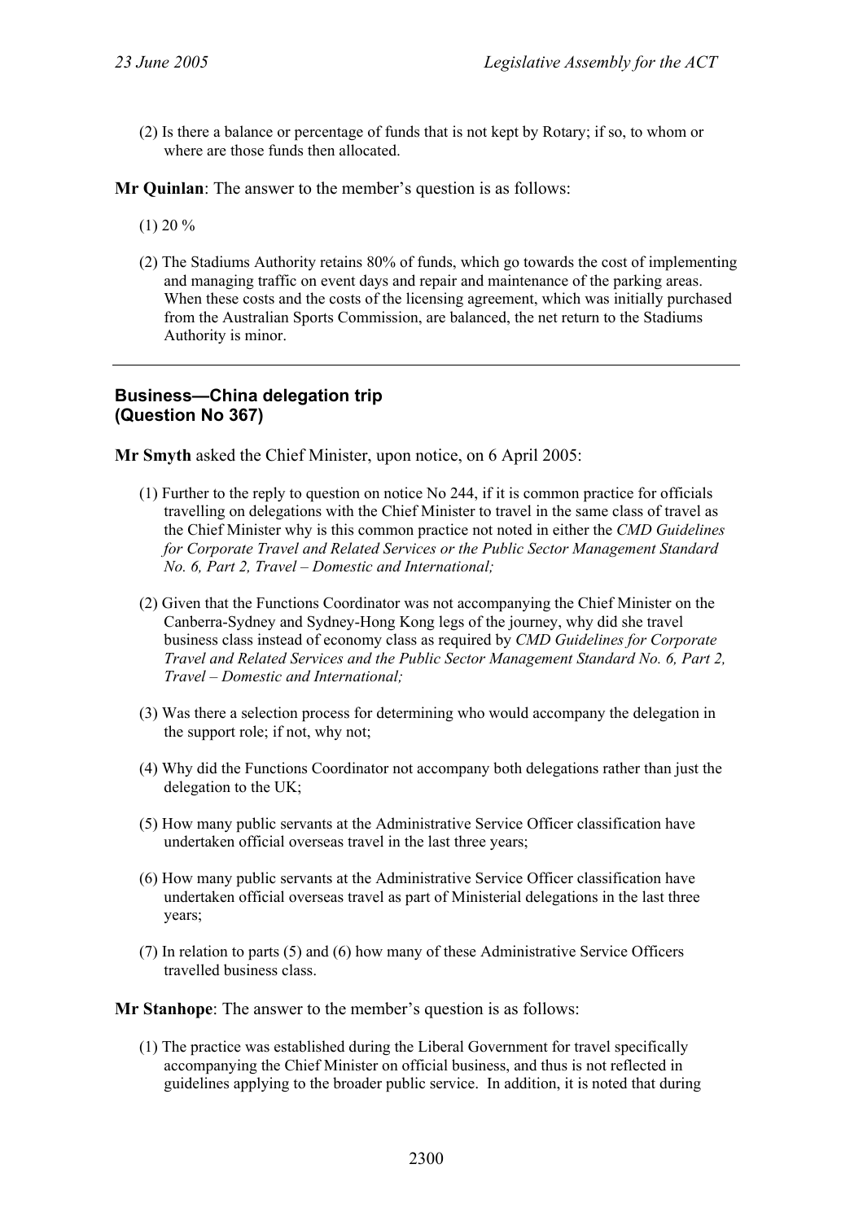(2) Is there a balance or percentage of funds that is not kept by Rotary; if so, to whom or where are those funds then allocated.

**Mr Quinlan**: The answer to the member's question is as follows:

(1) 20 %

(2) The Stadiums Authority retains 80% of funds, which go towards the cost of implementing and managing traffic on event days and repair and maintenance of the parking areas. When these costs and the costs of the licensing agreement, which was initially purchased from the Australian Sports Commission, are balanced, the net return to the Stadiums Authority is minor.

---

### Business—China delegation trip (Question No 367)

**Mr Smyth** asked the Chief Minister, upon notice, on 6 April 2005:

(1) Further to the reply to question on notice No 244, if it is common practice for officials travelling on delegations with the Chief Minister to travel in the same class of travel as the Chief Minister why is this common practice not noted in either the *CMD Guidelines for Corporate Travel and Related Services or the Public Sector Management Standard No. 6, Part 2, Travel – Domestic and International;*

(2) Given that the Functions Coordinator was not accompanying the Chief Minister on the Canberra-Sydney and Sydney-Hong Kong legs of the journey, why did she travel business class instead of economy class as required by *CMD Guidelines for Corporate Travel and Related Services and the Public Sector Management Standard No. 6, Part 2, Travel – Domestic and International;*

(3) Was there a selection process for determining who would accompany the delegation in the support role; if not, why not;

(4) Why did the Functions Coordinator not accompany both delegations rather than just the delegation to the UK;

(5) How many public servants at the Administrative Service Officer classification have undertaken official overseas travel in the last three years;

(6) How many public servants at the Administrative Service Officer classification have undertaken official overseas travel as part of Ministerial delegations in the last three years;

(7) In relation to parts (5) and (6) how many of these Administrative Service Officers travelled business class.

**Mr Stanhope**: The answer to the member's question is as follows:

(1) The practice was established during the Liberal Government for travel specifically accompanying the Chief Minister on official business, and thus is not reflected in guidelines applying to the broader public service. In addition, it is noted that during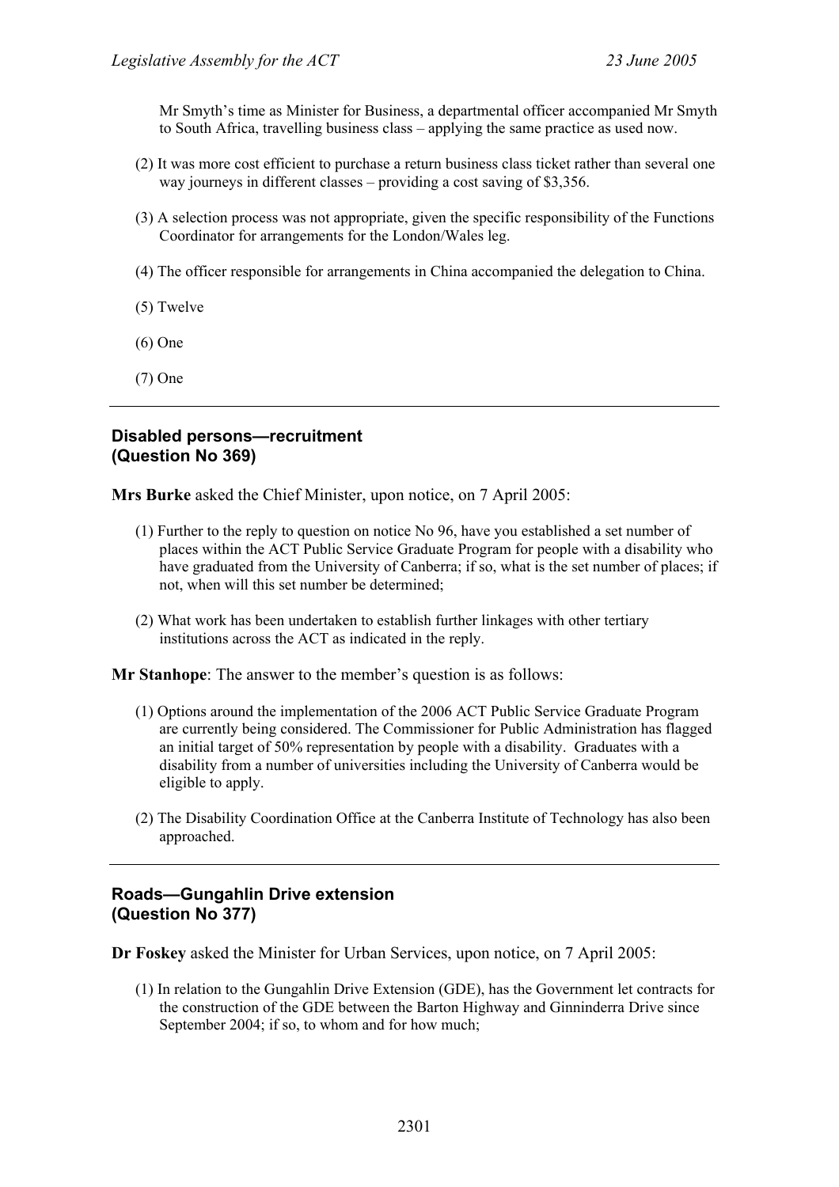Mr Smyth's time as Minister for Business, a departmental officer accompanied Mr Smyth to South Africa, travelling business class – applying the same practice as used now.

(2) It was more cost efficient to purchase a return business class ticket rather than several one way journeys in different classes – providing a cost saving of $3,356.

(3) A selection process was not appropriate, given the specific responsibility of the Functions Coordinator for arrangements for the London/Wales leg.

(4) The officer responsible for arrangements in China accompanied the delegation to China.

(5) Twelve

(6) One

(7) One

---

### Disabled persons—recruitment (Question No 369)

**Mrs Burke** asked the Chief Minister, upon notice, on 7 April 2005:

(1) Further to the reply to question on notice No 96, have you established a set number of places within the ACT Public Service Graduate Program for people with a disability who have graduated from the University of Canberra; if so, what is the set number of places; if not, when will this set number be determined;

(2) What work has been undertaken to establish further linkages with other tertiary institutions across the ACT as indicated in the reply.

**Mr Stanhope**: The answer to the member's question is as follows:

(1) Options around the implementation of the 2006 ACT Public Service Graduate Program are currently being considered. The Commissioner for Public Administration has flagged an initial target of 50% representation by people with a disability. Graduates with a disability from a number of universities including the University of Canberra would be eligible to apply.

(2) The Disability Coordination Office at the Canberra Institute of Technology has also been approached.

---

### Roads—Gungahlin Drive extension (Question No 377)

**Dr Foskey** asked the Minister for Urban Services, upon notice, on 7 April 2005:

(1) In relation to the Gungahlin Drive Extension (GDE), has the Government let contracts for the construction of the GDE between the Barton Highway and Ginninderra Drive since September 2004; if so, to whom and for how much;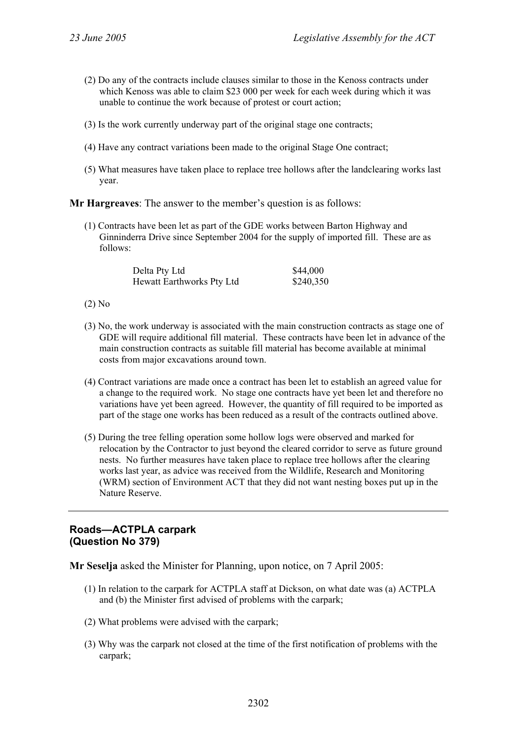(2) Do any of the contracts include clauses similar to those in the Kenoss contracts under which Kenoss was able to claim $23 000 per week for each week during which it was unable to continue the work because of protest or court action;

(3) Is the work currently underway part of the original stage one contracts;

(4) Have any contract variations been made to the original Stage One contract;

(5) What measures have taken place to replace tree hollows after the landclearing works last year.

**Mr Hargreaves**: The answer to the member's question is as follows:

(1) Contracts have been let as part of the GDE works between Barton Highway and Ginninderra Drive since September 2004 for the supply of imported fill. These are as follows:

| | |
|---|---|
| Delta Pty Ltd | $44,000 |
| Hewatt Earthworks Pty Ltd | $240,350 |

(2) No

(3) No, the work underway is associated with the main construction contracts as stage one of GDE will require additional fill material. These contracts have been let in advance of the main construction contracts as suitable fill material has become available at minimal costs from major excavations around town.

(4) Contract variations are made once a contract has been let to establish an agreed value for a change to the required work. No stage one contracts have yet been let and therefore no variations have yet been agreed. However, the quantity of fill required to be imported as part of the stage one works has been reduced as a result of the contracts outlined above.

(5) During the tree felling operation some hollow logs were observed and marked for relocation by the Contractor to just beyond the cleared corridor to serve as future ground nests. No further measures have taken place to replace tree hollows after the clearing works last year, as advice was received from the Wildlife, Research and Monitoring (WRM) section of Environment ACT that they did not want nesting boxes put up in the Nature Reserve.

---

## Roads—ACTPLA carpark (Question No 379)

**Mr Seselja** asked the Minister for Planning, upon notice, on 7 April 2005:

(1) In relation to the carpark for ACTPLA staff at Dickson, on what date was (a) ACTPLA and (b) the Minister first advised of problems with the carpark;

(2) What problems were advised with the carpark;

(3) Why was the carpark not closed at the time of the first notification of problems with the carpark;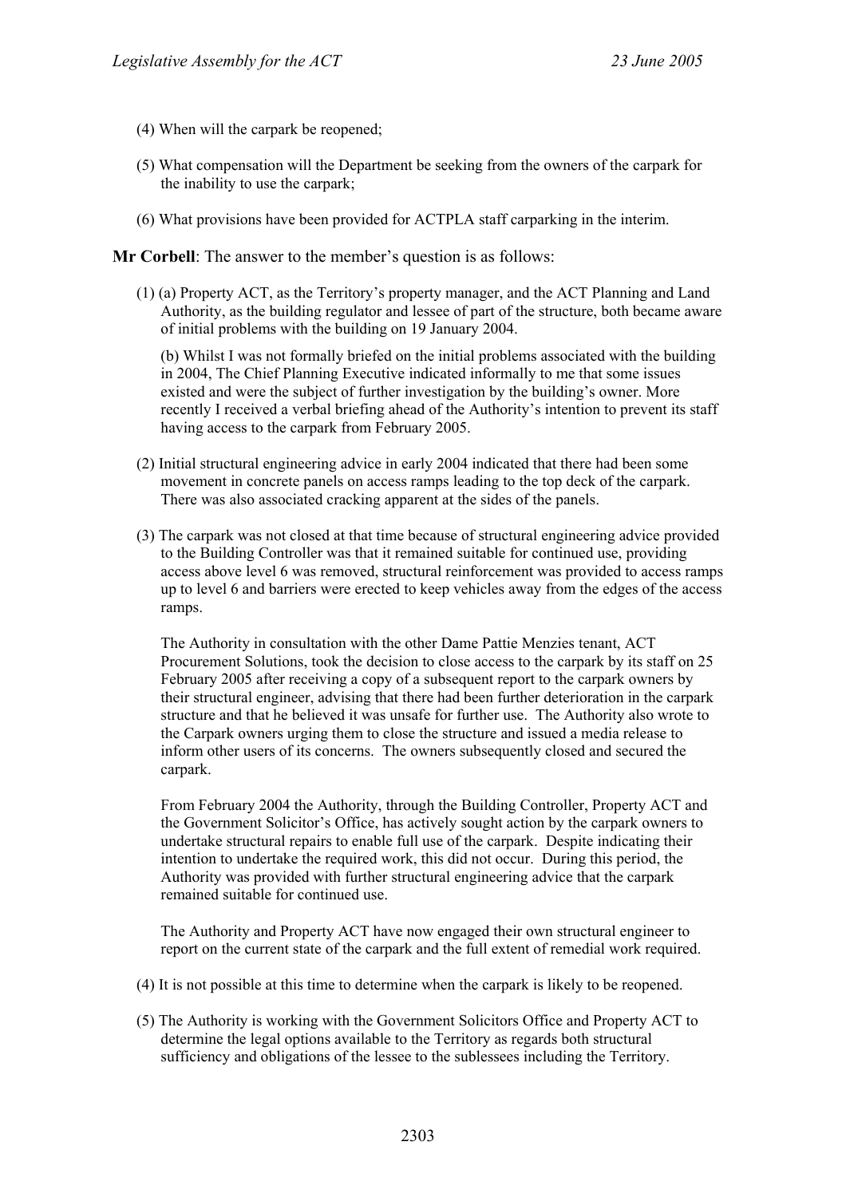(4) When will the carpark be reopened;

(5) What compensation will the Department be seeking from the owners of the carpark for the inability to use the carpark;

(6) What provisions have been provided for ACTPLA staff carparking in the interim.

**Mr Corbell**: The answer to the member's question is as follows:

(1) (a) Property ACT, as the Territory's property manager, and the ACT Planning and Land Authority, as the building regulator and lessee of part of the structure, both became aware of initial problems with the building on 19 January 2004.

(b) Whilst I was not formally briefed on the initial problems associated with the building in 2004, The Chief Planning Executive indicated informally to me that some issues existed and were the subject of further investigation by the building's owner. More recently I received a verbal briefing ahead of the Authority's intention to prevent its staff having access to the carpark from February 2005.

(2) Initial structural engineering advice in early 2004 indicated that there had been some movement in concrete panels on access ramps leading to the top deck of the carpark. There was also associated cracking apparent at the sides of the panels.

(3) The carpark was not closed at that time because of structural engineering advice provided to the Building Controller was that it remained suitable for continued use, providing access above level 6 was removed, structural reinforcement was provided to access ramps up to level 6 and barriers were erected to keep vehicles away from the edges of the access ramps.

The Authority in consultation with the other Dame Pattie Menzies tenant, ACT Procurement Solutions, took the decision to close access to the carpark by its staff on 25 February 2005 after receiving a copy of a subsequent report to the carpark owners by their structural engineer, advising that there had been further deterioration in the carpark structure and that he believed it was unsafe for further use. The Authority also wrote to the Carpark owners urging them to close the structure and issued a media release to inform other users of its concerns. The owners subsequently closed and secured the carpark.

From February 2004 the Authority, through the Building Controller, Property ACT and the Government Solicitor's Office, has actively sought action by the carpark owners to undertake structural repairs to enable full use of the carpark. Despite indicating their intention to undertake the required work, this did not occur. During this period, the Authority was provided with further structural engineering advice that the carpark remained suitable for continued use.

The Authority and Property ACT have now engaged their own structural engineer to report on the current state of the carpark and the full extent of remedial work required.

(4) It is not possible at this time to determine when the carpark is likely to be reopened.

(5) The Authority is working with the Government Solicitors Office and Property ACT to determine the legal options available to the Territory as regards both structural sufficiency and obligations of the lessee to the sublessees including the Territory.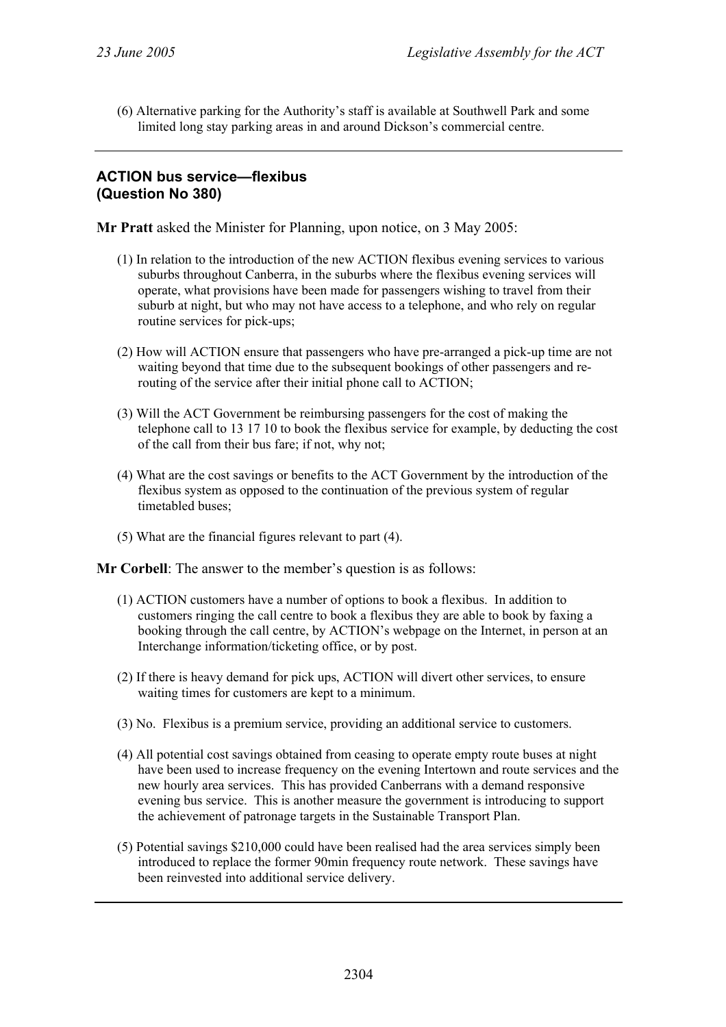(6) Alternative parking for the Authority's staff is available at Southwell Park and some limited long stay parking areas in and around Dickson's commercial centre.

---

## ACTION bus service—flexibus (Question No 380)

**Mr Pratt** asked the Minister for Planning, upon notice, on 3 May 2005:

(1) In relation to the introduction of the new ACTION flexibus evening services to various suburbs throughout Canberra, in the suburbs where the flexibus evening services will operate, what provisions have been made for passengers wishing to travel from their suburb at night, but who may not have access to a telephone, and who rely on regular routine services for pick-ups;

(2) How will ACTION ensure that passengers who have pre-arranged a pick-up time are not waiting beyond that time due to the subsequent bookings of other passengers and re-routing of the service after their initial phone call to ACTION;

(3) Will the ACT Government be reimbursing passengers for the cost of making the telephone call to 13 17 10 to book the flexibus service for example, by deducting the cost of the call from their bus fare; if not, why not;

(4) What are the cost savings or benefits to the ACT Government by the introduction of the flexibus system as opposed to the continuation of the previous system of regular timetabled buses;

(5) What are the financial figures relevant to part (4).

**Mr Corbell**: The answer to the member's question is as follows:

(1) ACTION customers have a number of options to book a flexibus. In addition to customers ringing the call centre to book a flexibus they are able to book by faxing a booking through the call centre, by ACTION's webpage on the Internet, in person at an Interchange information/ticketing office, or by post.

(2) If there is heavy demand for pick ups, ACTION will divert other services, to ensure waiting times for customers are kept to a minimum.

(3) No. Flexibus is a premium service, providing an additional service to customers.

(4) All potential cost savings obtained from ceasing to operate empty route buses at night have been used to increase frequency on the evening Intertown and route services and the new hourly area services. This has provided Canberrans with a demand responsive evening bus service. This is another measure the government is introducing to support the achievement of patronage targets in the Sustainable Transport Plan.

(5) Potential savings $210,000 could have been realised had the area services simply been introduced to replace the former 90min frequency route network. These savings have been reinvested into additional service delivery.

---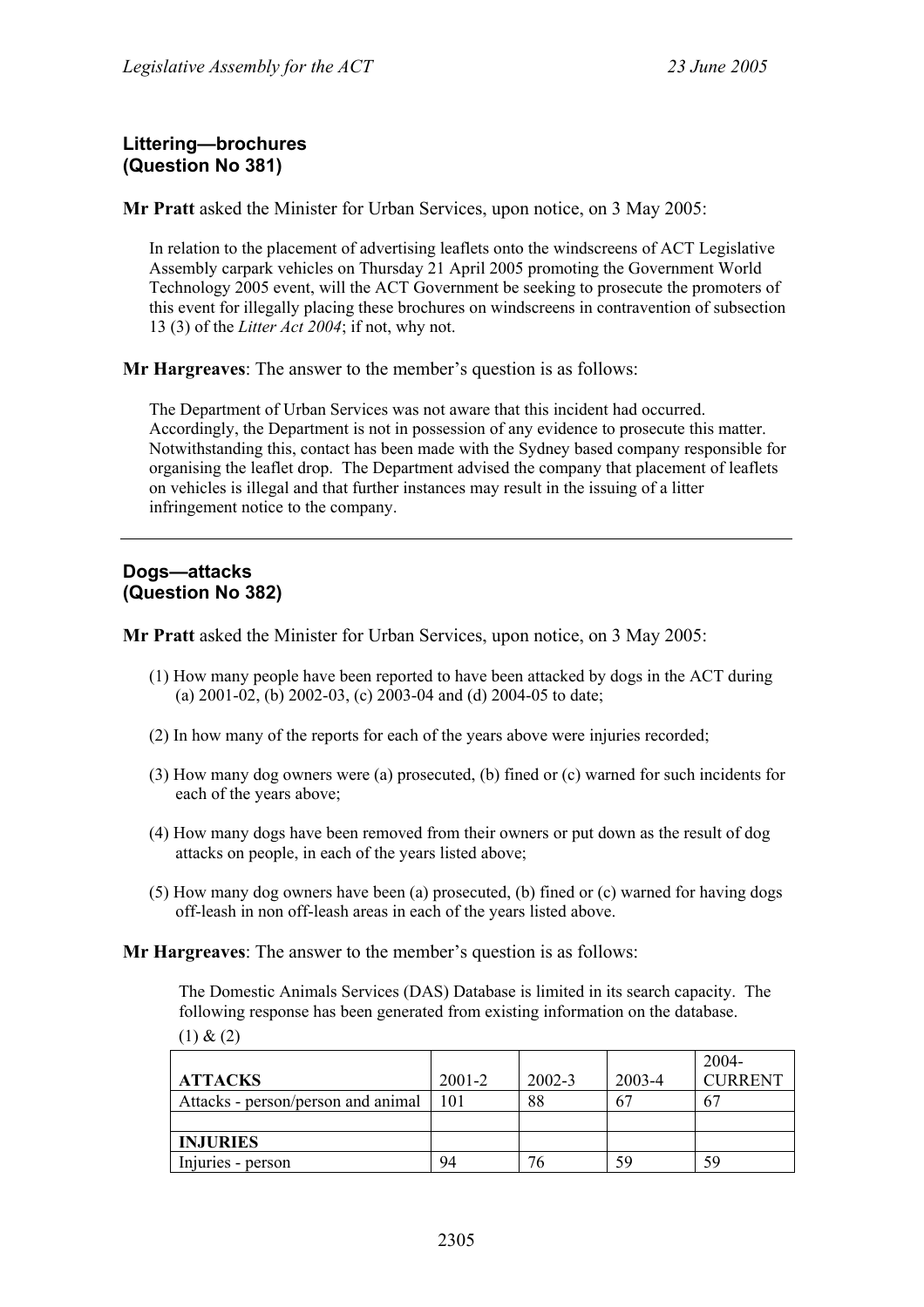### Littering—brochures
### (Question No 381)

**Mr Pratt** asked the Minister for Urban Services, upon notice, on 3 May 2005:

> In relation to the placement of advertising leaflets onto the windscreens of ACT Legislative Assembly carpark vehicles on Thursday 21 April 2005 promoting the Government World Technology 2005 event, will the ACT Government be seeking to prosecute the promoters of this event for illegally placing these brochures on windscreens in contravention of subsection 13 (3) of the *Litter Act 2004*; if not, why not.

**Mr Hargreaves**: The answer to the member's question is as follows:

> The Department of Urban Services was not aware that this incident had occurred. Accordingly, the Department is not in possession of any evidence to prosecute this matter. Notwithstanding this, contact has been made with the Sydney based company responsible for organising the leaflet drop. The Department advised the company that placement of leaflets on vehicles is illegal and that further instances may result in the issuing of a litter infringement notice to the company.

---

### Dogs—attacks
### (Question No 382)

**Mr Pratt** asked the Minister for Urban Services, upon notice, on 3 May 2005:

(1) How many people have been reported to have been attacked by dogs in the ACT during (a) 2001-02, (b) 2002-03, (c) 2003-04 and (d) 2004-05 to date;

(2) In how many of the reports for each of the years above were injuries recorded;

(3) How many dog owners were (a) prosecuted, (b) fined or (c) warned for such incidents for each of the years above;

(4) How many dogs have been removed from their owners or put down as the result of dog attacks on people, in each of the years listed above;

(5) How many dog owners have been (a) prosecuted, (b) fined or (c) warned for having dogs off-leash in non off-leash areas in each of the years listed above.

**Mr Hargreaves**: The answer to the member's question is as follows:

> The Domestic Animals Services (DAS) Database is limited in its search capacity. The following response has been generated from existing information on the database.

(1) & (2)

| **ATTACKS** | 2001-2 | 2002-3 | 2003-4 | 2004-CURRENT |
|---|---|---|---|---|
| Attacks - person/person and animal | 101 | 88 | 67 | 67 |
| | | | | |
| **INJURIES** | | | | |
| Injuries - person | 94 | 76 | 59 | 59 |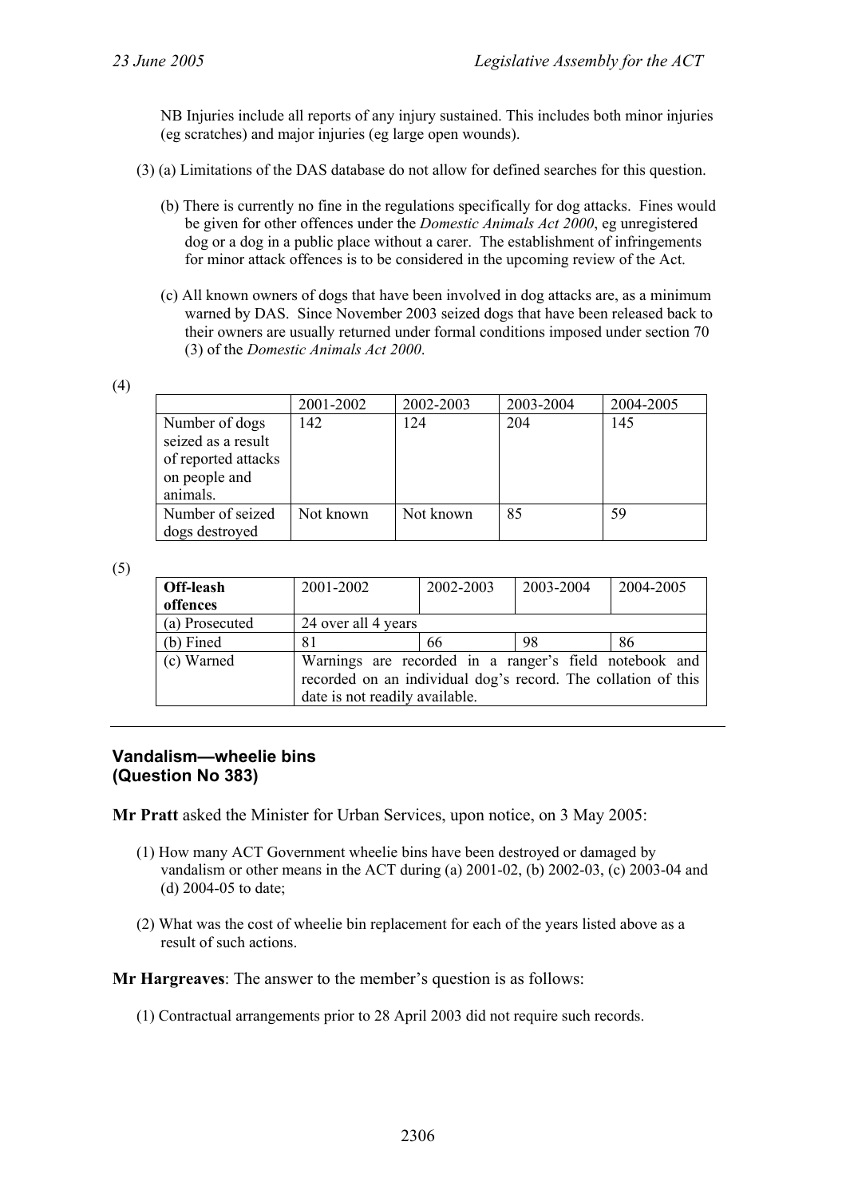NB Injuries include all reports of any injury sustained. This includes both minor injuries (eg scratches) and major injuries (eg large open wounds).

(3) (a) Limitations of the DAS database do not allow for defined searches for this question.

(b) There is currently no fine in the regulations specifically for dog attacks. Fines would be given for other offences under the *Domestic Animals Act 2000*, eg unregistered dog or a dog in a public place without a carer. The establishment of infringements for minor attack offences is to be considered in the upcoming review of the Act.

(c) All known owners of dogs that have been involved in dog attacks are, as a minimum warned by DAS. Since November 2003 seized dogs that have been released back to their owners are usually returned under formal conditions imposed under section 70 (3) of the *Domestic Animals Act 2000*.

(4)

| | 2001-2002 | 2002-2003 | 2003-2004 | 2004-2005 |
|---|---|---|---|---|
| Number of dogs seized as a result of reported attacks on people and animals. | 142 | 124 | 204 | 145 |
| Number of seized dogs destroyed | Not known | Not known | 85 | 59 |

(5)

| **Off-leash offences** | 2001-2002 | 2002-2003 | 2003-2004 | 2004-2005 |
|---|---|---|---|---|
| (a) Prosecuted | 24 over all 4 years | | | |
| (b) Fined | 81 | 66 | 98 | 86 |
| (c) Warned | Warnings are recorded in a ranger's field notebook and recorded on an individual dog's record. The collation of this date is not readily available. | | | |

## Vandalism—wheelie bins (Question No 383)

**Mr Pratt** asked the Minister for Urban Services, upon notice, on 3 May 2005:

(1) How many ACT Government wheelie bins have been destroyed or damaged by vandalism or other means in the ACT during (a) 2001-02, (b) 2002-03, (c) 2003-04 and (d) 2004-05 to date;

(2) What was the cost of wheelie bin replacement for each of the years listed above as a result of such actions.

**Mr Hargreaves**: The answer to the member's question is as follows:

(1) Contractual arrangements prior to 28 April 2003 did not require such records.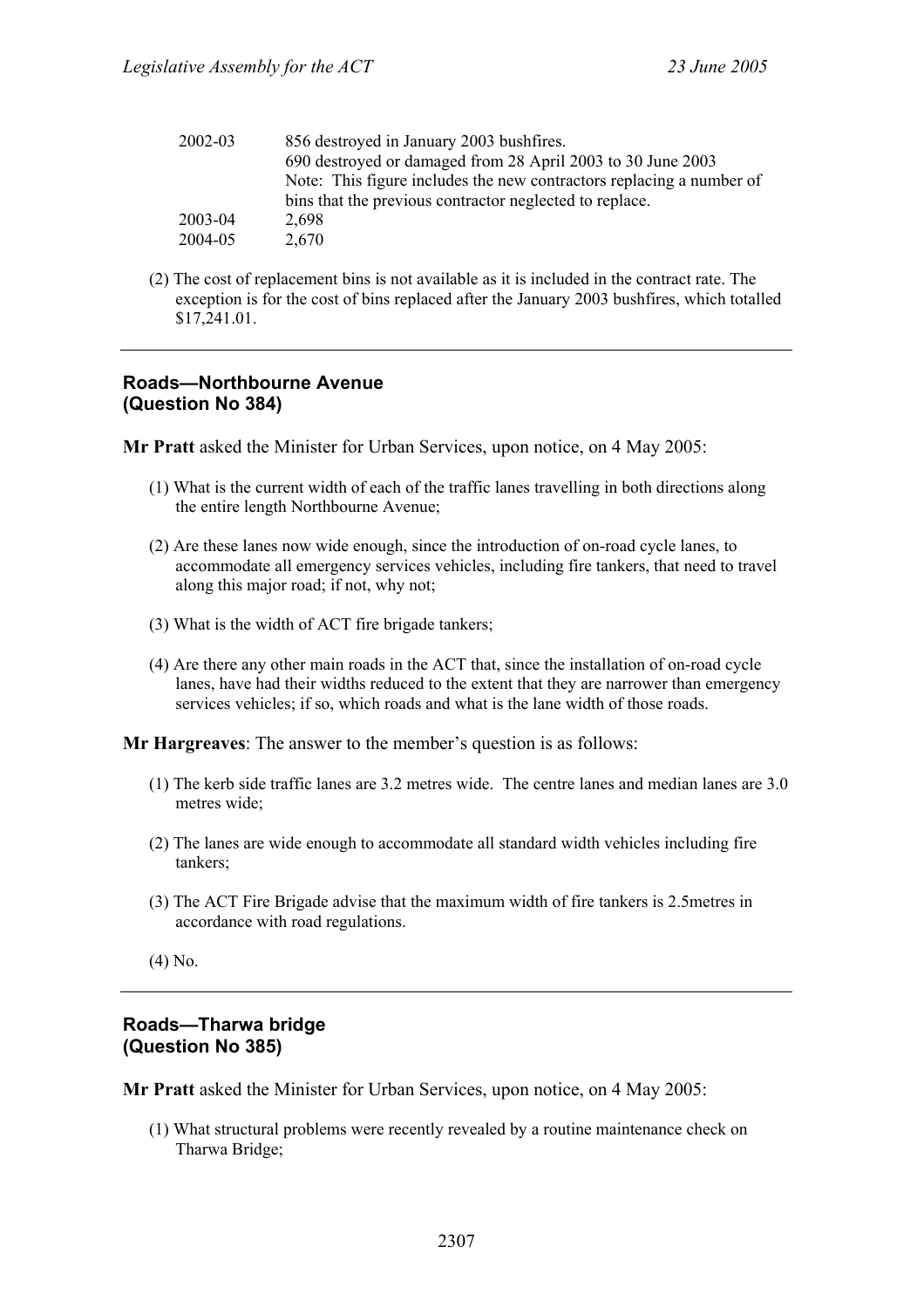| | |
|---|---|
| 2002-03 | 856 destroyed in January 2003 bushfires. 690 destroyed or damaged from 28 April 2003 to 30 June 2003 Note: This figure includes the new contractors replacing a number of bins that the previous contractor neglected to replace. |
| 2003-04 | 2,698 |
| 2004-05 | 2,670 |

(2) The cost of replacement bins is not available as it is included in the contract rate. The exception is for the cost of bins replaced after the January 2003 bushfires, which totalled $17,241.01.

---

### Roads—Northbourne Avenue (Question No 384)

**Mr Pratt** asked the Minister for Urban Services, upon notice, on 4 May 2005:

(1) What is the current width of each of the traffic lanes travelling in both directions along the entire length Northbourne Avenue;

(2) Are these lanes now wide enough, since the introduction of on-road cycle lanes, to accommodate all emergency services vehicles, including fire tankers, that need to travel along this major road; if not, why not;

(3) What is the width of ACT fire brigade tankers;

(4) Are there any other main roads in the ACT that, since the installation of on-road cycle lanes, have had their widths reduced to the extent that they are narrower than emergency services vehicles; if so, which roads and what is the lane width of those roads.

**Mr Hargreaves**: The answer to the member's question is as follows:

(1) The kerb side traffic lanes are 3.2 metres wide. The centre lanes and median lanes are 3.0 metres wide;

(2) The lanes are wide enough to accommodate all standard width vehicles including fire tankers;

(3) The ACT Fire Brigade advise that the maximum width of fire tankers is 2.5metres in accordance with road regulations.

(4) No.

---

### Roads—Tharwa bridge (Question No 385)

**Mr Pratt** asked the Minister for Urban Services, upon notice, on 4 May 2005:

(1) What structural problems were recently revealed by a routine maintenance check on Tharwa Bridge;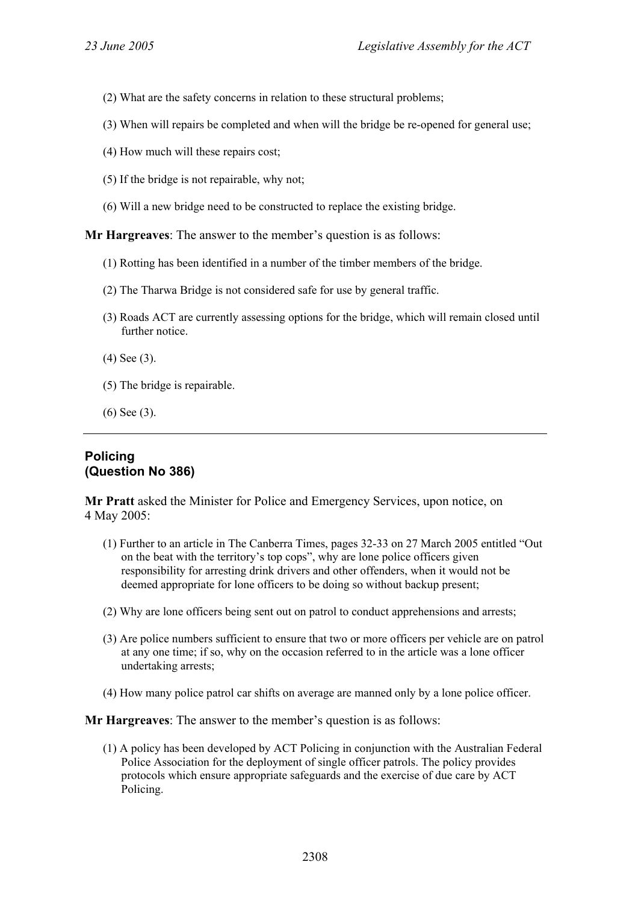(2) What are the safety concerns in relation to these structural problems;

(3) When will repairs be completed and when will the bridge be re-opened for general use;

(4) How much will these repairs cost;

(5) If the bridge is not repairable, why not;

(6) Will a new bridge need to be constructed to replace the existing bridge.

**Mr Hargreaves**: The answer to the member's question is as follows:

(1) Rotting has been identified in a number of the timber members of the bridge.

(2) The Tharwa Bridge is not considered safe for use by general traffic.

(3) Roads ACT are currently assessing options for the bridge, which will remain closed until further notice.

(4) See (3).

(5) The bridge is repairable.

(6) See (3).

---

## Policing
## (Question No 386)

**Mr Pratt** asked the Minister for Police and Emergency Services, upon notice, on 4 May 2005:

(1) Further to an article in The Canberra Times, pages 32-33 on 27 March 2005 entitled "Out on the beat with the territory's top cops", why are lone police officers given responsibility for arresting drink drivers and other offenders, when it would not be deemed appropriate for lone officers to be doing so without backup present;

(2) Why are lone officers being sent out on patrol to conduct apprehensions and arrests;

(3) Are police numbers sufficient to ensure that two or more officers per vehicle are on patrol at any one time; if so, why on the occasion referred to in the article was a lone officer undertaking arrests;

(4) How many police patrol car shifts on average are manned only by a lone police officer.

**Mr Hargreaves**: The answer to the member's question is as follows:

(1) A policy has been developed by ACT Policing in conjunction with the Australian Federal Police Association for the deployment of single officer patrols. The policy provides protocols which ensure appropriate safeguards and the exercise of due care by ACT Policing.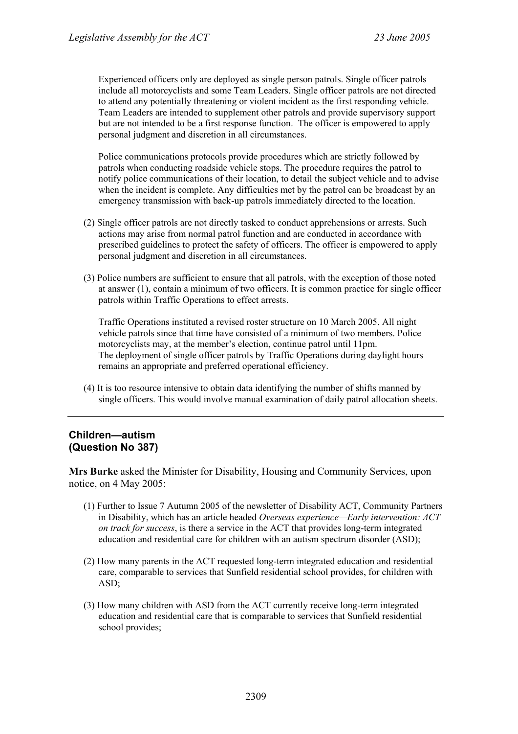Experienced officers only are deployed as single person patrols. Single officer patrols include all motorcyclists and some Team Leaders. Single officer patrols are not directed to attend any potentially threatening or violent incident as the first responding vehicle. Team Leaders are intended to supplement other patrols and provide supervisory support but are not intended to be a first response function. The officer is empowered to apply personal judgment and discretion in all circumstances.

Police communications protocols provide procedures which are strictly followed by patrols when conducting roadside vehicle stops. The procedure requires the patrol to notify police communications of their location, to detail the subject vehicle and to advise when the incident is complete. Any difficulties met by the patrol can be broadcast by an emergency transmission with back-up patrols immediately directed to the location.

(2) Single officer patrols are not directly tasked to conduct apprehensions or arrests. Such actions may arise from normal patrol function and are conducted in accordance with prescribed guidelines to protect the safety of officers. The officer is empowered to apply personal judgment and discretion in all circumstances.

(3) Police numbers are sufficient to ensure that all patrols, with the exception of those noted at answer (1), contain a minimum of two officers. It is common practice for single officer patrols within Traffic Operations to effect arrests.

Traffic Operations instituted a revised roster structure on 10 March 2005. All night vehicle patrols since that time have consisted of a minimum of two members. Police motorcyclists may, at the member's election, continue patrol until 11pm.
The deployment of single officer patrols by Traffic Operations during daylight hours remains an appropriate and preferred operational efficiency.

(4) It is too resource intensive to obtain data identifying the number of shifts manned by single officers. This would involve manual examination of daily patrol allocation sheets.

---

## Children—autism
## (Question No 387)

**Mrs Burke** asked the Minister for Disability, Housing and Community Services, upon notice, on 4 May 2005:

(1) Further to Issue 7 Autumn 2005 of the newsletter of Disability ACT, Community Partners in Disability, which has an article headed *Overseas experience—Early intervention: ACT on track for success*, is there a service in the ACT that provides long-term integrated education and residential care for children with an autism spectrum disorder (ASD);

(2) How many parents in the ACT requested long-term integrated education and residential care, comparable to services that Sunfield residential school provides, for children with ASD;

(3) How many children with ASD from the ACT currently receive long-term integrated education and residential care that is comparable to services that Sunfield residential school provides;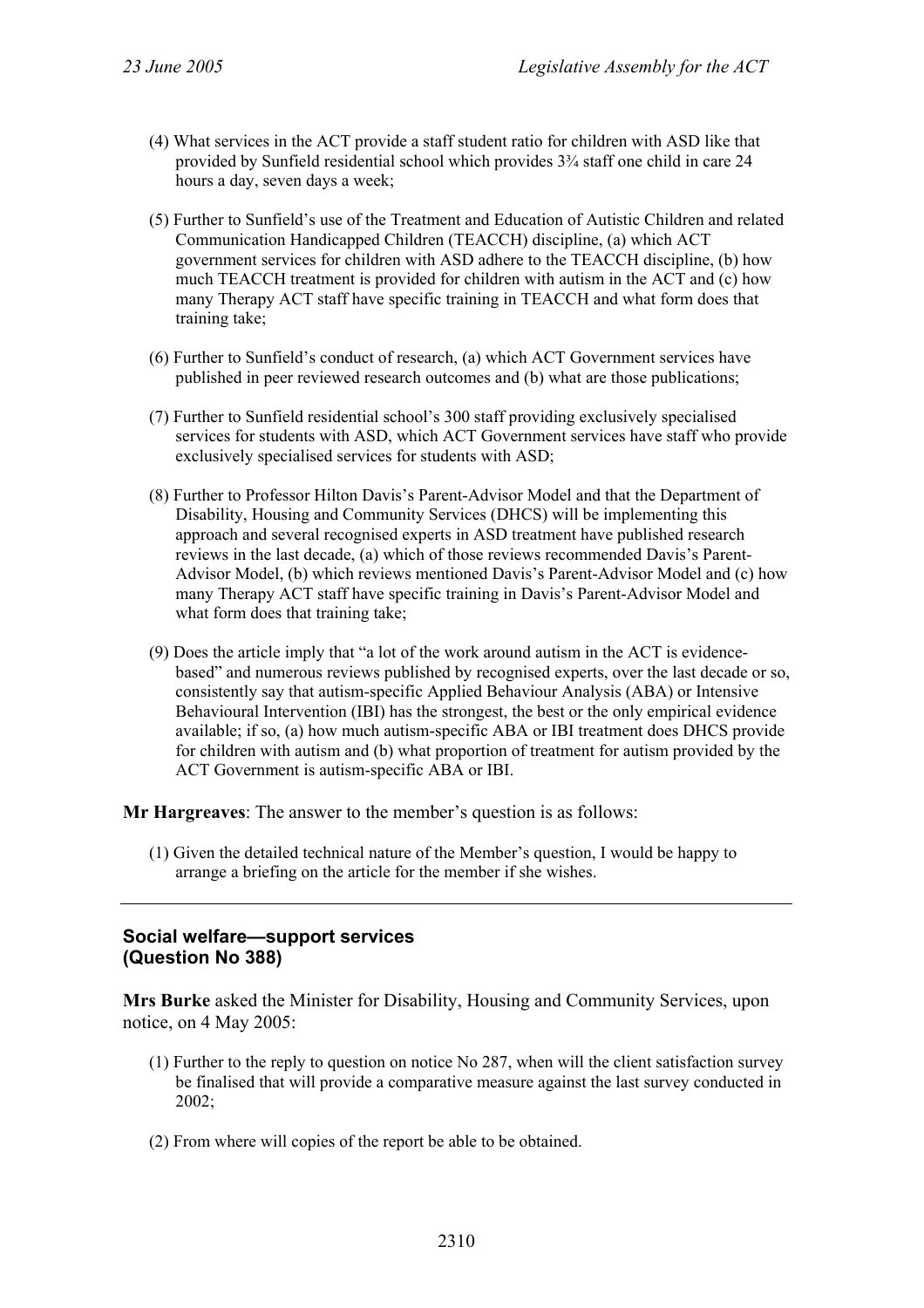(4) What services in the ACT provide a staff student ratio for children with ASD like that provided by Sunfield residential school which provides 3¾ staff one child in care 24 hours a day, seven days a week;

(5) Further to Sunfield's use of the Treatment and Education of Autistic Children and related Communication Handicapped Children (TEACCH) discipline, (a) which ACT government services for children with ASD adhere to the TEACCH discipline, (b) how much TEACCH treatment is provided for children with autism in the ACT and (c) how many Therapy ACT staff have specific training in TEACCH and what form does that training take;

(6) Further to Sunfield's conduct of research, (a) which ACT Government services have published in peer reviewed research outcomes and (b) what are those publications;

(7) Further to Sunfield residential school's 300 staff providing exclusively specialised services for students with ASD, which ACT Government services have staff who provide exclusively specialised services for students with ASD;

(8) Further to Professor Hilton Davis's Parent-Advisor Model and that the Department of Disability, Housing and Community Services (DHCS) will be implementing this approach and several recognised experts in ASD treatment have published research reviews in the last decade, (a) which of those reviews recommended Davis's Parent-Advisor Model, (b) which reviews mentioned Davis's Parent-Advisor Model and (c) how many Therapy ACT staff have specific training in Davis's Parent-Advisor Model and what form does that training take;

(9) Does the article imply that "a lot of the work around autism in the ACT is evidence-based" and numerous reviews published by recognised experts, over the last decade or so, consistently say that autism-specific Applied Behaviour Analysis (ABA) or Intensive Behavioural Intervention (IBI) has the strongest, the best or the only empirical evidence available; if so, (a) how much autism-specific ABA or IBI treatment does DHCS provide for children with autism and (b) what proportion of treatment for autism provided by the ACT Government is autism-specific ABA or IBI.

**Mr Hargreaves**: The answer to the member's question is as follows:

(1) Given the detailed technical nature of the Member's question, I would be happy to arrange a briefing on the article for the member if she wishes.

---

### Social welfare—support services (Question No 388)

**Mrs Burke** asked the Minister for Disability, Housing and Community Services, upon notice, on 4 May 2005:

(1) Further to the reply to question on notice No 287, when will the client satisfaction survey be finalised that will provide a comparative measure against the last survey conducted in 2002;

(2) From where will copies of the report be able to be obtained.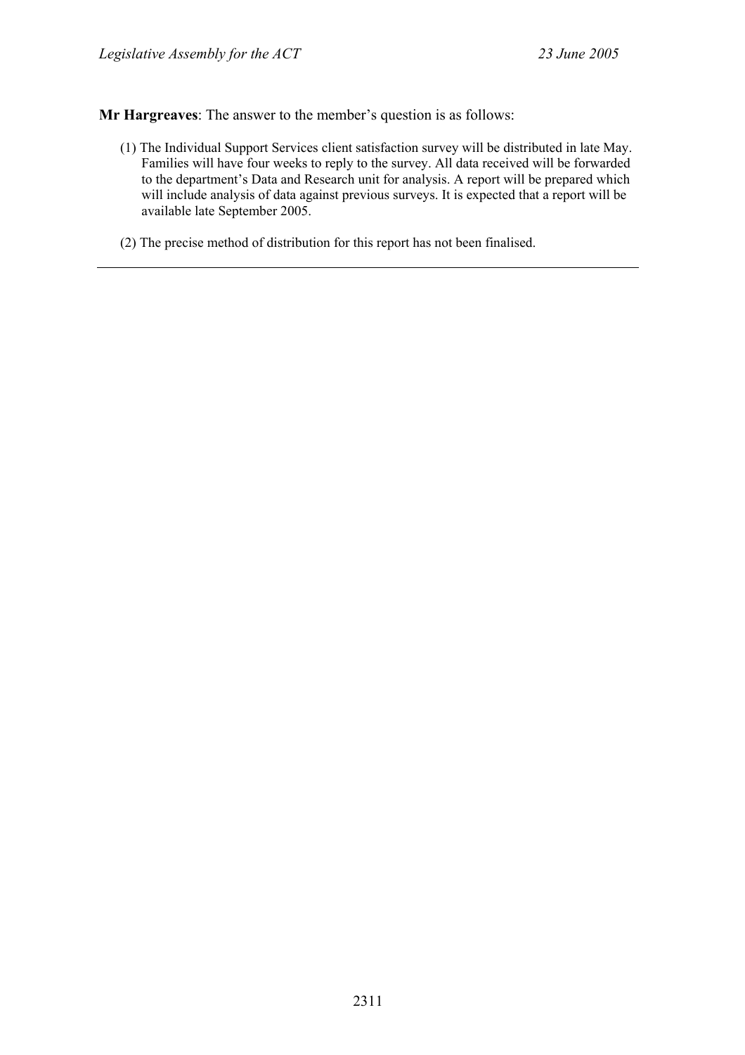**Mr Hargreaves**: The answer to the member's question is as follows:

(1) The Individual Support Services client satisfaction survey will be distributed in late May. Families will have four weeks to reply to the survey. All data received will be forwarded to the department's Data and Research unit for analysis. A report will be prepared which will include analysis of data against previous surveys. It is expected that a report will be available late September 2005.

(2) The precise method of distribution for this report has not been finalised.

---